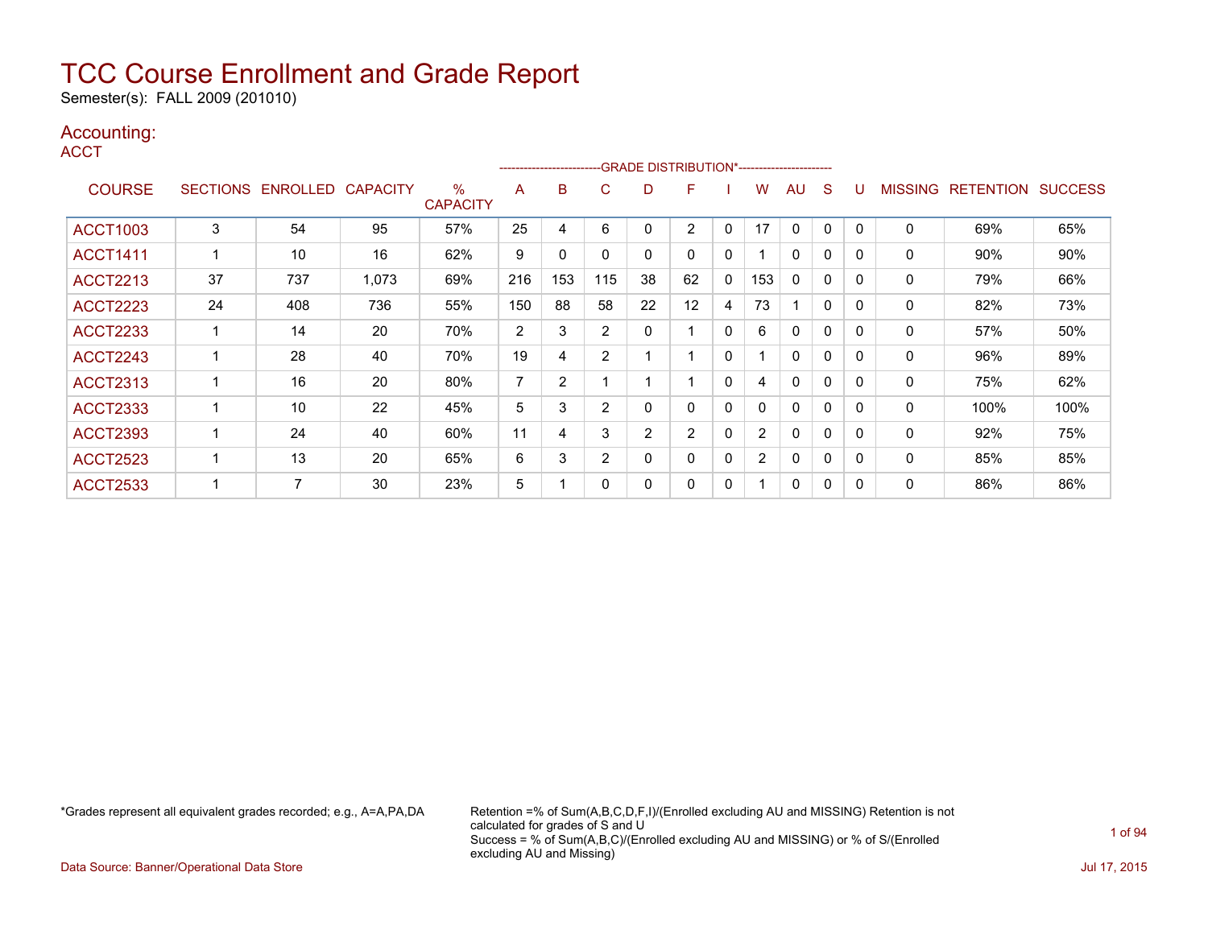# TCC Course Enrollment and Grade Report

Semester(s): FALL 2009 (201010)

## Accounting:

### ACCT

| COURSE | SECTIONS | ENROLLED | CAPACITY | % CAPACITY | GRADE DISTRIBUTION* | | | | | | | | | | MISSING | RETENTION | SUCCESS |
|---|---|---|---|---|---|---|---|---|---|---|---|---|---|---|---|---|---|
| | | | | | A | B | C | D | F | I | W | AU | S | U | | | |
| ACCT1003 | 3 | 54 | 95 | 57% | 25 | 4 | 6 | 0 | 2 | 0 | 17 | 0 | 0 | 0 | 0 | 69% | 65% |
| ACCT1411 | 1 | 10 | 16 | 62% | 9 | 0 | 0 | 0 | 0 | 0 | 1 | 0 | 0 | 0 | 0 | 90% | 90% |
| ACCT2213 | 37 | 737 | 1,073 | 69% | 216 | 153 | 115 | 38 | 62 | 0 | 153 | 0 | 0 | 0 | 0 | 79% | 66% |
| ACCT2223 | 24 | 408 | 736 | 55% | 150 | 88 | 58 | 22 | 12 | 4 | 73 | 1 | 0 | 0 | 0 | 82% | 73% |
| ACCT2233 | 1 | 14 | 20 | 70% | 2 | 3 | 2 | 0 | 1 | 0 | 6 | 0 | 0 | 0 | 0 | 57% | 50% |
| ACCT2243 | 1 | 28 | 40 | 70% | 19 | 4 | 2 | 1 | 1 | 0 | 1 | 0 | 0 | 0 | 0 | 96% | 89% |
| ACCT2313 | 1 | 16 | 20 | 80% | 7 | 2 | 1 | 1 | 1 | 0 | 4 | 0 | 0 | 0 | 0 | 75% | 62% |
| ACCT2333 | 1 | 10 | 22 | 45% | 5 | 3 | 2 | 0 | 0 | 0 | 0 | 0 | 0 | 0 | 0 | 100% | 100% |
| ACCT2393 | 1 | 24 | 40 | 60% | 11 | 4 | 3 | 2 | 2 | 0 | 2 | 0 | 0 | 0 | 0 | 92% | 75% |
| ACCT2523 | 1 | 13 | 20 | 65% | 6 | 3 | 2 | 0 | 0 | 0 | 2 | 0 | 0 | 0 | 0 | 85% | 85% |
| ACCT2533 | 1 | 7 | 30 | 23% | 5 | 1 | 0 | 0 | 0 | 0 | 1 | 0 | 0 | 0 | 0 | 86% | 86% |

*Grades represent all equivalent grades recorded; e.g., A=A,PA,DA

Retention =% of Sum(A,B,C,D,F,I)/(Enrolled excluding AU and MISSING) Retention is not calculated for grades of S and U
Success = % of Sum(A,B,C)/(Enrolled excluding AU and MISSING) or % of S/(Enrolled excluding AU and Missing)

Data Source: Banner/Operational Data Store

Jul 17, 2015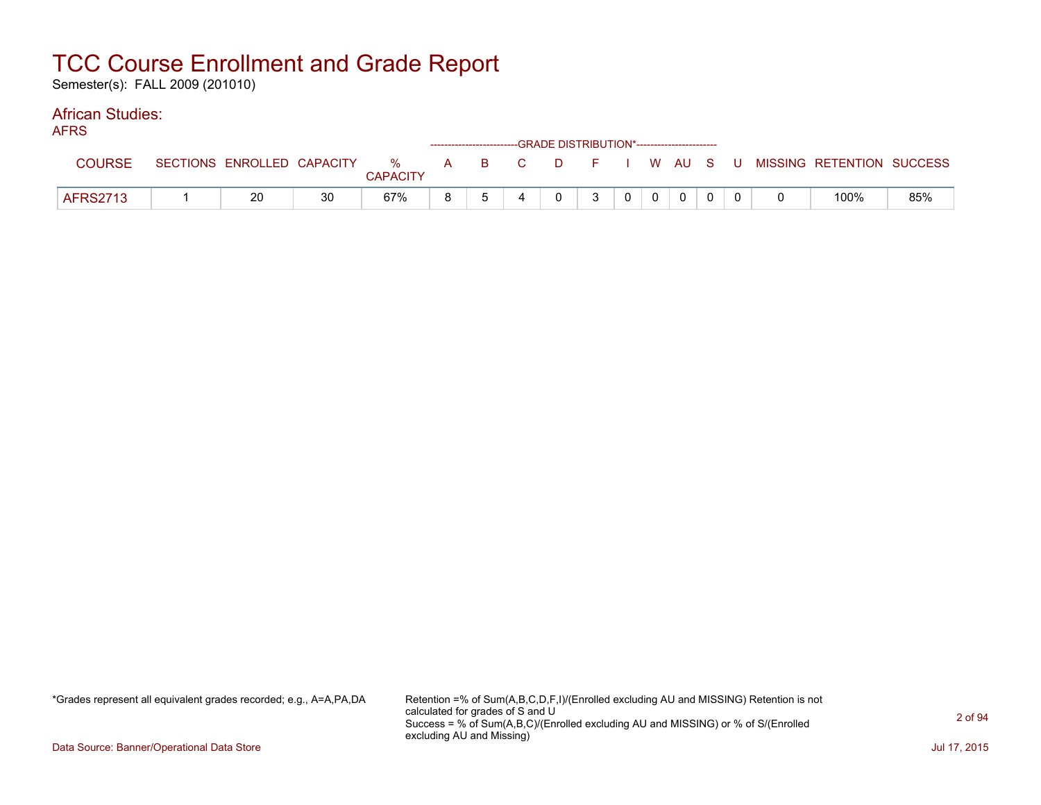# TCC Course Enrollment and Grade Report

Semester(s): FALL 2009 (201010)

## African Studies:

### AFRS

| COURSE | SECTIONS | ENROLLED | CAPACITY | % CAPACITY | A | B | C | D | F | I | W | AU | S | U | MISSING | RETENTION | SUCCESS |
|---|---|---|---|---|---|---|---|---|---|---|---|---|---|---|---|---|---|
| | | | | | GRADE DISTRIBUTION* | | | | | | | | | | | | |
| AFRS2713 | 1 | 20 | 30 | 67% | 8 | 5 | 4 | 0 | 3 | 0 | 0 | 0 | 0 | 0 | 0 | 100% | 85% |

*Grades represent all equivalent grades recorded; e.g., A=A,PA,DA

Retention =% of Sum(A,B,C,D,F,I)/(Enrolled excluding AU and MISSING) Retention is not calculated for grades of S and U
Success = % of Sum(A,B,C)/(Enrolled excluding AU and MISSING) or % of S/(Enrolled excluding AU and Missing)

Data Source: Banner/Operational Data Store

Jul 17, 2015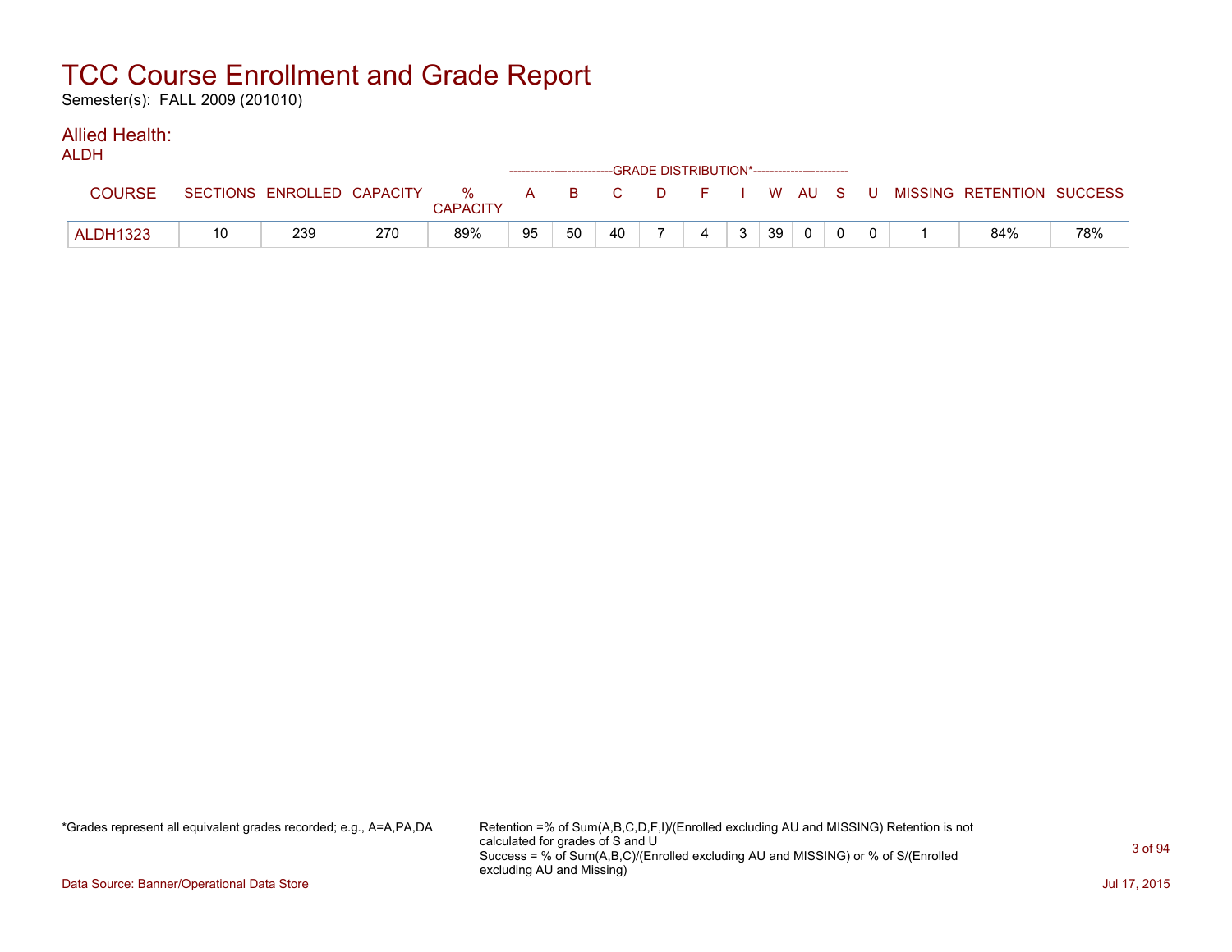# TCC Course Enrollment and Grade Report

Semester(s): FALL 2009 (201010)

## Allied Health:

### ALDH

| COURSE | SECTIONS | ENROLLED | CAPACITY | % CAPACITY | A | B | C | D | F | I | W | AU | S | U | MISSING | RETENTION | SUCCESS |
|---|---|---|---|---|---|---|---|---|---|---|---|---|---|---|---|---|---|
| | | | | | GRADE DISTRIBUTION* | | | | | | | | | | | | |
| ALDH1323 | 10 | 239 | 270 | 89% | 95 | 50 | 40 | 7 | 4 | 3 | 39 | 0 | 0 | 0 | 1 | 84% | 78% |

*Grades represent all equivalent grades recorded; e.g., A=A,PA,DA

Retention =% of Sum(A,B,C,D,F,I)/(Enrolled excluding AU and MISSING) Retention is not calculated for grades of S and U
Success = % of Sum(A,B,C)/(Enrolled excluding AU and MISSING) or % of S/(Enrolled excluding AU and Missing)

Data Source: Banner/Operational Data Store

Jul 17, 2015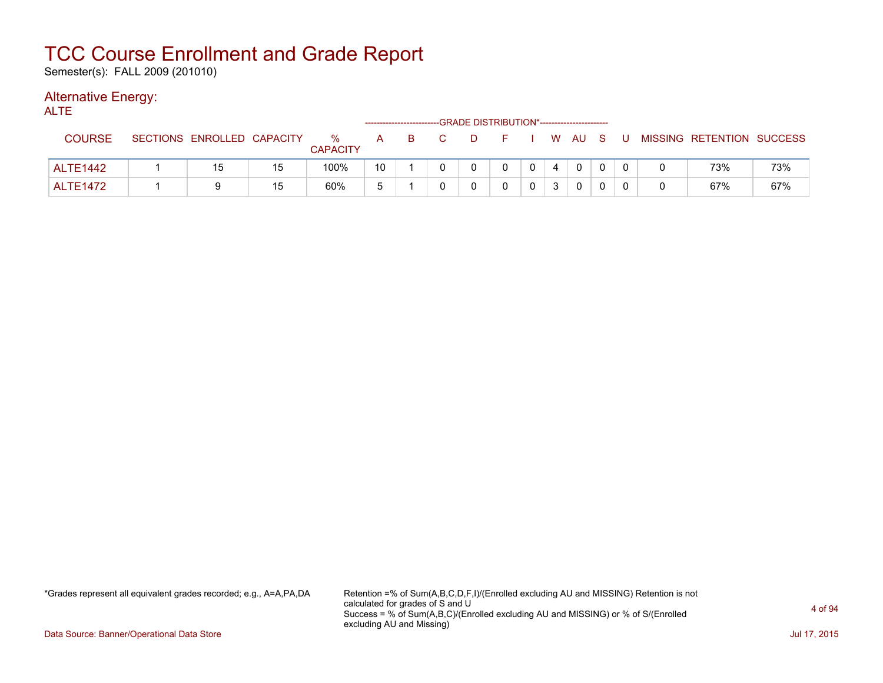# TCC Course Enrollment and Grade Report

Semester(s): FALL 2009 (201010)

## Alternative Energy:

ALTE

| COURSE | SECTIONS | ENROLLED | CAPACITY | % CAPACITY | A | B | C | D | F | I | W | AU | S | U | MISSING | RETENTION | SUCCESS |
|---|---|---|---|---|---|---|---|---|---|---|---|---|---|---|---|---|---|
| | | | | | GRADE DISTRIBUTION* | | | | | | | | | | | | |
| ALTE1442 | 1 | 15 | 15 | 100% | 10 | 1 | 0 | 0 | 0 | 0 | 4 | 0 | 0 | 0 | 0 | 73% | 73% |
| ALTE1472 | 1 | 9 | 15 | 60% | 5 | 1 | 0 | 0 | 0 | 0 | 3 | 0 | 0 | 0 | 0 | 67% | 67% |

*Grades represent all equivalent grades recorded; e.g., A=A,PA,DA

Retention =% of Sum(A,B,C,D,F,I)/(Enrolled excluding AU and MISSING) Retention is not calculated for grades of S and U
Success = % of Sum(A,B,C)/(Enrolled excluding AU and MISSING) or % of S/(Enrolled excluding AU and Missing)

Data Source: Banner/Operational Data Store

Jul 17, 2015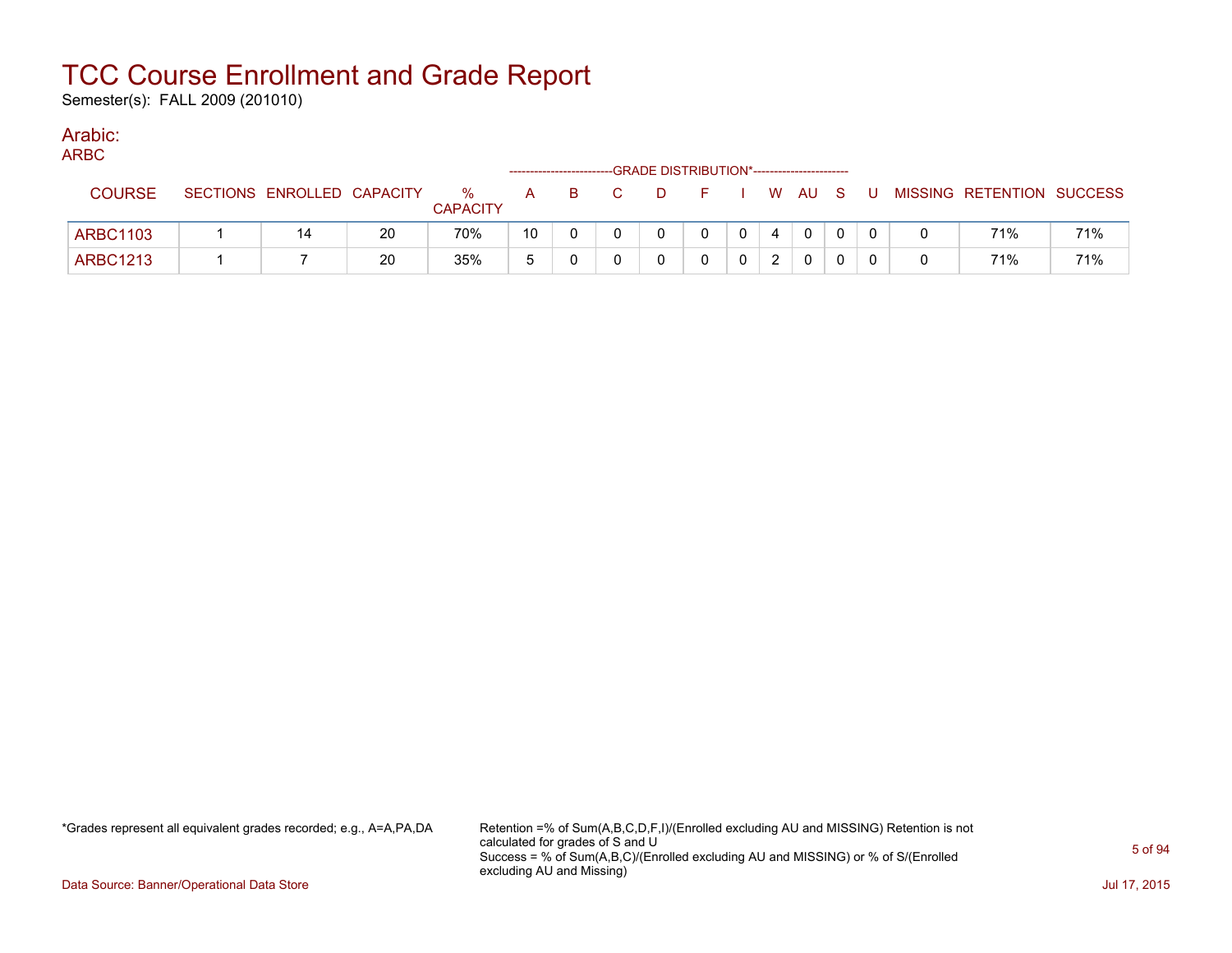# TCC Course Enrollment and Grade Report

Semester(s): FALL 2009 (201010)

## Arabic:

### ARBC

| COURSE | SECTIONS | ENROLLED | CAPACITY | % CAPACITY | A | B | C | D | F | I | W | AU | S | U | MISSING | RETENTION | SUCCESS |
|---|---|---|---|---|---|---|---|---|---|---|---|---|---|---|---|---|---|
| | | | | | GRADE DISTRIBUTION* | | | | | | | | | | | | |
| ARBC1103 | 1 | 14 | 20 | 70% | 10 | 0 | 0 | 0 | 0 | 0 | 4 | 0 | 0 | 0 | 0 | 71% | 71% |
| ARBC1213 | 1 | 7 | 20 | 35% | 5 | 0 | 0 | 0 | 0 | 0 | 2 | 0 | 0 | 0 | 0 | 71% | 71% |

*Grades represent all equivalent grades recorded; e.g., A=A,PA,DA

Retention =% of Sum(A,B,C,D,F,I)/(Enrolled excluding AU and MISSING) Retention is not calculated for grades of S and U
Success = % of Sum(A,B,C)/(Enrolled excluding AU and MISSING) or % of S/(Enrolled excluding AU and Missing)

Data Source: Banner/Operational Data Store

Jul 17, 2015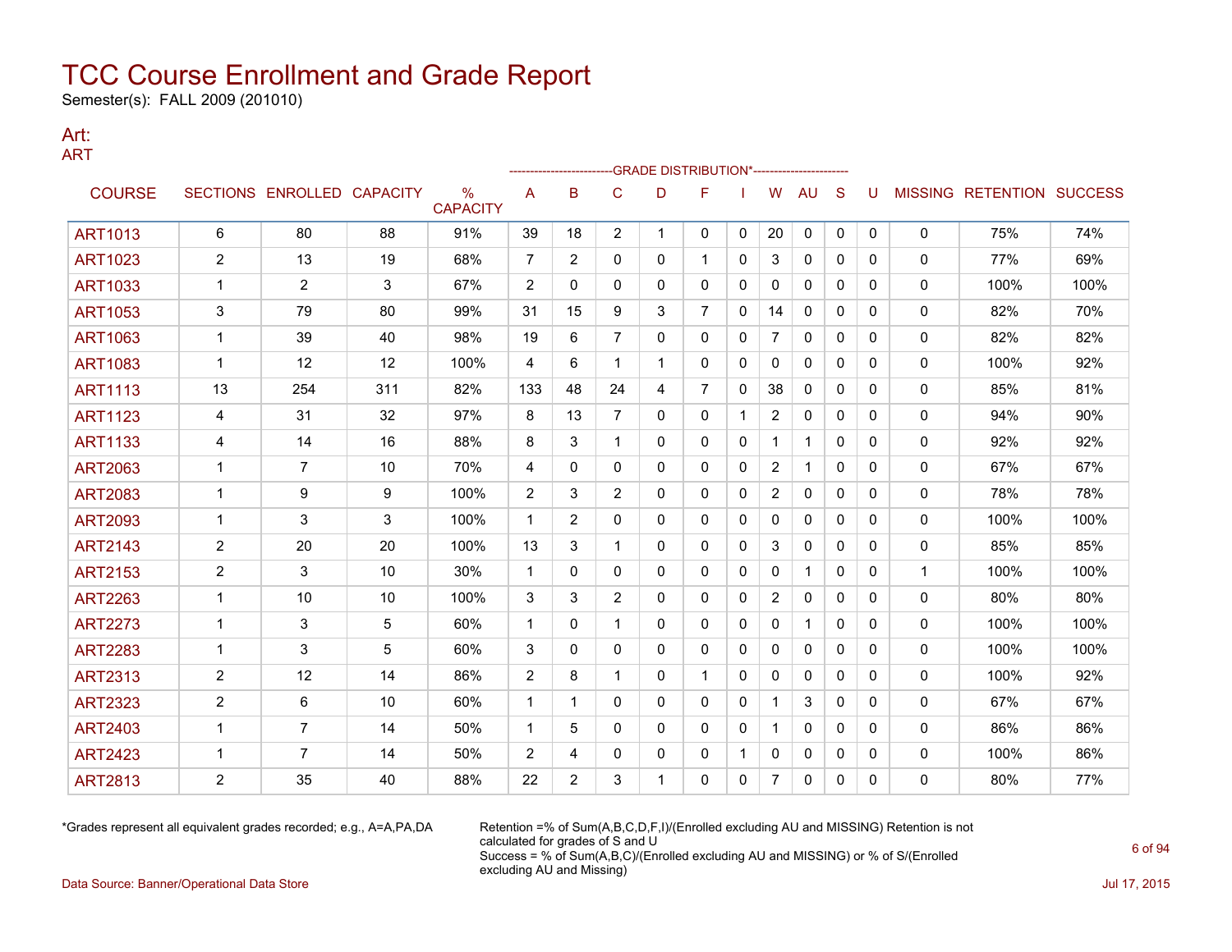# TCC Course Enrollment and Grade Report

Semester(s): FALL 2009 (201010)

## Art:

### ART

| COURSE | SECTIONS | ENROLLED | CAPACITY | % CAPACITY | A | B | C | D | F | I | W | AU | S | U | MISSING | RETENTION | SUCCESS |
|---|---|---|---|---|---|---|---|---|---|---|---|---|---|---|---|---|---|
| | | | | | GRADE DISTRIBUTION* | | | | | | | | | | | | |
| ART1013 | 6 | 80 | 88 | 91% | 39 | 18 | 2 | 1 | 0 | 0 | 20 | 0 | 0 | 0 | 0 | 75% | 74% |
| ART1023 | 2 | 13 | 19 | 68% | 7 | 2 | 0 | 0 | 1 | 0 | 3 | 0 | 0 | 0 | 0 | 77% | 69% |
| ART1033 | 1 | 2 | 3 | 67% | 2 | 0 | 0 | 0 | 0 | 0 | 0 | 0 | 0 | 0 | 0 | 100% | 100% |
| ART1053 | 3 | 79 | 80 | 99% | 31 | 15 | 9 | 3 | 7 | 0 | 14 | 0 | 0 | 0 | 0 | 82% | 70% |
| ART1063 | 1 | 39 | 40 | 98% | 19 | 6 | 7 | 0 | 0 | 0 | 7 | 0 | 0 | 0 | 0 | 82% | 82% |
| ART1083 | 1 | 12 | 12 | 100% | 4 | 6 | 1 | 1 | 0 | 0 | 0 | 0 | 0 | 0 | 0 | 100% | 92% |
| ART1113 | 13 | 254 | 311 | 82% | 133 | 48 | 24 | 4 | 7 | 0 | 38 | 0 | 0 | 0 | 0 | 85% | 81% |
| ART1123 | 4 | 31 | 32 | 97% | 8 | 13 | 7 | 0 | 0 | 1 | 2 | 0 | 0 | 0 | 0 | 94% | 90% |
| ART1133 | 4 | 14 | 16 | 88% | 8 | 3 | 1 | 0 | 0 | 0 | 1 | 1 | 0 | 0 | 0 | 92% | 92% |
| ART2063 | 1 | 7 | 10 | 70% | 4 | 0 | 0 | 0 | 0 | 0 | 2 | 1 | 0 | 0 | 0 | 67% | 67% |
| ART2083 | 1 | 9 | 9 | 100% | 2 | 3 | 2 | 0 | 0 | 0 | 2 | 0 | 0 | 0 | 0 | 78% | 78% |
| ART2093 | 1 | 3 | 3 | 100% | 1 | 2 | 0 | 0 | 0 | 0 | 0 | 0 | 0 | 0 | 0 | 100% | 100% |
| ART2143 | 2 | 20 | 20 | 100% | 13 | 3 | 1 | 0 | 0 | 0 | 3 | 0 | 0 | 0 | 0 | 85% | 85% |
| ART2153 | 2 | 3 | 10 | 30% | 1 | 0 | 0 | 0 | 0 | 0 | 0 | 1 | 0 | 0 | 1 | 100% | 100% |
| ART2263 | 1 | 10 | 10 | 100% | 3 | 3 | 2 | 0 | 0 | 0 | 2 | 0 | 0 | 0 | 0 | 80% | 80% |
| ART2273 | 1 | 3 | 5 | 60% | 1 | 0 | 1 | 0 | 0 | 0 | 0 | 1 | 0 | 0 | 0 | 100% | 100% |
| ART2283 | 1 | 3 | 5 | 60% | 3 | 0 | 0 | 0 | 0 | 0 | 0 | 0 | 0 | 0 | 0 | 100% | 100% |
| ART2313 | 2 | 12 | 14 | 86% | 2 | 8 | 1 | 0 | 1 | 0 | 0 | 0 | 0 | 0 | 0 | 100% | 92% |
| ART2323 | 2 | 6 | 10 | 60% | 1 | 1 | 0 | 0 | 0 | 0 | 1 | 3 | 0 | 0 | 0 | 67% | 67% |
| ART2403 | 1 | 7 | 14 | 50% | 1 | 5 | 0 | 0 | 0 | 0 | 1 | 0 | 0 | 0 | 0 | 86% | 86% |
| ART2423 | 1 | 7 | 14 | 50% | 2 | 4 | 0 | 0 | 0 | 1 | 0 | 0 | 0 | 0 | 0 | 100% | 86% |
| ART2813 | 2 | 35 | 40 | 88% | 22 | 2 | 3 | 1 | 0 | 0 | 7 | 0 | 0 | 0 | 0 | 80% | 77% |

*Grades represent all equivalent grades recorded; e.g., A=A,PA,DA

Retention =% of Sum(A,B,C,D,F,I)/(Enrolled excluding AU and MISSING) Retention is not calculated for grades of S and U
Success = % of Sum(A,B,C)/(Enrolled excluding AU and MISSING) or % of S/(Enrolled excluding AU and Missing)

Data Source: Banner/Operational Data Store

Jul 17, 2015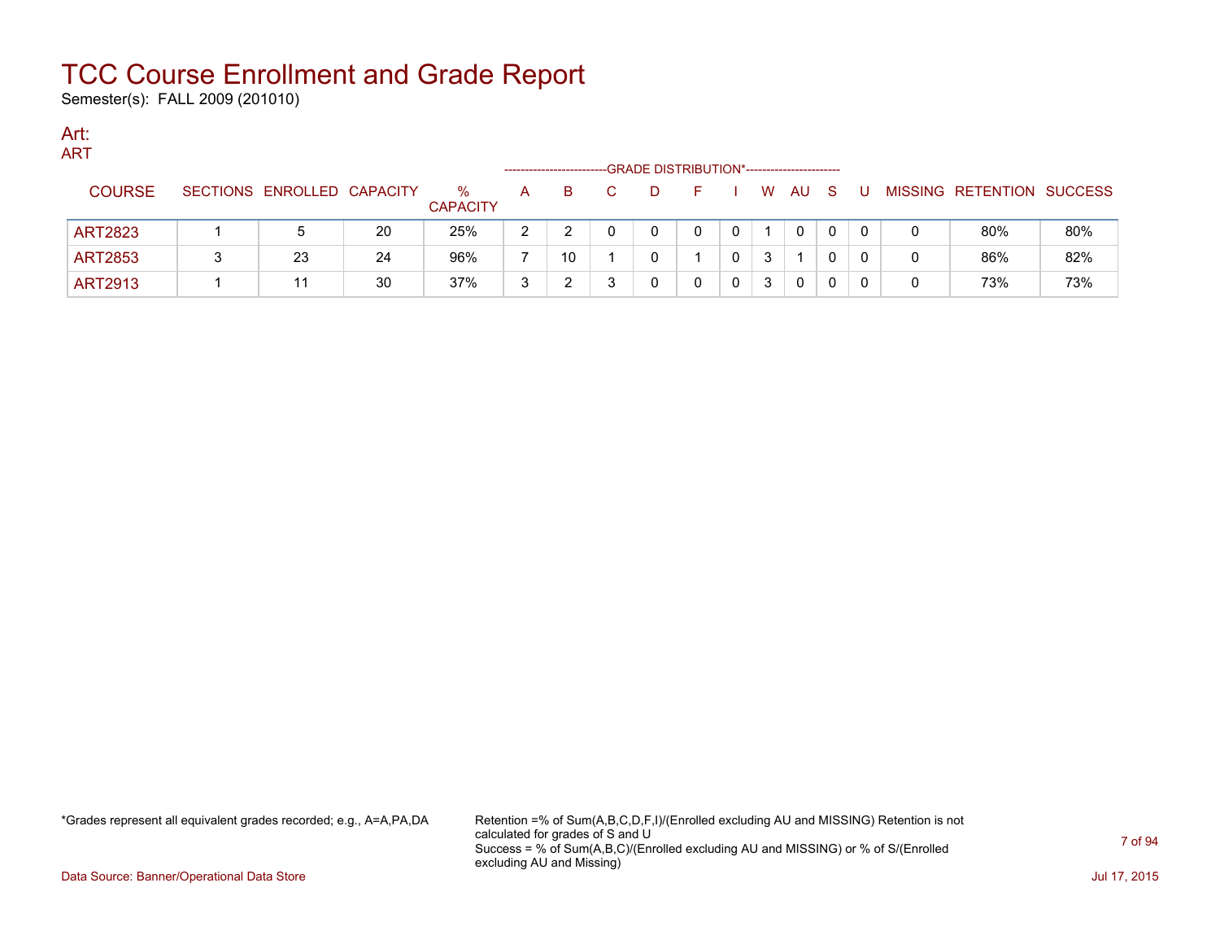# TCC Course Enrollment and Grade Report

Semester(s): FALL 2009 (201010)

## Art:

### ART

| COURSE | SECTIONS | ENROLLED | CAPACITY | % CAPACITY | A | B | C | D | F | I | W | AU | S | U | MISSING | RETENTION | SUCCESS |
|---|---|---|---|---|---|---|---|---|---|---|---|---|---|---|---|---|---|
| | | | | | GRADE DISTRIBUTION* | | | | | | | | | | | | |
| ART2823 | 1 | 5 | 20 | 25% | 2 | 2 | 0 | 0 | 0 | 0 | 1 | 0 | 0 | 0 | 0 | 80% | 80% |
| ART2853 | 3 | 23 | 24 | 96% | 7 | 10 | 1 | 0 | 1 | 0 | 3 | 1 | 0 | 0 | 0 | 86% | 82% |
| ART2913 | 1 | 11 | 30 | 37% | 3 | 2 | 3 | 0 | 0 | 0 | 3 | 0 | 0 | 0 | 0 | 73% | 73% |

*Grades represent all equivalent grades recorded; e.g., A=A,PA,DA

Retention =% of Sum(A,B,C,D,F,I)/(Enrolled excluding AU and MISSING) Retention is not calculated for grades of S and U
Success = % of Sum(A,B,C)/(Enrolled excluding AU and MISSING) or % of S/(Enrolled excluding AU and Missing)

Data Source: Banner/Operational Data Store

Jul 17, 2015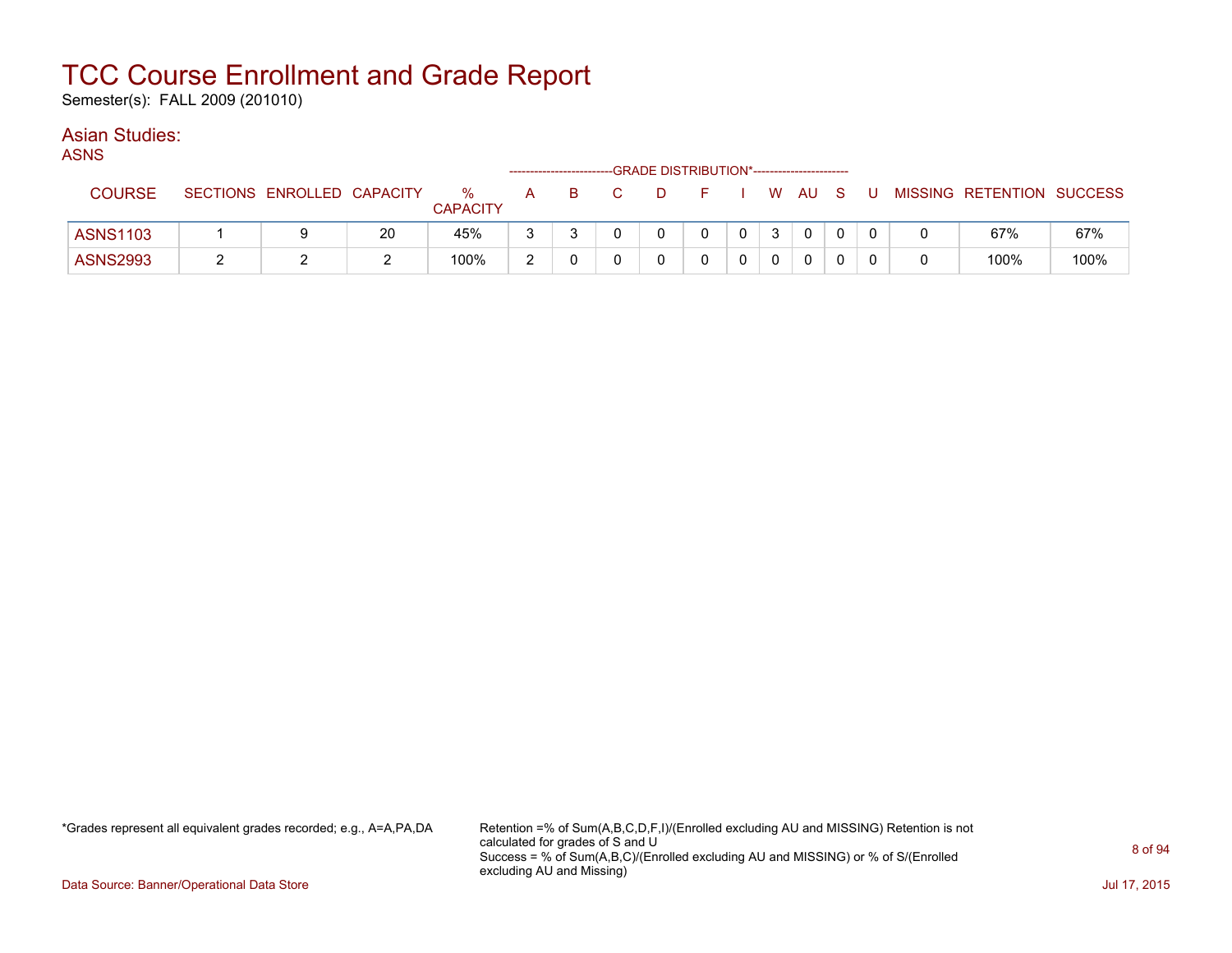# TCC Course Enrollment and Grade Report

Semester(s): FALL 2009 (201010)

## Asian Studies:

### ASNS

| COURSE | SECTIONS | ENROLLED | CAPACITY | % CAPACITY | A | B | C | D | F | I | W | AU | S | U | MISSING | RETENTION | SUCCESS |
|---|---|---|---|---|---|---|---|---|---|---|---|---|---|---|---|---|---|
| | | | | | GRADE DISTRIBUTION* | | | | | | | | | | | | |
| ASNS1103 | 1 | 9 | 20 | 45% | 3 | 3 | 0 | 0 | 0 | 0 | 3 | 0 | 0 | 0 | 0 | 67% | 67% |
| ASNS2993 | 2 | 2 | 2 | 100% | 2 | 0 | 0 | 0 | 0 | 0 | 0 | 0 | 0 | 0 | 0 | 100% | 100% |

*Grades represent all equivalent grades recorded; e.g., A=A,PA,DA

Retention =% of Sum(A,B,C,D,F,I)/(Enrolled excluding AU and MISSING) Retention is not calculated for grades of S and U
Success = % of Sum(A,B,C)/(Enrolled excluding AU and MISSING) or % of S/(Enrolled excluding AU and Missing)

Data Source: Banner/Operational Data Store

Jul 17, 2015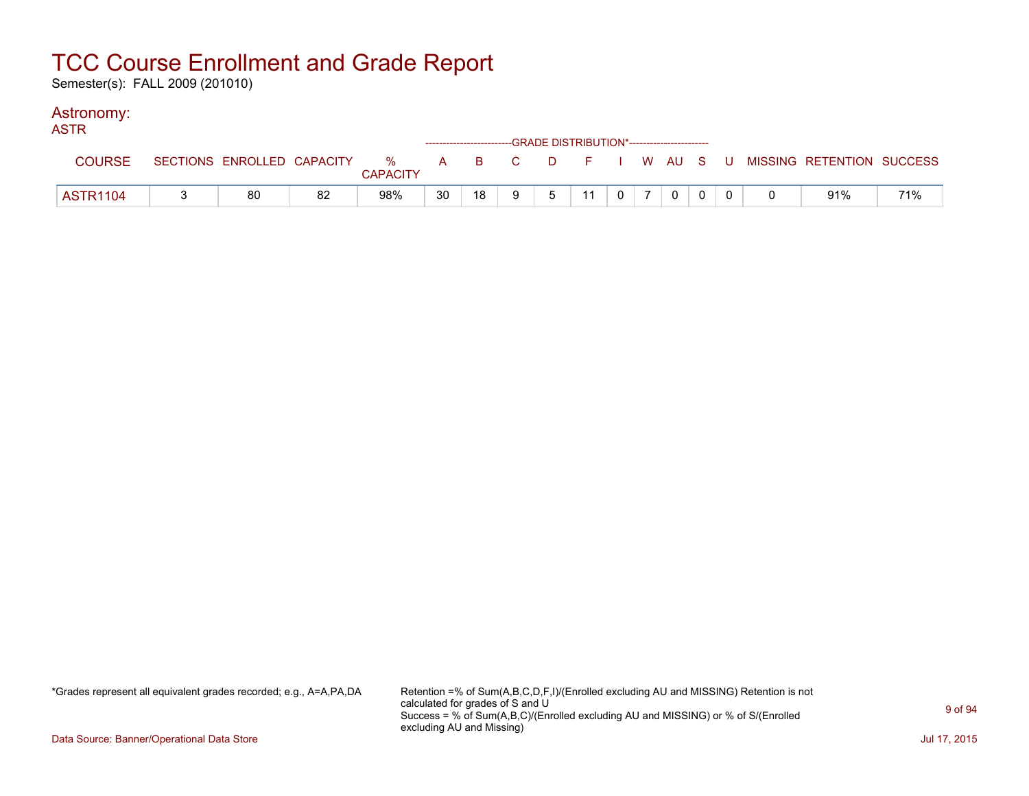# TCC Course Enrollment and Grade Report

Semester(s): FALL 2009 (201010)

## Astronomy:

ASTR

| COURSE | SECTIONS | ENROLLED | CAPACITY | % CAPACITY | A | B | C | D | F | I | W | AU | S | U | MISSING | RETENTION | SUCCESS |
|---|---|---|---|---|---|---|---|---|---|---|---|---|---|---|---|---|---|
| | | | | | GRADE DISTRIBUTION* | | | | | | | | | | | | |
| ASTR1104 | 3 | 80 | 82 | 98% | 30 | 18 | 9 | 5 | 11 | 0 | 7 | 0 | 0 | 0 | 0 | 91% | 71% |

*Grades represent all equivalent grades recorded; e.g., A=A,PA,DA

Retention =% of Sum(A,B,C,D,F,I)/(Enrolled excluding AU and MISSING) Retention is not calculated for grades of S and U
Success = % of Sum(A,B,C)/(Enrolled excluding AU and MISSING) or % of S/(Enrolled excluding AU and Missing)

Data Source: Banner/Operational Data Store

Jul 17, 2015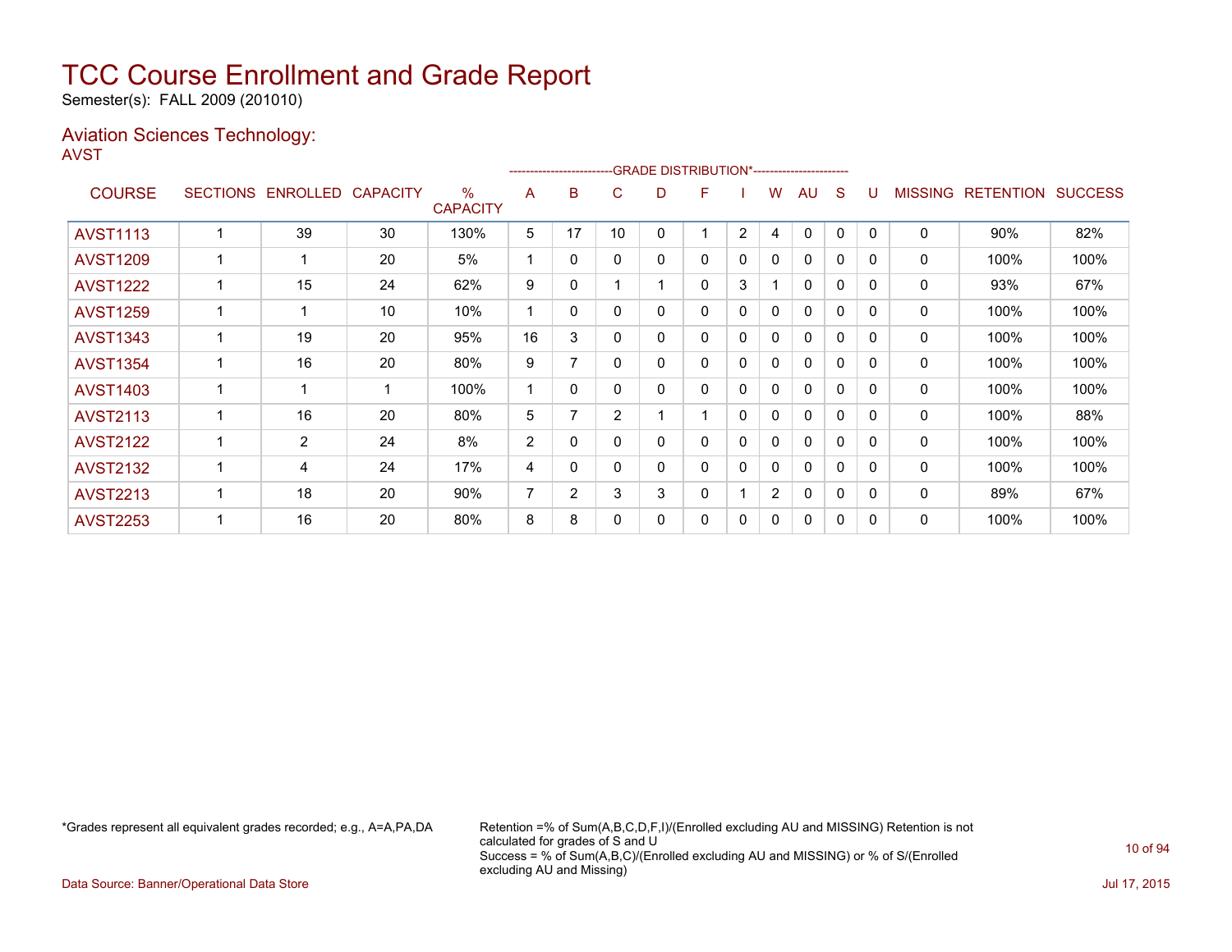# TCC Course Enrollment and Grade Report

Semester(s): FALL 2009 (201010)

## Aviation Sciences Technology:

AVST

| COURSE | SECTIONS | ENROLLED | CAPACITY | % CAPACITY | A | B | C | D | F | I | W | AU | S | U | MISSING | RETENTION | SUCCESS |
|---|---|---|---|---|---|---|---|---|---|---|---|---|---|---|---|---|---|
| | | | | | GRADE DISTRIBUTION* | | | | | | | | | | | | |
| AVST1113 | 1 | 39 | 30 | 130% | 5 | 17 | 10 | 0 | 1 | 2 | 4 | 0 | 0 | 0 | 0 | 90% | 82% |
| AVST1209 | 1 | 1 | 20 | 5% | 1 | 0 | 0 | 0 | 0 | 0 | 0 | 0 | 0 | 0 | 0 | 100% | 100% |
| AVST1222 | 1 | 15 | 24 | 62% | 9 | 0 | 1 | 1 | 0 | 3 | 1 | 0 | 0 | 0 | 0 | 93% | 67% |
| AVST1259 | 1 | 1 | 10 | 10% | 1 | 0 | 0 | 0 | 0 | 0 | 0 | 0 | 0 | 0 | 0 | 100% | 100% |
| AVST1343 | 1 | 19 | 20 | 95% | 16 | 3 | 0 | 0 | 0 | 0 | 0 | 0 | 0 | 0 | 0 | 100% | 100% |
| AVST1354 | 1 | 16 | 20 | 80% | 9 | 7 | 0 | 0 | 0 | 0 | 0 | 0 | 0 | 0 | 0 | 100% | 100% |
| AVST1403 | 1 | 1 | 1 | 100% | 1 | 0 | 0 | 0 | 0 | 0 | 0 | 0 | 0 | 0 | 0 | 100% | 100% |
| AVST2113 | 1 | 16 | 20 | 80% | 5 | 7 | 2 | 1 | 1 | 0 | 0 | 0 | 0 | 0 | 0 | 100% | 88% |
| AVST2122 | 1 | 2 | 24 | 8% | 2 | 0 | 0 | 0 | 0 | 0 | 0 | 0 | 0 | 0 | 0 | 100% | 100% |
| AVST2132 | 1 | 4 | 24 | 17% | 4 | 0 | 0 | 0 | 0 | 0 | 0 | 0 | 0 | 0 | 0 | 100% | 100% |
| AVST2213 | 1 | 18 | 20 | 90% | 7 | 2 | 3 | 3 | 0 | 1 | 2 | 0 | 0 | 0 | 0 | 89% | 67% |
| AVST2253 | 1 | 16 | 20 | 80% | 8 | 8 | 0 | 0 | 0 | 0 | 0 | 0 | 0 | 0 | 0 | 100% | 100% |

*Grades represent all equivalent grades recorded; e.g., A=A,PA,DA

Retention =% of Sum(A,B,C,D,F,I)/(Enrolled excluding AU and MISSING) Retention is not calculated for grades of S and U
Success = % of Sum(A,B,C)/(Enrolled excluding AU and MISSING) or % of S/(Enrolled excluding AU and Missing)

Data Source: Banner/Operational Data Store

Jul 17, 2015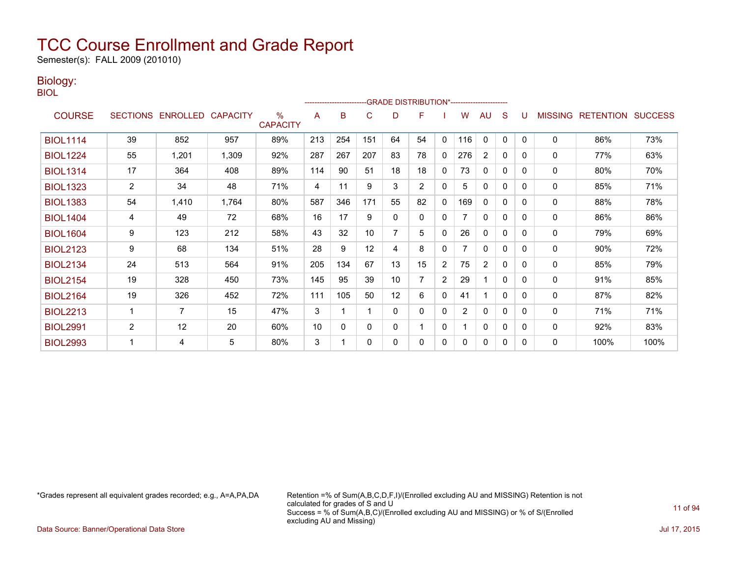# TCC Course Enrollment and Grade Report

Semester(s): FALL 2009 (201010)

## Biology:

BIOL

| COURSE | SECTIONS | ENROLLED | CAPACITY | % CAPACITY | A | B | C | D | F | I | W | AU | S | U | MISSING | RETENTION | SUCCESS |
|---|---|---|---|---|---|---|---|---|---|---|---|---|---|---|---|---|---|
| | | | | | GRADE DISTRIBUTION* | | | | | | | | | | | | |
| BIOL1114 | 39 | 852 | 957 | 89% | 213 | 254 | 151 | 64 | 54 | 0 | 116 | 0 | 0 | 0 | 0 | 86% | 73% |
| BIOL1224 | 55 | 1,201 | 1,309 | 92% | 287 | 267 | 207 | 83 | 78 | 0 | 276 | 2 | 0 | 0 | 0 | 77% | 63% |
| BIOL1314 | 17 | 364 | 408 | 89% | 114 | 90 | 51 | 18 | 18 | 0 | 73 | 0 | 0 | 0 | 0 | 80% | 70% |
| BIOL1323 | 2 | 34 | 48 | 71% | 4 | 11 | 9 | 3 | 2 | 0 | 5 | 0 | 0 | 0 | 0 | 85% | 71% |
| BIOL1383 | 54 | 1,410 | 1,764 | 80% | 587 | 346 | 171 | 55 | 82 | 0 | 169 | 0 | 0 | 0 | 0 | 88% | 78% |
| BIOL1404 | 4 | 49 | 72 | 68% | 16 | 17 | 9 | 0 | 0 | 0 | 7 | 0 | 0 | 0 | 0 | 86% | 86% |
| BIOL1604 | 9 | 123 | 212 | 58% | 43 | 32 | 10 | 7 | 5 | 0 | 26 | 0 | 0 | 0 | 0 | 79% | 69% |
| BIOL2123 | 9 | 68 | 134 | 51% | 28 | 9 | 12 | 4 | 8 | 0 | 7 | 0 | 0 | 0 | 0 | 90% | 72% |
| BIOL2134 | 24 | 513 | 564 | 91% | 205 | 134 | 67 | 13 | 15 | 2 | 75 | 2 | 0 | 0 | 0 | 85% | 79% |
| BIOL2154 | 19 | 328 | 450 | 73% | 145 | 95 | 39 | 10 | 7 | 2 | 29 | 1 | 0 | 0 | 0 | 91% | 85% |
| BIOL2164 | 19 | 326 | 452 | 72% | 111 | 105 | 50 | 12 | 6 | 0 | 41 | 1 | 0 | 0 | 0 | 87% | 82% |
| BIOL2213 | 1 | 7 | 15 | 47% | 3 | 1 | 1 | 0 | 0 | 0 | 2 | 0 | 0 | 0 | 0 | 71% | 71% |
| BIOL2991 | 2 | 12 | 20 | 60% | 10 | 0 | 0 | 0 | 1 | 0 | 1 | 0 | 0 | 0 | 0 | 92% | 83% |
| BIOL2993 | 1 | 4 | 5 | 80% | 3 | 1 | 0 | 0 | 0 | 0 | 0 | 0 | 0 | 0 | 0 | 100% | 100% |

*Grades represent all equivalent grades recorded; e.g., A=A,PA,DA

Retention =% of Sum(A,B,C,D,F,I)/(Enrolled excluding AU and MISSING) Retention is not calculated for grades of S and U
Success = % of Sum(A,B,C)/(Enrolled excluding AU and MISSING) or % of S/(Enrolled excluding AU and Missing)

Data Source: Banner/Operational Data Store

Jul 17, 2015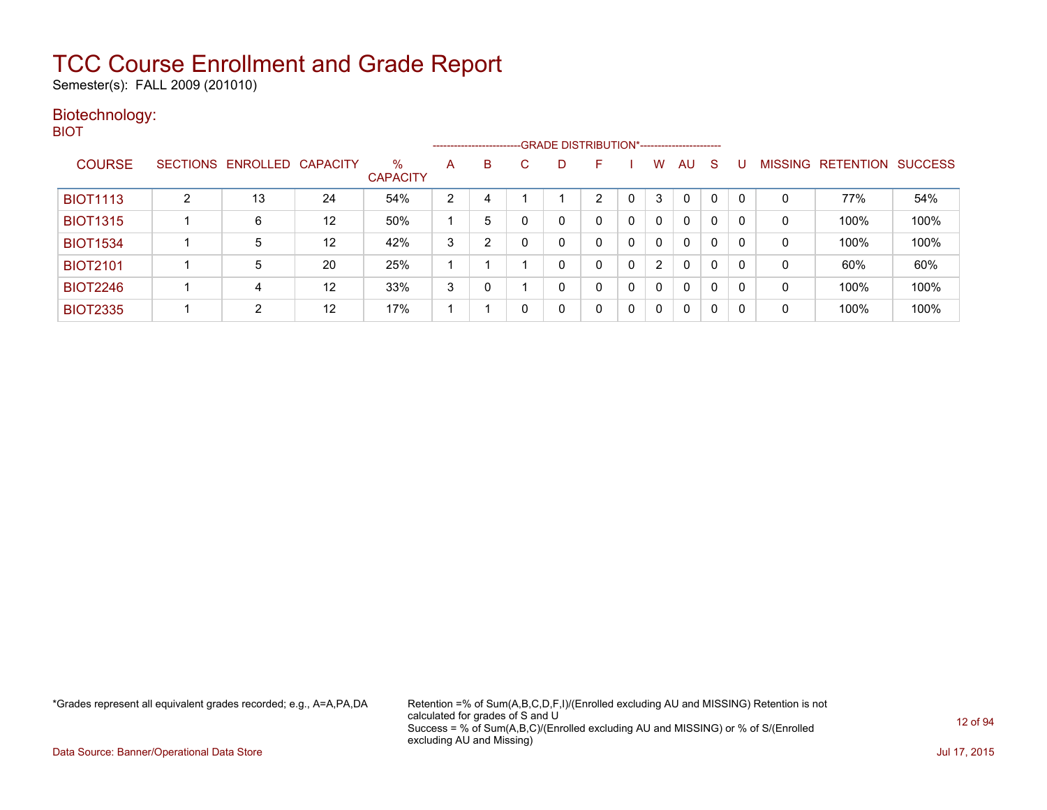# TCC Course Enrollment and Grade Report

Semester(s): FALL 2009 (201010)

## Biotechnology:

BIOT

| COURSE | SECTIONS | ENROLLED | CAPACITY | % CAPACITY | A | B | C | D | F | I | W | AU | S | U | MISSING | RETENTION | SUCCESS |
|---|---|---|---|---|---|---|---|---|---|---|---|---|---|---|---|---|---|
| | | | | | GRADE DISTRIBUTION* | | | | | | | | | | | | |
| BIOT1113 | 2 | 13 | 24 | 54% | 2 | 4 | 1 | 1 | 2 | 0 | 3 | 0 | 0 | 0 | 0 | 77% | 54% |
| BIOT1315 | 1 | 6 | 12 | 50% | 1 | 5 | 0 | 0 | 0 | 0 | 0 | 0 | 0 | 0 | 0 | 100% | 100% |
| BIOT1534 | 1 | 5 | 12 | 42% | 3 | 2 | 0 | 0 | 0 | 0 | 0 | 0 | 0 | 0 | 0 | 100% | 100% |
| BIOT2101 | 1 | 5 | 20 | 25% | 1 | 1 | 1 | 0 | 0 | 0 | 2 | 0 | 0 | 0 | 0 | 60% | 60% |
| BIOT2246 | 1 | 4 | 12 | 33% | 3 | 0 | 1 | 0 | 0 | 0 | 0 | 0 | 0 | 0 | 0 | 100% | 100% |
| BIOT2335 | 1 | 2 | 12 | 17% | 1 | 1 | 0 | 0 | 0 | 0 | 0 | 0 | 0 | 0 | 0 | 100% | 100% |

*Grades represent all equivalent grades recorded; e.g., A=A,PA,DA

Retention =% of Sum(A,B,C,D,F,I)/(Enrolled excluding AU and MISSING) Retention is not calculated for grades of S and U
Success = % of Sum(A,B,C)/(Enrolled excluding AU and MISSING) or % of S/(Enrolled excluding AU and Missing)

Data Source: Banner/Operational Data Store

Jul 17, 2015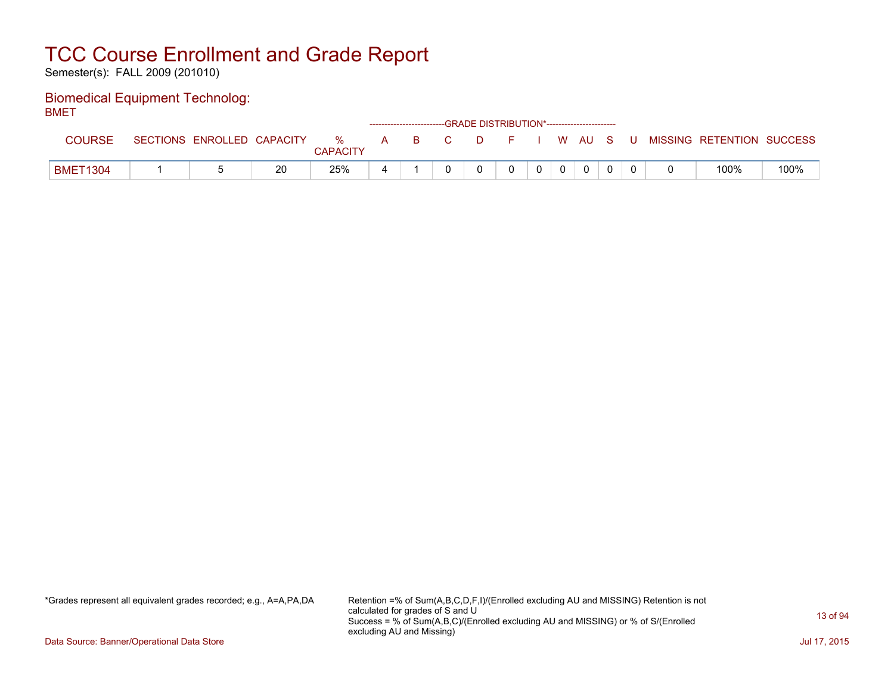# TCC Course Enrollment and Grade Report

Semester(s): FALL 2009 (201010)

## Biomedical Equipment Technolog:

BMET

| COURSE | SECTIONS | ENROLLED | CAPACITY | % CAPACITY | GRADE DISTRIBUTION* A | B | C | D | F | I | W | AU | S | U | MISSING | RETENTION | SUCCESS |
|---|---|---|---|---|---|---|---|---|---|---|---|---|---|---|---|---|---|
| BMET1304 | 1 | 5 | 20 | 25% | 4 | 1 | 0 | 0 | 0 | 0 | 0 | 0 | 0 | 0 | 0 | 100% | 100% |

*Grades represent all equivalent grades recorded; e.g., A=A,PA,DA

Retention =% of Sum(A,B,C,D,F,I)/(Enrolled excluding AU and MISSING) Retention is not calculated for grades of S and U
Success = % of Sum(A,B,C)/(Enrolled excluding AU and MISSING) or % of S/(Enrolled excluding AU and Missing)

Data Source: Banner/Operational Data Store

Jul 17, 2015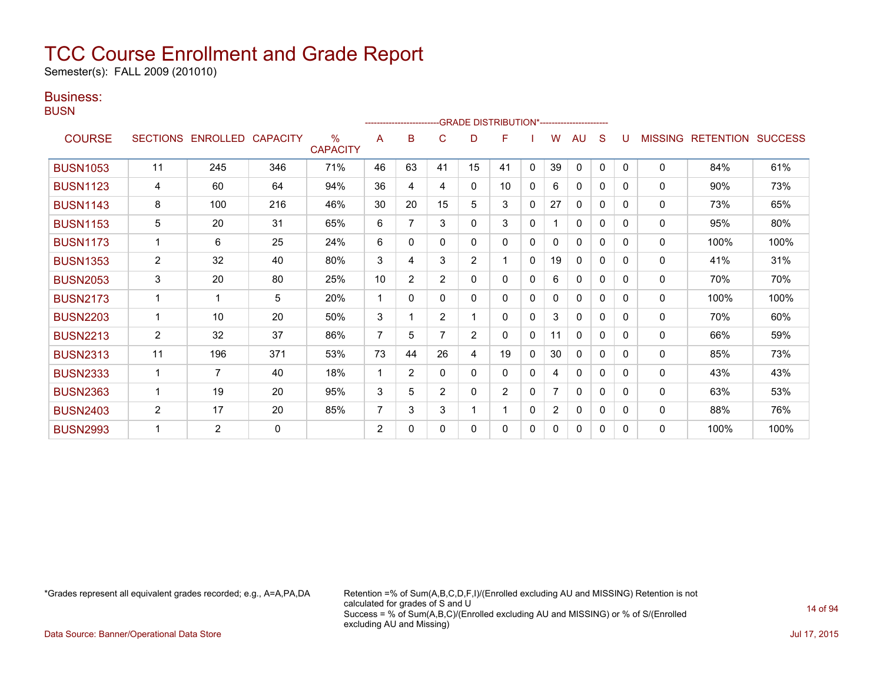# TCC Course Enrollment and Grade Report

Semester(s): FALL 2009 (201010)

## Business:

### BUSN

| COURSE | SECTIONS | ENROLLED | CAPACITY | % CAPACITY | A | B | C | D | F | I | W | AU | S | U | MISSING | RETENTION | SUCCESS |
|---|---|---|---|---|---|---|---|---|---|---|---|---|---|---|---|---|---|
| | | | | | GRADE DISTRIBUTION* | | | | | | | | | | | | |
| BUSN1053 | 11 | 245 | 346 | 71% | 46 | 63 | 41 | 15 | 41 | 0 | 39 | 0 | 0 | 0 | 0 | 84% | 61% |
| BUSN1123 | 4 | 60 | 64 | 94% | 36 | 4 | 4 | 0 | 10 | 0 | 6 | 0 | 0 | 0 | 0 | 90% | 73% |
| BUSN1143 | 8 | 100 | 216 | 46% | 30 | 20 | 15 | 5 | 3 | 0 | 27 | 0 | 0 | 0 | 0 | 73% | 65% |
| BUSN1153 | 5 | 20 | 31 | 65% | 6 | 7 | 3 | 0 | 3 | 0 | 1 | 0 | 0 | 0 | 0 | 95% | 80% |
| BUSN1173 | 1 | 6 | 25 | 24% | 6 | 0 | 0 | 0 | 0 | 0 | 0 | 0 | 0 | 0 | 0 | 100% | 100% |
| BUSN1353 | 2 | 32 | 40 | 80% | 3 | 4 | 3 | 2 | 1 | 0 | 19 | 0 | 0 | 0 | 0 | 41% | 31% |
| BUSN2053 | 3 | 20 | 80 | 25% | 10 | 2 | 2 | 0 | 0 | 0 | 6 | 0 | 0 | 0 | 0 | 70% | 70% |
| BUSN2173 | 1 | 1 | 5 | 20% | 1 | 0 | 0 | 0 | 0 | 0 | 0 | 0 | 0 | 0 | 0 | 100% | 100% |
| BUSN2203 | 1 | 10 | 20 | 50% | 3 | 1 | 2 | 1 | 0 | 0 | 3 | 0 | 0 | 0 | 0 | 70% | 60% |
| BUSN2213 | 2 | 32 | 37 | 86% | 7 | 5 | 7 | 2 | 0 | 0 | 11 | 0 | 0 | 0 | 0 | 66% | 59% |
| BUSN2313 | 11 | 196 | 371 | 53% | 73 | 44 | 26 | 4 | 19 | 0 | 30 | 0 | 0 | 0 | 0 | 85% | 73% |
| BUSN2333 | 1 | 7 | 40 | 18% | 1 | 2 | 0 | 0 | 0 | 0 | 4 | 0 | 0 | 0 | 0 | 43% | 43% |
| BUSN2363 | 1 | 19 | 20 | 95% | 3 | 5 | 2 | 0 | 2 | 0 | 7 | 0 | 0 | 0 | 0 | 63% | 53% |
| BUSN2403 | 2 | 17 | 20 | 85% | 7 | 3 | 3 | 1 | 1 | 0 | 2 | 0 | 0 | 0 | 0 | 88% | 76% |
| BUSN2993 | 1 | 2 | 0 | | 2 | 0 | 0 | 0 | 0 | 0 | 0 | 0 | 0 | 0 | 0 | 100% | 100% |

*Grades represent all equivalent grades recorded; e.g., A=A,PA,DA

Retention =% of Sum(A,B,C,D,F,I)/(Enrolled excluding AU and MISSING) Retention is not calculated for grades of S and U
Success = % of Sum(A,B,C)/(Enrolled excluding AU and MISSING) or % of S/(Enrolled excluding AU and Missing)

Data Source: Banner/Operational Data Store

Jul 17, 2015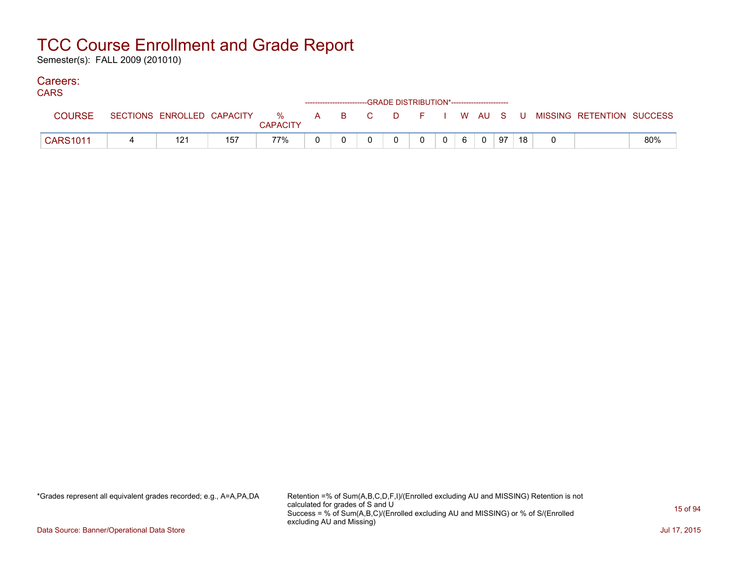# TCC Course Enrollment and Grade Report

Semester(s): FALL 2009 (201010)

## Careers:

### CARS

| COURSE | SECTIONS | ENROLLED | CAPACITY | % CAPACITY | A | B | C | D | F | I | W | AU | S | U | MISSING | RETENTION | SUCCESS |
|---|---|---|---|---|---|---|---|---|---|---|---|---|---|---|---|---|---|
| | | | | | GRADE DISTRIBUTION* | | | | | | | | | | | | |
| CARS1011 | 4 | 121 | 157 | 77% | 0 | 0 | 0 | 0 | 0 | 0 | 6 | 0 | 97 | 18 | 0 | | 80% |

*Grades represent all equivalent grades recorded; e.g., A=A,PA,DA

Retention =% of Sum(A,B,C,D,F,I)/(Enrolled excluding AU and MISSING) Retention is not calculated for grades of S and U
Success = % of Sum(A,B,C)/(Enrolled excluding AU and MISSING) or % of S/(Enrolled excluding AU and Missing)

Data Source: Banner/Operational Data Store

Jul 17, 2015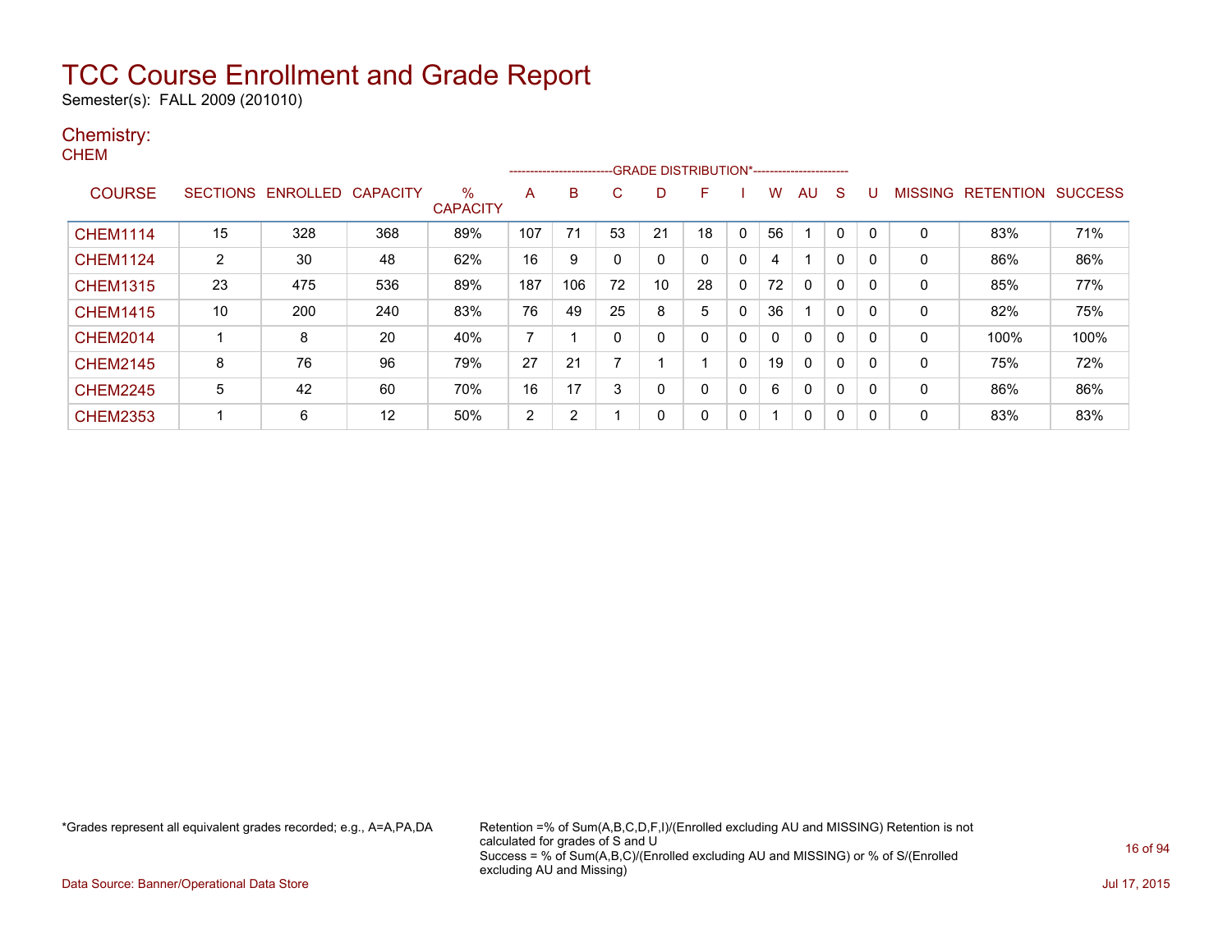# TCC Course Enrollment and Grade Report

Semester(s): FALL 2009 (201010)

## Chemistry:

### CHEM

| COURSE | SECTIONS | ENROLLED | CAPACITY | % CAPACITY | A | B | C | D | F | I | W | AU | S | U | MISSING | RETENTION | SUCCESS |
|---|---|---|---|---|---|---|---|---|---|---|---|---|---|---|---|---|---|
| | | | | | GRADE DISTRIBUTION* | | | | | | | | | | | | |
| CHEM1114 | 15 | 328 | 368 | 89% | 107 | 71 | 53 | 21 | 18 | 0 | 56 | 1 | 0 | 0 | 0 | 83% | 71% |
| CHEM1124 | 2 | 30 | 48 | 62% | 16 | 9 | 0 | 0 | 0 | 0 | 4 | 1 | 0 | 0 | 0 | 86% | 86% |
| CHEM1315 | 23 | 475 | 536 | 89% | 187 | 106 | 72 | 10 | 28 | 0 | 72 | 0 | 0 | 0 | 0 | 85% | 77% |
| CHEM1415 | 10 | 200 | 240 | 83% | 76 | 49 | 25 | 8 | 5 | 0 | 36 | 1 | 0 | 0 | 0 | 82% | 75% |
| CHEM2014 | 1 | 8 | 20 | 40% | 7 | 1 | 0 | 0 | 0 | 0 | 0 | 0 | 0 | 0 | 0 | 100% | 100% |
| CHEM2145 | 8 | 76 | 96 | 79% | 27 | 21 | 7 | 1 | 1 | 0 | 19 | 0 | 0 | 0 | 0 | 75% | 72% |
| CHEM2245 | 5 | 42 | 60 | 70% | 16 | 17 | 3 | 0 | 0 | 0 | 6 | 0 | 0 | 0 | 0 | 86% | 86% |
| CHEM2353 | 1 | 6 | 12 | 50% | 2 | 2 | 1 | 0 | 0 | 0 | 1 | 0 | 0 | 0 | 0 | 83% | 83% |

*Grades represent all equivalent grades recorded; e.g., A=A,PA,DA

Retention =% of Sum(A,B,C,D,F,I)/(Enrolled excluding AU and MISSING) Retention is not calculated for grades of S and U
Success = % of Sum(A,B,C)/(Enrolled excluding AU and MISSING) or % of S/(Enrolled excluding AU and Missing)

Data Source: Banner/Operational Data Store

Jul 17, 2015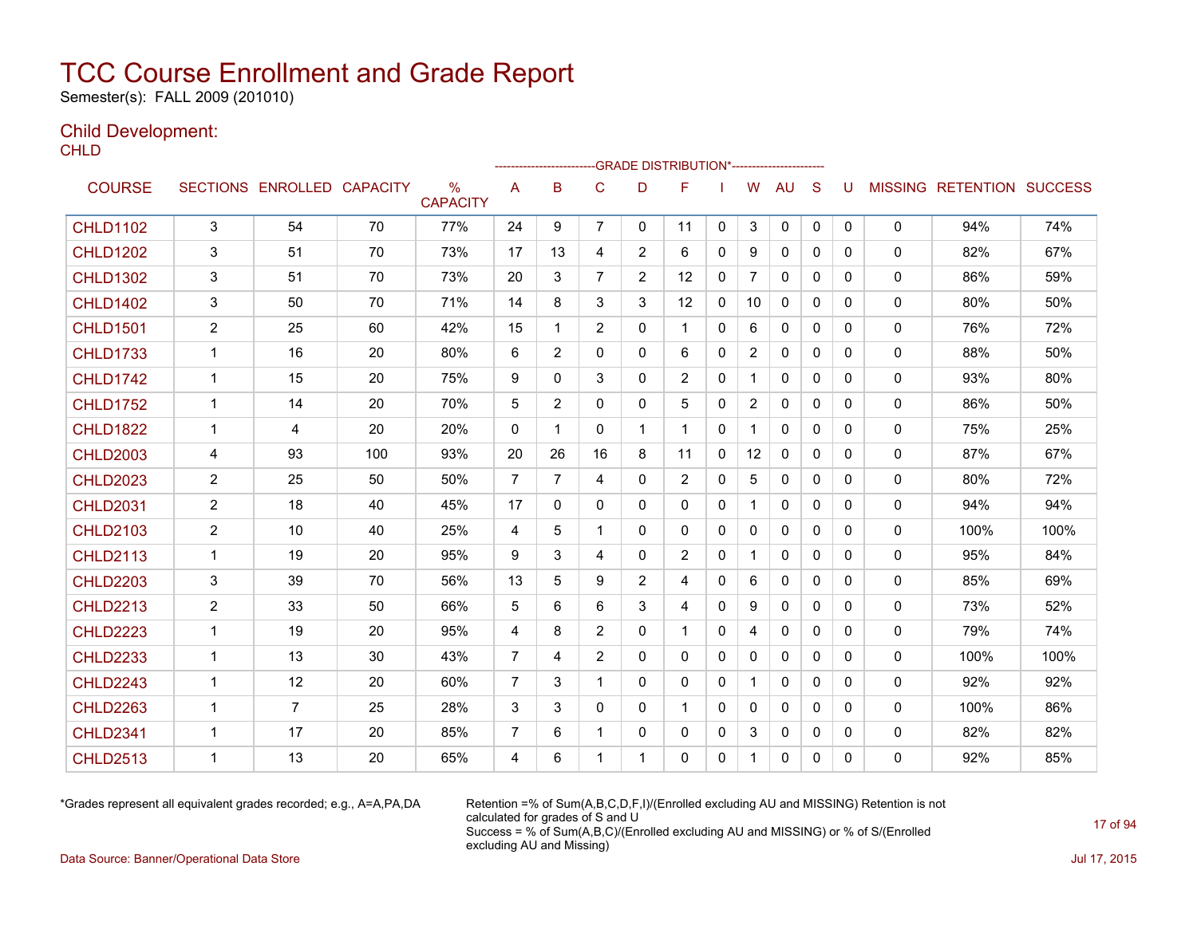# TCC Course Enrollment and Grade Report

Semester(s): FALL 2009 (201010)

## Child Development:

CHLD

| COURSE | SECTIONS | ENROLLED | CAPACITY | % CAPACITY | A | B | C | D | F | I | W | AU | S | U | MISSING | RETENTION | SUCCESS |
|---|---|---|---|---|---|---|---|---|---|---|---|---|---|---|---|---|---|
| | | | | | GRADE DISTRIBUTION* | | | | | | | | | | | | |
| CHLD1102 | 3 | 54 | 70 | 77% | 24 | 9 | 7 | 0 | 11 | 0 | 3 | 0 | 0 | 0 | 0 | 94% | 74% |
| CHLD1202 | 3 | 51 | 70 | 73% | 17 | 13 | 4 | 2 | 6 | 0 | 9 | 0 | 0 | 0 | 0 | 82% | 67% |
| CHLD1302 | 3 | 51 | 70 | 73% | 20 | 3 | 7 | 2 | 12 | 0 | 7 | 0 | 0 | 0 | 0 | 86% | 59% |
| CHLD1402 | 3 | 50 | 70 | 71% | 14 | 8 | 3 | 3 | 12 | 0 | 10 | 0 | 0 | 0 | 0 | 80% | 50% |
| CHLD1501 | 2 | 25 | 60 | 42% | 15 | 1 | 2 | 0 | 1 | 0 | 6 | 0 | 0 | 0 | 0 | 76% | 72% |
| CHLD1733 | 1 | 16 | 20 | 80% | 6 | 2 | 0 | 0 | 6 | 0 | 2 | 0 | 0 | 0 | 0 | 88% | 50% |
| CHLD1742 | 1 | 15 | 20 | 75% | 9 | 0 | 3 | 0 | 2 | 0 | 1 | 0 | 0 | 0 | 0 | 93% | 80% |
| CHLD1752 | 1 | 14 | 20 | 70% | 5 | 2 | 0 | 0 | 5 | 0 | 2 | 0 | 0 | 0 | 0 | 86% | 50% |
| CHLD1822 | 1 | 4 | 20 | 20% | 0 | 1 | 0 | 1 | 1 | 0 | 1 | 0 | 0 | 0 | 0 | 75% | 25% |
| CHLD2003 | 4 | 93 | 100 | 93% | 20 | 26 | 16 | 8 | 11 | 0 | 12 | 0 | 0 | 0 | 0 | 87% | 67% |
| CHLD2023 | 2 | 25 | 50 | 50% | 7 | 7 | 4 | 0 | 2 | 0 | 5 | 0 | 0 | 0 | 0 | 80% | 72% |
| CHLD2031 | 2 | 18 | 40 | 45% | 17 | 0 | 0 | 0 | 0 | 0 | 1 | 0 | 0 | 0 | 0 | 94% | 94% |
| CHLD2103 | 2 | 10 | 40 | 25% | 4 | 5 | 1 | 0 | 0 | 0 | 0 | 0 | 0 | 0 | 0 | 100% | 100% |
| CHLD2113 | 1 | 19 | 20 | 95% | 9 | 3 | 4 | 0 | 2 | 0 | 1 | 0 | 0 | 0 | 0 | 95% | 84% |
| CHLD2203 | 3 | 39 | 70 | 56% | 13 | 5 | 9 | 2 | 4 | 0 | 6 | 0 | 0 | 0 | 0 | 85% | 69% |
| CHLD2213 | 2 | 33 | 50 | 66% | 5 | 6 | 6 | 3 | 4 | 0 | 9 | 0 | 0 | 0 | 0 | 73% | 52% |
| CHLD2223 | 1 | 19 | 20 | 95% | 4 | 8 | 2 | 0 | 1 | 0 | 4 | 0 | 0 | 0 | 0 | 79% | 74% |
| CHLD2233 | 1 | 13 | 30 | 43% | 7 | 4 | 2 | 0 | 0 | 0 | 0 | 0 | 0 | 0 | 0 | 100% | 100% |
| CHLD2243 | 1 | 12 | 20 | 60% | 7 | 3 | 1 | 0 | 0 | 0 | 1 | 0 | 0 | 0 | 0 | 92% | 92% |
| CHLD2263 | 1 | 7 | 25 | 28% | 3 | 3 | 0 | 0 | 1 | 0 | 0 | 0 | 0 | 0 | 0 | 100% | 86% |
| CHLD2341 | 1 | 17 | 20 | 85% | 7 | 6 | 1 | 0 | 0 | 0 | 3 | 0 | 0 | 0 | 0 | 82% | 82% |
| CHLD2513 | 1 | 13 | 20 | 65% | 4 | 6 | 1 | 1 | 0 | 0 | 1 | 0 | 0 | 0 | 0 | 92% | 85% |

*Grades represent all equivalent grades recorded; e.g., A=A,PA,DA

Retention =% of Sum(A,B,C,D,F,I)/(Enrolled excluding AU and MISSING) Retention is not calculated for grades of S and U
Success = % of Sum(A,B,C)/(Enrolled excluding AU and MISSING) or % of S/(Enrolled excluding AU and Missing)

Data Source: Banner/Operational Data Store

Jul 17, 2015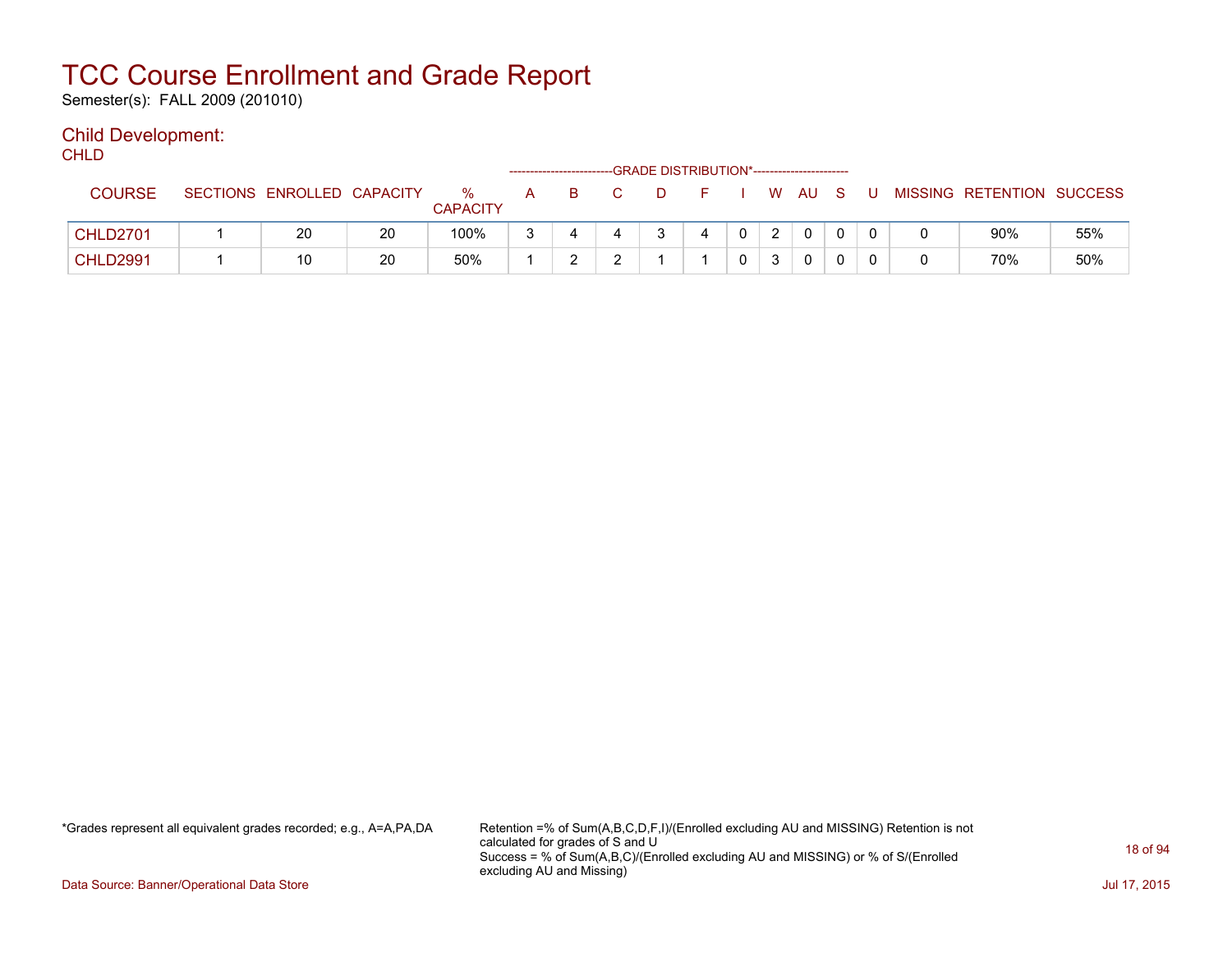# TCC Course Enrollment and Grade Report

Semester(s): FALL 2009 (201010)

## Child Development:

CHLD

| COURSE | SECTIONS | ENROLLED | CAPACITY | % CAPACITY | A | B | C | D | F | I | W | AU | S | U | MISSING | RETENTION | SUCCESS |
|---|---|---|---|---|---|---|---|---|---|---|---|---|---|---|---|---|---|
| | | | | | GRADE DISTRIBUTION* | | | | | | | | | | | | |
| CHLD2701 | 1 | 20 | 20 | 100% | 3 | 4 | 4 | 3 | 4 | 0 | 2 | 0 | 0 | 0 | 0 | 90% | 55% |
| CHLD2991 | 1 | 10 | 20 | 50% | 1 | 2 | 2 | 1 | 1 | 0 | 3 | 0 | 0 | 0 | 0 | 70% | 50% |

*Grades represent all equivalent grades recorded; e.g., A=A,PA,DA

Retention =% of Sum(A,B,C,D,F,I)/(Enrolled excluding AU and MISSING) Retention is not calculated for grades of S and U
Success = % of Sum(A,B,C)/(Enrolled excluding AU and MISSING) or % of S/(Enrolled excluding AU and Missing)

Data Source: Banner/Operational Data Store

Jul 17, 2015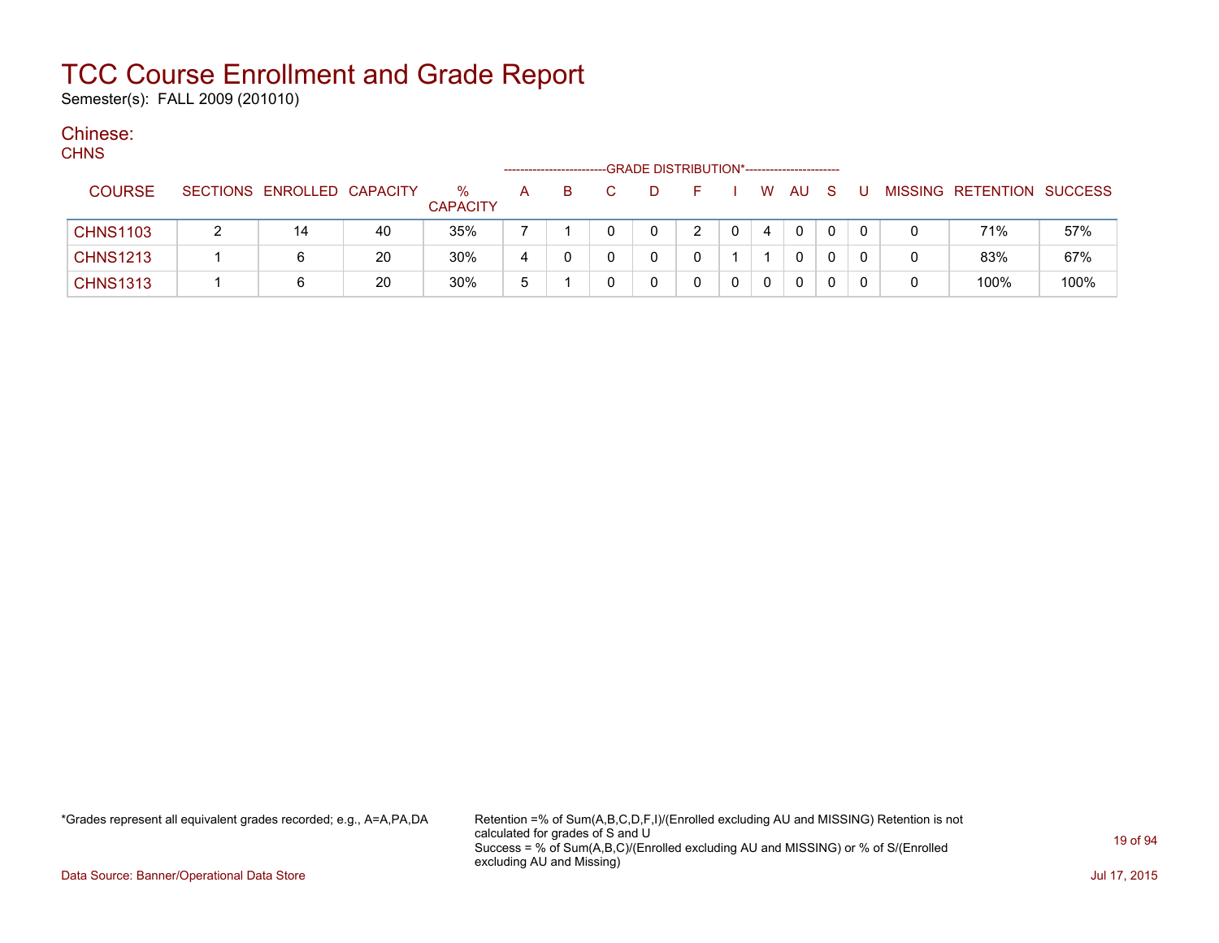# TCC Course Enrollment and Grade Report

Semester(s): FALL 2009 (201010)

## Chinese:

CHNS

| COURSE | SECTIONS | ENROLLED | CAPACITY | % CAPACITY | A | B | C | D | F | I | W | AU | S | U | MISSING | RETENTION | SUCCESS |
|---|---|---|---|---|---|---|---|---|---|---|---|---|---|---|---|---|---|
| | | | | | GRADE DISTRIBUTION* | | | | | | | | | | | | |
| CHNS1103 | 2 | 14 | 40 | 35% | 7 | 1 | 0 | 0 | 2 | 0 | 4 | 0 | 0 | 0 | 0 | 71% | 57% |
| CHNS1213 | 1 | 6 | 20 | 30% | 4 | 0 | 0 | 0 | 0 | 1 | 1 | 0 | 0 | 0 | 0 | 83% | 67% |
| CHNS1313 | 1 | 6 | 20 | 30% | 5 | 1 | 0 | 0 | 0 | 0 | 0 | 0 | 0 | 0 | 0 | 100% | 100% |

*Grades represent all equivalent grades recorded; e.g., A=A,PA,DA

Retention =% of Sum(A,B,C,D,F,I)/(Enrolled excluding AU and MISSING) Retention is not calculated for grades of S and U
Success = % of Sum(A,B,C)/(Enrolled excluding AU and MISSING) or % of S/(Enrolled excluding AU and Missing)

Data Source: Banner/Operational Data Store

Jul 17, 2015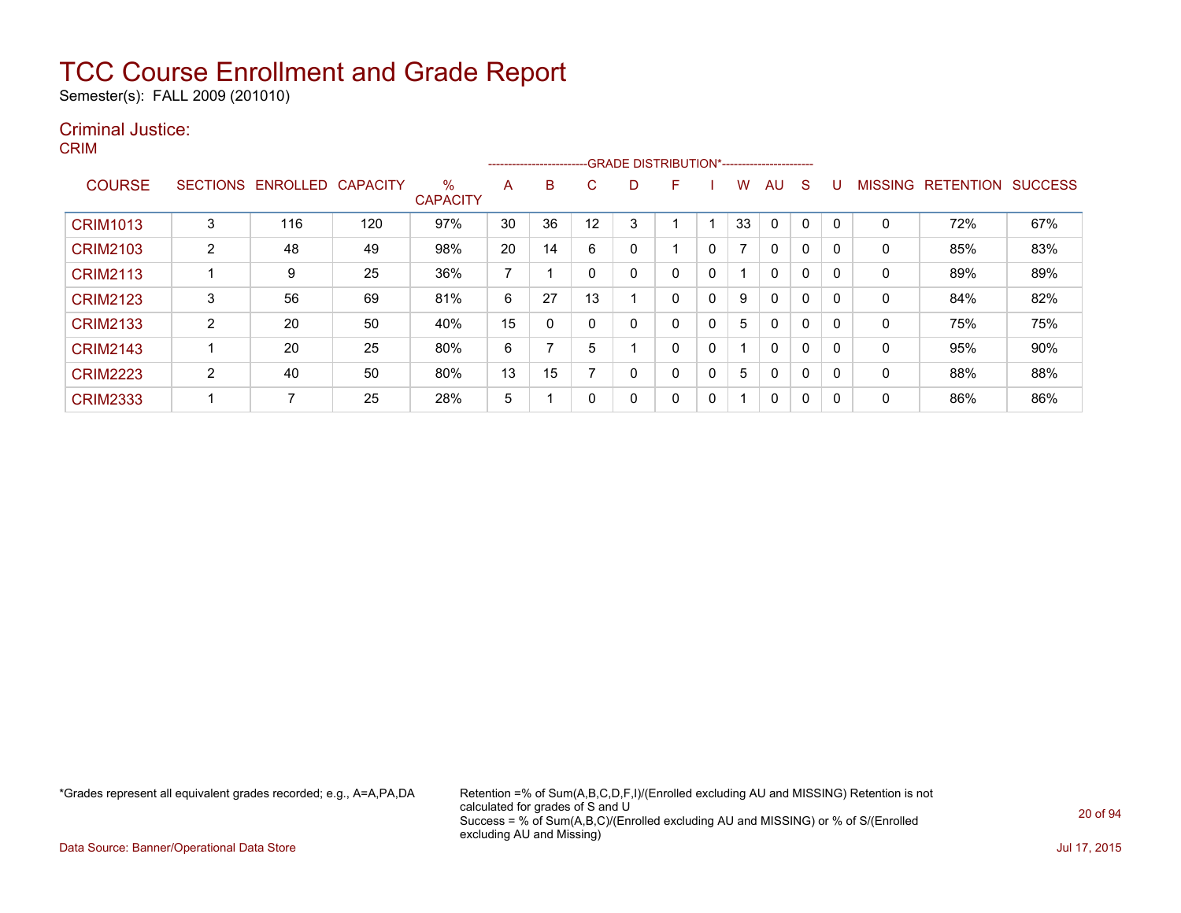# TCC Course Enrollment and Grade Report

Semester(s): FALL 2009 (201010)

## Criminal Justice:

CRIM

| COURSE | SECTIONS | ENROLLED | CAPACITY | % CAPACITY | A | B | C | D | F | I | W | AU | S | U | MISSING | RETENTION | SUCCESS |
|---|---|---|---|---|---|---|---|---|---|---|---|---|---|---|---|---|---|
| | | | | | GRADE DISTRIBUTION* | | | | | | | | | | | | |
| CRIM1013 | 3 | 116 | 120 | 97% | 30 | 36 | 12 | 3 | 1 | 1 | 33 | 0 | 0 | 0 | 0 | 72% | 67% |
| CRIM2103 | 2 | 48 | 49 | 98% | 20 | 14 | 6 | 0 | 1 | 0 | 7 | 0 | 0 | 0 | 0 | 85% | 83% |
| CRIM2113 | 1 | 9 | 25 | 36% | 7 | 1 | 0 | 0 | 0 | 0 | 1 | 0 | 0 | 0 | 0 | 89% | 89% |
| CRIM2123 | 3 | 56 | 69 | 81% | 6 | 27 | 13 | 1 | 0 | 0 | 9 | 0 | 0 | 0 | 0 | 84% | 82% |
| CRIM2133 | 2 | 20 | 50 | 40% | 15 | 0 | 0 | 0 | 0 | 0 | 5 | 0 | 0 | 0 | 0 | 75% | 75% |
| CRIM2143 | 1 | 20 | 25 | 80% | 6 | 7 | 5 | 1 | 0 | 0 | 1 | 0 | 0 | 0 | 0 | 95% | 90% |
| CRIM2223 | 2 | 40 | 50 | 80% | 13 | 15 | 7 | 0 | 0 | 0 | 5 | 0 | 0 | 0 | 0 | 88% | 88% |
| CRIM2333 | 1 | 7 | 25 | 28% | 5 | 1 | 0 | 0 | 0 | 0 | 1 | 0 | 0 | 0 | 0 | 86% | 86% |

*Grades represent all equivalent grades recorded; e.g., A=A,PA,DA

Retention =% of Sum(A,B,C,D,F,I)/(Enrolled excluding AU and MISSING) Retention is not calculated for grades of S and U
Success = % of Sum(A,B,C)/(Enrolled excluding AU and MISSING) or % of S/(Enrolled excluding AU and Missing)

Data Source: Banner/Operational Data Store

Jul 17, 2015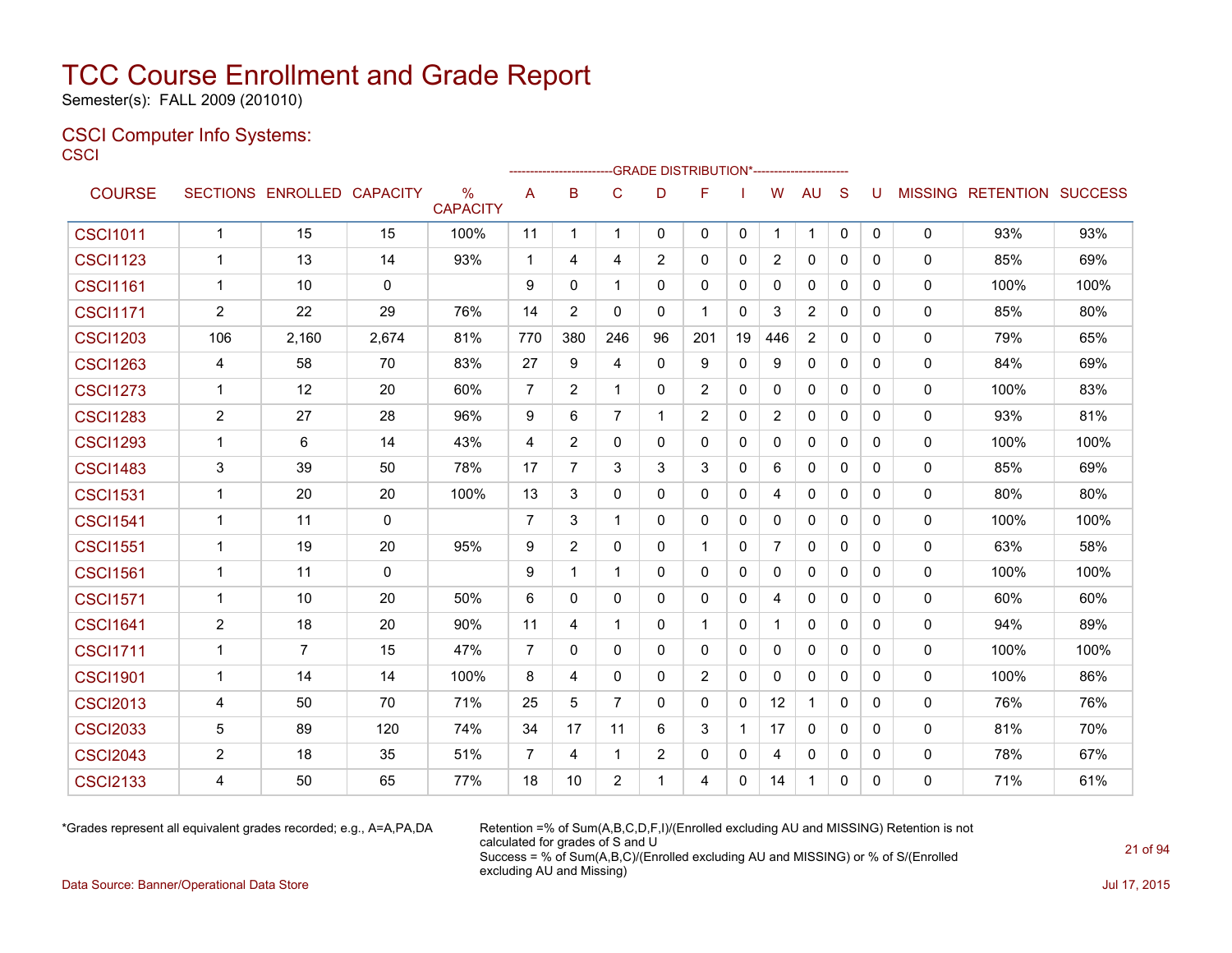# TCC Course Enrollment and Grade Report

Semester(s): FALL 2009 (201010)

## CSCI Computer Info Systems:

CSCI

| COURSE | SECTIONS | ENROLLED | CAPACITY | % CAPACITY | A | B | C | D | F | I | W | AU | S | U | MISSING | RETENTION | SUCCESS |
|---|---|---|---|---|---|---|---|---|---|---|---|---|---|---|---|---|---|
| | | | | | GRADE DISTRIBUTION* | | | | | | | | | | | | |
| CSCI1011 | 1 | 15 | 15 | 100% | 11 | 1 | 1 | 0 | 0 | 0 | 1 | 1 | 0 | 0 | 0 | 93% | 93% |
| CSCI1123 | 1 | 13 | 14 | 93% | 1 | 4 | 4 | 2 | 0 | 0 | 2 | 0 | 0 | 0 | 0 | 85% | 69% |
| CSCI1161 | 1 | 10 | 0 | | 9 | 0 | 1 | 0 | 0 | 0 | 0 | 0 | 0 | 0 | 0 | 100% | 100% |
| CSCI1171 | 2 | 22 | 29 | 76% | 14 | 2 | 0 | 0 | 1 | 0 | 3 | 2 | 0 | 0 | 0 | 85% | 80% |
| CSCI1203 | 106 | 2,160 | 2,674 | 81% | 770 | 380 | 246 | 96 | 201 | 19 | 446 | 2 | 0 | 0 | 0 | 79% | 65% |
| CSCI1263 | 4 | 58 | 70 | 83% | 27 | 9 | 4 | 0 | 9 | 0 | 9 | 0 | 0 | 0 | 0 | 84% | 69% |
| CSCI1273 | 1 | 12 | 20 | 60% | 7 | 2 | 1 | 0 | 2 | 0 | 0 | 0 | 0 | 0 | 0 | 100% | 83% |
| CSCI1283 | 2 | 27 | 28 | 96% | 9 | 6 | 7 | 1 | 2 | 0 | 2 | 0 | 0 | 0 | 0 | 93% | 81% |
| CSCI1293 | 1 | 6 | 14 | 43% | 4 | 2 | 0 | 0 | 0 | 0 | 0 | 0 | 0 | 0 | 0 | 100% | 100% |
| CSCI1483 | 3 | 39 | 50 | 78% | 17 | 7 | 3 | 3 | 3 | 0 | 6 | 0 | 0 | 0 | 0 | 85% | 69% |
| CSCI1531 | 1 | 20 | 20 | 100% | 13 | 3 | 0 | 0 | 0 | 0 | 4 | 0 | 0 | 0 | 0 | 80% | 80% |
| CSCI1541 | 1 | 11 | 0 | | 7 | 3 | 1 | 0 | 0 | 0 | 0 | 0 | 0 | 0 | 0 | 100% | 100% |
| CSCI1551 | 1 | 19 | 20 | 95% | 9 | 2 | 0 | 0 | 1 | 0 | 7 | 0 | 0 | 0 | 0 | 63% | 58% |
| CSCI1561 | 1 | 11 | 0 | | 9 | 1 | 1 | 0 | 0 | 0 | 0 | 0 | 0 | 0 | 0 | 100% | 100% |
| CSCI1571 | 1 | 10 | 20 | 50% | 6 | 0 | 0 | 0 | 0 | 0 | 4 | 0 | 0 | 0 | 0 | 60% | 60% |
| CSCI1641 | 2 | 18 | 20 | 90% | 11 | 4 | 1 | 0 | 1 | 0 | 1 | 0 | 0 | 0 | 0 | 94% | 89% |
| CSCI1711 | 1 | 7 | 15 | 47% | 7 | 0 | 0 | 0 | 0 | 0 | 0 | 0 | 0 | 0 | 0 | 100% | 100% |
| CSCI1901 | 1 | 14 | 14 | 100% | 8 | 4 | 0 | 0 | 2 | 0 | 0 | 0 | 0 | 0 | 0 | 100% | 86% |
| CSCI2013 | 4 | 50 | 70 | 71% | 25 | 5 | 7 | 0 | 0 | 0 | 12 | 1 | 0 | 0 | 0 | 76% | 76% |
| CSCI2033 | 5 | 89 | 120 | 74% | 34 | 17 | 11 | 6 | 3 | 1 | 17 | 0 | 0 | 0 | 0 | 81% | 70% |
| CSCI2043 | 2 | 18 | 35 | 51% | 7 | 4 | 1 | 2 | 0 | 0 | 4 | 0 | 0 | 0 | 0 | 78% | 67% |
| CSCI2133 | 4 | 50 | 65 | 77% | 18 | 10 | 2 | 1 | 4 | 0 | 14 | 1 | 0 | 0 | 0 | 71% | 61% |

*Grades represent all equivalent grades recorded; e.g., A=A,PA,DA

Retention =% of Sum(A,B,C,D,F,I)/(Enrolled excluding AU and MISSING) Retention is not calculated for grades of S and U
Success = % of Sum(A,B,C)/(Enrolled excluding AU and MISSING) or % of S/(Enrolled excluding AU and Missing)

Data Source: Banner/Operational Data Store

Jul 17, 2015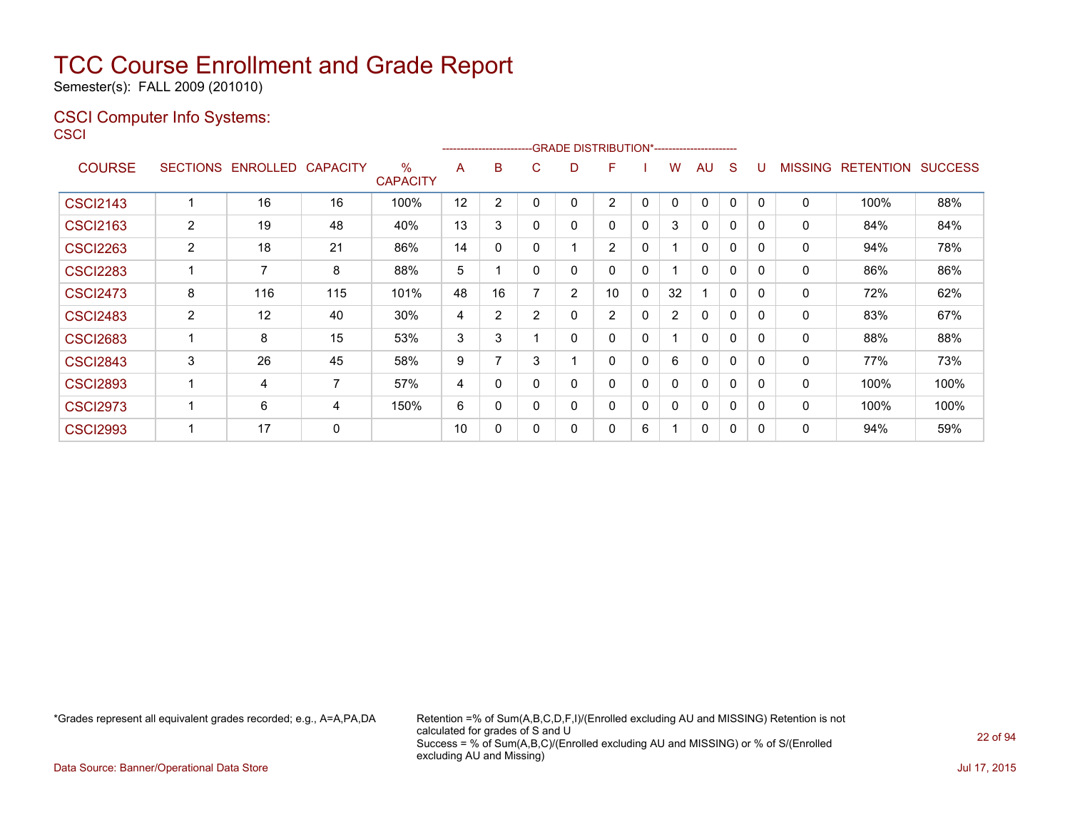# TCC Course Enrollment and Grade Report

Semester(s): FALL 2009 (201010)

## CSCI Computer Info Systems:

CSCI

| COURSE | SECTIONS | ENROLLED | CAPACITY | % CAPACITY | A | B | C | D | F | I | W | AU | S | U | MISSING | RETENTION | SUCCESS |
|---|---|---|---|---|---|---|---|---|---|---|---|---|---|---|---|---|---|
| | | | | | GRADE DISTRIBUTION* | | | | | | | | | | | | |
| CSCI2143 | 1 | 16 | 16 | 100% | 12 | 2 | 0 | 0 | 2 | 0 | 0 | 0 | 0 | 0 | 0 | 100% | 88% |
| CSCI2163 | 2 | 19 | 48 | 40% | 13 | 3 | 0 | 0 | 0 | 0 | 3 | 0 | 0 | 0 | 0 | 84% | 84% |
| CSCI2263 | 2 | 18 | 21 | 86% | 14 | 0 | 0 | 1 | 2 | 0 | 1 | 0 | 0 | 0 | 0 | 94% | 78% |
| CSCI2283 | 1 | 7 | 8 | 88% | 5 | 1 | 0 | 0 | 0 | 0 | 1 | 0 | 0 | 0 | 0 | 86% | 86% |
| CSCI2473 | 8 | 116 | 115 | 101% | 48 | 16 | 7 | 2 | 10 | 0 | 32 | 1 | 0 | 0 | 0 | 72% | 62% |
| CSCI2483 | 2 | 12 | 40 | 30% | 4 | 2 | 2 | 0 | 2 | 0 | 2 | 0 | 0 | 0 | 0 | 83% | 67% |
| CSCI2683 | 1 | 8 | 15 | 53% | 3 | 3 | 1 | 0 | 0 | 0 | 1 | 0 | 0 | 0 | 0 | 88% | 88% |
| CSCI2843 | 3 | 26 | 45 | 58% | 9 | 7 | 3 | 1 | 0 | 0 | 6 | 0 | 0 | 0 | 0 | 77% | 73% |
| CSCI2893 | 1 | 4 | 7 | 57% | 4 | 0 | 0 | 0 | 0 | 0 | 0 | 0 | 0 | 0 | 0 | 100% | 100% |
| CSCI2973 | 1 | 6 | 4 | 150% | 6 | 0 | 0 | 0 | 0 | 0 | 0 | 0 | 0 | 0 | 0 | 100% | 100% |
| CSCI2993 | 1 | 17 | 0 | | 10 | 0 | 0 | 0 | 0 | 6 | 1 | 0 | 0 | 0 | 0 | 94% | 59% |

*Grades represent all equivalent grades recorded; e.g., A=A,PA,DA

Retention =% of Sum(A,B,C,D,F,I)/(Enrolled excluding AU and MISSING) Retention is not calculated for grades of S and U

Success = % of Sum(A,B,C)/(Enrolled excluding AU and MISSING) or % of S/(Enrolled excluding AU and Missing)

Data Source: Banner/Operational Data Store

Jul 17, 2015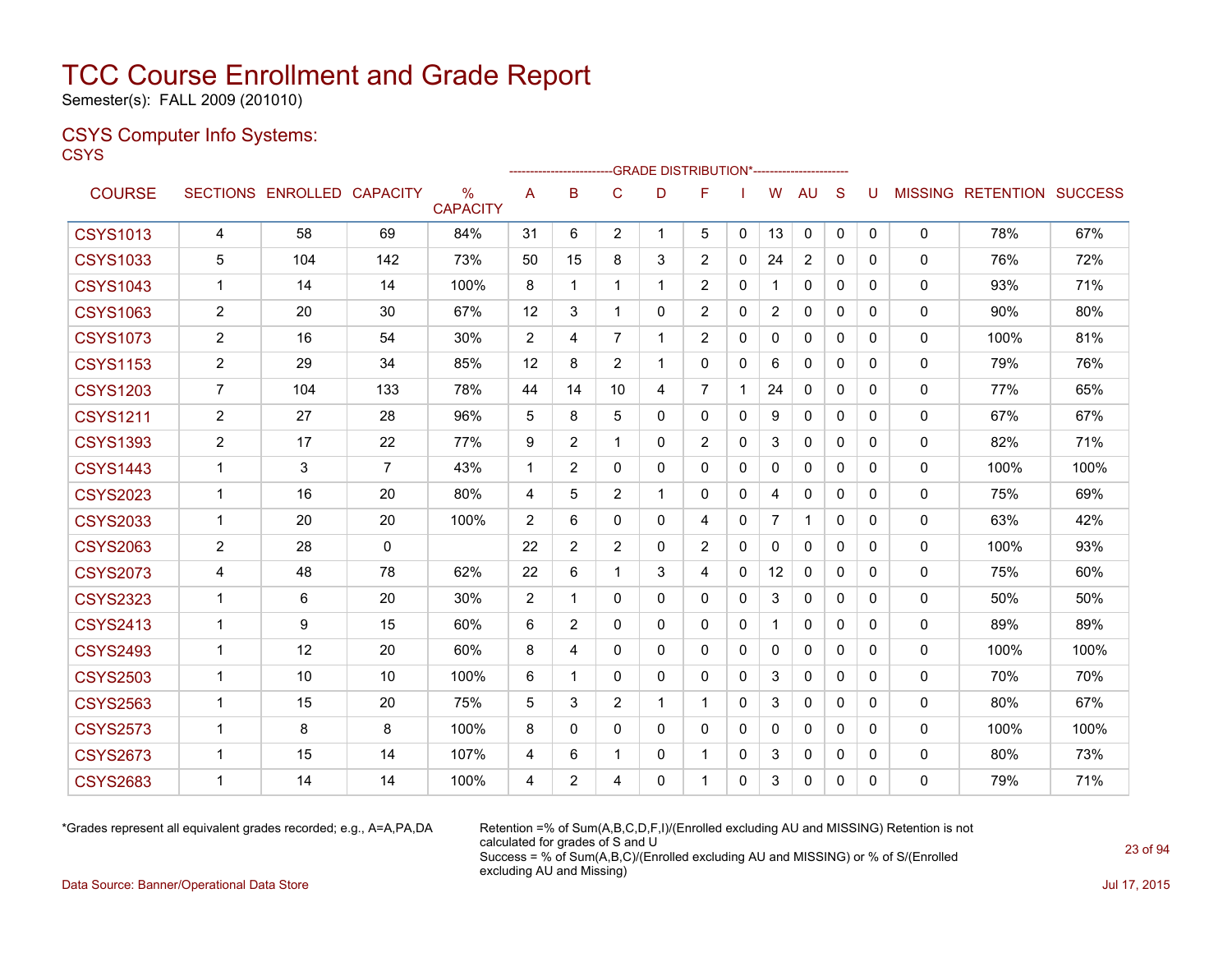# TCC Course Enrollment and Grade Report

Semester(s): FALL 2009 (201010)

## CSYS Computer Info Systems:

CSYS

| COURSE | SECTIONS | ENROLLED | CAPACITY | % CAPACITY | A | B | C | D | F | I | W | AU | S | U | MISSING | RETENTION | SUCCESS |
|---|---|---|---|---|---|---|---|---|---|---|---|---|---|---|---|---|---|
| CSYS1013 | 4 | 58 | 69 | 84% | 31 | 6 | 2 | 1 | 5 | 0 | 13 | 0 | 0 | 0 | 0 | 78% | 67% |
| CSYS1033 | 5 | 104 | 142 | 73% | 50 | 15 | 8 | 3 | 2 | 0 | 24 | 2 | 0 | 0 | 0 | 76% | 72% |
| CSYS1043 | 1 | 14 | 14 | 100% | 8 | 1 | 1 | 1 | 2 | 0 | 1 | 0 | 0 | 0 | 0 | 93% | 71% |
| CSYS1063 | 2 | 20 | 30 | 67% | 12 | 3 | 1 | 0 | 2 | 0 | 2 | 0 | 0 | 0 | 0 | 90% | 80% |
| CSYS1073 | 2 | 16 | 54 | 30% | 2 | 4 | 7 | 1 | 2 | 0 | 0 | 0 | 0 | 0 | 0 | 100% | 81% |
| CSYS1153 | 2 | 29 | 34 | 85% | 12 | 8 | 2 | 1 | 0 | 0 | 6 | 0 | 0 | 0 | 0 | 79% | 76% |
| CSYS1203 | 7 | 104 | 133 | 78% | 44 | 14 | 10 | 4 | 7 | 1 | 24 | 0 | 0 | 0 | 0 | 77% | 65% |
| CSYS1211 | 2 | 27 | 28 | 96% | 5 | 8 | 5 | 0 | 0 | 0 | 9 | 0 | 0 | 0 | 0 | 67% | 67% |
| CSYS1393 | 2 | 17 | 22 | 77% | 9 | 2 | 1 | 0 | 2 | 0 | 3 | 0 | 0 | 0 | 0 | 82% | 71% |
| CSYS1443 | 1 | 3 | 7 | 43% | 1 | 2 | 0 | 0 | 0 | 0 | 0 | 0 | 0 | 0 | 0 | 100% | 100% |
| CSYS2023 | 1 | 16 | 20 | 80% | 4 | 5 | 2 | 1 | 0 | 0 | 4 | 0 | 0 | 0 | 0 | 75% | 69% |
| CSYS2033 | 1 | 20 | 20 | 100% | 2 | 6 | 0 | 0 | 4 | 0 | 7 | 1 | 0 | 0 | 0 | 63% | 42% |
| CSYS2063 | 2 | 28 | 0 | | 22 | 2 | 2 | 0 | 2 | 0 | 0 | 0 | 0 | 0 | 0 | 100% | 93% |
| CSYS2073 | 4 | 48 | 78 | 62% | 22 | 6 | 1 | 3 | 4 | 0 | 12 | 0 | 0 | 0 | 0 | 75% | 60% |
| CSYS2323 | 1 | 6 | 20 | 30% | 2 | 1 | 0 | 0 | 0 | 0 | 3 | 0 | 0 | 0 | 0 | 50% | 50% |
| CSYS2413 | 1 | 9 | 15 | 60% | 6 | 2 | 0 | 0 | 0 | 0 | 1 | 0 | 0 | 0 | 0 | 89% | 89% |
| CSYS2493 | 1 | 12 | 20 | 60% | 8 | 4 | 0 | 0 | 0 | 0 | 0 | 0 | 0 | 0 | 0 | 100% | 100% |
| CSYS2503 | 1 | 10 | 10 | 100% | 6 | 1 | 0 | 0 | 0 | 0 | 3 | 0 | 0 | 0 | 0 | 70% | 70% |
| CSYS2563 | 1 | 15 | 20 | 75% | 5 | 3 | 2 | 1 | 1 | 0 | 3 | 0 | 0 | 0 | 0 | 80% | 67% |
| CSYS2573 | 1 | 8 | 8 | 100% | 8 | 0 | 0 | 0 | 0 | 0 | 0 | 0 | 0 | 0 | 0 | 100% | 100% |
| CSYS2673 | 1 | 15 | 14 | 107% | 4 | 6 | 1 | 0 | 1 | 0 | 3 | 0 | 0 | 0 | 0 | 80% | 73% |
| CSYS2683 | 1 | 14 | 14 | 100% | 4 | 2 | 4 | 0 | 1 | 0 | 3 | 0 | 0 | 0 | 0 | 79% | 71% |

*Grades represent all equivalent grades recorded; e.g., A=A,PA,DA

Retention =% of Sum(A,B,C,D,F,I)/(Enrolled excluding AU and MISSING) Retention is not calculated for grades of S and U
Success = % of Sum(A,B,C)/(Enrolled excluding AU and MISSING) or % of S/(Enrolled excluding AU and Missing)

Data Source: Banner/Operational Data Store

Jul 17, 2015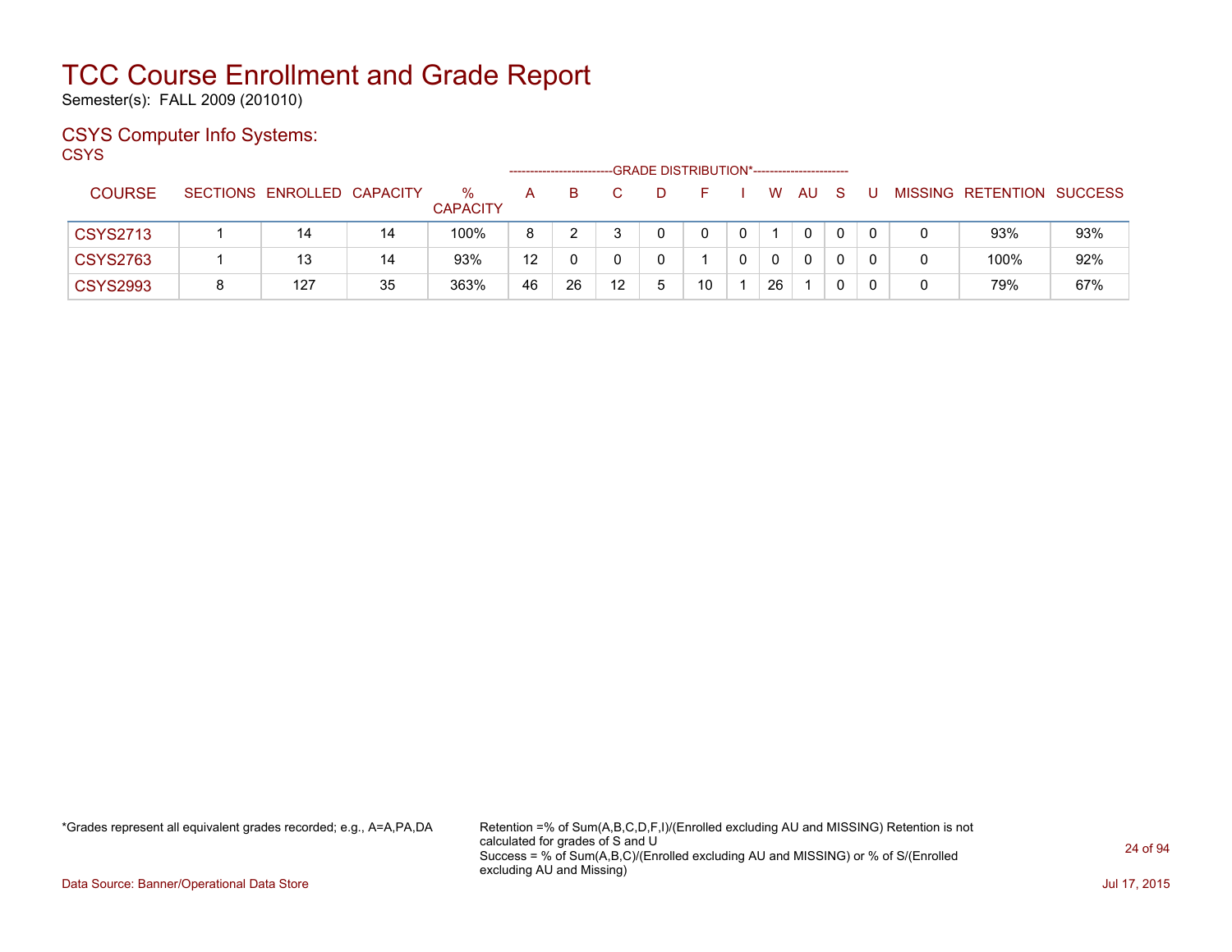# TCC Course Enrollment and Grade Report

Semester(s): FALL 2009 (201010)

## CSYS Computer Info Systems:

CSYS

| COURSE | SECTIONS | ENROLLED | CAPACITY | % CAPACITY | A | B | C | D | F | I | W | AU | S | U | MISSING | RETENTION | SUCCESS |
|---|---|---|---|---|---|---|---|---|---|---|---|---|---|---|---|---|---|
| | | | | | GRADE DISTRIBUTION* | | | | | | | | | | | | |
| CSYS2713 | 1 | 14 | 14 | 100% | 8 | 2 | 3 | 0 | 0 | 0 | 1 | 0 | 0 | 0 | 0 | 93% | 93% |
| CSYS2763 | 1 | 13 | 14 | 93% | 12 | 0 | 0 | 0 | 1 | 0 | 0 | 0 | 0 | 0 | 0 | 100% | 92% |
| CSYS2993 | 8 | 127 | 35 | 363% | 46 | 26 | 12 | 5 | 10 | 1 | 26 | 1 | 0 | 0 | 0 | 79% | 67% |

*Grades represent all equivalent grades recorded; e.g., A=A,PA,DA

Retention =% of Sum(A,B,C,D,F,I)/(Enrolled excluding AU and MISSING) Retention is not calculated for grades of S and U
Success = % of Sum(A,B,C)/(Enrolled excluding AU and MISSING) or % of S/(Enrolled excluding AU and Missing)

Data Source: Banner/Operational Data Store

Jul 17, 2015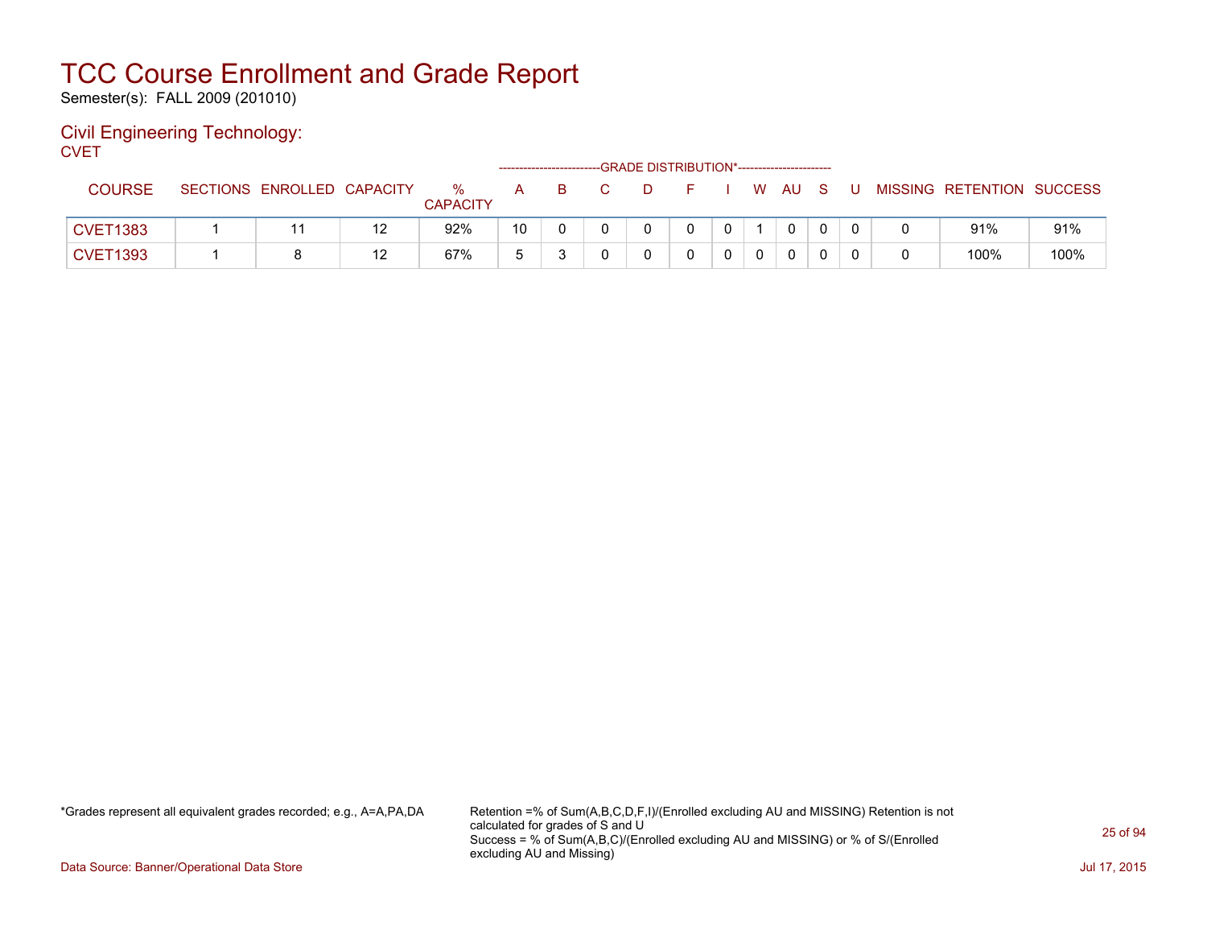# TCC Course Enrollment and Grade Report

Semester(s): FALL 2009 (201010)

## Civil Engineering Technology:

CVET

| COURSE | SECTIONS | ENROLLED | CAPACITY | % CAPACITY | A | B | C | D | F | I | W | AU | S | U | MISSING | RETENTION | SUCCESS |
|---|---|---|---|---|---|---|---|---|---|---|---|---|---|---|---|---|---|
| | | | | | GRADE DISTRIBUTION* | | | | | | | | | | | | |
| CVET1383 | 1 | 11 | 12 | 92% | 10 | 0 | 0 | 0 | 0 | 0 | 1 | 0 | 0 | 0 | 0 | 91% | 91% |
| CVET1393 | 1 | 8 | 12 | 67% | 5 | 3 | 0 | 0 | 0 | 0 | 0 | 0 | 0 | 0 | 0 | 100% | 100% |

*Grades represent all equivalent grades recorded; e.g., A=A,PA,DA

Retention =% of Sum(A,B,C,D,F,I)/(Enrolled excluding AU and MISSING) Retention is not calculated for grades of S and U
Success = % of Sum(A,B,C)/(Enrolled excluding AU and MISSING) or % of S/(Enrolled excluding AU and Missing)

Data Source: Banner/Operational Data Store

Jul 17, 2015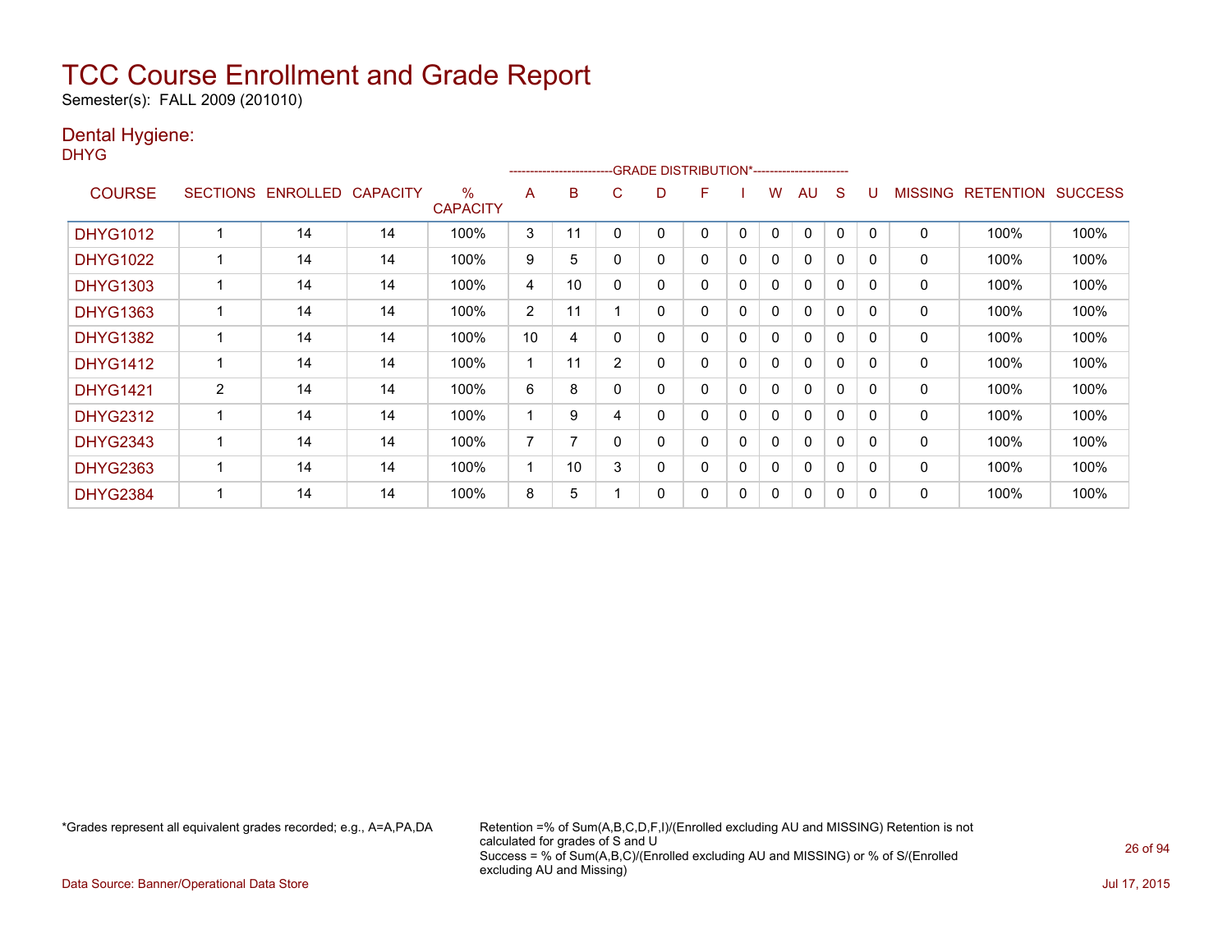# TCC Course Enrollment and Grade Report

Semester(s): FALL 2009 (201010)

## Dental Hygiene:

DHYG

| COURSE | SECTIONS | ENROLLED | CAPACITY | % CAPACITY | A | B | C | D | F | I | W | AU | S | U | MISSING | RETENTION | SUCCESS |
|---|---|---|---|---|---|---|---|---|---|---|---|---|---|---|---|---|---|
| | | | | | GRADE DISTRIBUTION* | | | | | | | | | | | | |
| DHYG1012 | 1 | 14 | 14 | 100% | 3 | 11 | 0 | 0 | 0 | 0 | 0 | 0 | 0 | 0 | 0 | 100% | 100% |
| DHYG1022 | 1 | 14 | 14 | 100% | 9 | 5 | 0 | 0 | 0 | 0 | 0 | 0 | 0 | 0 | 0 | 100% | 100% |
| DHYG1303 | 1 | 14 | 14 | 100% | 4 | 10 | 0 | 0 | 0 | 0 | 0 | 0 | 0 | 0 | 0 | 100% | 100% |
| DHYG1363 | 1 | 14 | 14 | 100% | 2 | 11 | 1 | 0 | 0 | 0 | 0 | 0 | 0 | 0 | 0 | 100% | 100% |
| DHYG1382 | 1 | 14 | 14 | 100% | 10 | 4 | 0 | 0 | 0 | 0 | 0 | 0 | 0 | 0 | 0 | 100% | 100% |
| DHYG1412 | 1 | 14 | 14 | 100% | 1 | 11 | 2 | 0 | 0 | 0 | 0 | 0 | 0 | 0 | 0 | 100% | 100% |
| DHYG1421 | 2 | 14 | 14 | 100% | 6 | 8 | 0 | 0 | 0 | 0 | 0 | 0 | 0 | 0 | 0 | 100% | 100% |
| DHYG2312 | 1 | 14 | 14 | 100% | 1 | 9 | 4 | 0 | 0 | 0 | 0 | 0 | 0 | 0 | 0 | 100% | 100% |
| DHYG2343 | 1 | 14 | 14 | 100% | 7 | 7 | 0 | 0 | 0 | 0 | 0 | 0 | 0 | 0 | 0 | 100% | 100% |
| DHYG2363 | 1 | 14 | 14 | 100% | 1 | 10 | 3 | 0 | 0 | 0 | 0 | 0 | 0 | 0 | 0 | 100% | 100% |
| DHYG2384 | 1 | 14 | 14 | 100% | 8 | 5 | 1 | 0 | 0 | 0 | 0 | 0 | 0 | 0 | 0 | 100% | 100% |

*Grades represent all equivalent grades recorded; e.g., A=A,PA,DA

Retention =% of Sum(A,B,C,D,F,I)/(Enrolled excluding AU and MISSING) Retention is not calculated for grades of S and U
Success = % of Sum(A,B,C)/(Enrolled excluding AU and MISSING) or % of S/(Enrolled excluding AU and Missing)

Data Source: Banner/Operational Data Store

Jul 17, 2015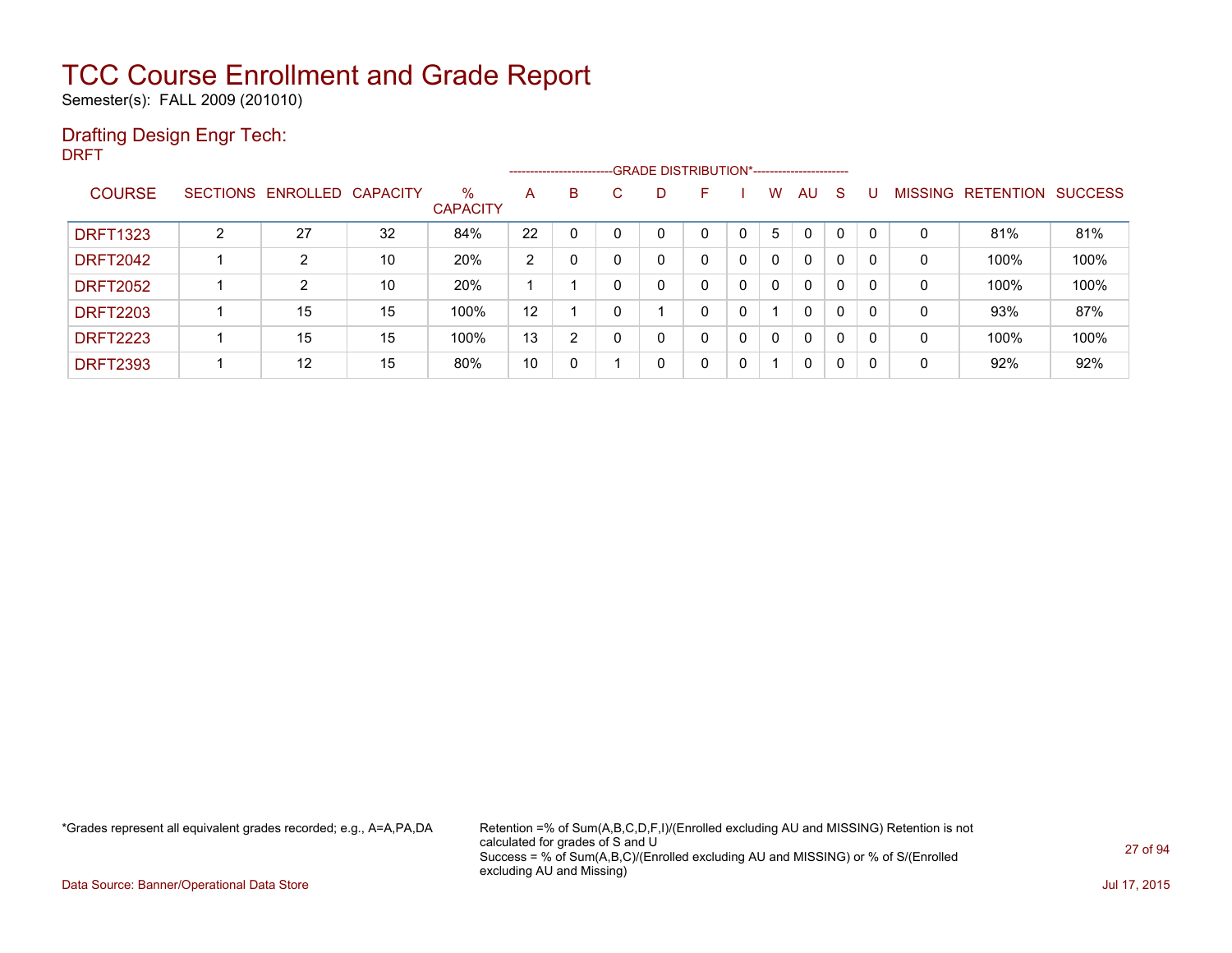# TCC Course Enrollment and Grade Report

Semester(s): FALL 2009 (201010)

## Drafting Design Engr Tech:

DRFT

| COURSE | SECTIONS | ENROLLED | CAPACITY | % CAPACITY | A | B | C | D | F | I | W | AU | S | U | MISSING | RETENTION | SUCCESS |
|---|---|---|---|---|---|---|---|---|---|---|---|---|---|---|---|---|---|
| | | | | | GRADE DISTRIBUTION* | | | | | | | | | | | | |
| DRFT1323 | 2 | 27 | 32 | 84% | 22 | 0 | 0 | 0 | 0 | 0 | 5 | 0 | 0 | 0 | 0 | 81% | 81% |
| DRFT2042 | 1 | 2 | 10 | 20% | 2 | 0 | 0 | 0 | 0 | 0 | 0 | 0 | 0 | 0 | 0 | 100% | 100% |
| DRFT2052 | 1 | 2 | 10 | 20% | 1 | 1 | 0 | 0 | 0 | 0 | 0 | 0 | 0 | 0 | 0 | 100% | 100% |
| DRFT2203 | 1 | 15 | 15 | 100% | 12 | 1 | 0 | 1 | 0 | 0 | 1 | 0 | 0 | 0 | 0 | 93% | 87% |
| DRFT2223 | 1 | 15 | 15 | 100% | 13 | 2 | 0 | 0 | 0 | 0 | 0 | 0 | 0 | 0 | 0 | 100% | 100% |
| DRFT2393 | 1 | 12 | 15 | 80% | 10 | 0 | 1 | 0 | 0 | 0 | 1 | 0 | 0 | 0 | 0 | 92% | 92% |

*Grades represent all equivalent grades recorded; e.g., A=A,PA,DA

Retention =% of Sum(A,B,C,D,F,I)/(Enrolled excluding AU and MISSING) Retention is not calculated for grades of S and U
Success = % of Sum(A,B,C)/(Enrolled excluding AU and MISSING) or % of S/(Enrolled excluding AU and Missing)

Data Source: Banner/Operational Data Store

Jul 17, 2015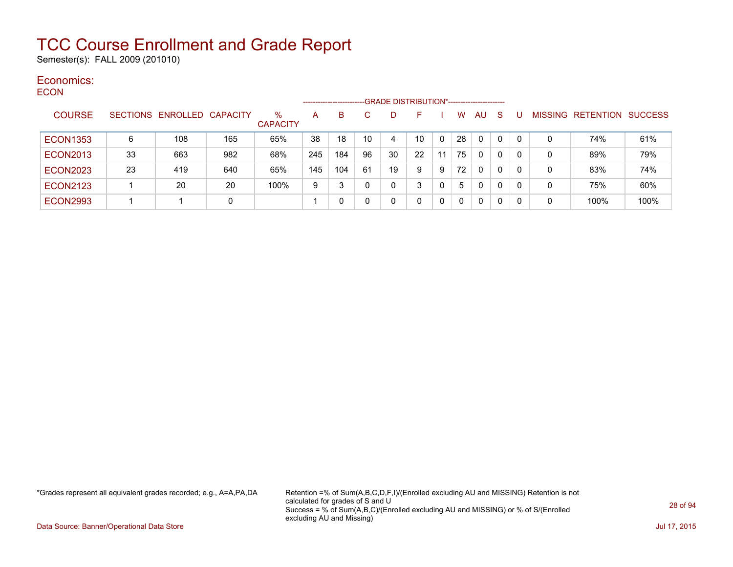# TCC Course Enrollment and Grade Report

Semester(s): FALL 2009 (201010)

## Economics:

ECON

| COURSE | SECTIONS | ENROLLED | CAPACITY | % CAPACITY | A | B | C | D | F | I | W | AU | S | U | MISSING | RETENTION | SUCCESS |
|---|---|---|---|---|---|---|---|---|---|---|---|---|---|---|---|---|---|
| | | | | | GRADE DISTRIBUTION* | | | | | | | | | | | | |
| ECON1353 | 6 | 108 | 165 | 65% | 38 | 18 | 10 | 4 | 10 | 0 | 28 | 0 | 0 | 0 | 0 | 74% | 61% |
| ECON2013 | 33 | 663 | 982 | 68% | 245 | 184 | 96 | 30 | 22 | 11 | 75 | 0 | 0 | 0 | 0 | 89% | 79% |
| ECON2023 | 23 | 419 | 640 | 65% | 145 | 104 | 61 | 19 | 9 | 9 | 72 | 0 | 0 | 0 | 0 | 83% | 74% |
| ECON2123 | 1 | 20 | 20 | 100% | 9 | 3 | 0 | 0 | 3 | 0 | 5 | 0 | 0 | 0 | 0 | 75% | 60% |
| ECON2993 | 1 | 1 | 0 | | 1 | 0 | 0 | 0 | 0 | 0 | 0 | 0 | 0 | 0 | 0 | 100% | 100% |

*Grades represent all equivalent grades recorded; e.g., A=A,PA,DA

Retention =% of Sum(A,B,C,D,F,I)/(Enrolled excluding AU and MISSING) Retention is not calculated for grades of S and U
Success = % of Sum(A,B,C)/(Enrolled excluding AU and MISSING) or % of S/(Enrolled excluding AU and Missing)

Data Source: Banner/Operational Data Store

Jul 17, 2015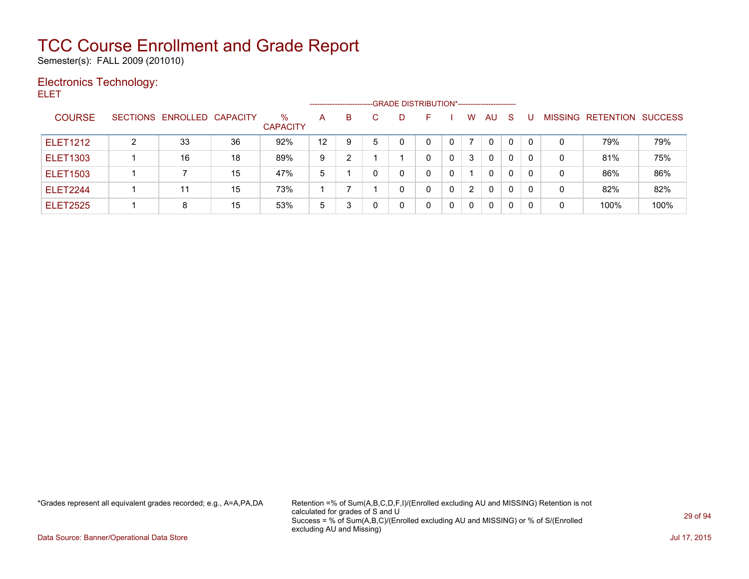# TCC Course Enrollment and Grade Report

Semester(s): FALL 2009 (201010)

## Electronics Technology:

ELET

| COURSE | SECTIONS | ENROLLED | CAPACITY | % CAPACITY | A | B | C | D | F | I | W | AU | S | U | MISSING | RETENTION | SUCCESS |
|---|---|---|---|---|---|---|---|---|---|---|---|---|---|---|---|---|---|
| | | | | | GRADE DISTRIBUTION* | | | | | | | | | | | | |
| ELET1212 | 2 | 33 | 36 | 92% | 12 | 9 | 5 | 0 | 0 | 0 | 7 | 0 | 0 | 0 | 0 | 79% | 79% |
| ELET1303 | 1 | 16 | 18 | 89% | 9 | 2 | 1 | 1 | 0 | 0 | 3 | 0 | 0 | 0 | 0 | 81% | 75% |
| ELET1503 | 1 | 7 | 15 | 47% | 5 | 1 | 0 | 0 | 0 | 0 | 1 | 0 | 0 | 0 | 0 | 86% | 86% |
| ELET2244 | 1 | 11 | 15 | 73% | 1 | 7 | 1 | 0 | 0 | 0 | 2 | 0 | 0 | 0 | 0 | 82% | 82% |
| ELET2525 | 1 | 8 | 15 | 53% | 5 | 3 | 0 | 0 | 0 | 0 | 0 | 0 | 0 | 0 | 0 | 100% | 100% |

*Grades represent all equivalent grades recorded; e.g., A=A,PA,DA

Retention =% of Sum(A,B,C,D,F,I)/(Enrolled excluding AU and MISSING) Retention is not calculated for grades of S and U
Success = % of Sum(A,B,C)/(Enrolled excluding AU and MISSING) or % of S/(Enrolled excluding AU and Missing)

Data Source: Banner/Operational Data Store

Jul 17, 2015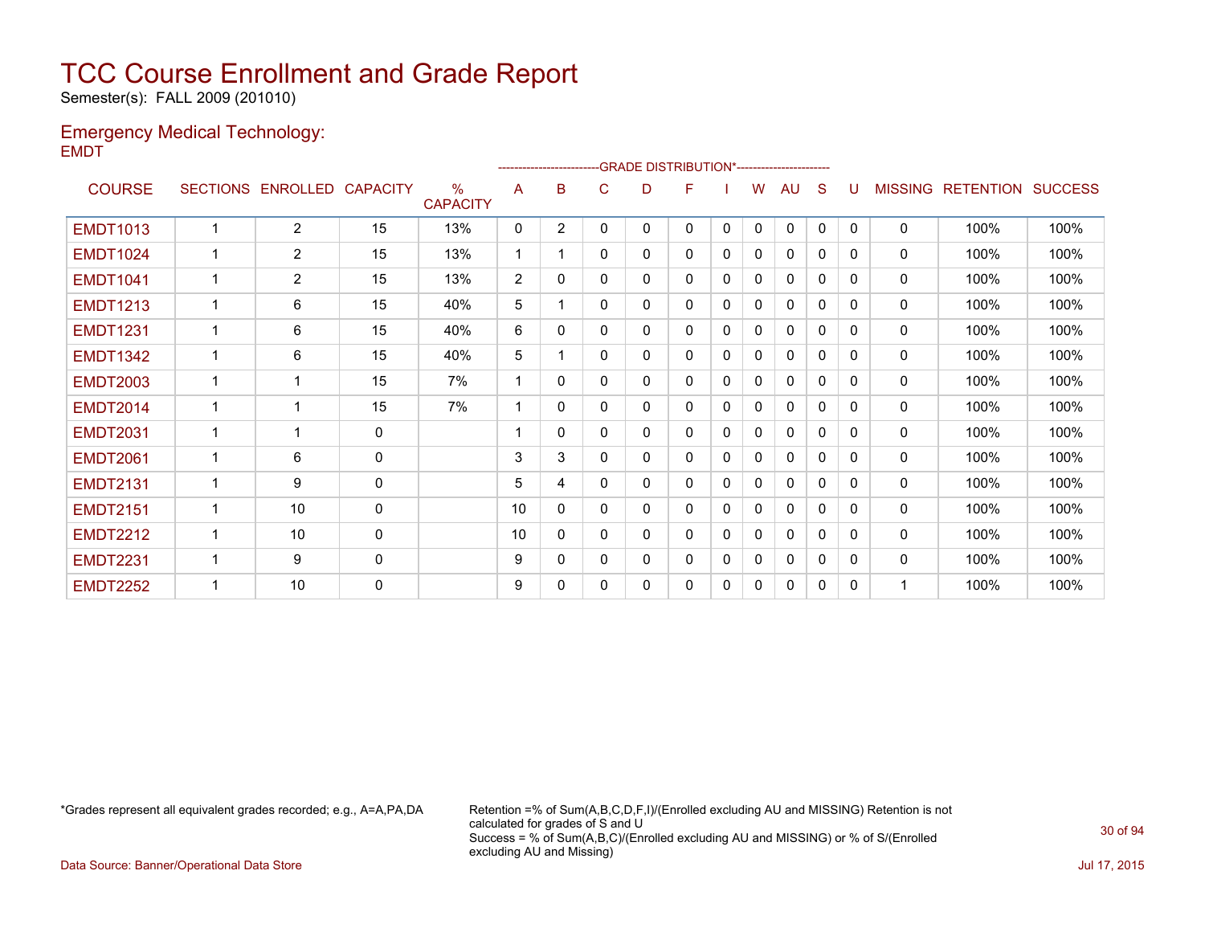# TCC Course Enrollment and Grade Report

Semester(s): FALL 2009 (201010)

## Emergency Medical Technology:

EMDT

| COURSE | SECTIONS | ENROLLED | CAPACITY | % CAPACITY | A | B | C | D | F | I | W | AU | S | U | MISSING | RETENTION | SUCCESS |
|---|---|---|---|---|---|---|---|---|---|---|---|---|---|---|---|---|---|
| | | | | | GRADE DISTRIBUTION* | | | | | | | | | | | | |
| EMDT1013 | 1 | 2 | 15 | 13% | 0 | 2 | 0 | 0 | 0 | 0 | 0 | 0 | 0 | 0 | 0 | 100% | 100% |
| EMDT1024 | 1 | 2 | 15 | 13% | 1 | 1 | 0 | 0 | 0 | 0 | 0 | 0 | 0 | 0 | 0 | 100% | 100% |
| EMDT1041 | 1 | 2 | 15 | 13% | 2 | 0 | 0 | 0 | 0 | 0 | 0 | 0 | 0 | 0 | 0 | 100% | 100% |
| EMDT1213 | 1 | 6 | 15 | 40% | 5 | 1 | 0 | 0 | 0 | 0 | 0 | 0 | 0 | 0 | 0 | 100% | 100% |
| EMDT1231 | 1 | 6 | 15 | 40% | 6 | 0 | 0 | 0 | 0 | 0 | 0 | 0 | 0 | 0 | 0 | 100% | 100% |
| EMDT1342 | 1 | 6 | 15 | 40% | 5 | 1 | 0 | 0 | 0 | 0 | 0 | 0 | 0 | 0 | 0 | 100% | 100% |
| EMDT2003 | 1 | 1 | 15 | 7% | 1 | 0 | 0 | 0 | 0 | 0 | 0 | 0 | 0 | 0 | 0 | 100% | 100% |
| EMDT2014 | 1 | 1 | 15 | 7% | 1 | 0 | 0 | 0 | 0 | 0 | 0 | 0 | 0 | 0 | 0 | 100% | 100% |
| EMDT2031 | 1 | 1 | 0 | | 1 | 0 | 0 | 0 | 0 | 0 | 0 | 0 | 0 | 0 | 0 | 100% | 100% |
| EMDT2061 | 1 | 6 | 0 | | 3 | 3 | 0 | 0 | 0 | 0 | 0 | 0 | 0 | 0 | 0 | 100% | 100% |
| EMDT2131 | 1 | 9 | 0 | | 5 | 4 | 0 | 0 | 0 | 0 | 0 | 0 | 0 | 0 | 0 | 100% | 100% |
| EMDT2151 | 1 | 10 | 0 | | 10 | 0 | 0 | 0 | 0 | 0 | 0 | 0 | 0 | 0 | 0 | 100% | 100% |
| EMDT2212 | 1 | 10 | 0 | | 10 | 0 | 0 | 0 | 0 | 0 | 0 | 0 | 0 | 0 | 0 | 100% | 100% |
| EMDT2231 | 1 | 9 | 0 | | 9 | 0 | 0 | 0 | 0 | 0 | 0 | 0 | 0 | 0 | 0 | 100% | 100% |
| EMDT2252 | 1 | 10 | 0 | | 9 | 0 | 0 | 0 | 0 | 0 | 0 | 0 | 0 | 0 | 1 | 100% | 100% |

*Grades represent all equivalent grades recorded; e.g., A=A,PA,DA

Retention =% of Sum(A,B,C,D,F,I)/(Enrolled excluding AU and MISSING) Retention is not calculated for grades of S and U
Success = % of Sum(A,B,C)/(Enrolled excluding AU and MISSING) or % of S/(Enrolled excluding AU and Missing)

Data Source: Banner/Operational Data Store

Jul 17, 2015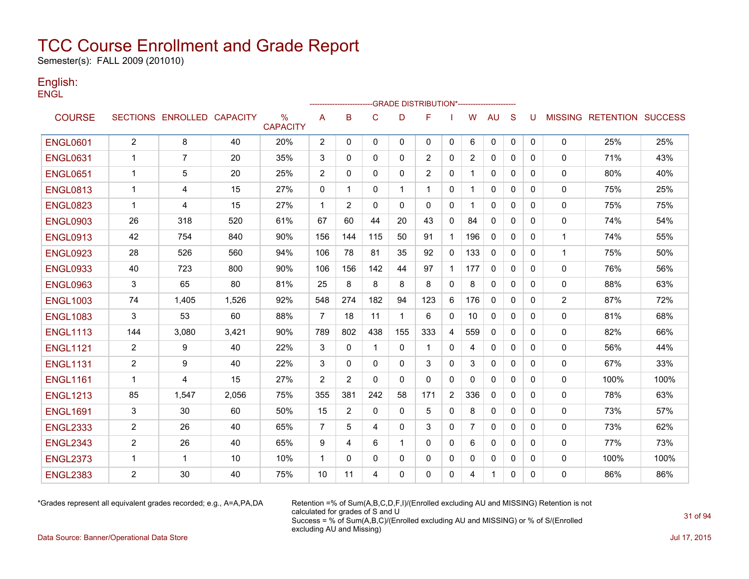# TCC Course Enrollment and Grade Report

Semester(s): FALL 2009 (201010)

## English:

ENGL

| COURSE | SECTIONS | ENROLLED | CAPACITY | % CAPACITY | A | B | C | D | F | I | W | AU | S | U | MISSING | RETENTION | SUCCESS |
|---|---|---|---|---|---|---|---|---|---|---|---|---|---|---|---|---|---|
| | | | | | GRADE DISTRIBUTION* | | | | | | | | | | | | |
| ENGL0601 | 2 | 8 | 40 | 20% | 2 | 0 | 0 | 0 | 0 | 0 | 6 | 0 | 0 | 0 | 0 | 25% | 25% |
| ENGL0631 | 1 | 7 | 20 | 35% | 3 | 0 | 0 | 0 | 2 | 0 | 2 | 0 | 0 | 0 | 0 | 71% | 43% |
| ENGL0651 | 1 | 5 | 20 | 25% | 2 | 0 | 0 | 0 | 2 | 0 | 1 | 0 | 0 | 0 | 0 | 80% | 40% |
| ENGL0813 | 1 | 4 | 15 | 27% | 0 | 1 | 0 | 1 | 1 | 0 | 1 | 0 | 0 | 0 | 0 | 75% | 25% |
| ENGL0823 | 1 | 4 | 15 | 27% | 1 | 2 | 0 | 0 | 0 | 0 | 1 | 0 | 0 | 0 | 0 | 75% | 75% |
| ENGL0903 | 26 | 318 | 520 | 61% | 67 | 60 | 44 | 20 | 43 | 0 | 84 | 0 | 0 | 0 | 0 | 74% | 54% |
| ENGL0913 | 42 | 754 | 840 | 90% | 156 | 144 | 115 | 50 | 91 | 1 | 196 | 0 | 0 | 0 | 1 | 74% | 55% |
| ENGL0923 | 28 | 526 | 560 | 94% | 106 | 78 | 81 | 35 | 92 | 0 | 133 | 0 | 0 | 0 | 1 | 75% | 50% |
| ENGL0933 | 40 | 723 | 800 | 90% | 106 | 156 | 142 | 44 | 97 | 1 | 177 | 0 | 0 | 0 | 0 | 76% | 56% |
| ENGL0963 | 3 | 65 | 80 | 81% | 25 | 8 | 8 | 8 | 8 | 0 | 8 | 0 | 0 | 0 | 0 | 88% | 63% |
| ENGL1003 | 74 | 1,405 | 1,526 | 92% | 548 | 274 | 182 | 94 | 123 | 6 | 176 | 0 | 0 | 0 | 2 | 87% | 72% |
| ENGL1083 | 3 | 53 | 60 | 88% | 7 | 18 | 11 | 1 | 6 | 0 | 10 | 0 | 0 | 0 | 0 | 81% | 68% |
| ENGL1113 | 144 | 3,080 | 3,421 | 90% | 789 | 802 | 438 | 155 | 333 | 4 | 559 | 0 | 0 | 0 | 0 | 82% | 66% |
| ENGL1121 | 2 | 9 | 40 | 22% | 3 | 0 | 1 | 0 | 1 | 0 | 4 | 0 | 0 | 0 | 0 | 56% | 44% |
| ENGL1131 | 2 | 9 | 40 | 22% | 3 | 0 | 0 | 0 | 3 | 0 | 3 | 0 | 0 | 0 | 0 | 67% | 33% |
| ENGL1161 | 1 | 4 | 15 | 27% | 2 | 2 | 0 | 0 | 0 | 0 | 0 | 0 | 0 | 0 | 0 | 100% | 100% |
| ENGL1213 | 85 | 1,547 | 2,056 | 75% | 355 | 381 | 242 | 58 | 171 | 2 | 336 | 0 | 0 | 0 | 0 | 78% | 63% |
| ENGL1691 | 3 | 30 | 60 | 50% | 15 | 2 | 0 | 0 | 5 | 0 | 8 | 0 | 0 | 0 | 0 | 73% | 57% |
| ENGL2333 | 2 | 26 | 40 | 65% | 7 | 5 | 4 | 0 | 3 | 0 | 7 | 0 | 0 | 0 | 0 | 73% | 62% |
| ENGL2343 | 2 | 26 | 40 | 65% | 9 | 4 | 6 | 1 | 0 | 0 | 6 | 0 | 0 | 0 | 0 | 77% | 73% |
| ENGL2373 | 1 | 1 | 10 | 10% | 1 | 0 | 0 | 0 | 0 | 0 | 0 | 0 | 0 | 0 | 0 | 100% | 100% |
| ENGL2383 | 2 | 30 | 40 | 75% | 10 | 11 | 4 | 0 | 0 | 0 | 4 | 1 | 0 | 0 | 0 | 86% | 86% |

*Grades represent all equivalent grades recorded; e.g., A=A,PA,DA

Retention =% of Sum(A,B,C,D,F,I)/(Enrolled excluding AU and MISSING) Retention is not calculated for grades of S and U

Success = % of Sum(A,B,C)/(Enrolled excluding AU and MISSING) or % of S/(Enrolled excluding AU and Missing)

Data Source: Banner/Operational Data Store

Jul 17, 2015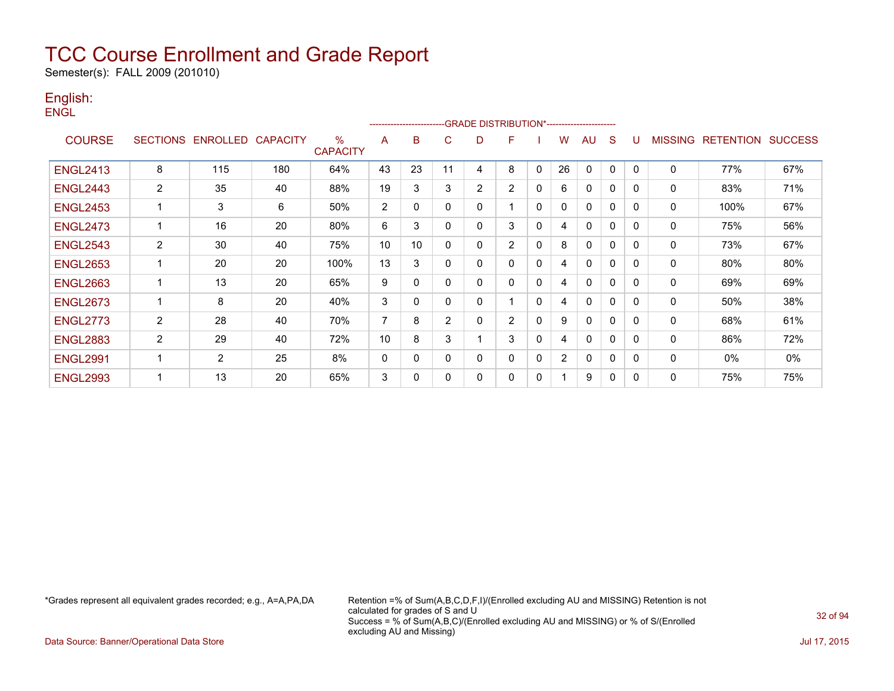# TCC Course Enrollment and Grade Report

Semester(s): FALL 2009 (201010)

## English:

ENGL

| COURSE | SECTIONS | ENROLLED | CAPACITY | % CAPACITY | A | B | C | D | F | I | W | AU | S | U | MISSING | RETENTION | SUCCESS |
|---|---|---|---|---|---|---|---|---|---|---|---|---|---|---|---|---|---|
| ENGL2413 | 8 | 115 | 180 | 64% | 43 | 23 | 11 | 4 | 8 | 0 | 26 | 0 | 0 | 0 | 0 | 77% | 67% |
| ENGL2443 | 2 | 35 | 40 | 88% | 19 | 3 | 3 | 2 | 2 | 0 | 6 | 0 | 0 | 0 | 0 | 83% | 71% |
| ENGL2453 | 1 | 3 | 6 | 50% | 2 | 0 | 0 | 0 | 1 | 0 | 0 | 0 | 0 | 0 | 0 | 100% | 67% |
| ENGL2473 | 1 | 16 | 20 | 80% | 6 | 3 | 0 | 0 | 3 | 0 | 4 | 0 | 0 | 0 | 0 | 75% | 56% |
| ENGL2543 | 2 | 30 | 40 | 75% | 10 | 10 | 0 | 0 | 2 | 0 | 8 | 0 | 0 | 0 | 0 | 73% | 67% |
| ENGL2653 | 1 | 20 | 20 | 100% | 13 | 3 | 0 | 0 | 0 | 0 | 4 | 0 | 0 | 0 | 0 | 80% | 80% |
| ENGL2663 | 1 | 13 | 20 | 65% | 9 | 0 | 0 | 0 | 0 | 0 | 4 | 0 | 0 | 0 | 0 | 69% | 69% |
| ENGL2673 | 1 | 8 | 20 | 40% | 3 | 0 | 0 | 0 | 1 | 0 | 4 | 0 | 0 | 0 | 0 | 50% | 38% |
| ENGL2773 | 2 | 28 | 40 | 70% | 7 | 8 | 2 | 0 | 2 | 0 | 9 | 0 | 0 | 0 | 0 | 68% | 61% |
| ENGL2883 | 2 | 29 | 40 | 72% | 10 | 8 | 3 | 1 | 3 | 0 | 4 | 0 | 0 | 0 | 0 | 86% | 72% |
| ENGL2991 | 1 | 2 | 25 | 8% | 0 | 0 | 0 | 0 | 0 | 0 | 2 | 0 | 0 | 0 | 0 | 0% | 0% |
| ENGL2993 | 1 | 13 | 20 | 65% | 3 | 0 | 0 | 0 | 0 | 0 | 1 | 9 | 0 | 0 | 0 | 75% | 75% |

*Grades represent all equivalent grades recorded; e.g., A=A,PA,DA

Retention =% of Sum(A,B,C,D,F,I)/(Enrolled excluding AU and MISSING) Retention is not calculated for grades of S and U
Success = % of Sum(A,B,C)/(Enrolled excluding AU and MISSING) or % of S/(Enrolled excluding AU and Missing)

Data Source: Banner/Operational Data Store

Jul 17, 2015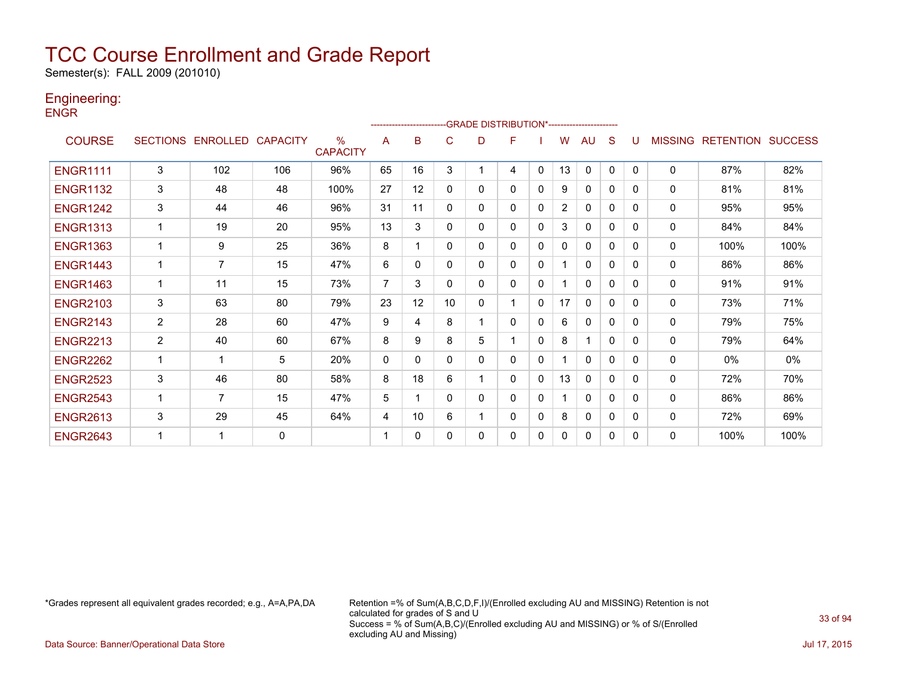# TCC Course Enrollment and Grade Report

Semester(s): FALL 2009 (201010)

## Engineering:

ENGR

| COURSE | SECTIONS | ENROLLED | CAPACITY | % CAPACITY | A | B | C | D | F | I | W | AU | S | U | MISSING | RETENTION | SUCCESS |
|---|---|---|---|---|---|---|---|---|---|---|---|---|---|---|---|---|---|
| | | | | | GRADE DISTRIBUTION* | | | | | | | | | | | | |
| ENGR1111 | 3 | 102 | 106 | 96% | 65 | 16 | 3 | 1 | 4 | 0 | 13 | 0 | 0 | 0 | 0 | 87% | 82% |
| ENGR1132 | 3 | 48 | 48 | 100% | 27 | 12 | 0 | 0 | 0 | 0 | 9 | 0 | 0 | 0 | 0 | 81% | 81% |
| ENGR1242 | 3 | 44 | 46 | 96% | 31 | 11 | 0 | 0 | 0 | 0 | 2 | 0 | 0 | 0 | 0 | 95% | 95% |
| ENGR1313 | 1 | 19 | 20 | 95% | 13 | 3 | 0 | 0 | 0 | 0 | 3 | 0 | 0 | 0 | 0 | 84% | 84% |
| ENGR1363 | 1 | 9 | 25 | 36% | 8 | 1 | 0 | 0 | 0 | 0 | 0 | 0 | 0 | 0 | 0 | 100% | 100% |
| ENGR1443 | 1 | 7 | 15 | 47% | 6 | 0 | 0 | 0 | 0 | 0 | 1 | 0 | 0 | 0 | 0 | 86% | 86% |
| ENGR1463 | 1 | 11 | 15 | 73% | 7 | 3 | 0 | 0 | 0 | 0 | 1 | 0 | 0 | 0 | 0 | 91% | 91% |
| ENGR2103 | 3 | 63 | 80 | 79% | 23 | 12 | 10 | 0 | 1 | 0 | 17 | 0 | 0 | 0 | 0 | 73% | 71% |
| ENGR2143 | 2 | 28 | 60 | 47% | 9 | 4 | 8 | 1 | 0 | 0 | 6 | 0 | 0 | 0 | 0 | 79% | 75% |
| ENGR2213 | 2 | 40 | 60 | 67% | 8 | 9 | 8 | 5 | 1 | 0 | 8 | 1 | 0 | 0 | 0 | 79% | 64% |
| ENGR2262 | 1 | 1 | 5 | 20% | 0 | 0 | 0 | 0 | 0 | 0 | 1 | 0 | 0 | 0 | 0 | 0% | 0% |
| ENGR2523 | 3 | 46 | 80 | 58% | 8 | 18 | 6 | 1 | 0 | 0 | 13 | 0 | 0 | 0 | 0 | 72% | 70% |
| ENGR2543 | 1 | 7 | 15 | 47% | 5 | 1 | 0 | 0 | 0 | 0 | 1 | 0 | 0 | 0 | 0 | 86% | 86% |
| ENGR2613 | 3 | 29 | 45 | 64% | 4 | 10 | 6 | 1 | 0 | 0 | 8 | 0 | 0 | 0 | 0 | 72% | 69% |
| ENGR2643 | 1 | 1 | 0 | | 1 | 0 | 0 | 0 | 0 | 0 | 0 | 0 | 0 | 0 | 0 | 100% | 100% |

*Grades represent all equivalent grades recorded; e.g., A=A,PA,DA

Retention =% of Sum(A,B,C,D,F,I)/(Enrolled excluding AU and MISSING) Retention is not calculated for grades of S and U
Success = % of Sum(A,B,C)/(Enrolled excluding AU and MISSING) or % of S/(Enrolled excluding AU and Missing)

Data Source: Banner/Operational Data Store

Jul 17, 2015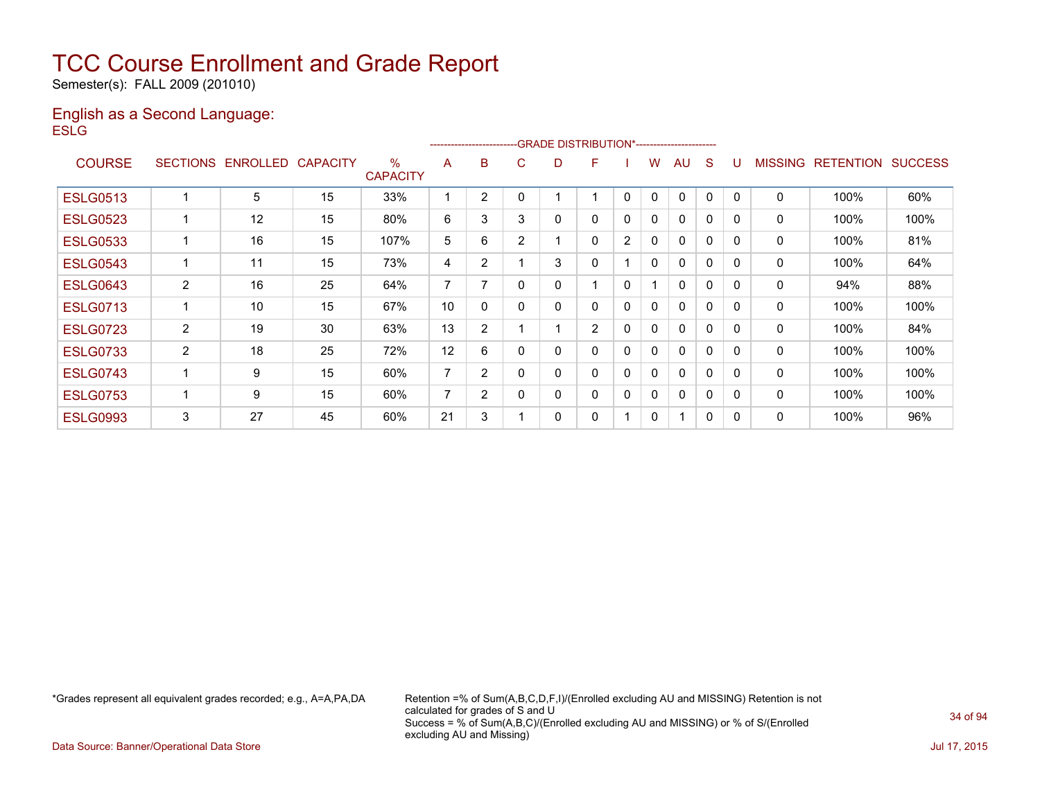# TCC Course Enrollment and Grade Report

Semester(s): FALL 2009 (201010)

## English as a Second Language:

ESLG

| COURSE | SECTIONS | ENROLLED | CAPACITY | % CAPACITY | A | B | C | D | F | I | W | AU | S | U | MISSING | RETENTION | SUCCESS |
|---|---|---|---|---|---|---|---|---|---|---|---|---|---|---|---|---|---|
| | | | | | GRADE DISTRIBUTION* | | | | | | | | | | | | |
| ESLG0513 | 1 | 5 | 15 | 33% | 1 | 2 | 0 | 1 | 1 | 0 | 0 | 0 | 0 | 0 | 0 | 100% | 60% |
| ESLG0523 | 1 | 12 | 15 | 80% | 6 | 3 | 3 | 0 | 0 | 0 | 0 | 0 | 0 | 0 | 0 | 100% | 100% |
| ESLG0533 | 1 | 16 | 15 | 107% | 5 | 6 | 2 | 1 | 0 | 2 | 0 | 0 | 0 | 0 | 0 | 100% | 81% |
| ESLG0543 | 1 | 11 | 15 | 73% | 4 | 2 | 1 | 3 | 0 | 1 | 0 | 0 | 0 | 0 | 0 | 100% | 64% |
| ESLG0643 | 2 | 16 | 25 | 64% | 7 | 7 | 0 | 0 | 1 | 0 | 1 | 0 | 0 | 0 | 0 | 94% | 88% |
| ESLG0713 | 1 | 10 | 15 | 67% | 10 | 0 | 0 | 0 | 0 | 0 | 0 | 0 | 0 | 0 | 0 | 100% | 100% |
| ESLG0723 | 2 | 19 | 30 | 63% | 13 | 2 | 1 | 1 | 2 | 0 | 0 | 0 | 0 | 0 | 0 | 100% | 84% |
| ESLG0733 | 2 | 18 | 25 | 72% | 12 | 6 | 0 | 0 | 0 | 0 | 0 | 0 | 0 | 0 | 0 | 100% | 100% |
| ESLG0743 | 1 | 9 | 15 | 60% | 7 | 2 | 0 | 0 | 0 | 0 | 0 | 0 | 0 | 0 | 0 | 100% | 100% |
| ESLG0753 | 1 | 9 | 15 | 60% | 7 | 2 | 0 | 0 | 0 | 0 | 0 | 0 | 0 | 0 | 0 | 100% | 100% |
| ESLG0993 | 3 | 27 | 45 | 60% | 21 | 3 | 1 | 0 | 0 | 1 | 0 | 1 | 0 | 0 | 0 | 100% | 96% |

*Grades represent all equivalent grades recorded; e.g., A=A,PA,DA

Retention =% of Sum(A,B,C,D,F,I)/(Enrolled excluding AU and MISSING) Retention is not calculated for grades of S and U
Success = % of Sum(A,B,C)/(Enrolled excluding AU and MISSING) or % of S/(Enrolled excluding AU and Missing)

Data Source: Banner/Operational Data Store

Jul 17, 2015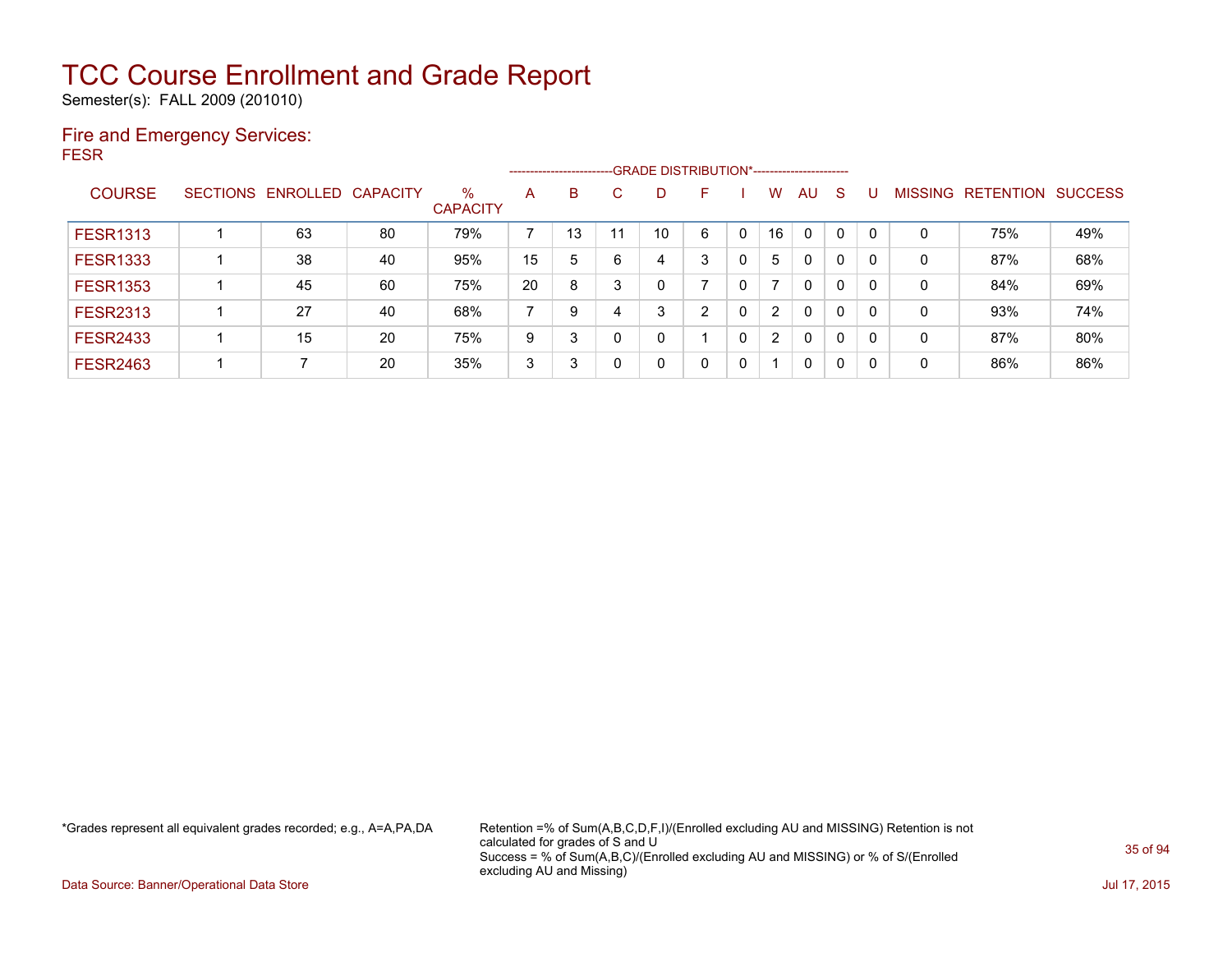# TCC Course Enrollment and Grade Report

Semester(s): FALL 2009 (201010)

## Fire and Emergency Services:

FESR

| COURSE | SECTIONS | ENROLLED | CAPACITY | % CAPACITY | A | B | C | D | F | I | W | AU | S | U | MISSING | RETENTION | SUCCESS |
|---|---|---|---|---|---|---|---|---|---|---|---|---|---|---|---|---|---|
| | | | | | GRADE DISTRIBUTION* | | | | | | | | | | | | |
| FESR1313 | 1 | 63 | 80 | 79% | 7 | 13 | 11 | 10 | 6 | 0 | 16 | 0 | 0 | 0 | 0 | 75% | 49% |
| FESR1333 | 1 | 38 | 40 | 95% | 15 | 5 | 6 | 4 | 3 | 0 | 5 | 0 | 0 | 0 | 0 | 87% | 68% |
| FESR1353 | 1 | 45 | 60 | 75% | 20 | 8 | 3 | 0 | 7 | 0 | 7 | 0 | 0 | 0 | 0 | 84% | 69% |
| FESR2313 | 1 | 27 | 40 | 68% | 7 | 9 | 4 | 3 | 2 | 0 | 2 | 0 | 0 | 0 | 0 | 93% | 74% |
| FESR2433 | 1 | 15 | 20 | 75% | 9 | 3 | 0 | 0 | 1 | 0 | 2 | 0 | 0 | 0 | 0 | 87% | 80% |
| FESR2463 | 1 | 7 | 20 | 35% | 3 | 3 | 0 | 0 | 0 | 0 | 1 | 0 | 0 | 0 | 0 | 86% | 86% |

*Grades represent all equivalent grades recorded; e.g., A=A,PA,DA

Retention =% of Sum(A,B,C,D,F,I)/(Enrolled excluding AU and MISSING) Retention is not calculated for grades of S and U
Success = % of Sum(A,B,C)/(Enrolled excluding AU and MISSING) or % of S/(Enrolled excluding AU and Missing)

Data Source: Banner/Operational Data Store

Jul 17, 2015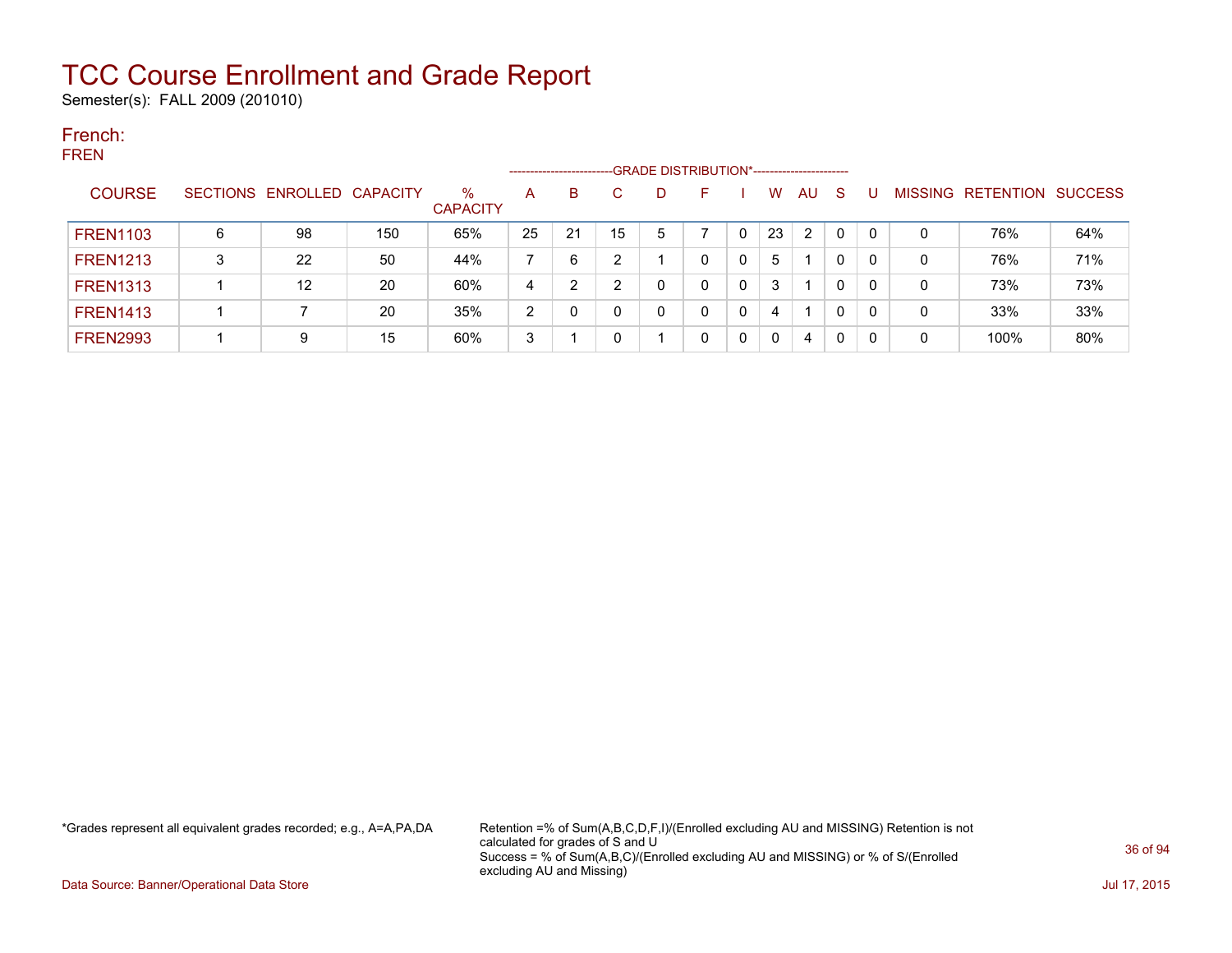# TCC Course Enrollment and Grade Report

Semester(s): FALL 2009 (201010)

## French:

FREN

| COURSE | SECTIONS | ENROLLED | CAPACITY | % CAPACITY | A | B | C | D | F | I | W | AU | S | U | MISSING | RETENTION | SUCCESS |
|---|---|---|---|---|---|---|---|---|---|---|---|---|---|---|---|---|---|
| | | | | | GRADE DISTRIBUTION* | | | | | | | | | | | | |
| FREN1103 | 6 | 98 | 150 | 65% | 25 | 21 | 15 | 5 | 7 | 0 | 23 | 2 | 0 | 0 | 0 | 76% | 64% |
| FREN1213 | 3 | 22 | 50 | 44% | 7 | 6 | 2 | 1 | 0 | 0 | 5 | 1 | 0 | 0 | 0 | 76% | 71% |
| FREN1313 | 1 | 12 | 20 | 60% | 4 | 2 | 2 | 0 | 0 | 0 | 3 | 1 | 0 | 0 | 0 | 73% | 73% |
| FREN1413 | 1 | 7 | 20 | 35% | 2 | 0 | 0 | 0 | 0 | 0 | 4 | 1 | 0 | 0 | 0 | 33% | 33% |
| FREN2993 | 1 | 9 | 15 | 60% | 3 | 1 | 0 | 1 | 0 | 0 | 0 | 4 | 0 | 0 | 0 | 100% | 80% |

*Grades represent all equivalent grades recorded; e.g., A=A,PA,DA

Retention =% of Sum(A,B,C,D,F,I)/(Enrolled excluding AU and MISSING) Retention is not calculated for grades of S and U
Success = % of Sum(A,B,C)/(Enrolled excluding AU and MISSING) or % of S/(Enrolled excluding AU and Missing)

Data Source: Banner/Operational Data Store

Jul 17, 2015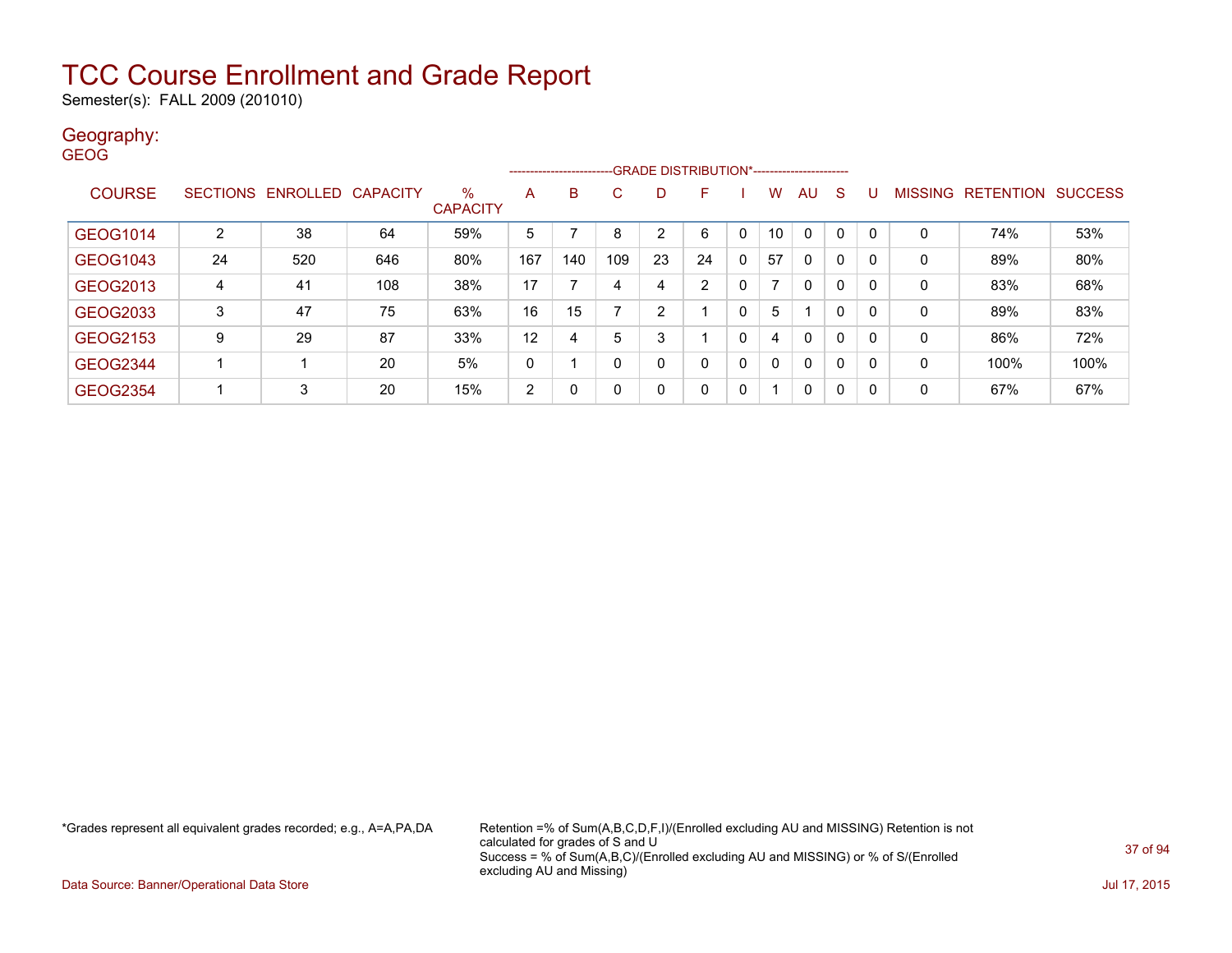# TCC Course Enrollment and Grade Report

Semester(s): FALL 2009 (201010)

## Geography:

GEOG

| COURSE | SECTIONS | ENROLLED | CAPACITY | % CAPACITY | A | B | C | D | F | I | W | AU | S | U | MISSING | RETENTION | SUCCESS |
|---|---|---|---|---|---|---|---|---|---|---|---|---|---|---|---|---|---|
| | | | | | GRADE DISTRIBUTION* | | | | | | | | | | | | |
| GEOG1014 | 2 | 38 | 64 | 59% | 5 | 7 | 8 | 2 | 6 | 0 | 10 | 0 | 0 | 0 | 0 | 74% | 53% |
| GEOG1043 | 24 | 520 | 646 | 80% | 167 | 140 | 109 | 23 | 24 | 0 | 57 | 0 | 0 | 0 | 0 | 89% | 80% |
| GEOG2013 | 4 | 41 | 108 | 38% | 17 | 7 | 4 | 4 | 2 | 0 | 7 | 0 | 0 | 0 | 0 | 83% | 68% |
| GEOG2033 | 3 | 47 | 75 | 63% | 16 | 15 | 7 | 2 | 1 | 0 | 5 | 1 | 0 | 0 | 0 | 89% | 83% |
| GEOG2153 | 9 | 29 | 87 | 33% | 12 | 4 | 5 | 3 | 1 | 0 | 4 | 0 | 0 | 0 | 0 | 86% | 72% |
| GEOG2344 | 1 | 1 | 20 | 5% | 0 | 1 | 0 | 0 | 0 | 0 | 0 | 0 | 0 | 0 | 0 | 100% | 100% |
| GEOG2354 | 1 | 3 | 20 | 15% | 2 | 0 | 0 | 0 | 0 | 0 | 1 | 0 | 0 | 0 | 0 | 67% | 67% |

*Grades represent all equivalent grades recorded; e.g., A=A,PA,DA

Retention =% of Sum(A,B,C,D,F,I)/(Enrolled excluding AU and MISSING) Retention is not calculated for grades of S and U

Success = % of Sum(A,B,C)/(Enrolled excluding AU and MISSING) or % of S/(Enrolled excluding AU and Missing)

Data Source: Banner/Operational Data Store

Jul 17, 2015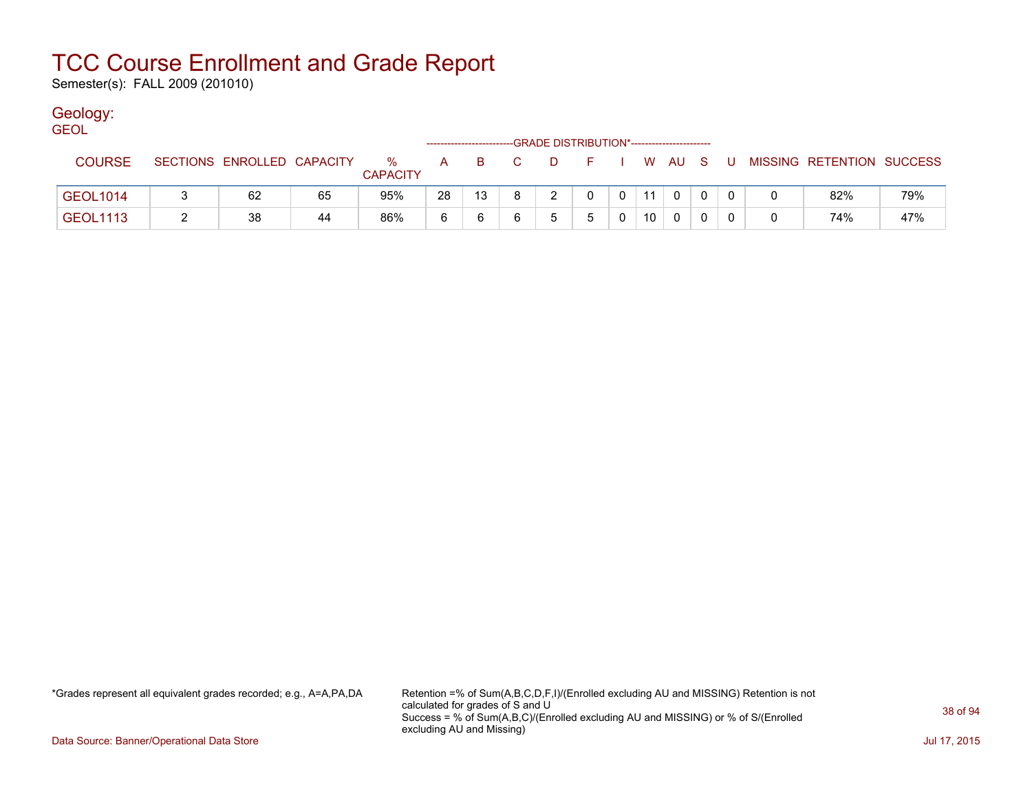# TCC Course Enrollment and Grade Report

Semester(s): FALL 2009 (201010)

## Geology:

GEOL

| COURSE | SECTIONS | ENROLLED | CAPACITY | % CAPACITY | A | B | C | D | F | I | W | AU | S | U | MISSING | RETENTION | SUCCESS |
|---|---|---|---|---|---|---|---|---|---|---|---|---|---|---|---|---|---|
| | | | | | GRADE DISTRIBUTION* | | | | | | | | | | | | |
| GEOL1014 | 3 | 62 | 65 | 95% | 28 | 13 | 8 | 2 | 0 | 0 | 11 | 0 | 0 | 0 | 0 | 82% | 79% |
| GEOL1113 | 2 | 38 | 44 | 86% | 6 | 6 | 6 | 5 | 5 | 0 | 10 | 0 | 0 | 0 | 0 | 74% | 47% |

*Grades represent all equivalent grades recorded; e.g., A=A,PA,DA

Retention =% of Sum(A,B,C,D,F,I)/(Enrolled excluding AU and MISSING) Retention is not calculated for grades of S and U
Success = % of Sum(A,B,C)/(Enrolled excluding AU and MISSING) or % of S/(Enrolled excluding AU and Missing)

Data Source: Banner/Operational Data Store

Jul 17, 2015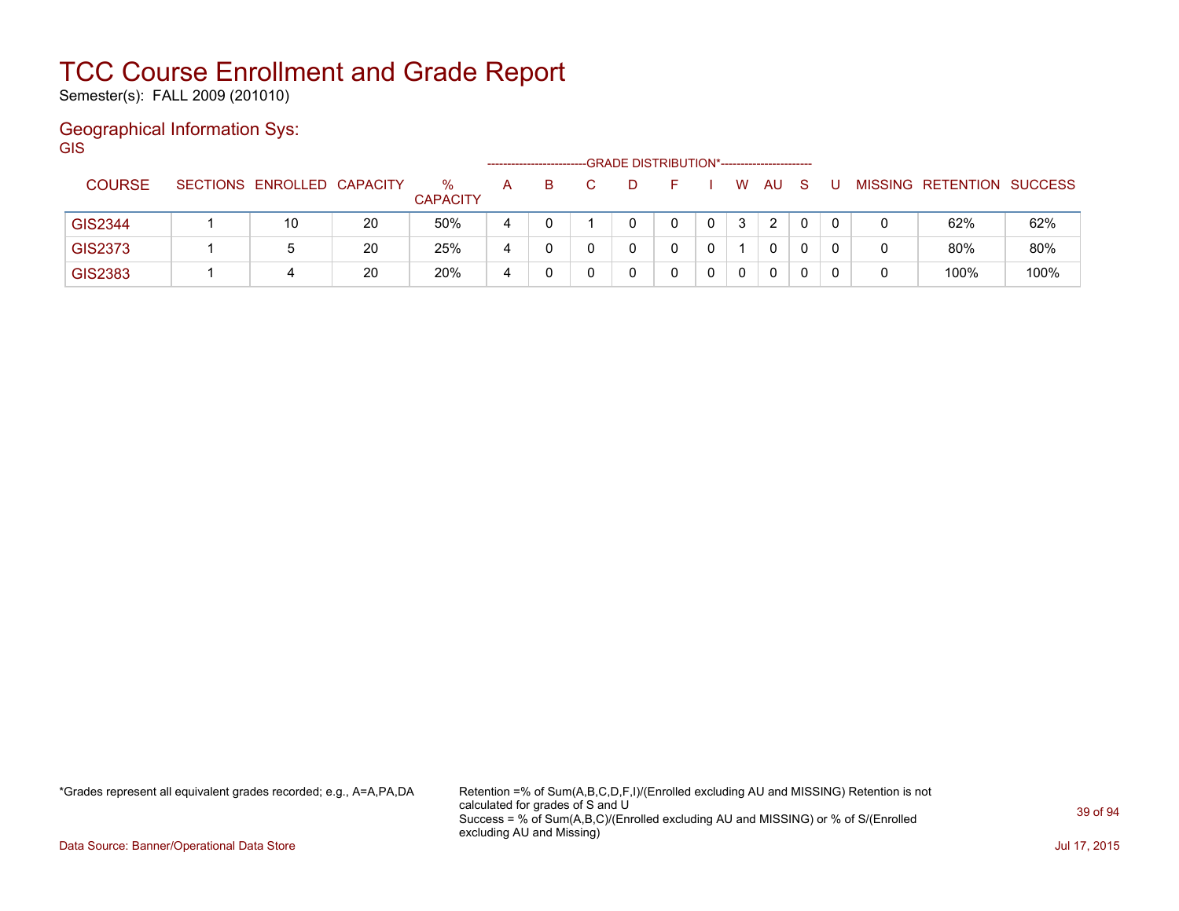# TCC Course Enrollment and Grade Report

Semester(s): FALL 2009 (201010)

## Geographical Information Sys:

GIS

| COURSE | SECTIONS | ENROLLED | CAPACITY | % CAPACITY | A | B | C | D | F | I | W | AU | S | U | MISSING | RETENTION | SUCCESS |
|---|---|---|---|---|---|---|---|---|---|---|---|---|---|---|---|---|---|
| | | | | | GRADE DISTRIBUTION* | | | | | | | | | | | | |
| GIS2344 | 1 | 10 | 20 | 50% | 4 | 0 | 1 | 0 | 0 | 0 | 3 | 2 | 0 | 0 | 0 | 62% | 62% |
| GIS2373 | 1 | 5 | 20 | 25% | 4 | 0 | 0 | 0 | 0 | 0 | 1 | 0 | 0 | 0 | 0 | 80% | 80% |
| GIS2383 | 1 | 4 | 20 | 20% | 4 | 0 | 0 | 0 | 0 | 0 | 0 | 0 | 0 | 0 | 0 | 100% | 100% |

*Grades represent all equivalent grades recorded; e.g., A=A,PA,DA

Retention =% of Sum(A,B,C,D,F,I)/(Enrolled excluding AU and MISSING) Retention is not calculated for grades of S and U
Success = % of Sum(A,B,C)/(Enrolled excluding AU and MISSING) or % of S/(Enrolled excluding AU and Missing)

Data Source: Banner/Operational Data Store

Jul 17, 2015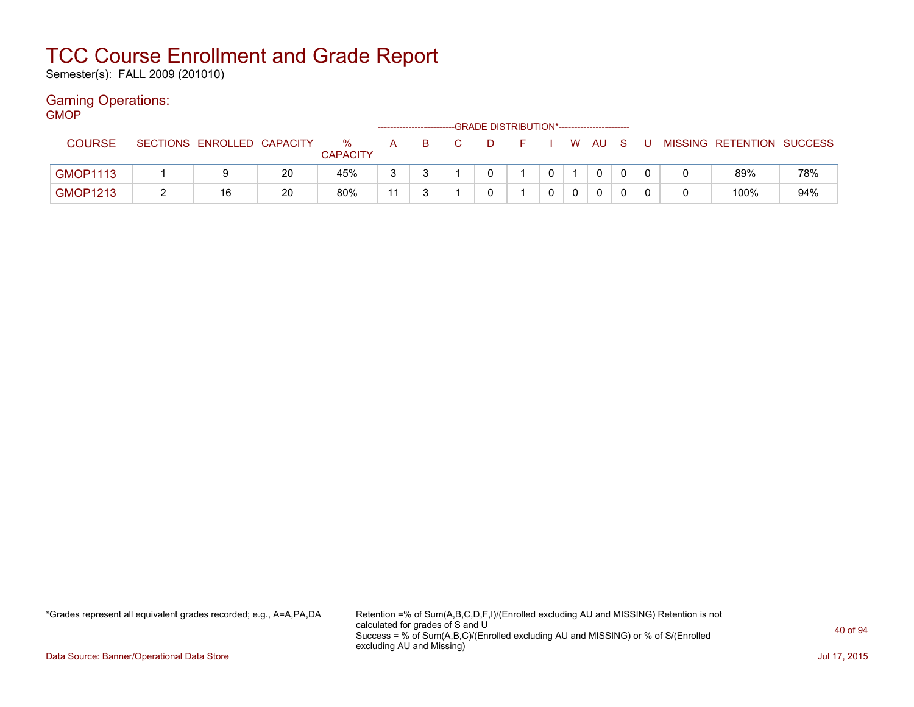# TCC Course Enrollment and Grade Report

Semester(s): FALL 2009 (201010)

## Gaming Operations:

GMOP

| COURSE | SECTIONS | ENROLLED | CAPACITY | % CAPACITY | GRADE DISTRIBUTION* A | B | C | D | F | I | W | AU | S | U | MISSING | RETENTION | SUCCESS |
|---|---|---|---|---|---|---|---|---|---|---|---|---|---|---|---|---|---|
| GMOP1113 | 1 | 9 | 20 | 45% | 3 | 3 | 1 | 0 | 1 | 0 | 1 | 0 | 0 | 0 | 0 | 89% | 78% |
| GMOP1213 | 2 | 16 | 20 | 80% | 11 | 3 | 1 | 0 | 1 | 0 | 0 | 0 | 0 | 0 | 0 | 100% | 94% |

*Grades represent all equivalent grades recorded; e.g., A=A,PA,DA

Retention =% of Sum(A,B,C,D,F,I)/(Enrolled excluding AU and MISSING) Retention is not calculated for grades of S and U
Success = % of Sum(A,B,C)/(Enrolled excluding AU and MISSING) or % of S/(Enrolled excluding AU and Missing)

Data Source: Banner/Operational Data Store

Jul 17, 2015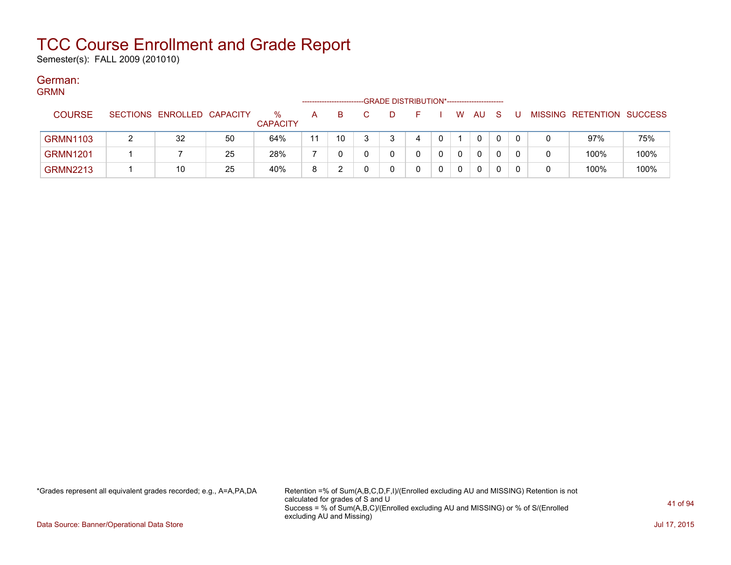# TCC Course Enrollment and Grade Report

Semester(s): FALL 2009 (201010)

## German:

GRMN

| COURSE | SECTIONS | ENROLLED | CAPACITY | % CAPACITY | A | B | C | D | F | I | W | AU | S | U | MISSING | RETENTION | SUCCESS |
|---|---|---|---|---|---|---|---|---|---|---|---|---|---|---|---|---|---|
| | | | | | GRADE DISTRIBUTION* | | | | | | | | | | | | |
| GRMN1103 | 2 | 32 | 50 | 64% | 11 | 10 | 3 | 3 | 4 | 0 | 1 | 0 | 0 | 0 | 0 | 97% | 75% |
| GRMN1201 | 1 | 7 | 25 | 28% | 7 | 0 | 0 | 0 | 0 | 0 | 0 | 0 | 0 | 0 | 0 | 100% | 100% |
| GRMN2213 | 1 | 10 | 25 | 40% | 8 | 2 | 0 | 0 | 0 | 0 | 0 | 0 | 0 | 0 | 0 | 100% | 100% |

*Grades represent all equivalent grades recorded; e.g., A=A,PA,DA

Retention =% of Sum(A,B,C,D,F,I)/(Enrolled excluding AU and MISSING) Retention is not calculated for grades of S and U
Success = % of Sum(A,B,C)/(Enrolled excluding AU and MISSING) or % of S/(Enrolled excluding AU and Missing)

Data Source: Banner/Operational Data Store

Jul 17, 2015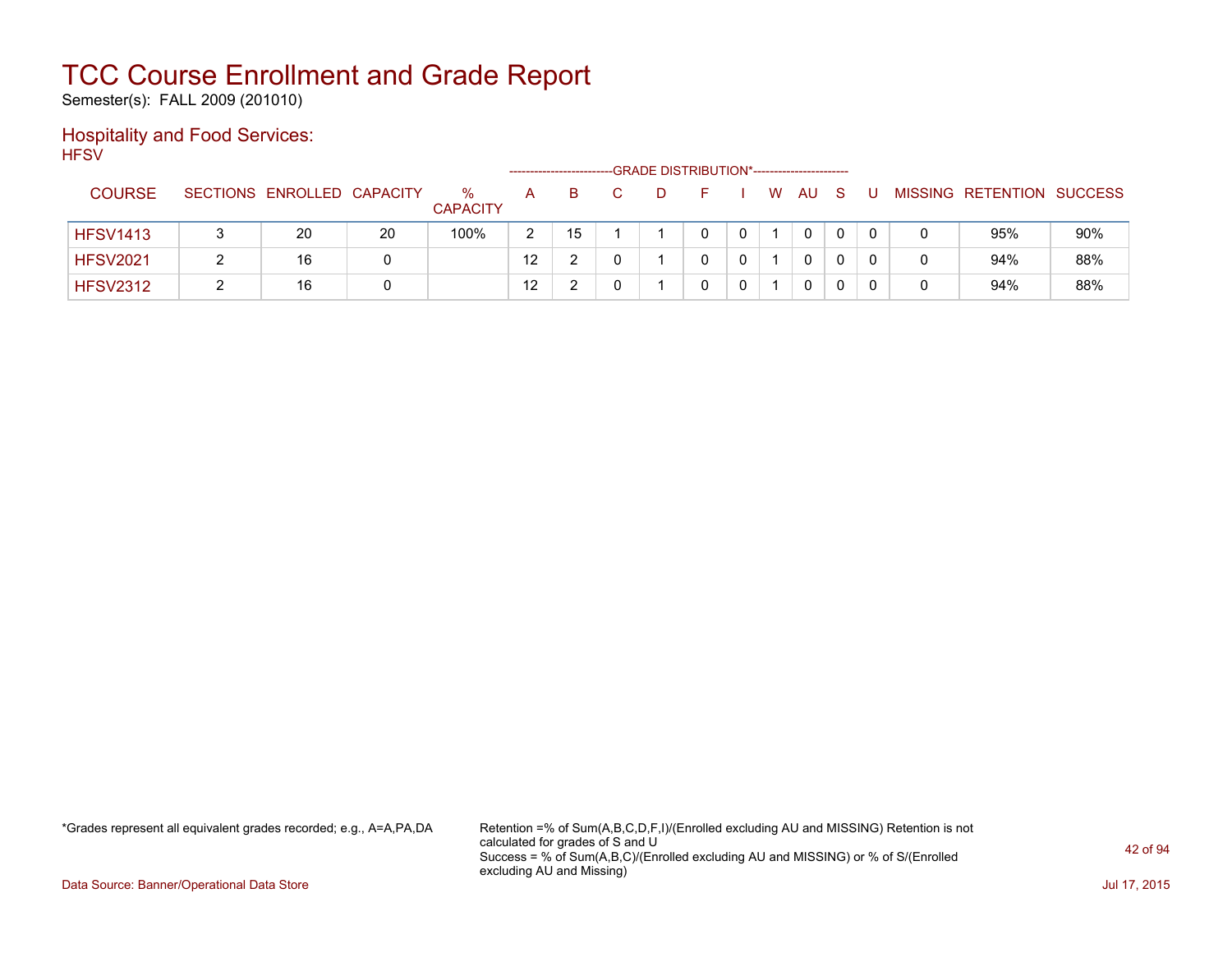# TCC Course Enrollment and Grade Report

Semester(s): FALL 2009 (201010)

## Hospitality and Food Services:

### HFSV

| COURSE | SECTIONS | ENROLLED | CAPACITY | % CAPACITY | A | B | C | D | F | I | W | AU | S | U | MISSING | RETENTION | SUCCESS |
|---|---|---|---|---|---|---|---|---|---|---|---|---|---|---|---|---|---|
| | | | | | GRADE DISTRIBUTION* | | | | | | | | | | | | |
| HFSV1413 | 3 | 20 | 20 | 100% | 2 | 15 | 1 | 1 | 0 | 0 | 1 | 0 | 0 | 0 | 0 | 95% | 90% |
| HFSV2021 | 2 | 16 | 0 | | 12 | 2 | 0 | 1 | 0 | 0 | 1 | 0 | 0 | 0 | 0 | 94% | 88% |
| HFSV2312 | 2 | 16 | 0 | | 12 | 2 | 0 | 1 | 0 | 0 | 1 | 0 | 0 | 0 | 0 | 94% | 88% |

*Grades represent all equivalent grades recorded; e.g., A=A,PA,DA

Retention =% of Sum(A,B,C,D,F,I)/(Enrolled excluding AU and MISSING) Retention is not calculated for grades of S and U

Success = % of Sum(A,B,C)/(Enrolled excluding AU and MISSING) or % of S/(Enrolled excluding AU and Missing)

Data Source: Banner/Operational Data Store

Jul 17, 2015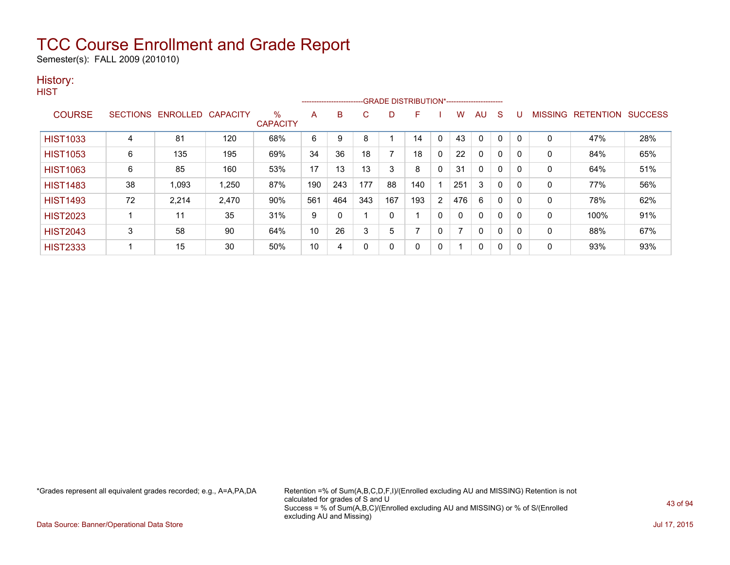# TCC Course Enrollment and Grade Report

Semester(s): FALL 2009 (201010)

## History:

HIST

| COURSE | SECTIONS | ENROLLED | CAPACITY | % CAPACITY | A | B | C | D | F | I | W | AU | S | U | MISSING | RETENTION | SUCCESS |
|---|---|---|---|---|---|---|---|---|---|---|---|---|---|---|---|---|---|
| | | | | | GRADE DISTRIBUTION* | | | | | | | | | | | | |
| HIST1033 | 4 | 81 | 120 | 68% | 6 | 9 | 8 | 1 | 14 | 0 | 43 | 0 | 0 | 0 | 0 | 47% | 28% |
| HIST1053 | 6 | 135 | 195 | 69% | 34 | 36 | 18 | 7 | 18 | 0 | 22 | 0 | 0 | 0 | 0 | 84% | 65% |
| HIST1063 | 6 | 85 | 160 | 53% | 17 | 13 | 13 | 3 | 8 | 0 | 31 | 0 | 0 | 0 | 0 | 64% | 51% |
| HIST1483 | 38 | 1,093 | 1,250 | 87% | 190 | 243 | 177 | 88 | 140 | 1 | 251 | 3 | 0 | 0 | 0 | 77% | 56% |
| HIST1493 | 72 | 2,214 | 2,470 | 90% | 561 | 464 | 343 | 167 | 193 | 2 | 476 | 6 | 0 | 0 | 0 | 78% | 62% |
| HIST2023 | 1 | 11 | 35 | 31% | 9 | 0 | 1 | 0 | 1 | 0 | 0 | 0 | 0 | 0 | 0 | 100% | 91% |
| HIST2043 | 3 | 58 | 90 | 64% | 10 | 26 | 3 | 5 | 7 | 0 | 7 | 0 | 0 | 0 | 0 | 88% | 67% |
| HIST2333 | 1 | 15 | 30 | 50% | 10 | 4 | 0 | 0 | 0 | 0 | 1 | 0 | 0 | 0 | 0 | 93% | 93% |

*Grades represent all equivalent grades recorded; e.g., A=A,PA,DA

Retention =% of Sum(A,B,C,D,F,I)/(Enrolled excluding AU and MISSING) Retention is not calculated for grades of S and U
Success = % of Sum(A,B,C)/(Enrolled excluding AU and MISSING) or % of S/(Enrolled excluding AU and Missing)

Data Source: Banner/Operational Data Store

Jul 17, 2015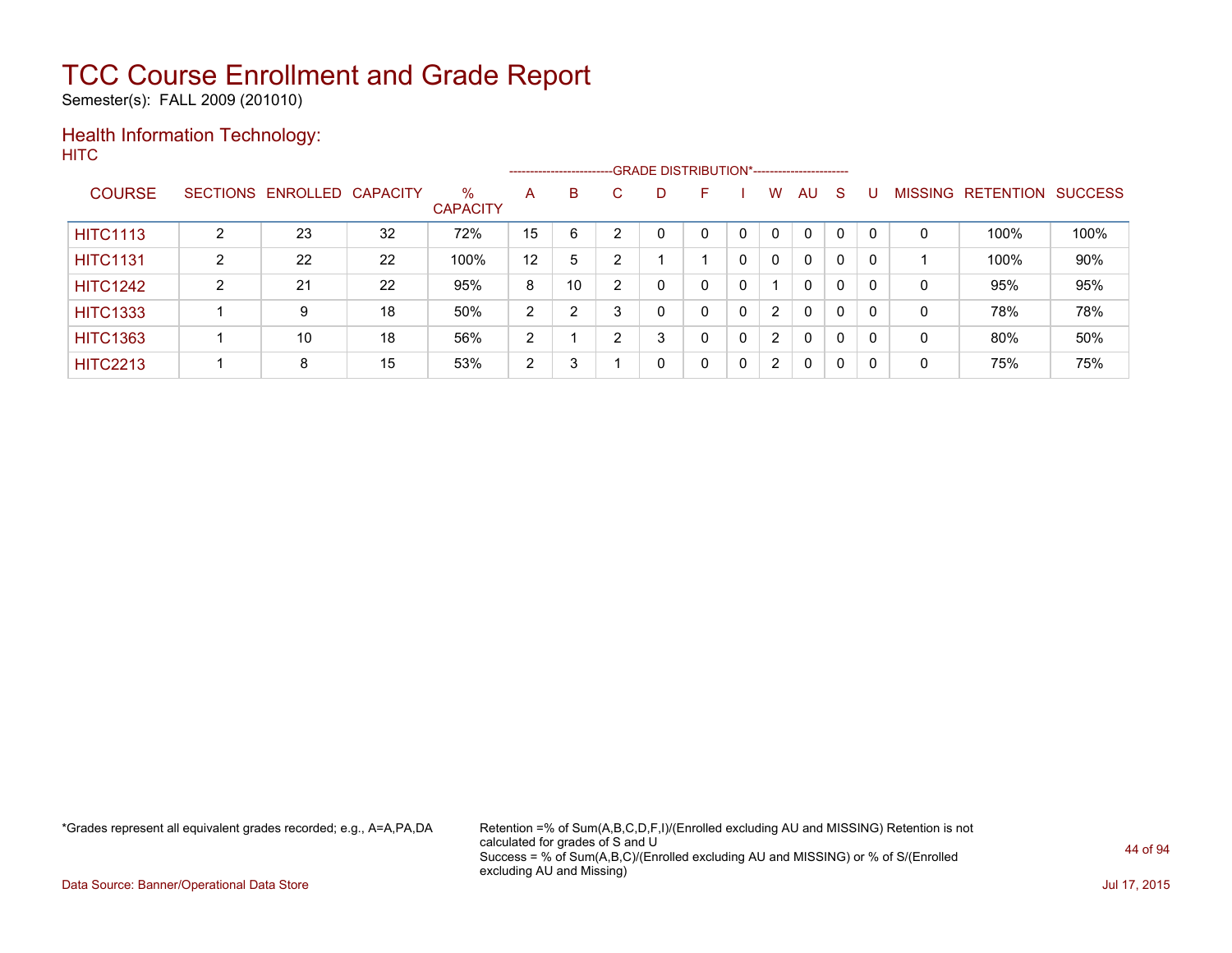# TCC Course Enrollment and Grade Report

Semester(s): FALL 2009 (201010)

## Health Information Technology:

HITC

| COURSE | SECTIONS | ENROLLED | CAPACITY | % CAPACITY | A | B | C | D | F | I | W | AU | S | U | MISSING | RETENTION | SUCCESS |
|---|---|---|---|---|---|---|---|---|---|---|---|---|---|---|---|---|---|
| | | | | | GRADE DISTRIBUTION* | | | | | | | | | | | | |
| HITC1113 | 2 | 23 | 32 | 72% | 15 | 6 | 2 | 0 | 0 | 0 | 0 | 0 | 0 | 0 | 0 | 100% | 100% |
| HITC1131 | 2 | 22 | 22 | 100% | 12 | 5 | 2 | 1 | 1 | 0 | 0 | 0 | 0 | 0 | 1 | 100% | 90% |
| HITC1242 | 2 | 21 | 22 | 95% | 8 | 10 | 2 | 0 | 0 | 0 | 1 | 0 | 0 | 0 | 0 | 95% | 95% |
| HITC1333 | 1 | 9 | 18 | 50% | 2 | 2 | 3 | 0 | 0 | 0 | 2 | 0 | 0 | 0 | 0 | 78% | 78% |
| HITC1363 | 1 | 10 | 18 | 56% | 2 | 1 | 2 | 3 | 0 | 0 | 2 | 0 | 0 | 0 | 0 | 80% | 50% |
| HITC2213 | 1 | 8 | 15 | 53% | 2 | 3 | 1 | 0 | 0 | 0 | 2 | 0 | 0 | 0 | 0 | 75% | 75% |

*Grades represent all equivalent grades recorded; e.g., A=A,PA,DA

Retention =% of Sum(A,B,C,D,F,I)/(Enrolled excluding AU and MISSING) Retention is not calculated for grades of S and U
Success = % of Sum(A,B,C)/(Enrolled excluding AU and MISSING) or % of S/(Enrolled excluding AU and Missing)

Data Source: Banner/Operational Data Store

Jul 17, 2015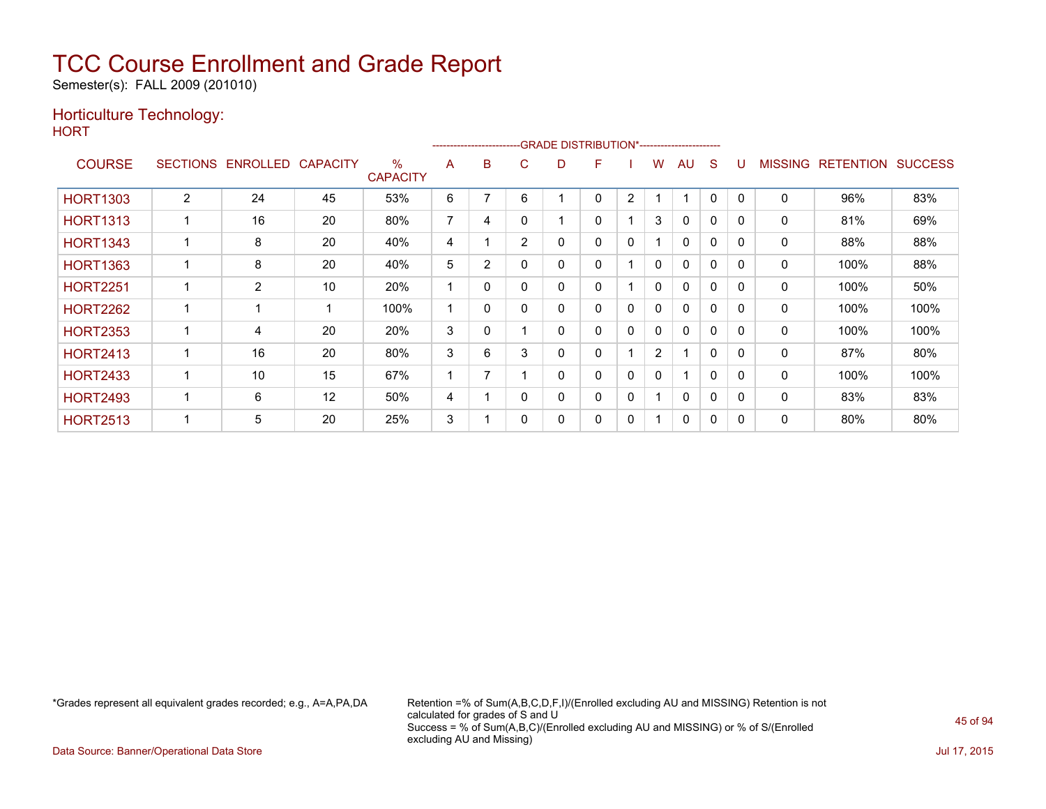# TCC Course Enrollment and Grade Report

Semester(s): FALL 2009 (201010)

## Horticulture Technology:

HORT

| COURSE | SECTIONS | ENROLLED | CAPACITY | % CAPACITY | A | B | C | D | F | I | W | AU | S | U | MISSING | RETENTION | SUCCESS |
|---|---|---|---|---|---|---|---|---|---|---|---|---|---|---|---|---|---|
| | | | | | GRADE DISTRIBUTION* | | | | | | | | | | | | |
| HORT1303 | 2 | 24 | 45 | 53% | 6 | 7 | 6 | 1 | 0 | 2 | 1 | 1 | 0 | 0 | 0 | 96% | 83% |
| HORT1313 | 1 | 16 | 20 | 80% | 7 | 4 | 0 | 1 | 0 | 1 | 3 | 0 | 0 | 0 | 0 | 81% | 69% |
| HORT1343 | 1 | 8 | 20 | 40% | 4 | 1 | 2 | 0 | 0 | 0 | 1 | 0 | 0 | 0 | 0 | 88% | 88% |
| HORT1363 | 1 | 8 | 20 | 40% | 5 | 2 | 0 | 0 | 0 | 1 | 0 | 0 | 0 | 0 | 0 | 100% | 88% |
| HORT2251 | 1 | 2 | 10 | 20% | 1 | 0 | 0 | 0 | 0 | 1 | 0 | 0 | 0 | 0 | 0 | 100% | 50% |
| HORT2262 | 1 | 1 | 1 | 100% | 1 | 0 | 0 | 0 | 0 | 0 | 0 | 0 | 0 | 0 | 0 | 100% | 100% |
| HORT2353 | 1 | 4 | 20 | 20% | 3 | 0 | 1 | 0 | 0 | 0 | 0 | 0 | 0 | 0 | 0 | 100% | 100% |
| HORT2413 | 1 | 16 | 20 | 80% | 3 | 6 | 3 | 0 | 0 | 1 | 2 | 1 | 0 | 0 | 0 | 87% | 80% |
| HORT2433 | 1 | 10 | 15 | 67% | 1 | 7 | 1 | 0 | 0 | 0 | 0 | 1 | 0 | 0 | 0 | 100% | 100% |
| HORT2493 | 1 | 6 | 12 | 50% | 4 | 1 | 0 | 0 | 0 | 0 | 1 | 0 | 0 | 0 | 0 | 83% | 83% |
| HORT2513 | 1 | 5 | 20 | 25% | 3 | 1 | 0 | 0 | 0 | 0 | 1 | 0 | 0 | 0 | 0 | 80% | 80% |

*Grades represent all equivalent grades recorded; e.g., A=A,PA,DA

Retention =% of Sum(A,B,C,D,F,I)/(Enrolled excluding AU and MISSING) Retention is not calculated for grades of S and U

Success = % of Sum(A,B,C)/(Enrolled excluding AU and MISSING) or % of S/(Enrolled excluding AU and Missing)

Data Source: Banner/Operational Data Store

Jul 17, 2015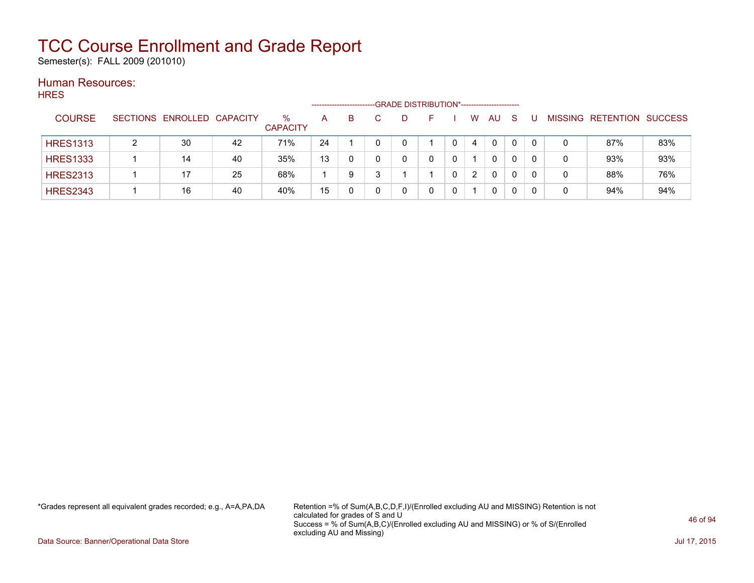# TCC Course Enrollment and Grade Report

Semester(s): FALL 2009 (201010)

## Human Resources:

HRES

| COURSE | SECTIONS | ENROLLED | CAPACITY | % CAPACITY | A | B | C | D | F | I | W | AU | S | U | MISSING | RETENTION | SUCCESS |
|---|---|---|---|---|---|---|---|---|---|---|---|---|---|---|---|---|---|
| | | | | | GRADE DISTRIBUTION* | | | | | | | | | | | | |
| HRES1313 | 2 | 30 | 42 | 71% | 24 | 1 | 0 | 0 | 1 | 0 | 4 | 0 | 0 | 0 | 0 | 87% | 83% |
| HRES1333 | 1 | 14 | 40 | 35% | 13 | 0 | 0 | 0 | 0 | 0 | 1 | 0 | 0 | 0 | 0 | 93% | 93% |
| HRES2313 | 1 | 17 | 25 | 68% | 1 | 9 | 3 | 1 | 1 | 0 | 2 | 0 | 0 | 0 | 0 | 88% | 76% |
| HRES2343 | 1 | 16 | 40 | 40% | 15 | 0 | 0 | 0 | 0 | 0 | 1 | 0 | 0 | 0 | 0 | 94% | 94% |

*Grades represent all equivalent grades recorded; e.g., A=A,PA,DA

Retention =% of Sum(A,B,C,D,F,I)/(Enrolled excluding AU and MISSING) Retention is not calculated for grades of S and U
Success = % of Sum(A,B,C)/(Enrolled excluding AU and MISSING) or % of S/(Enrolled excluding AU and Missing)

Data Source: Banner/Operational Data Store

Jul 17, 2015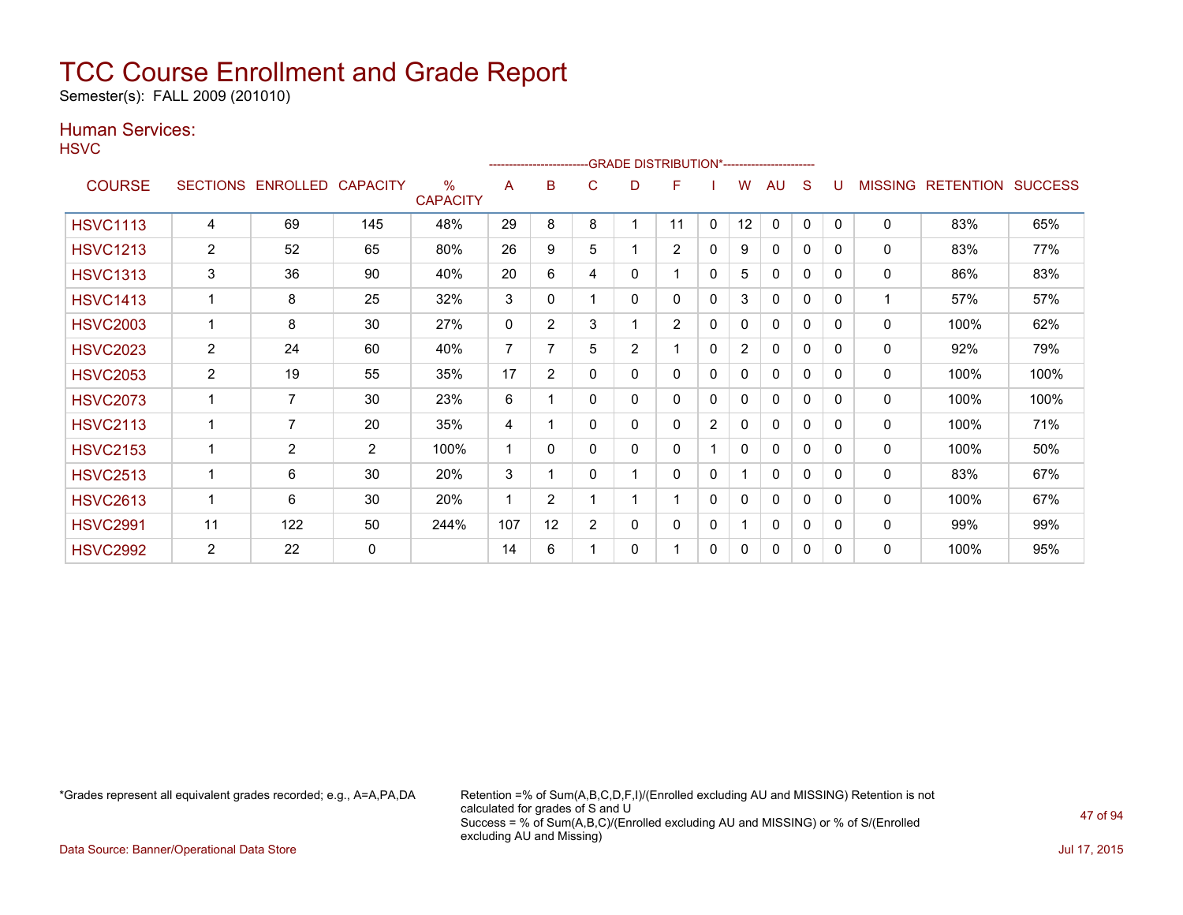# TCC Course Enrollment and Grade Report

Semester(s): FALL 2009 (201010)

## Human Services:

HSVC

| COURSE | SECTIONS | ENROLLED | CAPACITY | % CAPACITY | A | B | C | D | F | I | W | AU | S | U | MISSING | RETENTION | SUCCESS |
|---|---|---|---|---|---|---|---|---|---|---|---|---|---|---|---|---|---|
| | | | | | GRADE DISTRIBUTION* | | | | | | | | | | | | |
| HSVC1113 | 4 | 69 | 145 | 48% | 29 | 8 | 8 | 1 | 11 | 0 | 12 | 0 | 0 | 0 | 0 | 83% | 65% |
| HSVC1213 | 2 | 52 | 65 | 80% | 26 | 9 | 5 | 1 | 2 | 0 | 9 | 0 | 0 | 0 | 0 | 83% | 77% |
| HSVC1313 | 3 | 36 | 90 | 40% | 20 | 6 | 4 | 0 | 1 | 0 | 5 | 0 | 0 | 0 | 0 | 86% | 83% |
| HSVC1413 | 1 | 8 | 25 | 32% | 3 | 0 | 1 | 0 | 0 | 0 | 3 | 0 | 0 | 0 | 1 | 57% | 57% |
| HSVC2003 | 1 | 8 | 30 | 27% | 0 | 2 | 3 | 1 | 2 | 0 | 0 | 0 | 0 | 0 | 0 | 100% | 62% |
| HSVC2023 | 2 | 24 | 60 | 40% | 7 | 7 | 5 | 2 | 1 | 0 | 2 | 0 | 0 | 0 | 0 | 92% | 79% |
| HSVC2053 | 2 | 19 | 55 | 35% | 17 | 2 | 0 | 0 | 0 | 0 | 0 | 0 | 0 | 0 | 0 | 100% | 100% |
| HSVC2073 | 1 | 7 | 30 | 23% | 6 | 1 | 0 | 0 | 0 | 0 | 0 | 0 | 0 | 0 | 0 | 100% | 100% |
| HSVC2113 | 1 | 7 | 20 | 35% | 4 | 1 | 0 | 0 | 0 | 2 | 0 | 0 | 0 | 0 | 0 | 100% | 71% |
| HSVC2153 | 1 | 2 | 2 | 100% | 1 | 0 | 0 | 0 | 0 | 1 | 0 | 0 | 0 | 0 | 0 | 100% | 50% |
| HSVC2513 | 1 | 6 | 30 | 20% | 3 | 1 | 0 | 1 | 0 | 0 | 1 | 0 | 0 | 0 | 0 | 83% | 67% |
| HSVC2613 | 1 | 6 | 30 | 20% | 1 | 2 | 1 | 1 | 1 | 0 | 0 | 0 | 0 | 0 | 0 | 100% | 67% |
| HSVC2991 | 11 | 122 | 50 | 244% | 107 | 12 | 2 | 0 | 0 | 0 | 1 | 0 | 0 | 0 | 0 | 99% | 99% |
| HSVC2992 | 2 | 22 | 0 | | 14 | 6 | 1 | 0 | 1 | 0 | 0 | 0 | 0 | 0 | 0 | 100% | 95% |

*Grades represent all equivalent grades recorded; e.g., A=A,PA,DA

Retention =% of Sum(A,B,C,D,F,I)/(Enrolled excluding AU and MISSING) Retention is not calculated for grades of S and U
Success = % of Sum(A,B,C)/(Enrolled excluding AU and MISSING) or % of S/(Enrolled excluding AU and Missing)

Data Source: Banner/Operational Data Store

Jul 17, 2015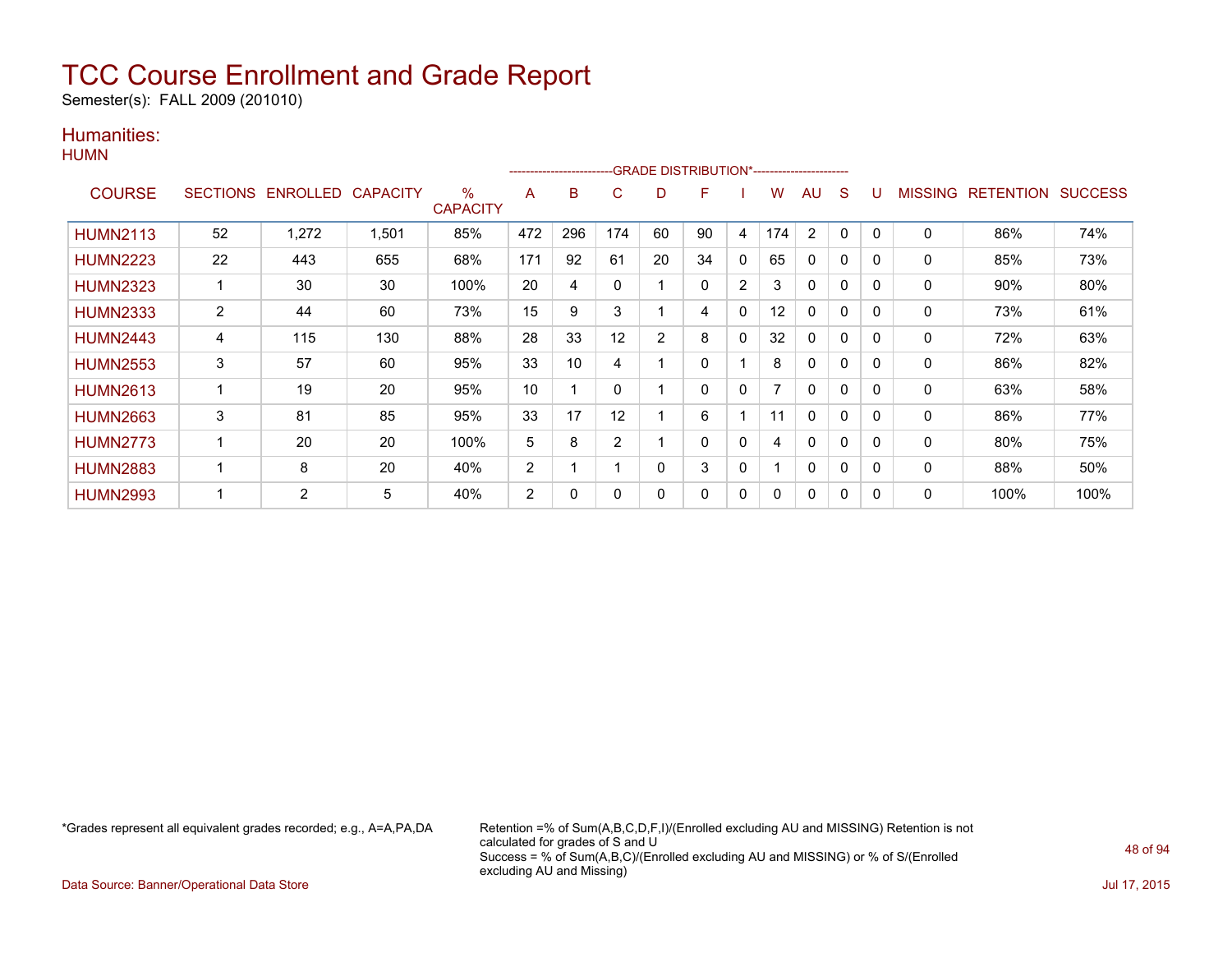# TCC Course Enrollment and Grade Report

Semester(s): FALL 2009 (201010)

## Humanities:

HUMN

| COURSE | SECTIONS | ENROLLED | CAPACITY | % CAPACITY | A | B | C | D | F | I | W | AU | S | U | MISSING | RETENTION | SUCCESS |
|---|---|---|---|---|---|---|---|---|---|---|---|---|---|---|---|---|---|
| | | | | | GRADE DISTRIBUTION* | | | | | | | | | | | | |
| HUMN2113 | 52 | 1,272 | 1,501 | 85% | 472 | 296 | 174 | 60 | 90 | 4 | 174 | 2 | 0 | 0 | 0 | 86% | 74% |
| HUMN2223 | 22 | 443 | 655 | 68% | 171 | 92 | 61 | 20 | 34 | 0 | 65 | 0 | 0 | 0 | 0 | 85% | 73% |
| HUMN2323 | 1 | 30 | 30 | 100% | 20 | 4 | 0 | 1 | 0 | 2 | 3 | 0 | 0 | 0 | 0 | 90% | 80% |
| HUMN2333 | 2 | 44 | 60 | 73% | 15 | 9 | 3 | 1 | 4 | 0 | 12 | 0 | 0 | 0 | 0 | 73% | 61% |
| HUMN2443 | 4 | 115 | 130 | 88% | 28 | 33 | 12 | 2 | 8 | 0 | 32 | 0 | 0 | 0 | 0 | 72% | 63% |
| HUMN2553 | 3 | 57 | 60 | 95% | 33 | 10 | 4 | 1 | 0 | 1 | 8 | 0 | 0 | 0 | 0 | 86% | 82% |
| HUMN2613 | 1 | 19 | 20 | 95% | 10 | 1 | 0 | 1 | 0 | 0 | 7 | 0 | 0 | 0 | 0 | 63% | 58% |
| HUMN2663 | 3 | 81 | 85 | 95% | 33 | 17 | 12 | 1 | 6 | 1 | 11 | 0 | 0 | 0 | 0 | 86% | 77% |
| HUMN2773 | 1 | 20 | 20 | 100% | 5 | 8 | 2 | 1 | 0 | 0 | 4 | 0 | 0 | 0 | 0 | 80% | 75% |
| HUMN2883 | 1 | 8 | 20 | 40% | 2 | 1 | 1 | 0 | 3 | 0 | 1 | 0 | 0 | 0 | 0 | 88% | 50% |
| HUMN2993 | 1 | 2 | 5 | 40% | 2 | 0 | 0 | 0 | 0 | 0 | 0 | 0 | 0 | 0 | 0 | 100% | 100% |

*Grades represent all equivalent grades recorded; e.g., A=A,PA,DA

Retention =% of Sum(A,B,C,D,F,I)/(Enrolled excluding AU and MISSING) Retention is not calculated for grades of S and U
Success = % of Sum(A,B,C)/(Enrolled excluding AU and MISSING) or % of S/(Enrolled excluding AU and Missing)

Data Source: Banner/Operational Data Store

Jul 17, 2015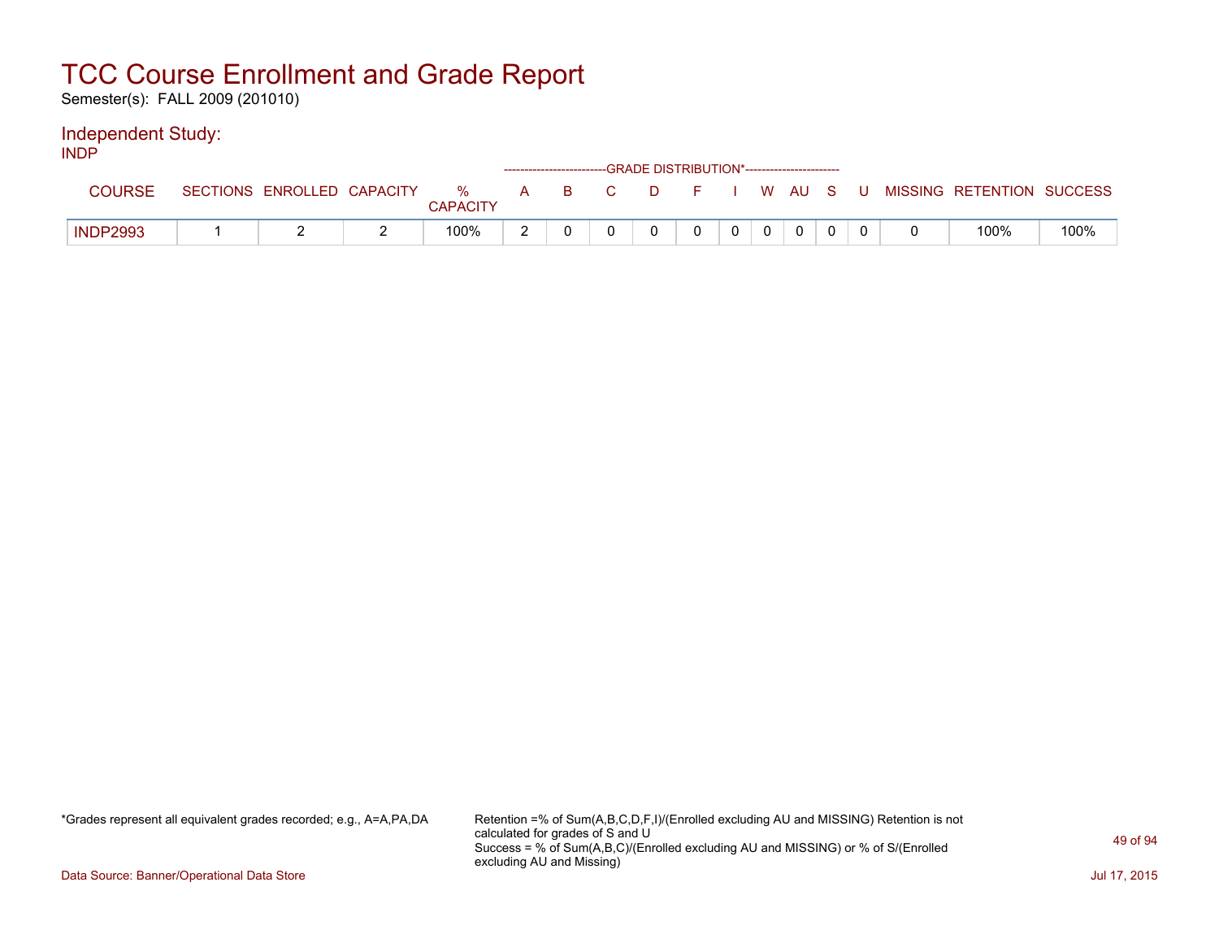# TCC Course Enrollment and Grade Report

Semester(s): FALL 2009 (201010)

## Independent Study:

### INDP

| COURSE | SECTIONS | ENROLLED | CAPACITY | % CAPACITY | A | B | C | D | F | I | W | AU | S | U | MISSING | RETENTION | SUCCESS |
|---|---|---|---|---|---|---|---|---|---|---|---|---|---|---|---|---|---|
| | | | | | GRADE DISTRIBUTION* | | | | | | | | | | | | |
| INDP2993 | 1 | 2 | 2 | 100% | 2 | 0 | 0 | 0 | 0 | 0 | 0 | 0 | 0 | 0 | 0 | 100% | 100% |

*Grades represent all equivalent grades recorded; e.g., A=A,PA,DA

Retention =% of Sum(A,B,C,D,F,I)/(Enrolled excluding AU and MISSING) Retention is not calculated for grades of S and U
Success = % of Sum(A,B,C)/(Enrolled excluding AU and MISSING) or % of S/(Enrolled excluding AU and Missing)

Data Source: Banner/Operational Data Store

Jul 17, 2015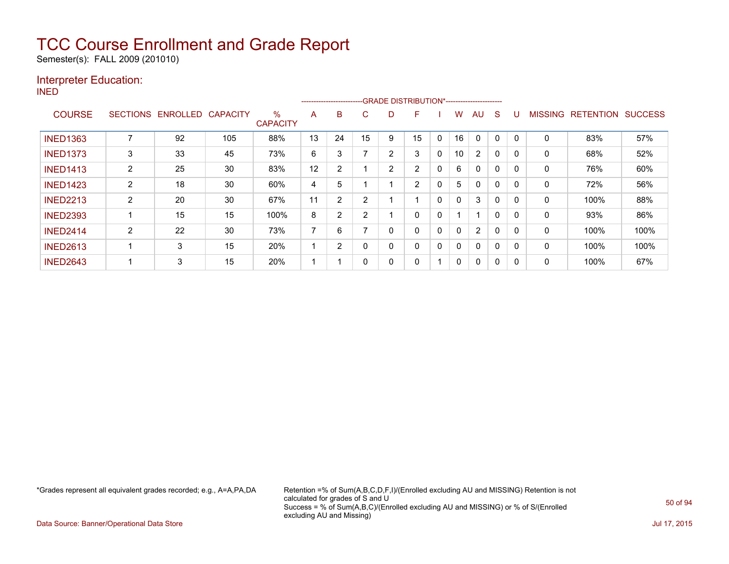# TCC Course Enrollment and Grade Report

Semester(s): FALL 2009 (201010)

## Interpreter Education:

INED

| COURSE | SECTIONS | ENROLLED | CAPACITY | % CAPACITY | A | B | C | D | F | I | W | AU | S | U | MISSING | RETENTION | SUCCESS |
|---|---|---|---|---|---|---|---|---|---|---|---|---|---|---|---|---|---|
| | | | | | GRADE DISTRIBUTION* | | | | | | | | | | | | |
| INED1363 | 7 | 92 | 105 | 88% | 13 | 24 | 15 | 9 | 15 | 0 | 16 | 0 | 0 | 0 | 0 | 83% | 57% |
| INED1373 | 3 | 33 | 45 | 73% | 6 | 3 | 7 | 2 | 3 | 0 | 10 | 2 | 0 | 0 | 0 | 68% | 52% |
| INED1413 | 2 | 25 | 30 | 83% | 12 | 2 | 1 | 2 | 2 | 0 | 6 | 0 | 0 | 0 | 0 | 76% | 60% |
| INED1423 | 2 | 18 | 30 | 60% | 4 | 5 | 1 | 1 | 2 | 0 | 5 | 0 | 0 | 0 | 0 | 72% | 56% |
| INED2213 | 2 | 20 | 30 | 67% | 11 | 2 | 2 | 1 | 1 | 0 | 0 | 3 | 0 | 0 | 0 | 100% | 88% |
| INED2393 | 1 | 15 | 15 | 100% | 8 | 2 | 2 | 1 | 0 | 0 | 1 | 1 | 0 | 0 | 0 | 93% | 86% |
| INED2414 | 2 | 22 | 30 | 73% | 7 | 6 | 7 | 0 | 0 | 0 | 0 | 2 | 0 | 0 | 0 | 100% | 100% |
| INED2613 | 1 | 3 | 15 | 20% | 1 | 2 | 0 | 0 | 0 | 0 | 0 | 0 | 0 | 0 | 0 | 100% | 100% |
| INED2643 | 1 | 3 | 15 | 20% | 1 | 1 | 0 | 0 | 0 | 1 | 0 | 0 | 0 | 0 | 0 | 100% | 67% |

*Grades represent all equivalent grades recorded; e.g., A=A,PA,DA

Retention =% of Sum(A,B,C,D,F,I)/(Enrolled excluding AU and MISSING) Retention is not calculated for grades of S and U
Success = % of Sum(A,B,C)/(Enrolled excluding AU and MISSING) or % of S/(Enrolled excluding AU and Missing)

Data Source: Banner/Operational Data Store

Jul 17, 2015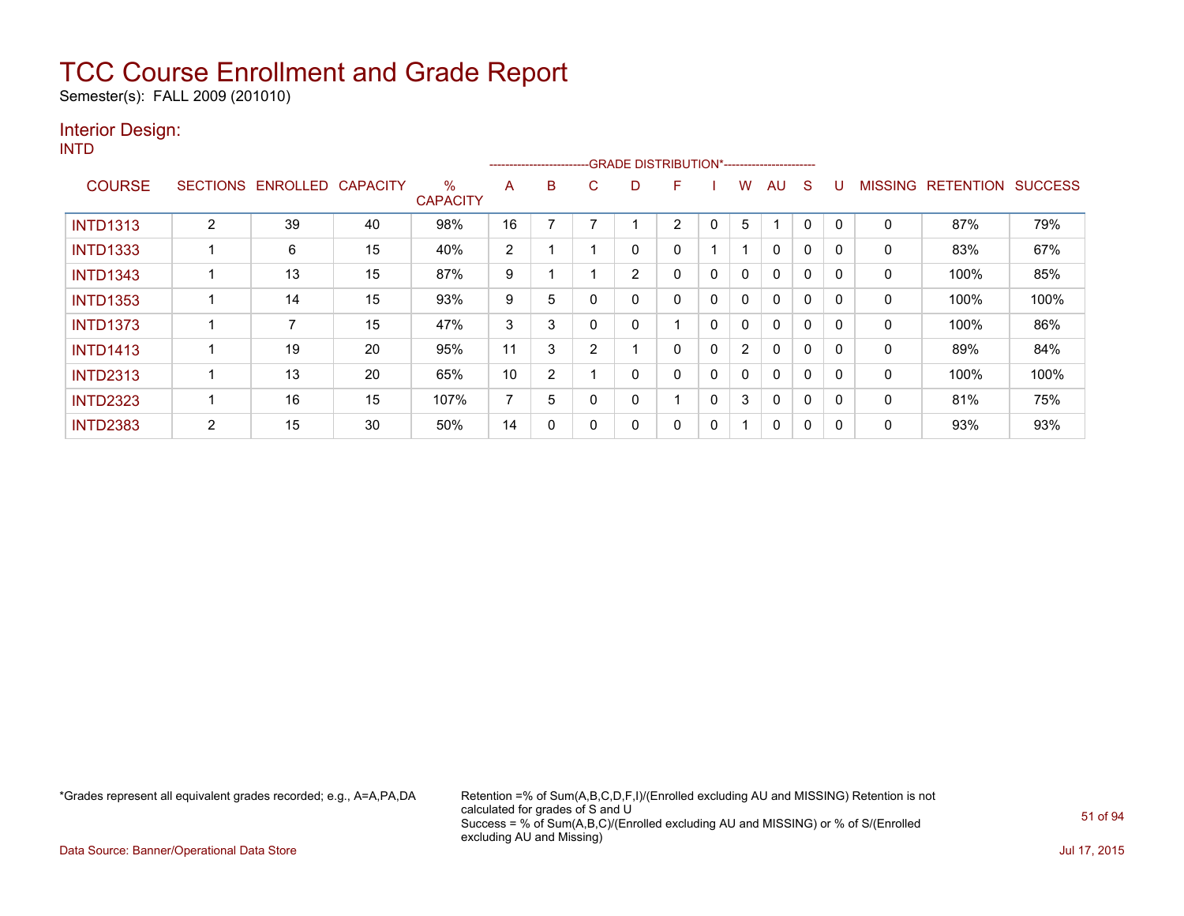# TCC Course Enrollment and Grade Report

Semester(s): FALL 2009 (201010)

## Interior Design:

INTD

| COURSE | SECTIONS | ENROLLED | CAPACITY | % CAPACITY | A | B | C | D | F | I | W | AU | S | U | MISSING | RETENTION | SUCCESS |
|---|---|---|---|---|---|---|---|---|---|---|---|---|---|---|---|---|---|
| | | | | | GRADE DISTRIBUTION* | | | | | | | | | | | | |
| INTD1313 | 2 | 39 | 40 | 98% | 16 | 7 | 7 | 1 | 2 | 0 | 5 | 1 | 0 | 0 | 0 | 87% | 79% |
| INTD1333 | 1 | 6 | 15 | 40% | 2 | 1 | 1 | 0 | 0 | 1 | 1 | 0 | 0 | 0 | 0 | 83% | 67% |
| INTD1343 | 1 | 13 | 15 | 87% | 9 | 1 | 1 | 2 | 0 | 0 | 0 | 0 | 0 | 0 | 0 | 100% | 85% |
| INTD1353 | 1 | 14 | 15 | 93% | 9 | 5 | 0 | 0 | 0 | 0 | 0 | 0 | 0 | 0 | 0 | 100% | 100% |
| INTD1373 | 1 | 7 | 15 | 47% | 3 | 3 | 0 | 0 | 1 | 0 | 0 | 0 | 0 | 0 | 0 | 100% | 86% |
| INTD1413 | 1 | 19 | 20 | 95% | 11 | 3 | 2 | 1 | 0 | 0 | 2 | 0 | 0 | 0 | 0 | 89% | 84% |
| INTD2313 | 1 | 13 | 20 | 65% | 10 | 2 | 1 | 0 | 0 | 0 | 0 | 0 | 0 | 0 | 0 | 100% | 100% |
| INTD2323 | 1 | 16 | 15 | 107% | 7 | 5 | 0 | 0 | 1 | 0 | 3 | 0 | 0 | 0 | 0 | 81% | 75% |
| INTD2383 | 2 | 15 | 30 | 50% | 14 | 0 | 0 | 0 | 0 | 0 | 1 | 0 | 0 | 0 | 0 | 93% | 93% |

*Grades represent all equivalent grades recorded; e.g., A=A,PA,DA

Retention =% of Sum(A,B,C,D,F,I)/(Enrolled excluding AU and MISSING) Retention is not calculated for grades of S and U
Success = % of Sum(A,B,C)/(Enrolled excluding AU and MISSING) or % of S/(Enrolled excluding AU and Missing)

Data Source: Banner/Operational Data Store

Jul 17, 2015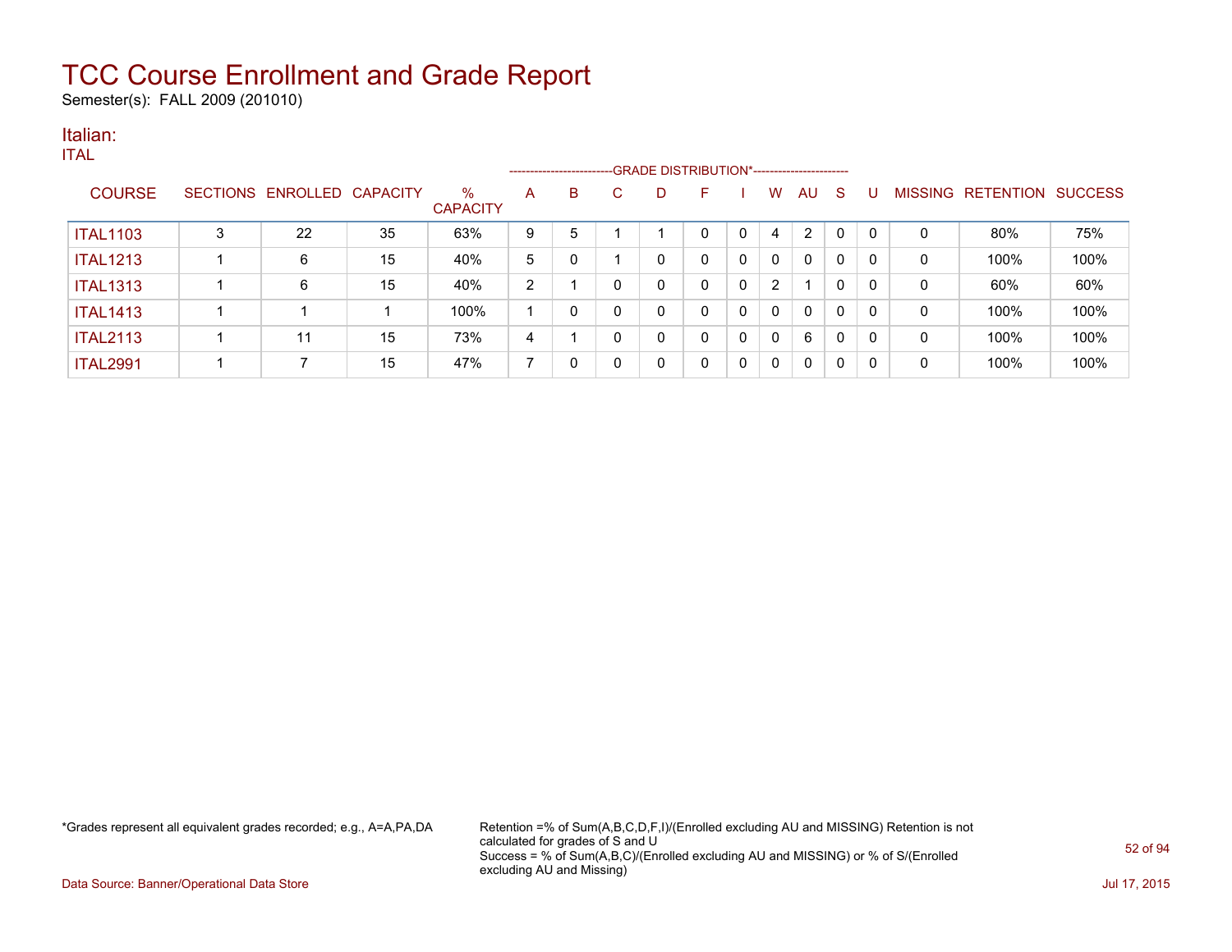# TCC Course Enrollment and Grade Report

Semester(s): FALL 2009 (201010)

## Italian:

ITAL

| COURSE | SECTIONS | ENROLLED | CAPACITY | % CAPACITY | A | B | C | D | F | I | W | AU | S | U | MISSING | RETENTION | SUCCESS |
|---|---|---|---|---|---|---|---|---|---|---|---|---|---|---|---|---|---|
| | | | | | GRADE DISTRIBUTION* | | | | | | | | | | | | |
| ITAL1103 | 3 | 22 | 35 | 63% | 9 | 5 | 1 | 1 | 0 | 0 | 4 | 2 | 0 | 0 | 0 | 80% | 75% |
| ITAL1213 | 1 | 6 | 15 | 40% | 5 | 0 | 1 | 0 | 0 | 0 | 0 | 0 | 0 | 0 | 0 | 100% | 100% |
| ITAL1313 | 1 | 6 | 15 | 40% | 2 | 1 | 0 | 0 | 0 | 0 | 2 | 1 | 0 | 0 | 0 | 60% | 60% |
| ITAL1413 | 1 | 1 | 1 | 100% | 1 | 0 | 0 | 0 | 0 | 0 | 0 | 0 | 0 | 0 | 0 | 100% | 100% |
| ITAL2113 | 1 | 11 | 15 | 73% | 4 | 1 | 0 | 0 | 0 | 0 | 0 | 6 | 0 | 0 | 0 | 100% | 100% |
| ITAL2991 | 1 | 7 | 15 | 47% | 7 | 0 | 0 | 0 | 0 | 0 | 0 | 0 | 0 | 0 | 0 | 100% | 100% |

*Grades represent all equivalent grades recorded; e.g., A=A,PA,DA

Retention =% of Sum(A,B,C,D,F,I)/(Enrolled excluding AU and MISSING) Retention is not calculated for grades of S and U
Success = % of Sum(A,B,C)/(Enrolled excluding AU and MISSING) or % of S/(Enrolled excluding AU and Missing)

Data Source: Banner/Operational Data Store

Jul 17, 2015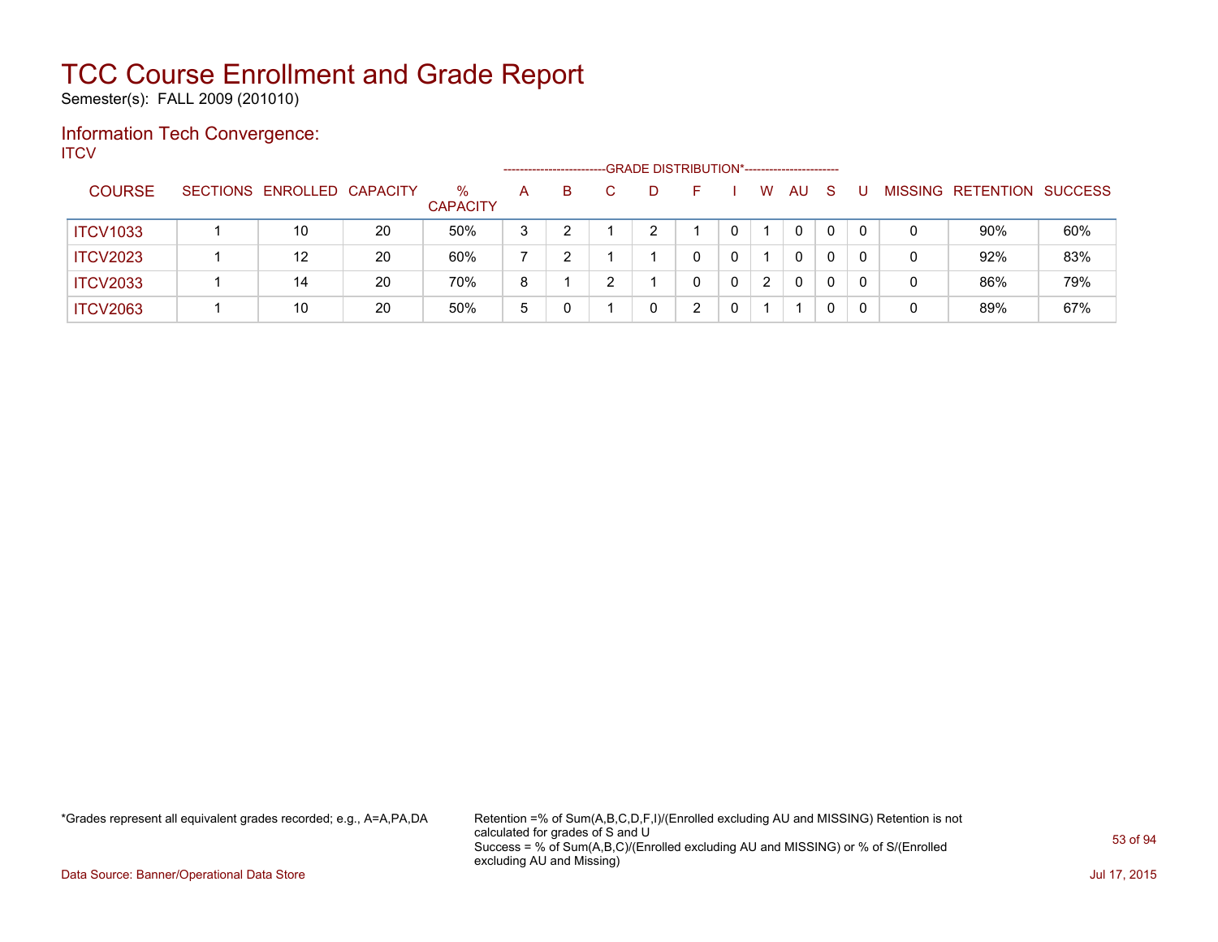# TCC Course Enrollment and Grade Report

Semester(s): FALL 2009 (201010)

## Information Tech Convergence:

ITCV

| COURSE | SECTIONS | ENROLLED | CAPACITY | % CAPACITY | A | B | C | D | F | I | W | AU | S | U | MISSING | RETENTION | SUCCESS |
|---|---|---|---|---|---|---|---|---|---|---|---|---|---|---|---|---|---|
| | | | | | GRADE DISTRIBUTION* | | | | | | | | | | | | |
| ITCV1033 | 1 | 10 | 20 | 50% | 3 | 2 | 1 | 2 | 1 | 0 | 1 | 0 | 0 | 0 | 0 | 90% | 60% |
| ITCV2023 | 1 | 12 | 20 | 60% | 7 | 2 | 1 | 1 | 0 | 0 | 1 | 0 | 0 | 0 | 0 | 92% | 83% |
| ITCV2033 | 1 | 14 | 20 | 70% | 8 | 1 | 2 | 1 | 0 | 0 | 2 | 0 | 0 | 0 | 0 | 86% | 79% |
| ITCV2063 | 1 | 10 | 20 | 50% | 5 | 0 | 1 | 0 | 2 | 0 | 1 | 1 | 0 | 0 | 0 | 89% | 67% |

*Grades represent all equivalent grades recorded; e.g., A=A,PA,DA

Retention =% of Sum(A,B,C,D,F,I)/(Enrolled excluding AU and MISSING) Retention is not calculated for grades of S and U
Success = % of Sum(A,B,C)/(Enrolled excluding AU and MISSING) or % of S/(Enrolled excluding AU and Missing)

Data Source: Banner/Operational Data Store

Jul 17, 2015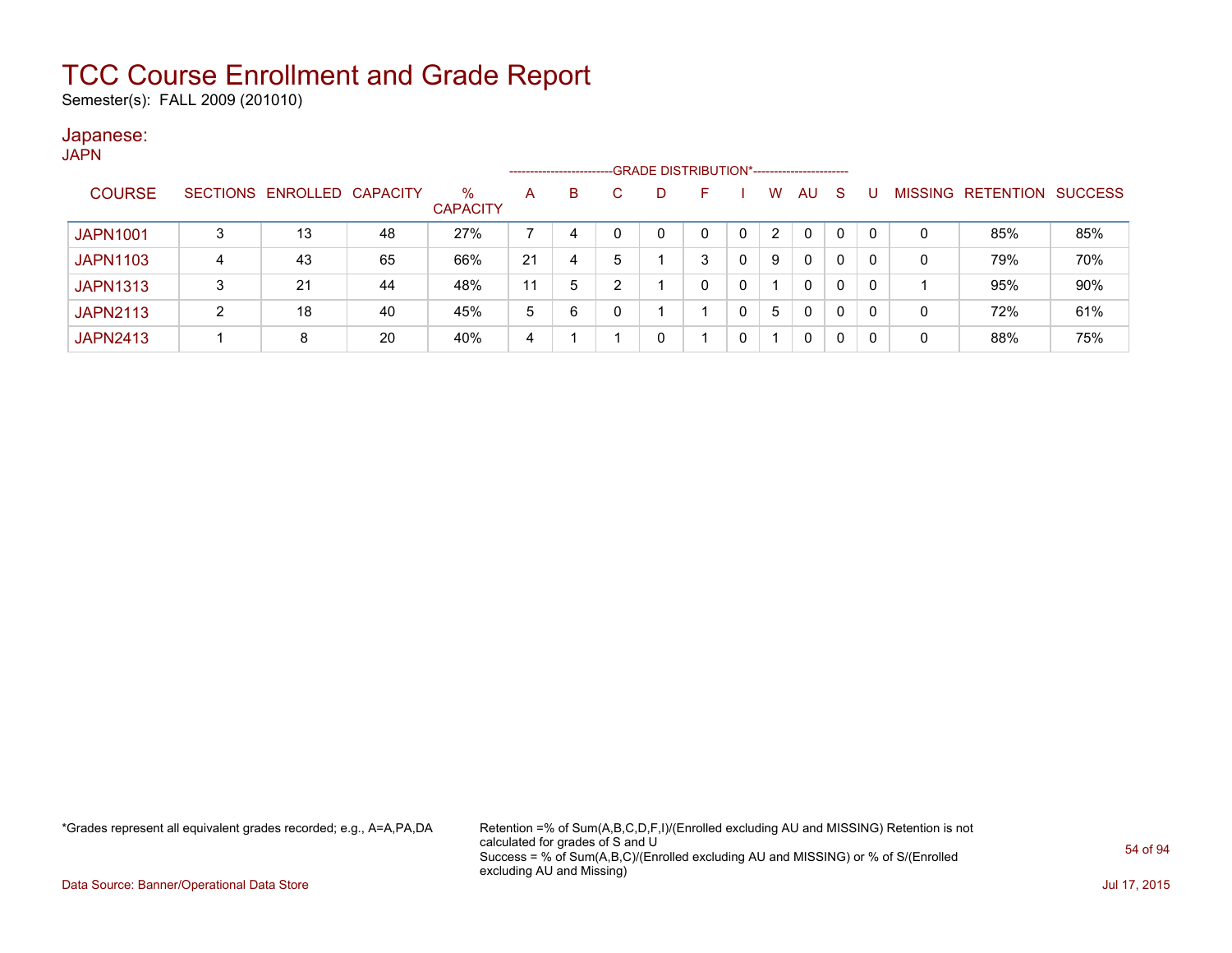# TCC Course Enrollment and Grade Report

Semester(s): FALL 2009 (201010)

## Japanese:

JAPN

| COURSE | SECTIONS | ENROLLED | CAPACITY | % CAPACITY | GRADE DISTRIBUTION* | | | | | | | | | | MISSING | RETENTION | SUCCESS |
|---|---|---|---|---|---|---|---|---|---|---|---|---|---|---|---|---|---|
| | | | | | A | B | C | D | F | I | W | AU | S | U | | | |
| JAPN1001 | 3 | 13 | 48 | 27% | 7 | 4 | 0 | 0 | 0 | 0 | 2 | 0 | 0 | 0 | 0 | 85% | 85% |
| JAPN1103 | 4 | 43 | 65 | 66% | 21 | 4 | 5 | 1 | 3 | 0 | 9 | 0 | 0 | 0 | 0 | 79% | 70% |
| JAPN1313 | 3 | 21 | 44 | 48% | 11 | 5 | 2 | 1 | 0 | 0 | 1 | 0 | 0 | 0 | 1 | 95% | 90% |
| JAPN2113 | 2 | 18 | 40 | 45% | 5 | 6 | 0 | 1 | 1 | 0 | 5 | 0 | 0 | 0 | 0 | 72% | 61% |
| JAPN2413 | 1 | 8 | 20 | 40% | 4 | 1 | 1 | 0 | 1 | 0 | 1 | 0 | 0 | 0 | 0 | 88% | 75% |

*Grades represent all equivalent grades recorded; e.g., A=A,PA,DA

Retention =% of Sum(A,B,C,D,F,I)/(Enrolled excluding AU and MISSING) Retention is not calculated for grades of S and U
Success = % of Sum(A,B,C)/(Enrolled excluding AU and MISSING) or % of S/(Enrolled excluding AU and Missing)

Data Source: Banner/Operational Data Store

Jul 17, 2015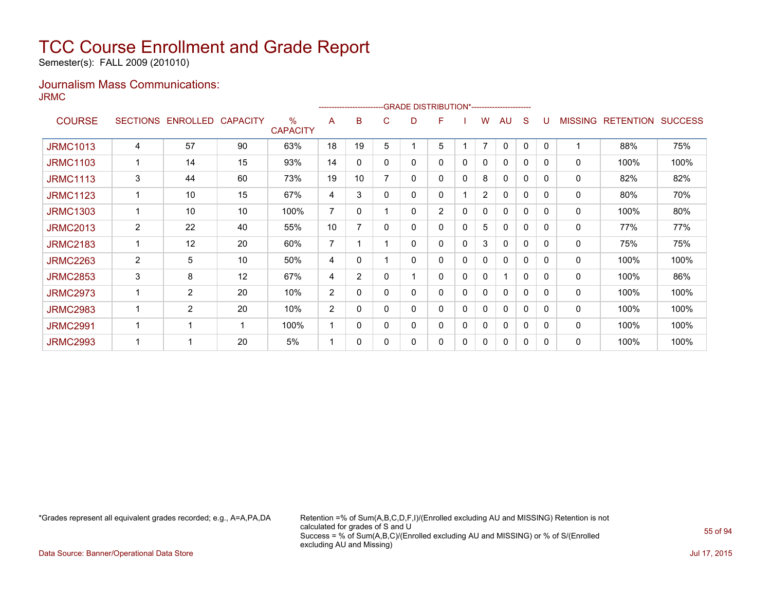# TCC Course Enrollment and Grade Report

Semester(s): FALL 2009 (201010)

## Journalism Mass Communications:

JRMC

| COURSE | SECTIONS | ENROLLED | CAPACITY | % CAPACITY | A | B | C | D | F | I | W | AU | S | U | MISSING | RETENTION | SUCCESS |
|---|---|---|---|---|---|---|---|---|---|---|---|---|---|---|---|---|---|
| | | | | | GRADE DISTRIBUTION* | | | | | | | | | | | | |
| JRMC1013 | 4 | 57 | 90 | 63% | 18 | 19 | 5 | 1 | 5 | 1 | 7 | 0 | 0 | 0 | 1 | 88% | 75% |
| JRMC1103 | 1 | 14 | 15 | 93% | 14 | 0 | 0 | 0 | 0 | 0 | 0 | 0 | 0 | 0 | 0 | 100% | 100% |
| JRMC1113 | 3 | 44 | 60 | 73% | 19 | 10 | 7 | 0 | 0 | 0 | 8 | 0 | 0 | 0 | 0 | 82% | 82% |
| JRMC1123 | 1 | 10 | 15 | 67% | 4 | 3 | 0 | 0 | 0 | 1 | 2 | 0 | 0 | 0 | 0 | 80% | 70% |
| JRMC1303 | 1 | 10 | 10 | 100% | 7 | 0 | 1 | 0 | 2 | 0 | 0 | 0 | 0 | 0 | 0 | 100% | 80% |
| JRMC2013 | 2 | 22 | 40 | 55% | 10 | 7 | 0 | 0 | 0 | 0 | 5 | 0 | 0 | 0 | 0 | 77% | 77% |
| JRMC2183 | 1 | 12 | 20 | 60% | 7 | 1 | 1 | 0 | 0 | 0 | 3 | 0 | 0 | 0 | 0 | 75% | 75% |
| JRMC2263 | 2 | 5 | 10 | 50% | 4 | 0 | 1 | 0 | 0 | 0 | 0 | 0 | 0 | 0 | 0 | 100% | 100% |
| JRMC2853 | 3 | 8 | 12 | 67% | 4 | 2 | 0 | 1 | 0 | 0 | 0 | 1 | 0 | 0 | 0 | 100% | 86% |
| JRMC2973 | 1 | 2 | 20 | 10% | 2 | 0 | 0 | 0 | 0 | 0 | 0 | 0 | 0 | 0 | 0 | 100% | 100% |
| JRMC2983 | 1 | 2 | 20 | 10% | 2 | 0 | 0 | 0 | 0 | 0 | 0 | 0 | 0 | 0 | 0 | 100% | 100% |
| JRMC2991 | 1 | 1 | 1 | 100% | 1 | 0 | 0 | 0 | 0 | 0 | 0 | 0 | 0 | 0 | 0 | 100% | 100% |
| JRMC2993 | 1 | 1 | 20 | 5% | 1 | 0 | 0 | 0 | 0 | 0 | 0 | 0 | 0 | 0 | 0 | 100% | 100% |

*Grades represent all equivalent grades recorded; e.g., A=A,PA,DA

Retention =% of Sum(A,B,C,D,F,I)/(Enrolled excluding AU and MISSING) Retention is not calculated for grades of S and U
Success = % of Sum(A,B,C)/(Enrolled excluding AU and MISSING) or % of S/(Enrolled excluding AU and Missing)

Data Source: Banner/Operational Data Store

Jul 17, 2015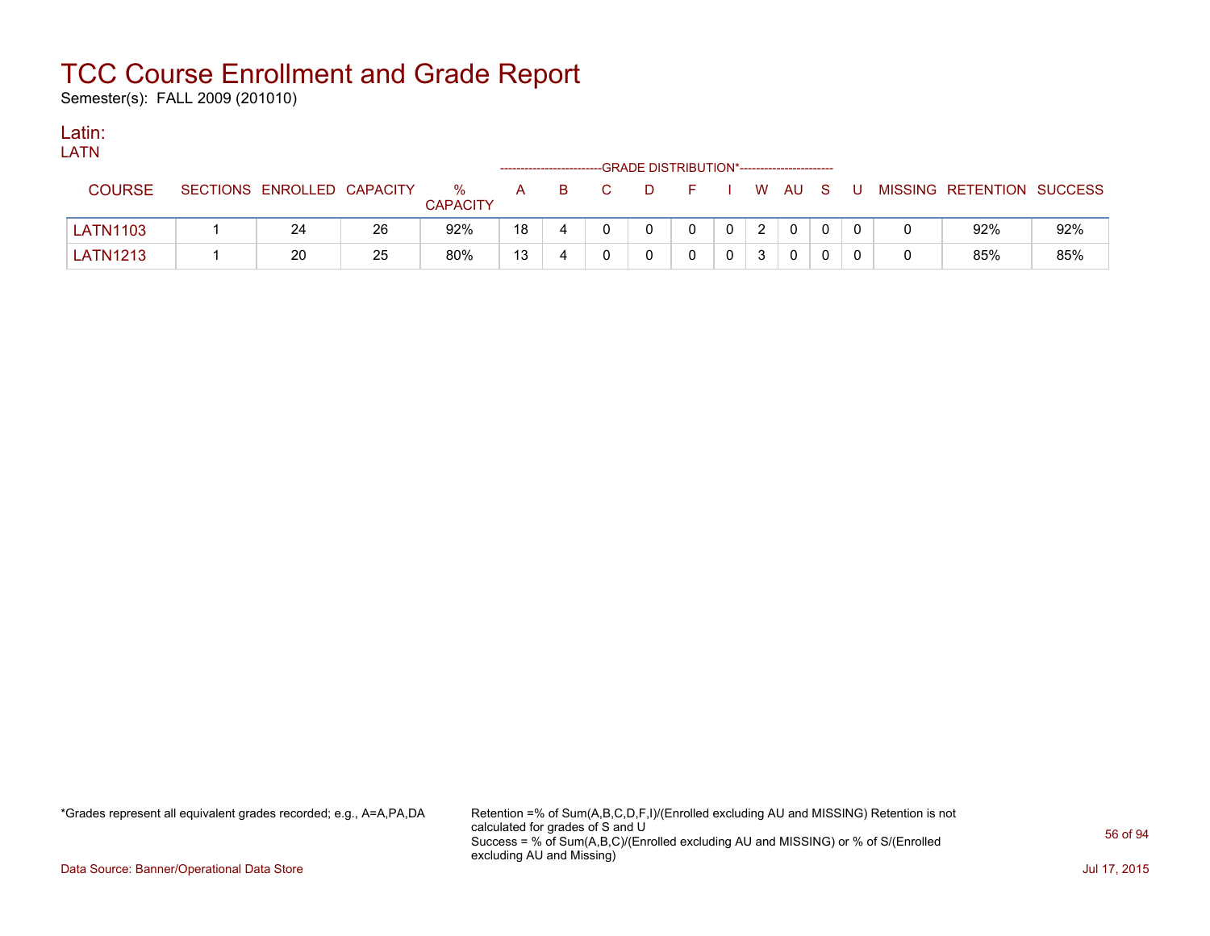# TCC Course Enrollment and Grade Report

Semester(s): FALL 2009 (201010)

## Latin:

LATN

| COURSE | SECTIONS | ENROLLED | CAPACITY | % CAPACITY | GRADE DISTRIBUTION* A | B | C | D | F | I | W | AU | S | U | MISSING | RETENTION | SUCCESS |
|---|---|---|---|---|---|---|---|---|---|---|---|---|---|---|---|---|---|
| LATN1103 | 1 | 24 | 26 | 92% | 18 | 4 | 0 | 0 | 0 | 0 | 2 | 0 | 0 | 0 | 0 | 92% | 92% |
| LATN1213 | 1 | 20 | 25 | 80% | 13 | 4 | 0 | 0 | 0 | 0 | 3 | 0 | 0 | 0 | 0 | 85% | 85% |

*Grades represent all equivalent grades recorded; e.g., A=A,PA,DA

Retention =% of Sum(A,B,C,D,F,I)/(Enrolled excluding AU and MISSING) Retention is not calculated for grades of S and U
Success = % of Sum(A,B,C)/(Enrolled excluding AU and MISSING) or % of S/(Enrolled excluding AU and Missing)

Data Source: Banner/Operational Data Store

Jul 17, 2015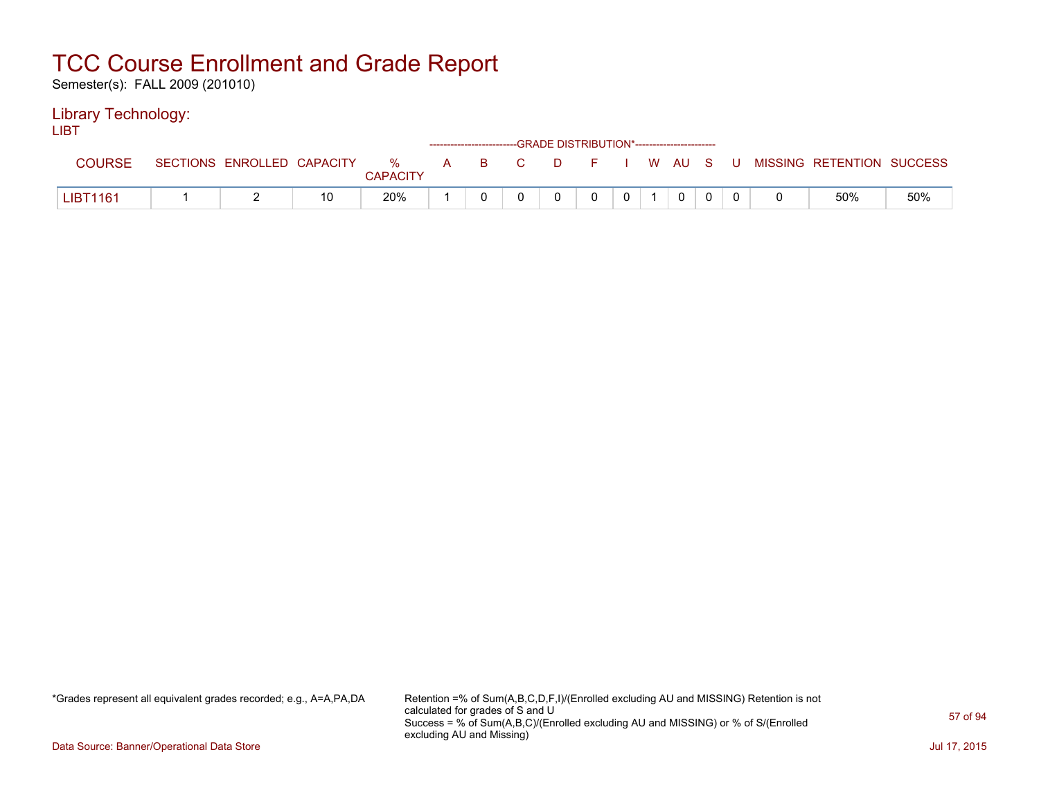# TCC Course Enrollment and Grade Report

Semester(s): FALL 2009 (201010)

## Library Technology:

LIBT

| COURSE | SECTIONS | ENROLLED | CAPACITY | % CAPACITY | A | B | C | D | F | I | W | AU | S | U | MISSING | RETENTION | SUCCESS |
|---|---|---|---|---|---|---|---|---|---|---|---|---|---|---|---|---|---|
| | | | | | GRADE DISTRIBUTION* | | | | | | | | | | | | |
| LIBT1161 | 1 | 2 | 10 | 20% | 1 | 0 | 0 | 0 | 0 | 0 | 1 | 0 | 0 | 0 | 0 | 50% | 50% |

*Grades represent all equivalent grades recorded; e.g., A=A,PA,DA

Retention =% of Sum(A,B,C,D,F,I)/(Enrolled excluding AU and MISSING) Retention is not calculated for grades of S and U
Success = % of Sum(A,B,C)/(Enrolled excluding AU and MISSING) or % of S/(Enrolled excluding AU and Missing)

Data Source: Banner/Operational Data Store

Jul 17, 2015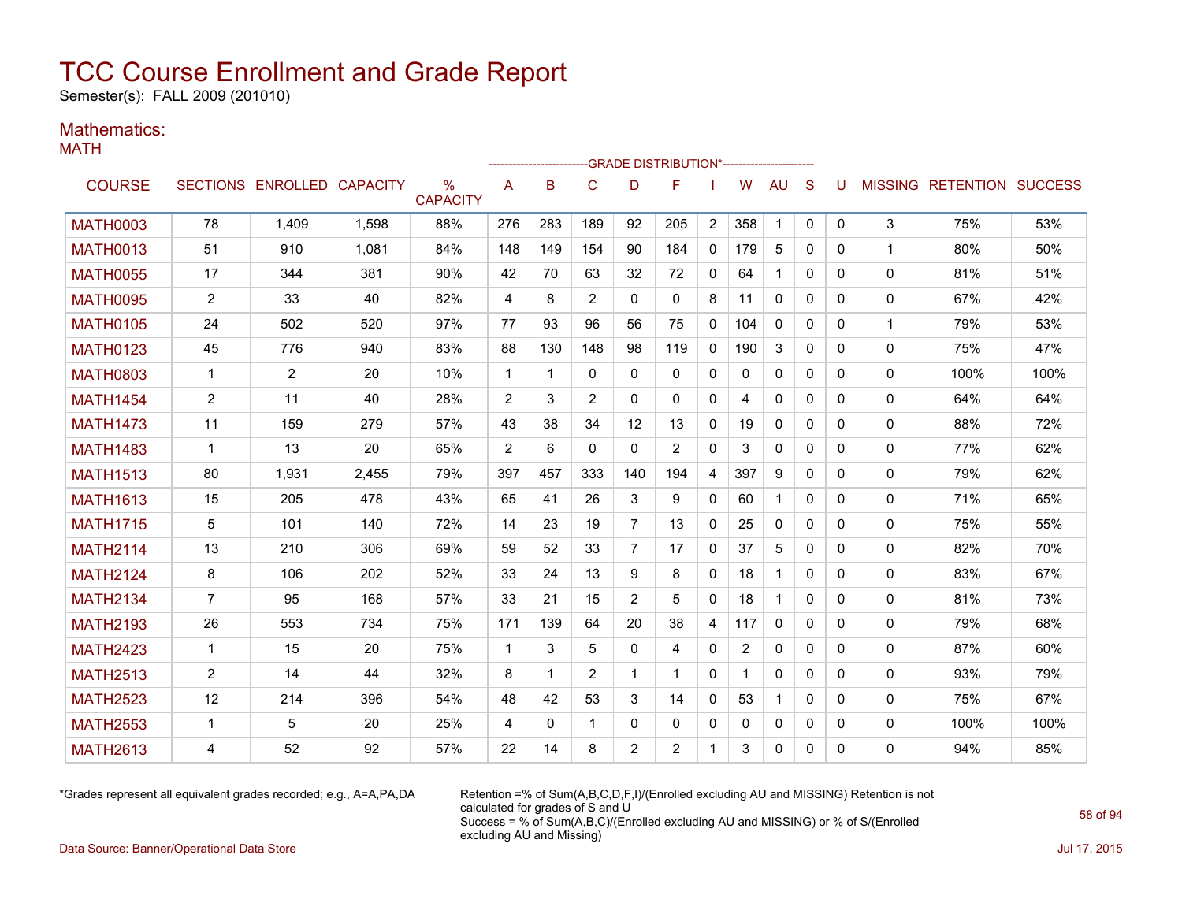# TCC Course Enrollment and Grade Report

Semester(s): FALL 2009 (201010)

## Mathematics:

MATH

| COURSE | SECTIONS | ENROLLED | CAPACITY | % CAPACITY | A | B | C | D | F | I | W | AU | S | U | MISSING | RETENTION | SUCCESS |
|---|---|---|---|---|---|---|---|---|---|---|---|---|---|---|---|---|---|
| | | | | | GRADE DISTRIBUTION* | | | | | | | | | | | | |
| MATH0003 | 78 | 1,409 | 1,598 | 88% | 276 | 283 | 189 | 92 | 205 | 2 | 358 | 1 | 0 | 0 | 3 | 75% | 53% |
| MATH0013 | 51 | 910 | 1,081 | 84% | 148 | 149 | 154 | 90 | 184 | 0 | 179 | 5 | 0 | 0 | 1 | 80% | 50% |
| MATH0055 | 17 | 344 | 381 | 90% | 42 | 70 | 63 | 32 | 72 | 0 | 64 | 1 | 0 | 0 | 0 | 81% | 51% |
| MATH0095 | 2 | 33 | 40 | 82% | 4 | 8 | 2 | 0 | 0 | 8 | 11 | 0 | 0 | 0 | 0 | 67% | 42% |
| MATH0105 | 24 | 502 | 520 | 97% | 77 | 93 | 96 | 56 | 75 | 0 | 104 | 0 | 0 | 0 | 1 | 79% | 53% |
| MATH0123 | 45 | 776 | 940 | 83% | 88 | 130 | 148 | 98 | 119 | 0 | 190 | 3 | 0 | 0 | 0 | 75% | 47% |
| MATH0803 | 1 | 2 | 20 | 10% | 1 | 1 | 0 | 0 | 0 | 0 | 0 | 0 | 0 | 0 | 0 | 100% | 100% |
| MATH1454 | 2 | 11 | 40 | 28% | 2 | 3 | 2 | 0 | 0 | 0 | 4 | 0 | 0 | 0 | 0 | 64% | 64% |
| MATH1473 | 11 | 159 | 279 | 57% | 43 | 38 | 34 | 12 | 13 | 0 | 19 | 0 | 0 | 0 | 0 | 88% | 72% |
| MATH1483 | 1 | 13 | 20 | 65% | 2 | 6 | 0 | 0 | 2 | 0 | 3 | 0 | 0 | 0 | 0 | 77% | 62% |
| MATH1513 | 80 | 1,931 | 2,455 | 79% | 397 | 457 | 333 | 140 | 194 | 4 | 397 | 9 | 0 | 0 | 0 | 79% | 62% |
| MATH1613 | 15 | 205 | 478 | 43% | 65 | 41 | 26 | 3 | 9 | 0 | 60 | 1 | 0 | 0 | 0 | 71% | 65% |
| MATH1715 | 5 | 101 | 140 | 72% | 14 | 23 | 19 | 7 | 13 | 0 | 25 | 0 | 0 | 0 | 0 | 75% | 55% |
| MATH2114 | 13 | 210 | 306 | 69% | 59 | 52 | 33 | 7 | 17 | 0 | 37 | 5 | 0 | 0 | 0 | 82% | 70% |
| MATH2124 | 8 | 106 | 202 | 52% | 33 | 24 | 13 | 9 | 8 | 0 | 18 | 1 | 0 | 0 | 0 | 83% | 67% |
| MATH2134 | 7 | 95 | 168 | 57% | 33 | 21 | 15 | 2 | 5 | 0 | 18 | 1 | 0 | 0 | 0 | 81% | 73% |
| MATH2193 | 26 | 553 | 734 | 75% | 171 | 139 | 64 | 20 | 38 | 4 | 117 | 0 | 0 | 0 | 0 | 79% | 68% |
| MATH2423 | 1 | 15 | 20 | 75% | 1 | 3 | 5 | 0 | 4 | 0 | 2 | 0 | 0 | 0 | 0 | 87% | 60% |
| MATH2513 | 2 | 14 | 44 | 32% | 8 | 1 | 2 | 1 | 1 | 0 | 1 | 0 | 0 | 0 | 0 | 93% | 79% |
| MATH2523 | 12 | 214 | 396 | 54% | 48 | 42 | 53 | 3 | 14 | 0 | 53 | 1 | 0 | 0 | 0 | 75% | 67% |
| MATH2553 | 1 | 5 | 20 | 25% | 4 | 0 | 1 | 0 | 0 | 0 | 0 | 0 | 0 | 0 | 0 | 100% | 100% |
| MATH2613 | 4 | 52 | 92 | 57% | 22 | 14 | 8 | 2 | 2 | 1 | 3 | 0 | 0 | 0 | 0 | 94% | 85% |

*Grades represent all equivalent grades recorded; e.g., A=A,PA,DA

Retention =% of Sum(A,B,C,D,F,I)/(Enrolled excluding AU and MISSING) Retention is not calculated for grades of S and U
Success = % of Sum(A,B,C)/(Enrolled excluding AU and MISSING) or % of S/(Enrolled excluding AU and Missing)

Data Source: Banner/Operational Data Store

Jul 17, 2015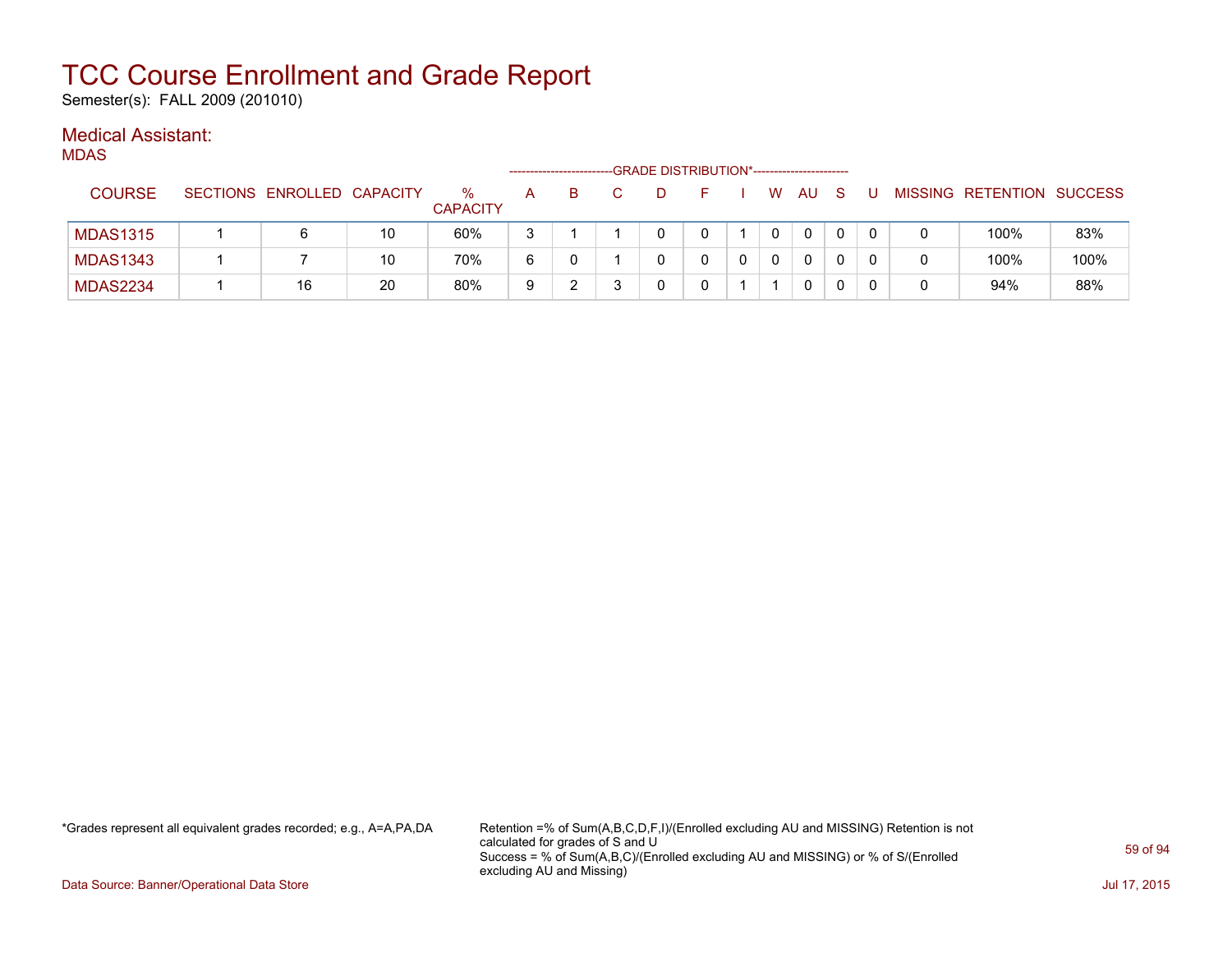# TCC Course Enrollment and Grade Report

Semester(s): FALL 2009 (201010)

## Medical Assistant:

MDAS

| COURSE | SECTIONS | ENROLLED | CAPACITY | % CAPACITY | A | B | C | D | F | I | W | AU | S | U | MISSING | RETENTION | SUCCESS |
|---|---|---|---|---|---|---|---|---|---|---|---|---|---|---|---|---|---|
| | | | | | GRADE DISTRIBUTION* | | | | | | | | | | | | |
| MDAS1315 | 1 | 6 | 10 | 60% | 3 | 1 | 1 | 0 | 0 | 1 | 0 | 0 | 0 | 0 | 0 | 100% | 83% |
| MDAS1343 | 1 | 7 | 10 | 70% | 6 | 0 | 1 | 0 | 0 | 0 | 0 | 0 | 0 | 0 | 0 | 100% | 100% |
| MDAS2234 | 1 | 16 | 20 | 80% | 9 | 2 | 3 | 0 | 0 | 1 | 1 | 0 | 0 | 0 | 0 | 94% | 88% |

*Grades represent all equivalent grades recorded; e.g., A=A,PA,DA

Retention =% of Sum(A,B,C,D,F,I)/(Enrolled excluding AU and MISSING) Retention is not calculated for grades of S and U
Success = % of Sum(A,B,C)/(Enrolled excluding AU and MISSING) or % of S/(Enrolled excluding AU and Missing)

Data Source: Banner/Operational Data Store

Jul 17, 2015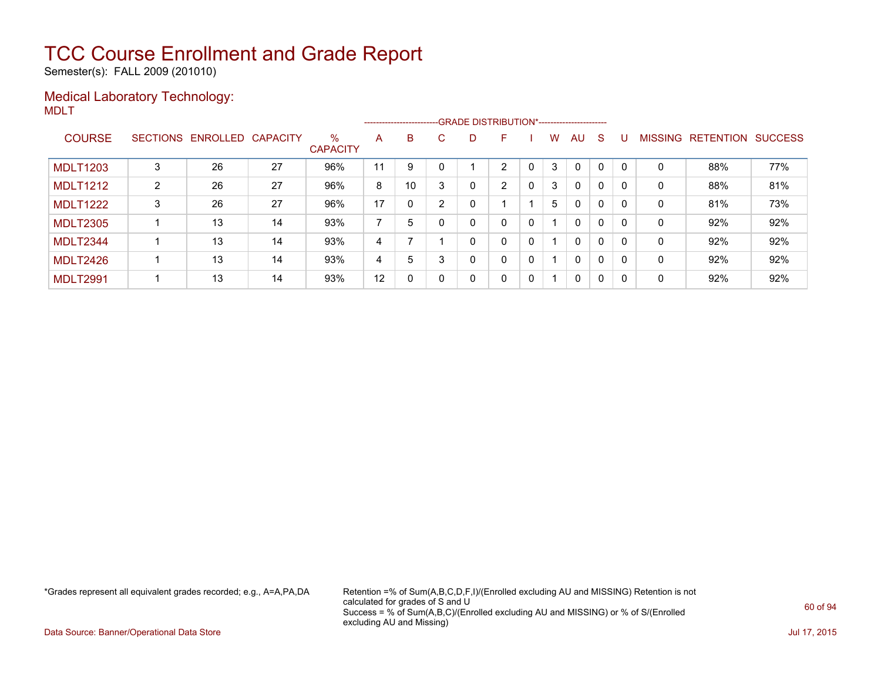# TCC Course Enrollment and Grade Report

Semester(s): FALL 2009 (201010)

## Medical Laboratory Technology:

MDLT

| COURSE | SECTIONS | ENROLLED | CAPACITY | % CAPACITY | A | B | C | D | F | I | W | AU | S | U | MISSING | RETENTION | SUCCESS |
|---|---|---|---|---|---|---|---|---|---|---|---|---|---|---|---|---|---|
| MDLT1203 | 3 | 26 | 27 | 96% | 11 | 9 | 0 | 1 | 2 | 0 | 3 | 0 | 0 | 0 | 0 | 88% | 77% |
| MDLT1212 | 2 | 26 | 27 | 96% | 8 | 10 | 3 | 0 | 2 | 0 | 3 | 0 | 0 | 0 | 0 | 88% | 81% |
| MDLT1222 | 3 | 26 | 27 | 96% | 17 | 0 | 2 | 0 | 1 | 1 | 5 | 0 | 0 | 0 | 0 | 81% | 73% |
| MDLT2305 | 1 | 13 | 14 | 93% | 7 | 5 | 0 | 0 | 0 | 0 | 1 | 0 | 0 | 0 | 0 | 92% | 92% |
| MDLT2344 | 1 | 13 | 14 | 93% | 4 | 7 | 1 | 0 | 0 | 0 | 1 | 0 | 0 | 0 | 0 | 92% | 92% |
| MDLT2426 | 1 | 13 | 14 | 93% | 4 | 5 | 3 | 0 | 0 | 0 | 1 | 0 | 0 | 0 | 0 | 92% | 92% |
| MDLT2991 | 1 | 13 | 14 | 93% | 12 | 0 | 0 | 0 | 0 | 0 | 1 | 0 | 0 | 0 | 0 | 92% | 92% |

(A through U columns: GRADE DISTRIBUTION*)

*Grades represent all equivalent grades recorded; e.g., A=A,PA,DA

Retention =% of Sum(A,B,C,D,F,I)/(Enrolled excluding AU and MISSING) Retention is not calculated for grades of S and U
Success = % of Sum(A,B,C)/(Enrolled excluding AU and MISSING) or % of S/(Enrolled excluding AU and Missing)

Data Source: Banner/Operational Data Store

Jul 17, 2015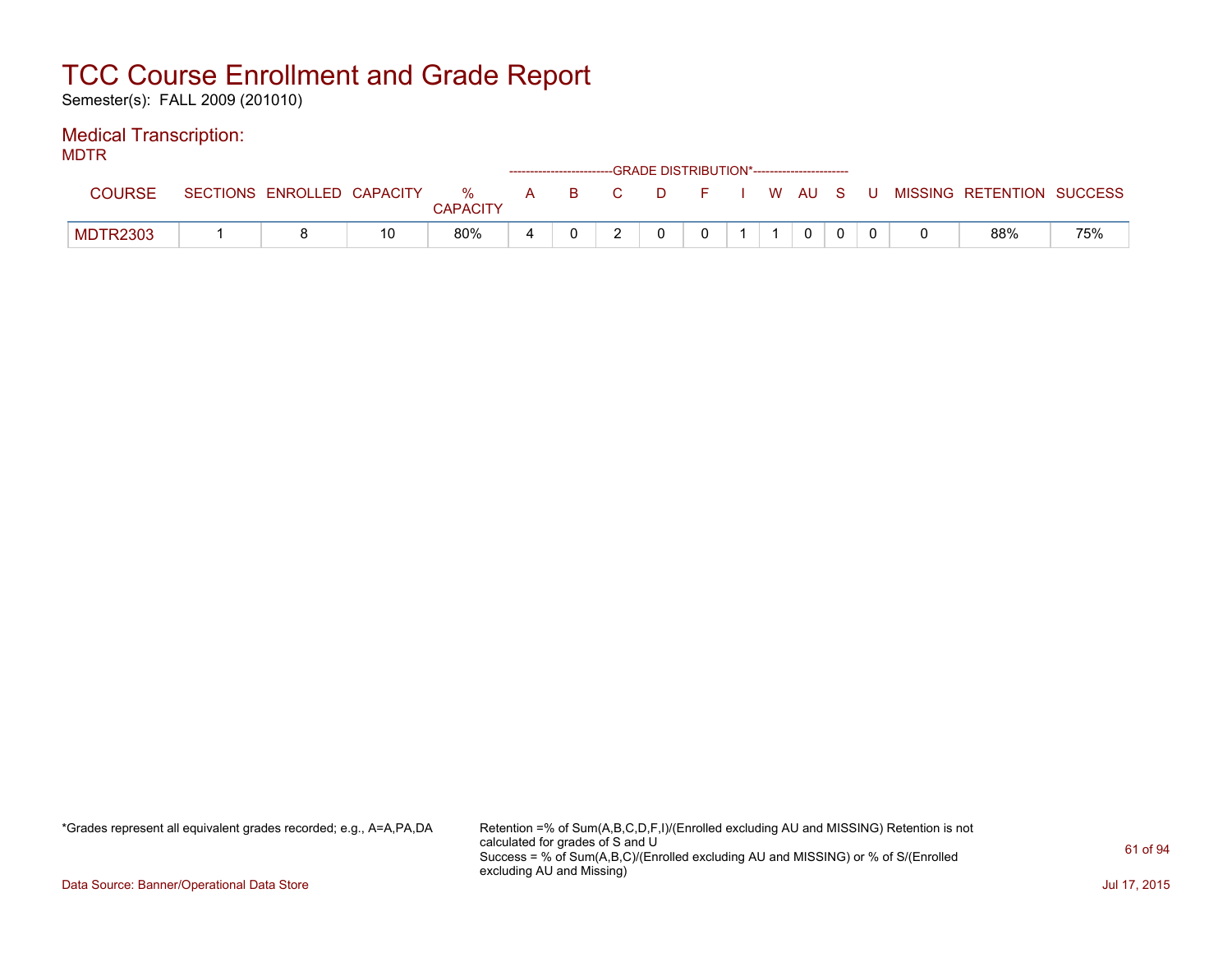# TCC Course Enrollment and Grade Report

Semester(s): FALL 2009 (201010)

## Medical Transcription:

MDTR

| COURSE | SECTIONS | ENROLLED | CAPACITY | % CAPACITY | A | B | C | D | F | I | W | AU | S | U | MISSING | RETENTION | SUCCESS |
|---|---|---|---|---|---|---|---|---|---|---|---|---|---|---|---|---|---|
| | | | | | GRADE DISTRIBUTION* | | | | | | | | | | | | |
| MDTR2303 | 1 | 8 | 10 | 80% | 4 | 0 | 2 | 0 | 0 | 1 | 1 | 0 | 0 | 0 | 0 | 88% | 75% |

*Grades represent all equivalent grades recorded; e.g., A=A,PA,DA

Retention =% of Sum(A,B,C,D,F,I)/(Enrolled excluding AU and MISSING) Retention is not calculated for grades of S and U
Success = % of Sum(A,B,C)/(Enrolled excluding AU and MISSING) or % of S/(Enrolled excluding AU and Missing)

Data Source: Banner/Operational Data Store

Jul 17, 2015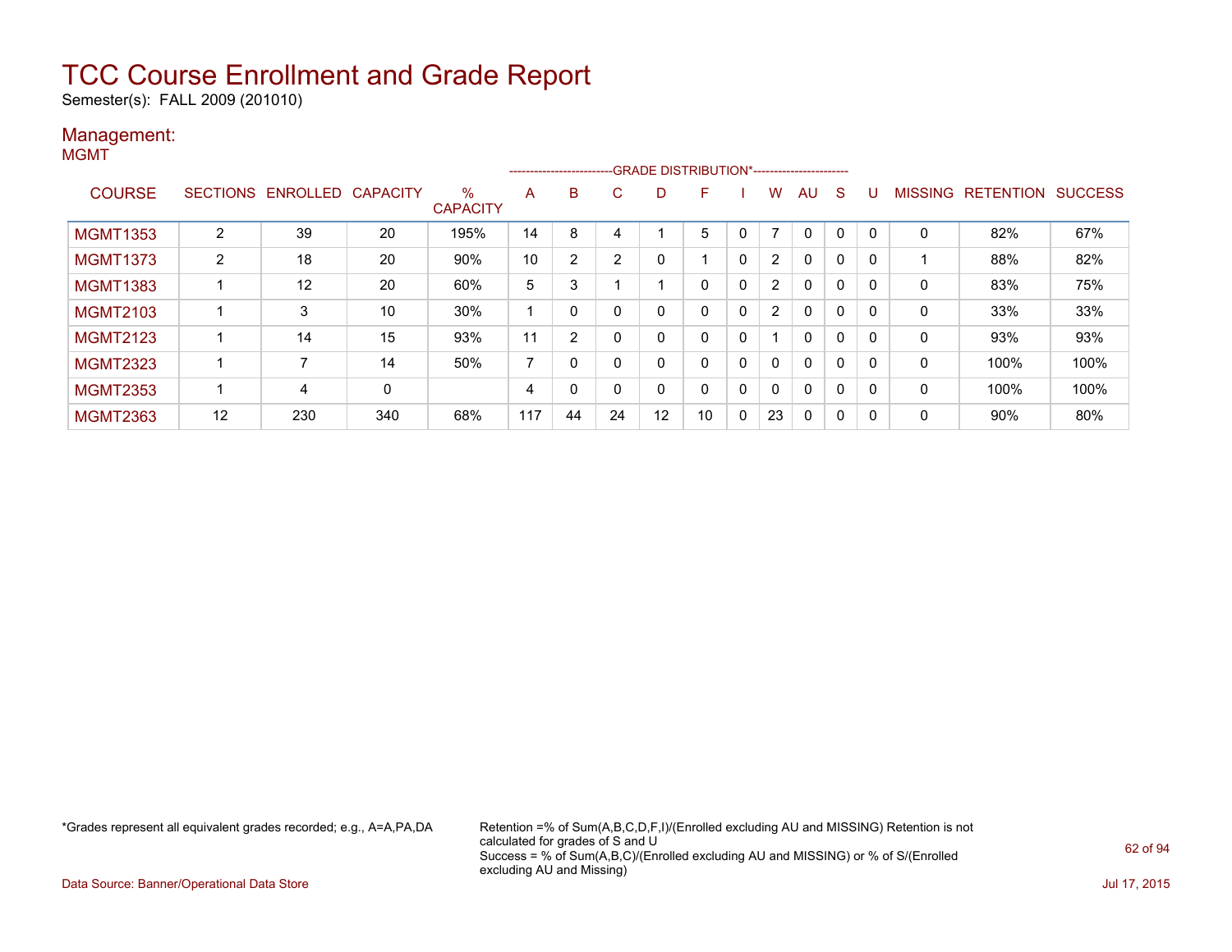# TCC Course Enrollment and Grade Report

Semester(s): FALL 2009 (201010)

## Management:

MGMT

| COURSE | SECTIONS | ENROLLED | CAPACITY | % CAPACITY | A | B | C | D | F | I | W | AU | S | U | MISSING | RETENTION | SUCCESS |
|---|---|---|---|---|---|---|---|---|---|---|---|---|---|---|---|---|---|
| | | | | | GRADE DISTRIBUTION* | | | | | | | | | | | | |
| MGMT1353 | 2 | 39 | 20 | 195% | 14 | 8 | 4 | 1 | 5 | 0 | 7 | 0 | 0 | 0 | 0 | 82% | 67% |
| MGMT1373 | 2 | 18 | 20 | 90% | 10 | 2 | 2 | 0 | 1 | 0 | 2 | 0 | 0 | 0 | 1 | 88% | 82% |
| MGMT1383 | 1 | 12 | 20 | 60% | 5 | 3 | 1 | 1 | 0 | 0 | 2 | 0 | 0 | 0 | 0 | 83% | 75% |
| MGMT2103 | 1 | 3 | 10 | 30% | 1 | 0 | 0 | 0 | 0 | 0 | 2 | 0 | 0 | 0 | 0 | 33% | 33% |
| MGMT2123 | 1 | 14 | 15 | 93% | 11 | 2 | 0 | 0 | 0 | 0 | 1 | 0 | 0 | 0 | 0 | 93% | 93% |
| MGMT2323 | 1 | 7 | 14 | 50% | 7 | 0 | 0 | 0 | 0 | 0 | 0 | 0 | 0 | 0 | 0 | 100% | 100% |
| MGMT2353 | 1 | 4 | 0 | | 4 | 0 | 0 | 0 | 0 | 0 | 0 | 0 | 0 | 0 | 0 | 100% | 100% |
| MGMT2363 | 12 | 230 | 340 | 68% | 117 | 44 | 24 | 12 | 10 | 0 | 23 | 0 | 0 | 0 | 0 | 90% | 80% |

*Grades represent all equivalent grades recorded; e.g., A=A,PA,DA

Retention =% of Sum(A,B,C,D,F,I)/(Enrolled excluding AU and MISSING) Retention is not calculated for grades of S and U
Success = % of Sum(A,B,C)/(Enrolled excluding AU and MISSING) or % of S/(Enrolled excluding AU and Missing)

Data Source: Banner/Operational Data Store

Jul 17, 2015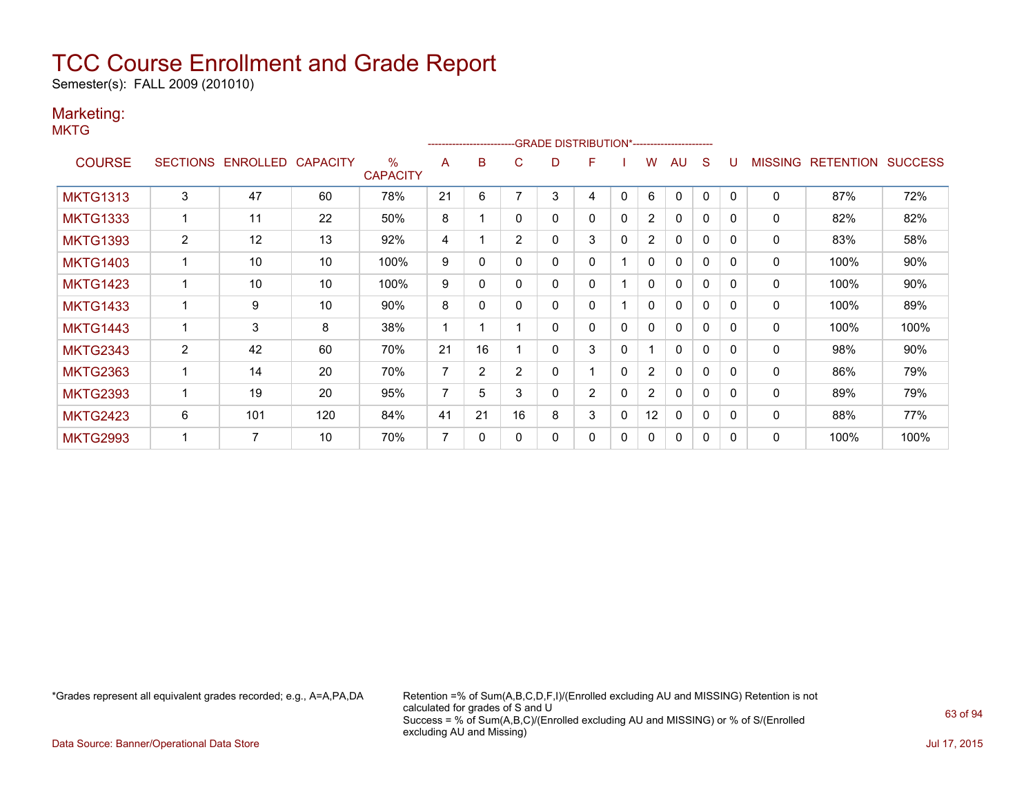# TCC Course Enrollment and Grade Report

Semester(s): FALL 2009 (201010)

## Marketing:

MKTG

| COURSE | SECTIONS | ENROLLED | CAPACITY | % CAPACITY | A | B | C | D | F | I | W | AU | S | U | MISSING | RETENTION | SUCCESS |
|---|---|---|---|---|---|---|---|---|---|---|---|---|---|---|---|---|---|
| | | | | | GRADE DISTRIBUTION* | | | | | | | | | | | | |
| MKTG1313 | 3 | 47 | 60 | 78% | 21 | 6 | 7 | 3 | 4 | 0 | 6 | 0 | 0 | 0 | 0 | 87% | 72% |
| MKTG1333 | 1 | 11 | 22 | 50% | 8 | 1 | 0 | 0 | 0 | 0 | 2 | 0 | 0 | 0 | 0 | 82% | 82% |
| MKTG1393 | 2 | 12 | 13 | 92% | 4 | 1 | 2 | 0 | 3 | 0 | 2 | 0 | 0 | 0 | 0 | 83% | 58% |
| MKTG1403 | 1 | 10 | 10 | 100% | 9 | 0 | 0 | 0 | 0 | 1 | 0 | 0 | 0 | 0 | 0 | 100% | 90% |
| MKTG1423 | 1 | 10 | 10 | 100% | 9 | 0 | 0 | 0 | 0 | 1 | 0 | 0 | 0 | 0 | 0 | 100% | 90% |
| MKTG1433 | 1 | 9 | 10 | 90% | 8 | 0 | 0 | 0 | 0 | 1 | 0 | 0 | 0 | 0 | 0 | 100% | 89% |
| MKTG1443 | 1 | 3 | 8 | 38% | 1 | 1 | 1 | 0 | 0 | 0 | 0 | 0 | 0 | 0 | 0 | 100% | 100% |
| MKTG2343 | 2 | 42 | 60 | 70% | 21 | 16 | 1 | 0 | 3 | 0 | 1 | 0 | 0 | 0 | 0 | 98% | 90% |
| MKTG2363 | 1 | 14 | 20 | 70% | 7 | 2 | 2 | 0 | 1 | 0 | 2 | 0 | 0 | 0 | 0 | 86% | 79% |
| MKTG2393 | 1 | 19 | 20 | 95% | 7 | 5 | 3 | 0 | 2 | 0 | 2 | 0 | 0 | 0 | 0 | 89% | 79% |
| MKTG2423 | 6 | 101 | 120 | 84% | 41 | 21 | 16 | 8 | 3 | 0 | 12 | 0 | 0 | 0 | 0 | 88% | 77% |
| MKTG2993 | 1 | 7 | 10 | 70% | 7 | 0 | 0 | 0 | 0 | 0 | 0 | 0 | 0 | 0 | 0 | 100% | 100% |

*Grades represent all equivalent grades recorded; e.g., A=A,PA,DA

Retention =% of Sum(A,B,C,D,F,I)/(Enrolled excluding AU and MISSING) Retention is not calculated for grades of S and U
Success = % of Sum(A,B,C)/(Enrolled excluding AU and MISSING) or % of S/(Enrolled excluding AU and Missing)

Data Source: Banner/Operational Data Store

Jul 17, 2015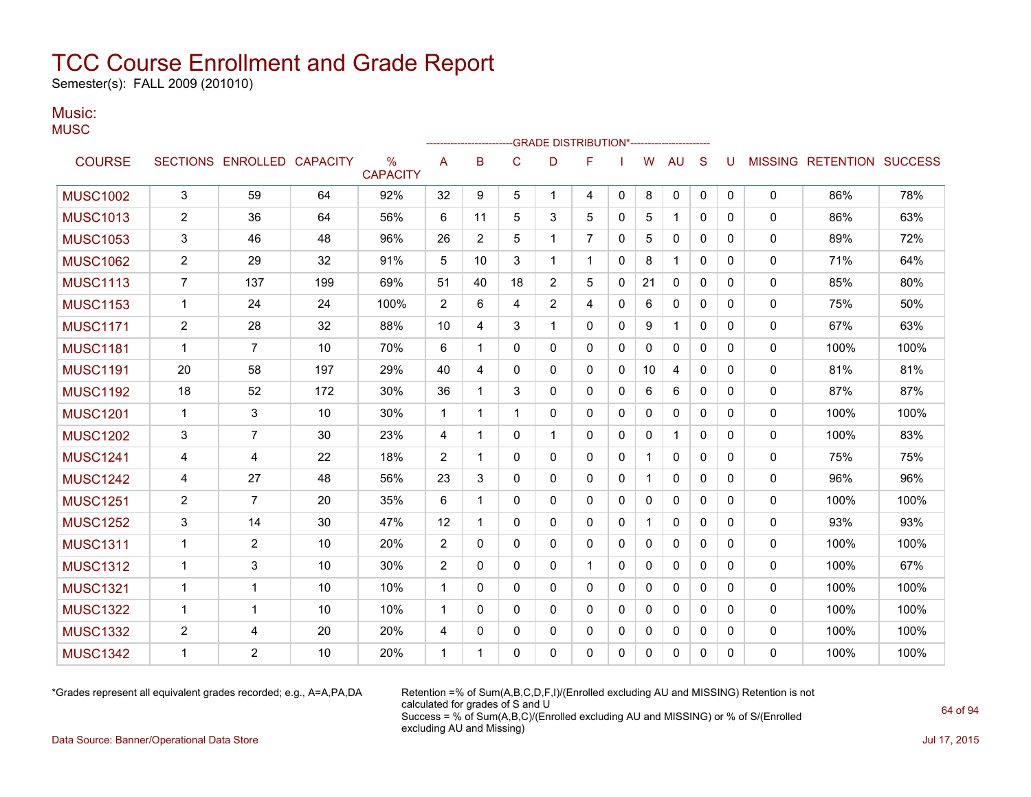# TCC Course Enrollment and Grade Report

Semester(s): FALL 2009 (201010)

## Music:

MUSC

| COURSE | SECTIONS | ENROLLED | CAPACITY | % CAPACITY | A | B | C | D | F | I | W | AU | S | U | MISSING | RETENTION | SUCCESS |
|---|---|---|---|---|---|---|---|---|---|---|---|---|---|---|---|---|---|
| | | | | | GRADE DISTRIBUTION* | | | | | | | | | | | | |
| MUSC1002 | 3 | 59 | 64 | 92% | 32 | 9 | 5 | 1 | 4 | 0 | 8 | 0 | 0 | 0 | 0 | 86% | 78% |
| MUSC1013 | 2 | 36 | 64 | 56% | 6 | 11 | 5 | 3 | 5 | 0 | 5 | 1 | 0 | 0 | 0 | 86% | 63% |
| MUSC1053 | 3 | 46 | 48 | 96% | 26 | 2 | 5 | 1 | 7 | 0 | 5 | 0 | 0 | 0 | 0 | 89% | 72% |
| MUSC1062 | 2 | 29 | 32 | 91% | 5 | 10 | 3 | 1 | 1 | 0 | 8 | 1 | 0 | 0 | 0 | 71% | 64% |
| MUSC1113 | 7 | 137 | 199 | 69% | 51 | 40 | 18 | 2 | 5 | 0 | 21 | 0 | 0 | 0 | 0 | 85% | 80% |
| MUSC1153 | 1 | 24 | 24 | 100% | 2 | 6 | 4 | 2 | 4 | 0 | 6 | 0 | 0 | 0 | 0 | 75% | 50% |
| MUSC1171 | 2 | 28 | 32 | 88% | 10 | 4 | 3 | 1 | 0 | 0 | 9 | 1 | 0 | 0 | 0 | 67% | 63% |
| MUSC1181 | 1 | 7 | 10 | 70% | 6 | 1 | 0 | 0 | 0 | 0 | 0 | 0 | 0 | 0 | 0 | 100% | 100% |
| MUSC1191 | 20 | 58 | 197 | 29% | 40 | 4 | 0 | 0 | 0 | 0 | 10 | 4 | 0 | 0 | 0 | 81% | 81% |
| MUSC1192 | 18 | 52 | 172 | 30% | 36 | 1 | 3 | 0 | 0 | 0 | 6 | 6 | 0 | 0 | 0 | 87% | 87% |
| MUSC1201 | 1 | 3 | 10 | 30% | 1 | 1 | 1 | 0 | 0 | 0 | 0 | 0 | 0 | 0 | 0 | 100% | 100% |
| MUSC1202 | 3 | 7 | 30 | 23% | 4 | 1 | 0 | 1 | 0 | 0 | 0 | 1 | 0 | 0 | 0 | 100% | 83% |
| MUSC1241 | 4 | 4 | 22 | 18% | 2 | 1 | 0 | 0 | 0 | 0 | 1 | 0 | 0 | 0 | 0 | 75% | 75% |
| MUSC1242 | 4 | 27 | 48 | 56% | 23 | 3 | 0 | 0 | 0 | 0 | 1 | 0 | 0 | 0 | 0 | 96% | 96% |
| MUSC1251 | 2 | 7 | 20 | 35% | 6 | 1 | 0 | 0 | 0 | 0 | 0 | 0 | 0 | 0 | 0 | 100% | 100% |
| MUSC1252 | 3 | 14 | 30 | 47% | 12 | 1 | 0 | 0 | 0 | 0 | 1 | 0 | 0 | 0 | 0 | 93% | 93% |
| MUSC1311 | 1 | 2 | 10 | 20% | 2 | 0 | 0 | 0 | 0 | 0 | 0 | 0 | 0 | 0 | 0 | 100% | 100% |
| MUSC1312 | 1 | 3 | 10 | 30% | 2 | 0 | 0 | 0 | 1 | 0 | 0 | 0 | 0 | 0 | 0 | 100% | 67% |
| MUSC1321 | 1 | 1 | 10 | 10% | 1 | 0 | 0 | 0 | 0 | 0 | 0 | 0 | 0 | 0 | 0 | 100% | 100% |
| MUSC1322 | 1 | 1 | 10 | 10% | 1 | 0 | 0 | 0 | 0 | 0 | 0 | 0 | 0 | 0 | 0 | 100% | 100% |
| MUSC1332 | 2 | 4 | 20 | 20% | 4 | 0 | 0 | 0 | 0 | 0 | 0 | 0 | 0 | 0 | 0 | 100% | 100% |
| MUSC1342 | 1 | 2 | 10 | 20% | 1 | 1 | 0 | 0 | 0 | 0 | 0 | 0 | 0 | 0 | 0 | 100% | 100% |

*Grades represent all equivalent grades recorded; e.g., A=A,PA,DA

Retention =% of Sum(A,B,C,D,F,I)/(Enrolled excluding AU and MISSING) Retention is not calculated for grades of S and U
Success = % of Sum(A,B,C)/(Enrolled excluding AU and MISSING) or % of S/(Enrolled excluding AU and Missing)

Data Source: Banner/Operational Data Store

Jul 17, 2015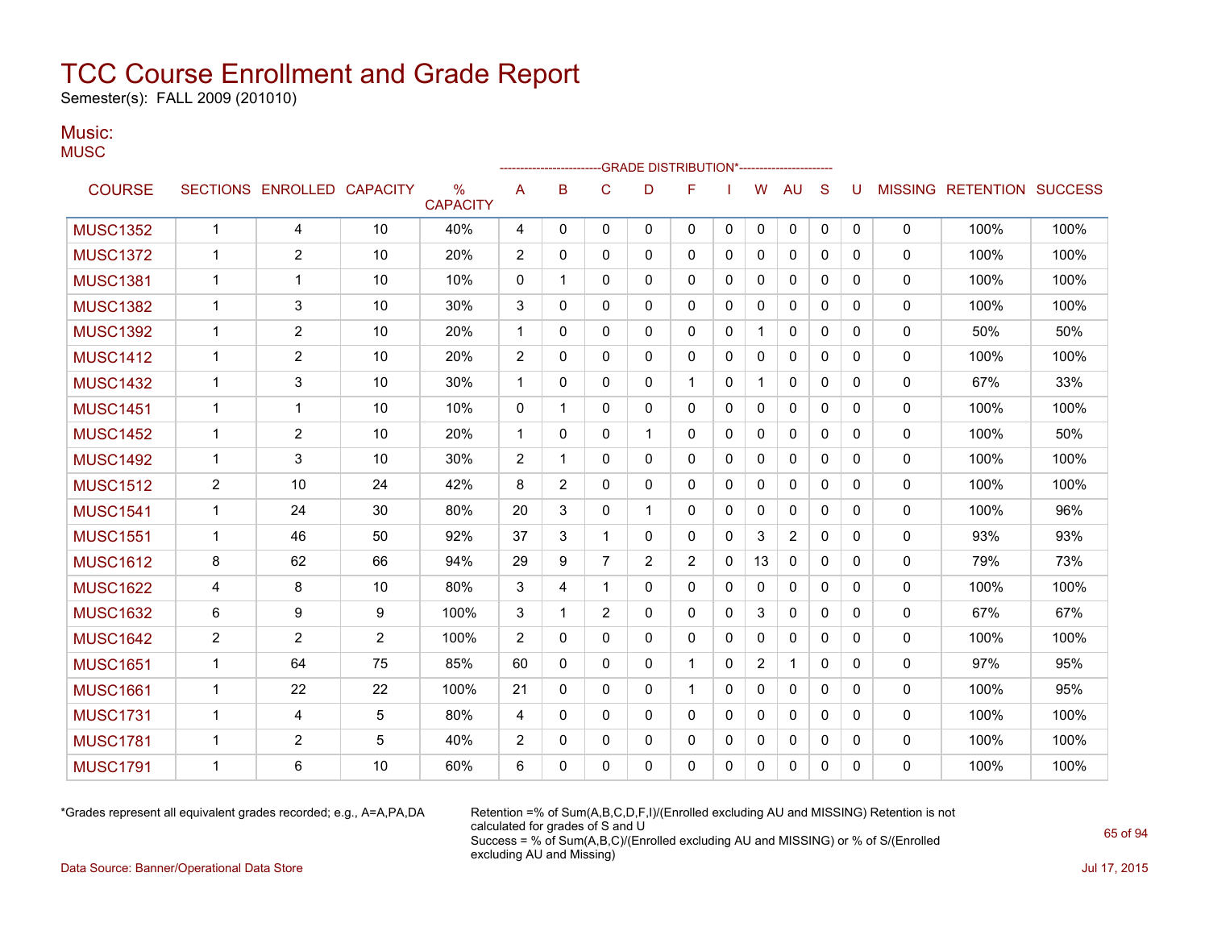# TCC Course Enrollment and Grade Report

Semester(s): FALL 2009 (201010)

## Music:

MUSC

| COURSE | SECTIONS | ENROLLED | CAPACITY | % CAPACITY | A | B | C | D | F | I | W | AU | S | U | MISSING | RETENTION | SUCCESS |
|---|---|---|---|---|---|---|---|---|---|---|---|---|---|---|---|---|---|
| | | | | | GRADE DISTRIBUTION* | | | | | | | | | | | | |
| MUSC1352 | 1 | 4 | 10 | 40% | 4 | 0 | 0 | 0 | 0 | 0 | 0 | 0 | 0 | 0 | 0 | 100% | 100% |
| MUSC1372 | 1 | 2 | 10 | 20% | 2 | 0 | 0 | 0 | 0 | 0 | 0 | 0 | 0 | 0 | 0 | 100% | 100% |
| MUSC1381 | 1 | 1 | 10 | 10% | 0 | 1 | 0 | 0 | 0 | 0 | 0 | 0 | 0 | 0 | 0 | 100% | 100% |
| MUSC1382 | 1 | 3 | 10 | 30% | 3 | 0 | 0 | 0 | 0 | 0 | 0 | 0 | 0 | 0 | 0 | 100% | 100% |
| MUSC1392 | 1 | 2 | 10 | 20% | 1 | 0 | 0 | 0 | 0 | 0 | 1 | 0 | 0 | 0 | 0 | 50% | 50% |
| MUSC1412 | 1 | 2 | 10 | 20% | 2 | 0 | 0 | 0 | 0 | 0 | 0 | 0 | 0 | 0 | 0 | 100% | 100% |
| MUSC1432 | 1 | 3 | 10 | 30% | 1 | 0 | 0 | 0 | 1 | 0 | 1 | 0 | 0 | 0 | 0 | 67% | 33% |
| MUSC1451 | 1 | 1 | 10 | 10% | 0 | 1 | 0 | 0 | 0 | 0 | 0 | 0 | 0 | 0 | 0 | 100% | 100% |
| MUSC1452 | 1 | 2 | 10 | 20% | 1 | 0 | 0 | 1 | 0 | 0 | 0 | 0 | 0 | 0 | 0 | 100% | 50% |
| MUSC1492 | 1 | 3 | 10 | 30% | 2 | 1 | 0 | 0 | 0 | 0 | 0 | 0 | 0 | 0 | 0 | 100% | 100% |
| MUSC1512 | 2 | 10 | 24 | 42% | 8 | 2 | 0 | 0 | 0 | 0 | 0 | 0 | 0 | 0 | 0 | 100% | 100% |
| MUSC1541 | 1 | 24 | 30 | 80% | 20 | 3 | 0 | 1 | 0 | 0 | 0 | 0 | 0 | 0 | 0 | 100% | 96% |
| MUSC1551 | 1 | 46 | 50 | 92% | 37 | 3 | 1 | 0 | 0 | 0 | 3 | 2 | 0 | 0 | 0 | 93% | 93% |
| MUSC1612 | 8 | 62 | 66 | 94% | 29 | 9 | 7 | 2 | 2 | 0 | 13 | 0 | 0 | 0 | 0 | 79% | 73% |
| MUSC1622 | 4 | 8 | 10 | 80% | 3 | 4 | 1 | 0 | 0 | 0 | 0 | 0 | 0 | 0 | 0 | 100% | 100% |
| MUSC1632 | 6 | 9 | 9 | 100% | 3 | 1 | 2 | 0 | 0 | 0 | 3 | 0 | 0 | 0 | 0 | 67% | 67% |
| MUSC1642 | 2 | 2 | 2 | 100% | 2 | 0 | 0 | 0 | 0 | 0 | 0 | 0 | 0 | 0 | 0 | 100% | 100% |
| MUSC1651 | 1 | 64 | 75 | 85% | 60 | 0 | 0 | 0 | 1 | 0 | 2 | 1 | 0 | 0 | 0 | 97% | 95% |
| MUSC1661 | 1 | 22 | 22 | 100% | 21 | 0 | 0 | 0 | 1 | 0 | 0 | 0 | 0 | 0 | 0 | 100% | 95% |
| MUSC1731 | 1 | 4 | 5 | 80% | 4 | 0 | 0 | 0 | 0 | 0 | 0 | 0 | 0 | 0 | 0 | 100% | 100% |
| MUSC1781 | 1 | 2 | 5 | 40% | 2 | 0 | 0 | 0 | 0 | 0 | 0 | 0 | 0 | 0 | 0 | 100% | 100% |
| MUSC1791 | 1 | 6 | 10 | 60% | 6 | 0 | 0 | 0 | 0 | 0 | 0 | 0 | 0 | 0 | 0 | 100% | 100% |

*Grades represent all equivalent grades recorded; e.g., A=A,PA,DA

Retention =% of Sum(A,B,C,D,F,I)/(Enrolled excluding AU and MISSING) Retention is not calculated for grades of S and U

Success = % of Sum(A,B,C)/(Enrolled excluding AU and MISSING) or % of S/(Enrolled excluding AU and Missing)

Data Source: Banner/Operational Data Store

Jul 17, 2015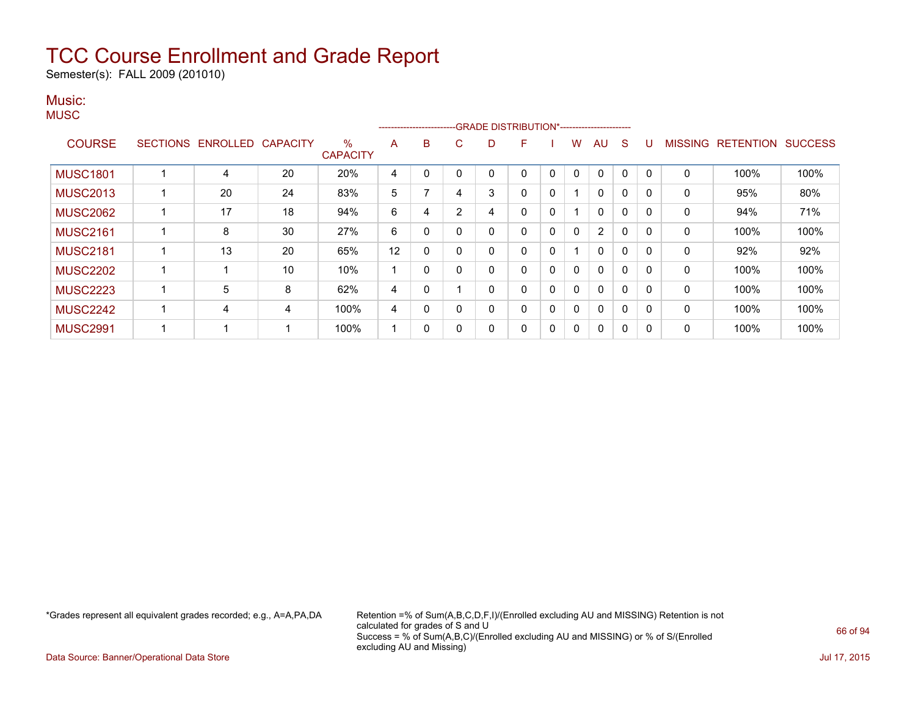# TCC Course Enrollment and Grade Report

Semester(s): FALL 2009 (201010)

## Music:

MUSC

| COURSE | SECTIONS | ENROLLED | CAPACITY | % CAPACITY | A | B | C | D | F | I | W | AU | S | U | MISSING | RETENTION | SUCCESS |
|---|---|---|---|---|---|---|---|---|---|---|---|---|---|---|---|---|---|
| | | | | | GRADE DISTRIBUTION* | | | | | | | | | | | | |
| MUSC1801 | 1 | 4 | 20 | 20% | 4 | 0 | 0 | 0 | 0 | 0 | 0 | 0 | 0 | 0 | 0 | 100% | 100% |
| MUSC2013 | 1 | 20 | 24 | 83% | 5 | 7 | 4 | 3 | 0 | 0 | 1 | 0 | 0 | 0 | 0 | 95% | 80% |
| MUSC2062 | 1 | 17 | 18 | 94% | 6 | 4 | 2 | 4 | 0 | 0 | 1 | 0 | 0 | 0 | 0 | 94% | 71% |
| MUSC2161 | 1 | 8 | 30 | 27% | 6 | 0 | 0 | 0 | 0 | 0 | 0 | 2 | 0 | 0 | 0 | 100% | 100% |
| MUSC2181 | 1 | 13 | 20 | 65% | 12 | 0 | 0 | 0 | 0 | 0 | 1 | 0 | 0 | 0 | 0 | 92% | 92% |
| MUSC2202 | 1 | 1 | 10 | 10% | 1 | 0 | 0 | 0 | 0 | 0 | 0 | 0 | 0 | 0 | 0 | 100% | 100% |
| MUSC2223 | 1 | 5 | 8 | 62% | 4 | 0 | 1 | 0 | 0 | 0 | 0 | 0 | 0 | 0 | 0 | 100% | 100% |
| MUSC2242 | 1 | 4 | 4 | 100% | 4 | 0 | 0 | 0 | 0 | 0 | 0 | 0 | 0 | 0 | 0 | 100% | 100% |
| MUSC2991 | 1 | 1 | 1 | 100% | 1 | 0 | 0 | 0 | 0 | 0 | 0 | 0 | 0 | 0 | 0 | 100% | 100% |

*Grades represent all equivalent grades recorded; e.g., A=A,PA,DA

Retention =% of Sum(A,B,C,D,F,I)/(Enrolled excluding AU and MISSING) Retention is not calculated for grades of S and U
Success = % of Sum(A,B,C)/(Enrolled excluding AU and MISSING) or % of S/(Enrolled excluding AU and Missing)

Data Source: Banner/Operational Data Store

Jul 17, 2015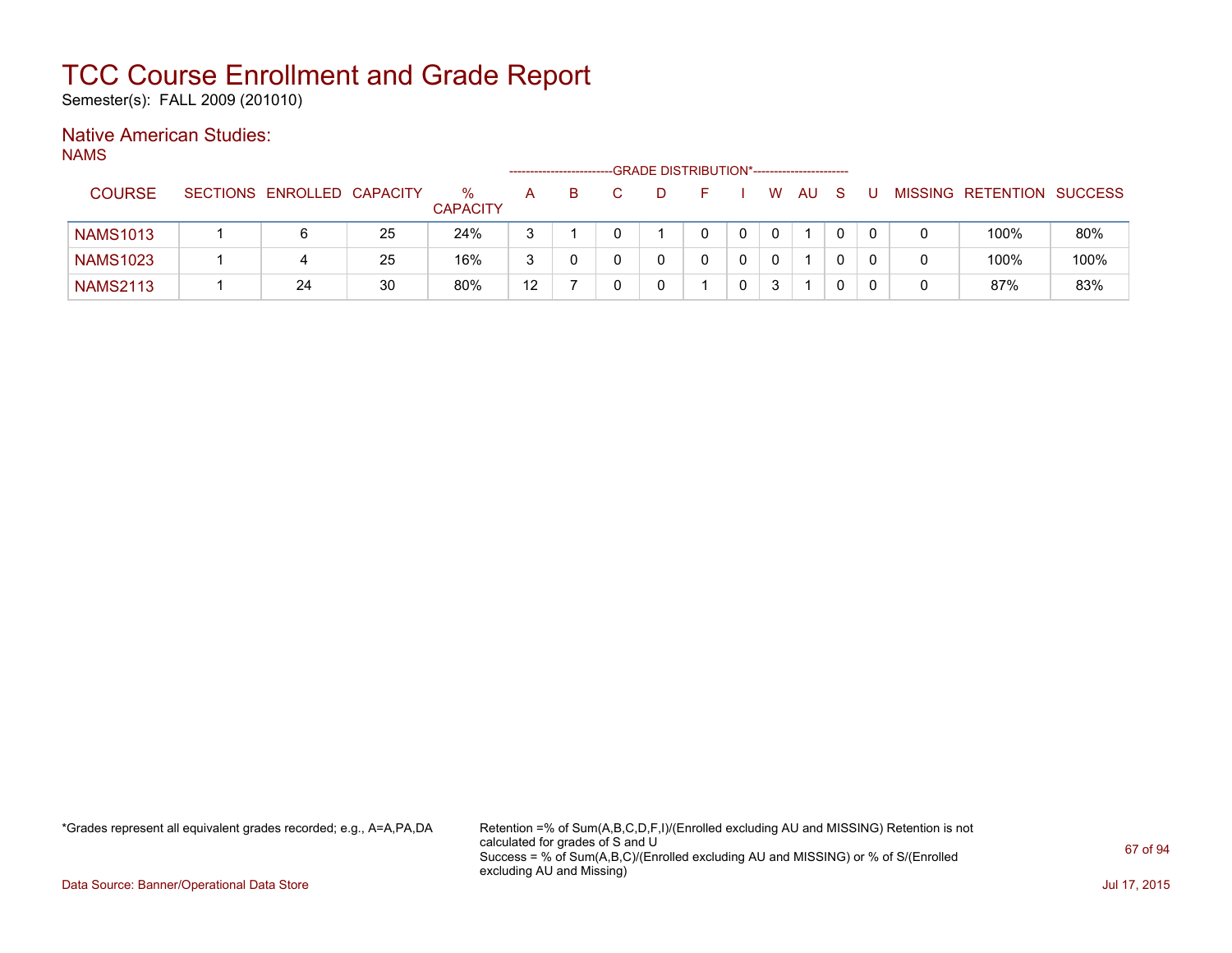# TCC Course Enrollment and Grade Report

Semester(s): FALL 2009 (201010)

## Native American Studies:

NAMS

| COURSE | SECTIONS | ENROLLED | CAPACITY | % CAPACITY | GRADE DISTRIBUTION* A | B | C | D | F | I | W | AU | S | U | MISSING | RETENTION | SUCCESS |
|---|---|---|---|---|---|---|---|---|---|---|---|---|---|---|---|---|---|
| NAMS1013 | 1 | 6 | 25 | 24% | 3 | 1 | 0 | 1 | 0 | 0 | 0 | 1 | 0 | 0 | 0 | 100% | 80% |
| NAMS1023 | 1 | 4 | 25 | 16% | 3 | 0 | 0 | 0 | 0 | 0 | 0 | 1 | 0 | 0 | 0 | 100% | 100% |
| NAMS2113 | 1 | 24 | 30 | 80% | 12 | 7 | 0 | 0 | 1 | 0 | 3 | 1 | 0 | 0 | 0 | 87% | 83% |

*Grades represent all equivalent grades recorded; e.g., A=A,PA,DA

Retention =% of Sum(A,B,C,D,F,I)/(Enrolled excluding AU and MISSING) Retention is not calculated for grades of S and U
Success = % of Sum(A,B,C)/(Enrolled excluding AU and MISSING) or % of S/(Enrolled excluding AU and Missing)

Data Source: Banner/Operational Data Store

Jul 17, 2015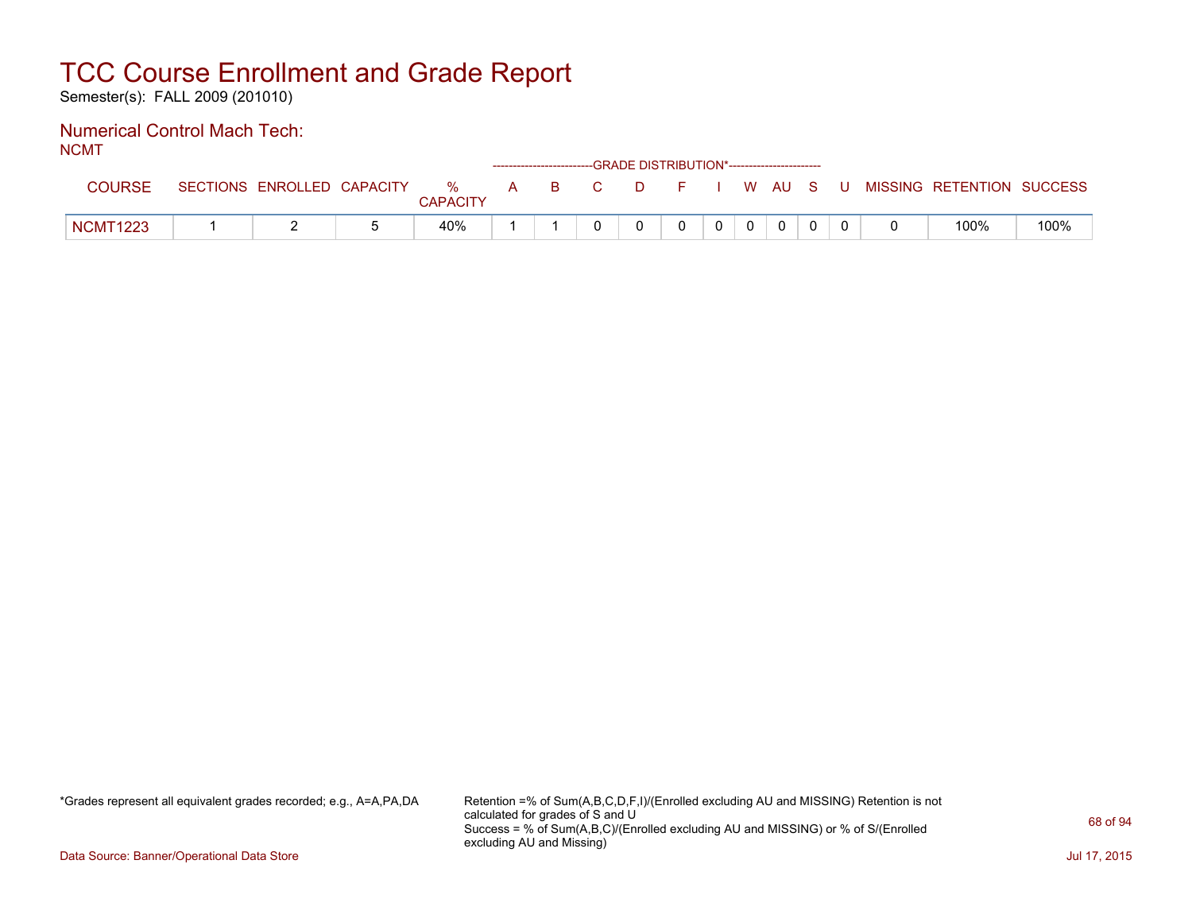# TCC Course Enrollment and Grade Report

Semester(s): FALL 2009 (201010)

## Numerical Control Mach Tech:

NCMT

| COURSE | SECTIONS | ENROLLED | CAPACITY | % CAPACITY | A | B | C | D | F | I | W | AU | S | U | MISSING | RETENTION | SUCCESS |
|---|---|---|---|---|---|---|---|---|---|---|---|---|---|---|---|---|---|
| | | | | | GRADE DISTRIBUTION* | | | | | | | | | | | | |
| NCMT1223 | 1 | 2 | 5 | 40% | 1 | 1 | 0 | 0 | 0 | 0 | 0 | 0 | 0 | 0 | 0 | 100% | 100% |

*Grades represent all equivalent grades recorded; e.g., A=A,PA,DA

Retention =% of Sum(A,B,C,D,F,I)/(Enrolled excluding AU and MISSING) Retention is not calculated for grades of S and U
Success = % of Sum(A,B,C)/(Enrolled excluding AU and MISSING) or % of S/(Enrolled excluding AU and Missing)

Data Source: Banner/Operational Data Store

Jul 17, 2015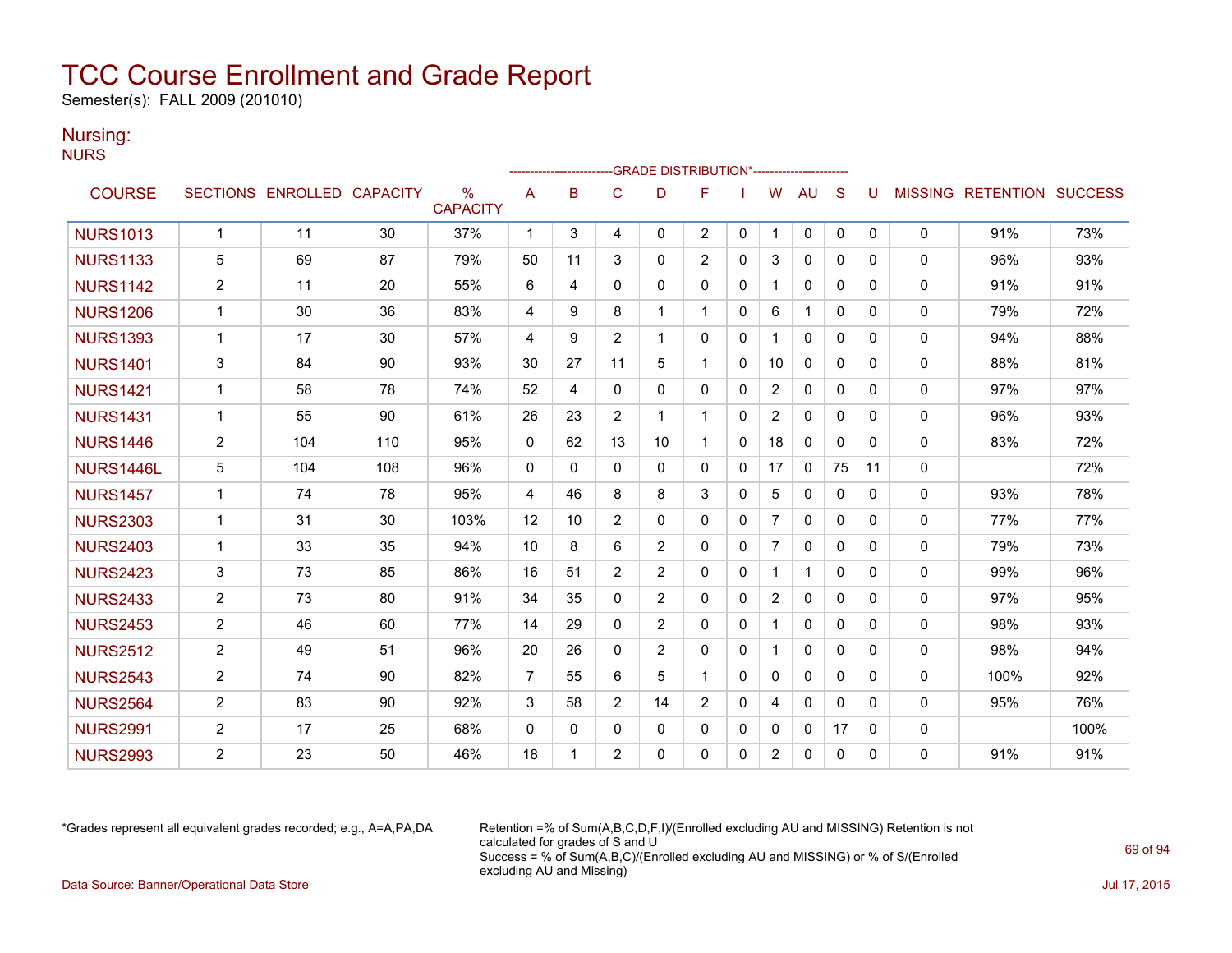# TCC Course Enrollment and Grade Report

Semester(s): FALL 2009 (201010)

## Nursing:

NURS

| COURSE | SECTIONS | ENROLLED | CAPACITY | % CAPACITY | A | B | C | D | F | I | W | AU | S | U | MISSING | RETENTION | SUCCESS |
|---|---|---|---|---|---|---|---|---|---|---|---|---|---|---|---|---|---|
| | | | | | GRADE DISTRIBUTION* | | | | | | | | | | | | |
| NURS1013 | 1 | 11 | 30 | 37% | 1 | 3 | 4 | 0 | 2 | 0 | 1 | 0 | 0 | 0 | 0 | 91% | 73% |
| NURS1133 | 5 | 69 | 87 | 79% | 50 | 11 | 3 | 0 | 2 | 0 | 3 | 0 | 0 | 0 | 0 | 96% | 93% |
| NURS1142 | 2 | 11 | 20 | 55% | 6 | 4 | 0 | 0 | 0 | 0 | 1 | 0 | 0 | 0 | 0 | 91% | 91% |
| NURS1206 | 1 | 30 | 36 | 83% | 4 | 9 | 8 | 1 | 1 | 0 | 6 | 1 | 0 | 0 | 0 | 79% | 72% |
| NURS1393 | 1 | 17 | 30 | 57% | 4 | 9 | 2 | 1 | 0 | 0 | 1 | 0 | 0 | 0 | 0 | 94% | 88% |
| NURS1401 | 3 | 84 | 90 | 93% | 30 | 27 | 11 | 5 | 1 | 0 | 10 | 0 | 0 | 0 | 0 | 88% | 81% |
| NURS1421 | 1 | 58 | 78 | 74% | 52 | 4 | 0 | 0 | 0 | 0 | 2 | 0 | 0 | 0 | 0 | 97% | 97% |
| NURS1431 | 1 | 55 | 90 | 61% | 26 | 23 | 2 | 1 | 1 | 0 | 2 | 0 | 0 | 0 | 0 | 96% | 93% |
| NURS1446 | 2 | 104 | 110 | 95% | 0 | 62 | 13 | 10 | 1 | 0 | 18 | 0 | 0 | 0 | 0 | 83% | 72% |
| NURS1446L | 5 | 104 | 108 | 96% | 0 | 0 | 0 | 0 | 0 | 0 | 17 | 0 | 75 | 11 | 0 | | 72% |
| NURS1457 | 1 | 74 | 78 | 95% | 4 | 46 | 8 | 8 | 3 | 0 | 5 | 0 | 0 | 0 | 0 | 93% | 78% |
| NURS2303 | 1 | 31 | 30 | 103% | 12 | 10 | 2 | 0 | 0 | 0 | 7 | 0 | 0 | 0 | 0 | 77% | 77% |
| NURS2403 | 1 | 33 | 35 | 94% | 10 | 8 | 6 | 2 | 0 | 0 | 7 | 0 | 0 | 0 | 0 | 79% | 73% |
| NURS2423 | 3 | 73 | 85 | 86% | 16 | 51 | 2 | 2 | 0 | 0 | 1 | 1 | 0 | 0 | 0 | 99% | 96% |
| NURS2433 | 2 | 73 | 80 | 91% | 34 | 35 | 0 | 2 | 0 | 0 | 2 | 0 | 0 | 0 | 0 | 97% | 95% |
| NURS2453 | 2 | 46 | 60 | 77% | 14 | 29 | 0 | 2 | 0 | 0 | 1 | 0 | 0 | 0 | 0 | 98% | 93% |
| NURS2512 | 2 | 49 | 51 | 96% | 20 | 26 | 0 | 2 | 0 | 0 | 1 | 0 | 0 | 0 | 0 | 98% | 94% |
| NURS2543 | 2 | 74 | 90 | 82% | 7 | 55 | 6 | 5 | 1 | 0 | 0 | 0 | 0 | 0 | 0 | 100% | 92% |
| NURS2564 | 2 | 83 | 90 | 92% | 3 | 58 | 2 | 14 | 2 | 0 | 4 | 0 | 0 | 0 | 0 | 95% | 76% |
| NURS2991 | 2 | 17 | 25 | 68% | 0 | 0 | 0 | 0 | 0 | 0 | 0 | 0 | 17 | 0 | 0 | | 100% |
| NURS2993 | 2 | 23 | 50 | 46% | 18 | 1 | 2 | 0 | 0 | 0 | 2 | 0 | 0 | 0 | 0 | 91% | 91% |

*Grades represent all equivalent grades recorded; e.g., A=A,PA,DA

Retention =% of Sum(A,B,C,D,F,I)/(Enrolled excluding AU and MISSING) Retention is not calculated for grades of S and U

Success = % of Sum(A,B,C)/(Enrolled excluding AU and MISSING) or % of S/(Enrolled excluding AU and Missing)

Data Source: Banner/Operational Data Store

Jul 17, 2015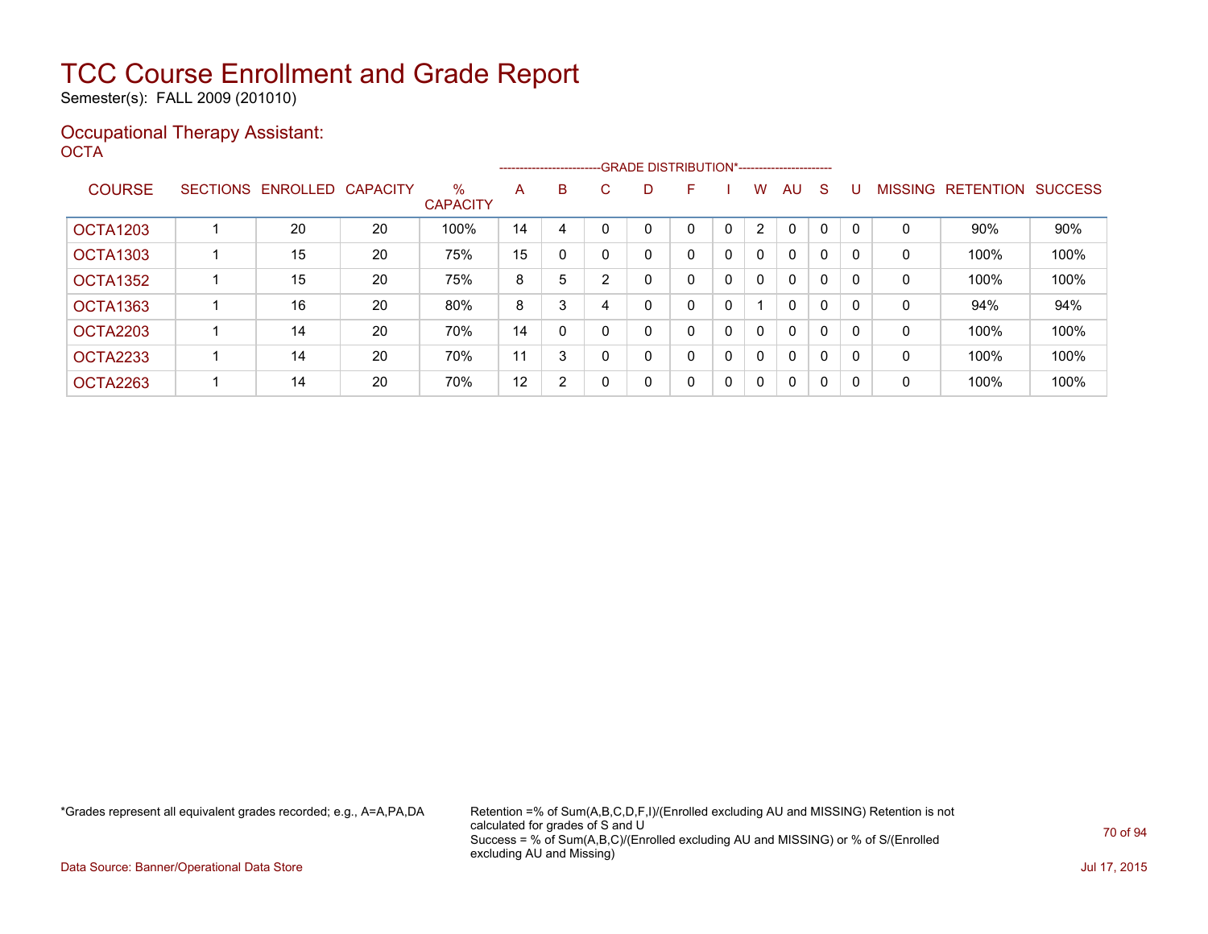# TCC Course Enrollment and Grade Report

Semester(s): FALL 2009 (201010)

## Occupational Therapy Assistant:

OCTA

| COURSE | SECTIONS | ENROLLED | CAPACITY | % CAPACITY | A | B | C | D | F | I | W | AU | S | U | MISSING | RETENTION | SUCCESS |
|---|---|---|---|---|---|---|---|---|---|---|---|---|---|---|---|---|---|
| | | | | | GRADE DISTRIBUTION* | | | | | | | | | | | | |
| OCTA1203 | 1 | 20 | 20 | 100% | 14 | 4 | 0 | 0 | 0 | 0 | 2 | 0 | 0 | 0 | 0 | 90% | 90% |
| OCTA1303 | 1 | 15 | 20 | 75% | 15 | 0 | 0 | 0 | 0 | 0 | 0 | 0 | 0 | 0 | 0 | 100% | 100% |
| OCTA1352 | 1 | 15 | 20 | 75% | 8 | 5 | 2 | 0 | 0 | 0 | 0 | 0 | 0 | 0 | 0 | 100% | 100% |
| OCTA1363 | 1 | 16 | 20 | 80% | 8 | 3 | 4 | 0 | 0 | 0 | 1 | 0 | 0 | 0 | 0 | 94% | 94% |
| OCTA2203 | 1 | 14 | 20 | 70% | 14 | 0 | 0 | 0 | 0 | 0 | 0 | 0 | 0 | 0 | 0 | 100% | 100% |
| OCTA2233 | 1 | 14 | 20 | 70% | 11 | 3 | 0 | 0 | 0 | 0 | 0 | 0 | 0 | 0 | 0 | 100% | 100% |
| OCTA2263 | 1 | 14 | 20 | 70% | 12 | 2 | 0 | 0 | 0 | 0 | 0 | 0 | 0 | 0 | 0 | 100% | 100% |

*Grades represent all equivalent grades recorded; e.g., A=A,PA,DA

Retention =% of Sum(A,B,C,D,F,I)/(Enrolled excluding AU and MISSING) Retention is not calculated for grades of S and U
Success = % of Sum(A,B,C)/(Enrolled excluding AU and MISSING) or % of S/(Enrolled excluding AU and Missing)

Data Source: Banner/Operational Data Store

Jul 17, 2015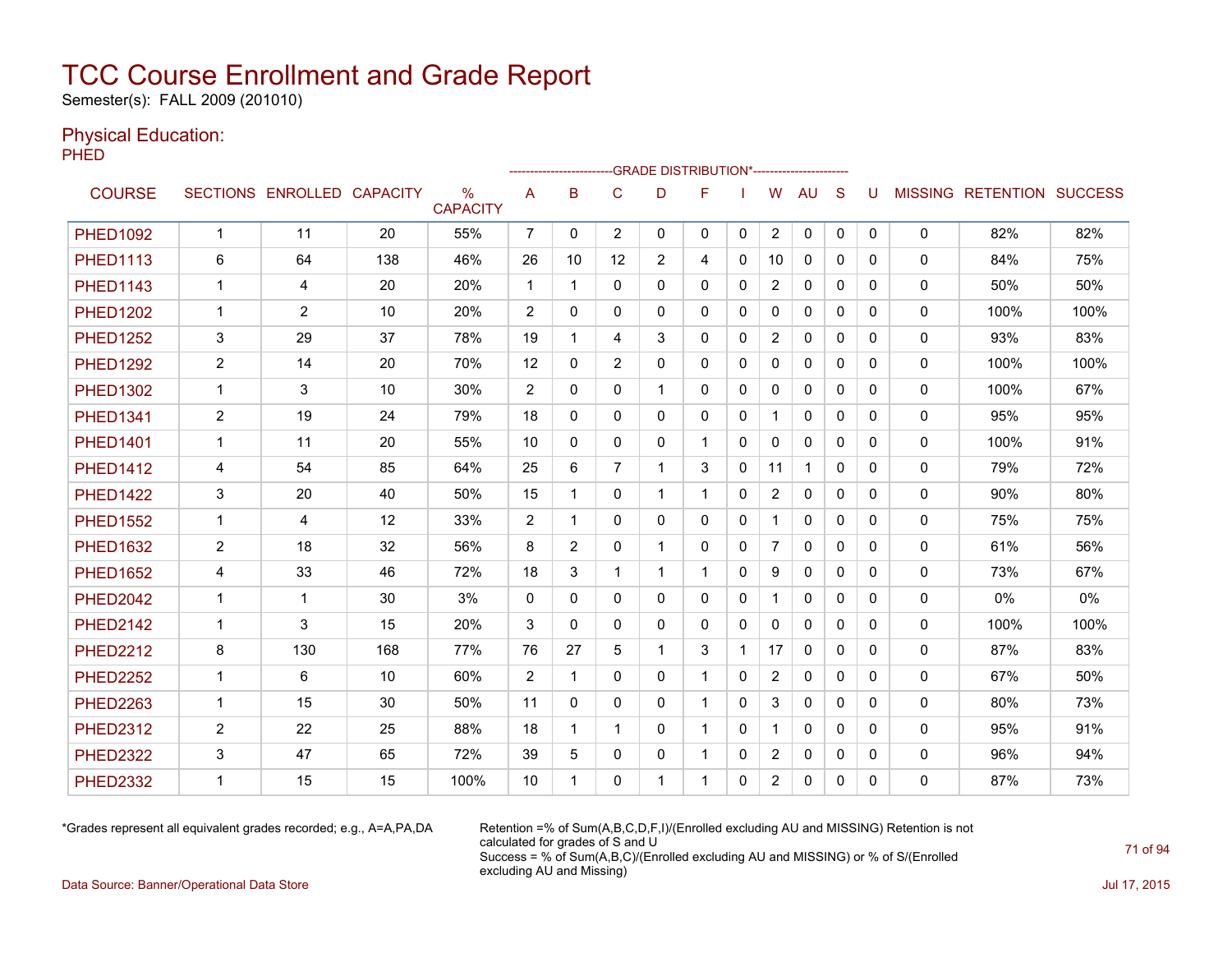# TCC Course Enrollment and Grade Report

Semester(s): FALL 2009 (201010)

## Physical Education:

PHED

| COURSE | SECTIONS | ENROLLED | CAPACITY | % CAPACITY | A | B | C | D | F | I | W | AU | S | U | MISSING | RETENTION | SUCCESS |
|---|---|---|---|---|---|---|---|---|---|---|---|---|---|---|---|---|---|
| | | | | | GRADE DISTRIBUTION* | | | | | | | | | | | | |
| PHED1092 | 1 | 11 | 20 | 55% | 7 | 0 | 2 | 0 | 0 | 0 | 2 | 0 | 0 | 0 | 0 | 82% | 82% |
| PHED1113 | 6 | 64 | 138 | 46% | 26 | 10 | 12 | 2 | 4 | 0 | 10 | 0 | 0 | 0 | 0 | 84% | 75% |
| PHED1143 | 1 | 4 | 20 | 20% | 1 | 1 | 0 | 0 | 0 | 0 | 2 | 0 | 0 | 0 | 0 | 50% | 50% |
| PHED1202 | 1 | 2 | 10 | 20% | 2 | 0 | 0 | 0 | 0 | 0 | 0 | 0 | 0 | 0 | 0 | 100% | 100% |
| PHED1252 | 3 | 29 | 37 | 78% | 19 | 1 | 4 | 3 | 0 | 0 | 2 | 0 | 0 | 0 | 0 | 93% | 83% |
| PHED1292 | 2 | 14 | 20 | 70% | 12 | 0 | 2 | 0 | 0 | 0 | 0 | 0 | 0 | 0 | 0 | 100% | 100% |
| PHED1302 | 1 | 3 | 10 | 30% | 2 | 0 | 0 | 1 | 0 | 0 | 0 | 0 | 0 | 0 | 0 | 100% | 67% |
| PHED1341 | 2 | 19 | 24 | 79% | 18 | 0 | 0 | 0 | 0 | 0 | 1 | 0 | 0 | 0 | 0 | 95% | 95% |
| PHED1401 | 1 | 11 | 20 | 55% | 10 | 0 | 0 | 0 | 1 | 0 | 0 | 0 | 0 | 0 | 0 | 100% | 91% |
| PHED1412 | 4 | 54 | 85 | 64% | 25 | 6 | 7 | 1 | 3 | 0 | 11 | 1 | 0 | 0 | 0 | 79% | 72% |
| PHED1422 | 3 | 20 | 40 | 50% | 15 | 1 | 0 | 1 | 1 | 0 | 2 | 0 | 0 | 0 | 0 | 90% | 80% |
| PHED1552 | 1 | 4 | 12 | 33% | 2 | 1 | 0 | 0 | 0 | 0 | 1 | 0 | 0 | 0 | 0 | 75% | 75% |
| PHED1632 | 2 | 18 | 32 | 56% | 8 | 2 | 0 | 1 | 0 | 0 | 7 | 0 | 0 | 0 | 0 | 61% | 56% |
| PHED1652 | 4 | 33 | 46 | 72% | 18 | 3 | 1 | 1 | 1 | 0 | 9 | 0 | 0 | 0 | 0 | 73% | 67% |
| PHED2042 | 1 | 1 | 30 | 3% | 0 | 0 | 0 | 0 | 0 | 0 | 1 | 0 | 0 | 0 | 0 | 0% | 0% |
| PHED2142 | 1 | 3 | 15 | 20% | 3 | 0 | 0 | 0 | 0 | 0 | 0 | 0 | 0 | 0 | 0 | 100% | 100% |
| PHED2212 | 8 | 130 | 168 | 77% | 76 | 27 | 5 | 1 | 3 | 1 | 17 | 0 | 0 | 0 | 0 | 87% | 83% |
| PHED2252 | 1 | 6 | 10 | 60% | 2 | 1 | 0 | 0 | 1 | 0 | 2 | 0 | 0 | 0 | 0 | 67% | 50% |
| PHED2263 | 1 | 15 | 30 | 50% | 11 | 0 | 0 | 0 | 1 | 0 | 3 | 0 | 0 | 0 | 0 | 80% | 73% |
| PHED2312 | 2 | 22 | 25 | 88% | 18 | 1 | 1 | 0 | 1 | 0 | 1 | 0 | 0 | 0 | 0 | 95% | 91% |
| PHED2322 | 3 | 47 | 65 | 72% | 39 | 5 | 0 | 0 | 1 | 0 | 2 | 0 | 0 | 0 | 0 | 96% | 94% |
| PHED2332 | 1 | 15 | 15 | 100% | 10 | 1 | 0 | 1 | 1 | 0 | 2 | 0 | 0 | 0 | 0 | 87% | 73% |

*Grades represent all equivalent grades recorded; e.g., A=A,PA,DA

Retention =% of Sum(A,B,C,D,F,I)/(Enrolled excluding AU and MISSING) Retention is not calculated for grades of S and U
Success = % of Sum(A,B,C)/(Enrolled excluding AU and MISSING) or % of S/(Enrolled excluding AU and Missing)

Data Source: Banner/Operational Data Store

Jul 17, 2015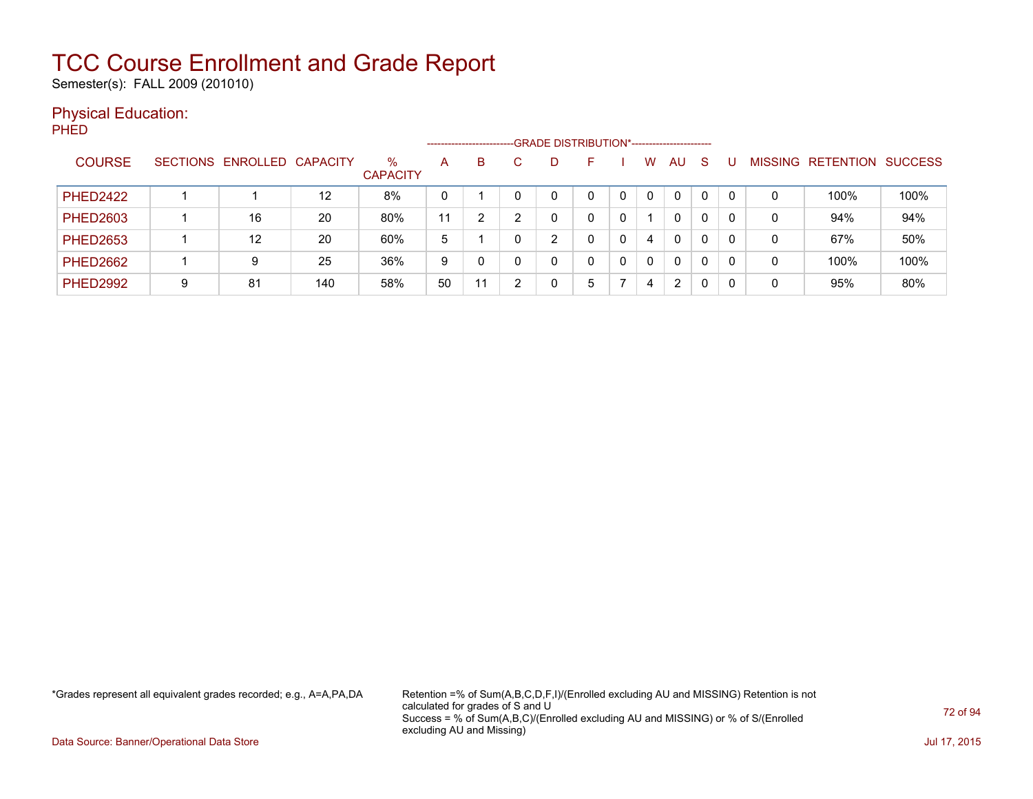# TCC Course Enrollment and Grade Report

Semester(s): FALL 2009 (201010)

## Physical Education:

### PHED

| COURSE | SECTIONS | ENROLLED | CAPACITY | % CAPACITY | A | B | C | D | F | I | W | AU | S | U | MISSING | RETENTION | SUCCESS |
|---|---|---|---|---|---|---|---|---|---|---|---|---|---|---|---|---|---|
| | | | | | GRADE DISTRIBUTION* | | | | | | | | | | | | |
| PHED2422 | 1 | 1 | 12 | 8% | 0 | 1 | 0 | 0 | 0 | 0 | 0 | 0 | 0 | 0 | 0 | 100% | 100% |
| PHED2603 | 1 | 16 | 20 | 80% | 11 | 2 | 2 | 0 | 0 | 0 | 1 | 0 | 0 | 0 | 0 | 94% | 94% |
| PHED2653 | 1 | 12 | 20 | 60% | 5 | 1 | 0 | 2 | 0 | 0 | 4 | 0 | 0 | 0 | 0 | 67% | 50% |
| PHED2662 | 1 | 9 | 25 | 36% | 9 | 0 | 0 | 0 | 0 | 0 | 0 | 0 | 0 | 0 | 0 | 100% | 100% |
| PHED2992 | 9 | 81 | 140 | 58% | 50 | 11 | 2 | 0 | 5 | 7 | 4 | 2 | 0 | 0 | 0 | 95% | 80% |

*Grades represent all equivalent grades recorded; e.g., A=A,PA,DA

Retention =% of Sum(A,B,C,D,F,I)/(Enrolled excluding AU and MISSING) Retention is not calculated for grades of S and U
Success = % of Sum(A,B,C)/(Enrolled excluding AU and MISSING) or % of S/(Enrolled excluding AU and Missing)

Data Source: Banner/Operational Data Store

Jul 17, 2015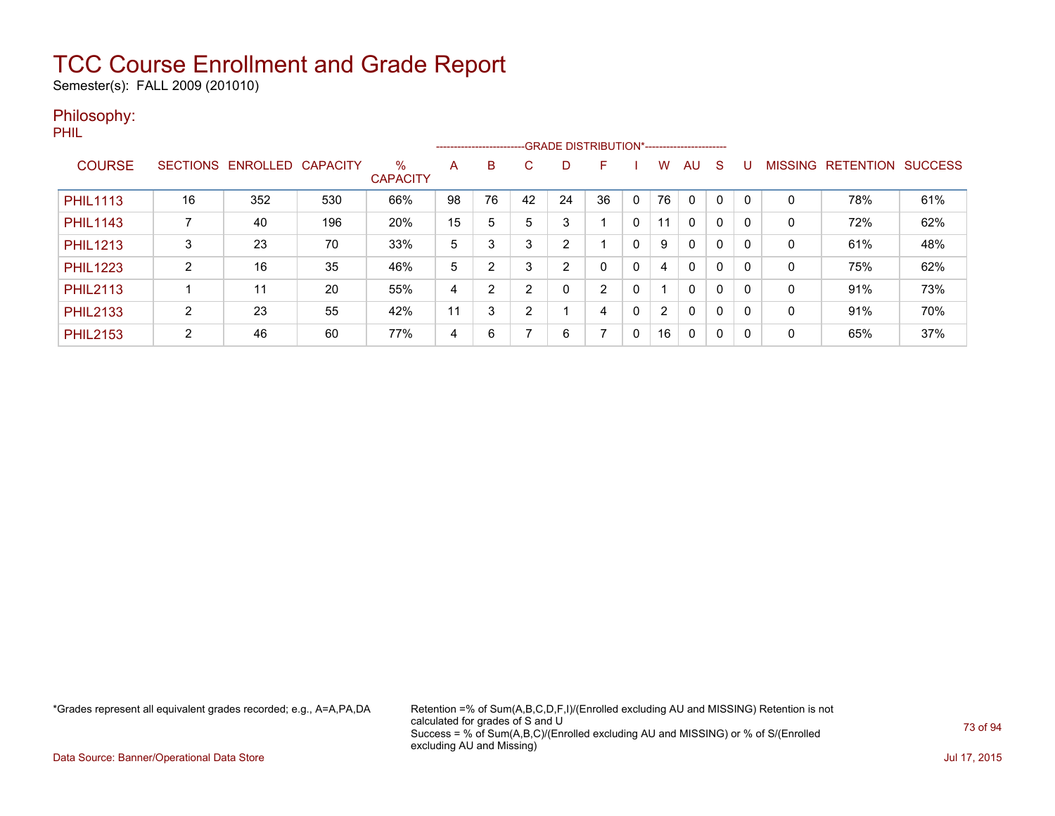# TCC Course Enrollment and Grade Report

Semester(s): FALL 2009 (201010)

## Philosophy:

PHIL

| COURSE | SECTIONS | ENROLLED | CAPACITY | % CAPACITY | A | B | C | D | F | I | W | AU | S | U | MISSING | RETENTION | SUCCESS |
|---|---|---|---|---|---|---|---|---|---|---|---|---|---|---|---|---|---|
| | | | | | GRADE DISTRIBUTION* | | | | | | | | | | | | |
| PHIL1113 | 16 | 352 | 530 | 66% | 98 | 76 | 42 | 24 | 36 | 0 | 76 | 0 | 0 | 0 | 0 | 78% | 61% |
| PHIL1143 | 7 | 40 | 196 | 20% | 15 | 5 | 5 | 3 | 1 | 0 | 11 | 0 | 0 | 0 | 0 | 72% | 62% |
| PHIL1213 | 3 | 23 | 70 | 33% | 5 | 3 | 3 | 2 | 1 | 0 | 9 | 0 | 0 | 0 | 0 | 61% | 48% |
| PHIL1223 | 2 | 16 | 35 | 46% | 5 | 2 | 3 | 2 | 0 | 0 | 4 | 0 | 0 | 0 | 0 | 75% | 62% |
| PHIL2113 | 1 | 11 | 20 | 55% | 4 | 2 | 2 | 0 | 2 | 0 | 1 | 0 | 0 | 0 | 0 | 91% | 73% |
| PHIL2133 | 2 | 23 | 55 | 42% | 11 | 3 | 2 | 1 | 4 | 0 | 2 | 0 | 0 | 0 | 0 | 91% | 70% |
| PHIL2153 | 2 | 46 | 60 | 77% | 4 | 6 | 7 | 6 | 7 | 0 | 16 | 0 | 0 | 0 | 0 | 65% | 37% |

*Grades represent all equivalent grades recorded; e.g., A=A,PA,DA

Retention =% of Sum(A,B,C,D,F,I)/(Enrolled excluding AU and MISSING) Retention is not calculated for grades of S and U
Success = % of Sum(A,B,C)/(Enrolled excluding AU and MISSING) or % of S/(Enrolled excluding AU and Missing)

Data Source: Banner/Operational Data Store

Jul 17, 2015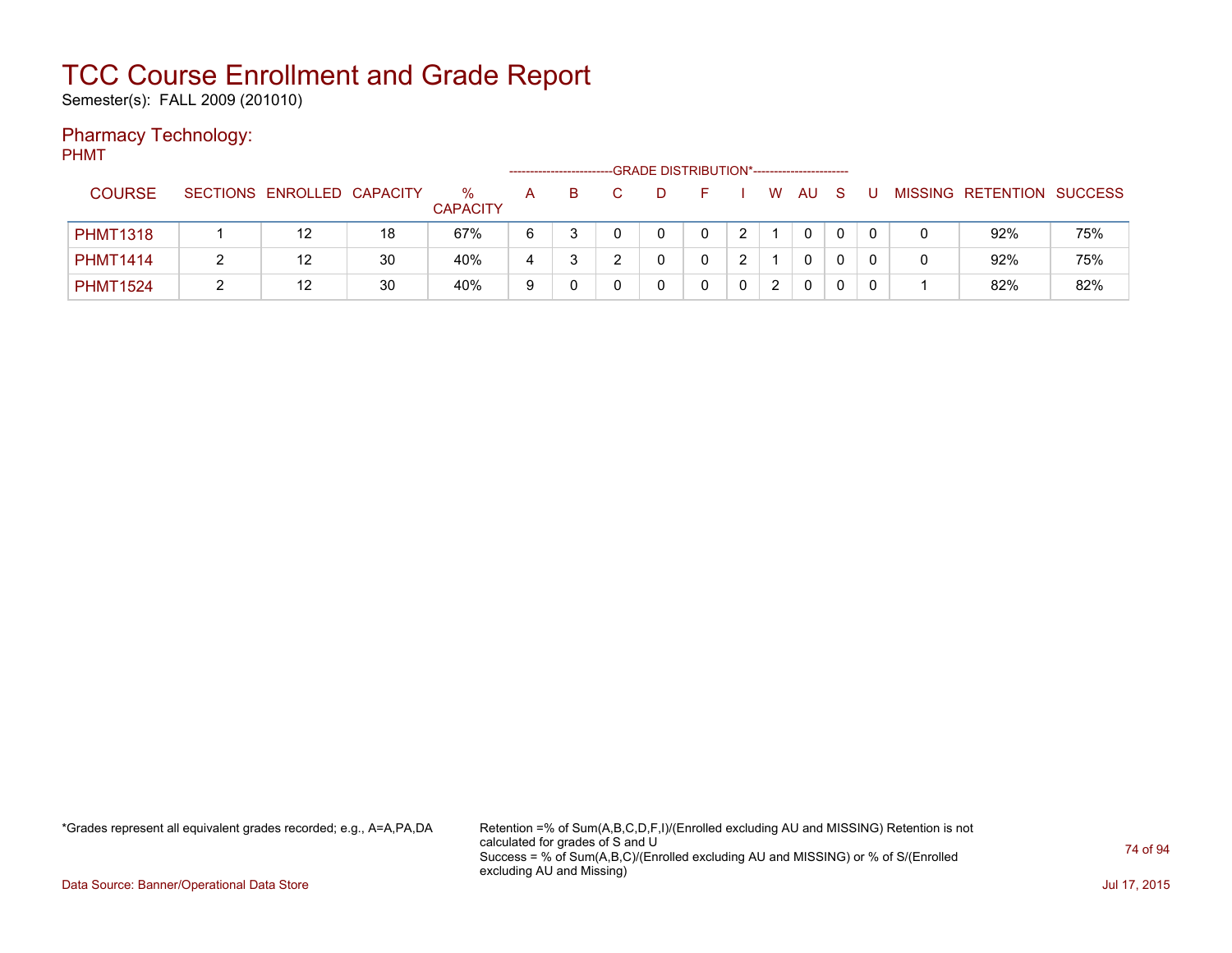# TCC Course Enrollment and Grade Report

Semester(s): FALL 2009 (201010)

## Pharmacy Technology:

PHMT

| COURSE | SECTIONS | ENROLLED | CAPACITY | % CAPACITY | GRADE DISTRIBUTION* A | B | C | D | F | I | W | AU | S | U | MISSING | RETENTION | SUCCESS |
|---|---|---|---|---|---|---|---|---|---|---|---|---|---|---|---|---|---|
| PHMT1318 | 1 | 12 | 18 | 67% | 6 | 3 | 0 | 0 | 0 | 2 | 1 | 0 | 0 | 0 | 0 | 92% | 75% |
| PHMT1414 | 2 | 12 | 30 | 40% | 4 | 3 | 2 | 0 | 0 | 2 | 1 | 0 | 0 | 0 | 0 | 92% | 75% |
| PHMT1524 | 2 | 12 | 30 | 40% | 9 | 0 | 0 | 0 | 0 | 0 | 2 | 0 | 0 | 0 | 1 | 82% | 82% |

*Grades represent all equivalent grades recorded; e.g., A=A,PA,DA

Retention =% of Sum(A,B,C,D,F,I)/(Enrolled excluding AU and MISSING) Retention is not calculated for grades of S and U
Success = % of Sum(A,B,C)/(Enrolled excluding AU and MISSING) or % of S/(Enrolled excluding AU and Missing)

Data Source: Banner/Operational Data Store

Jul 17, 2015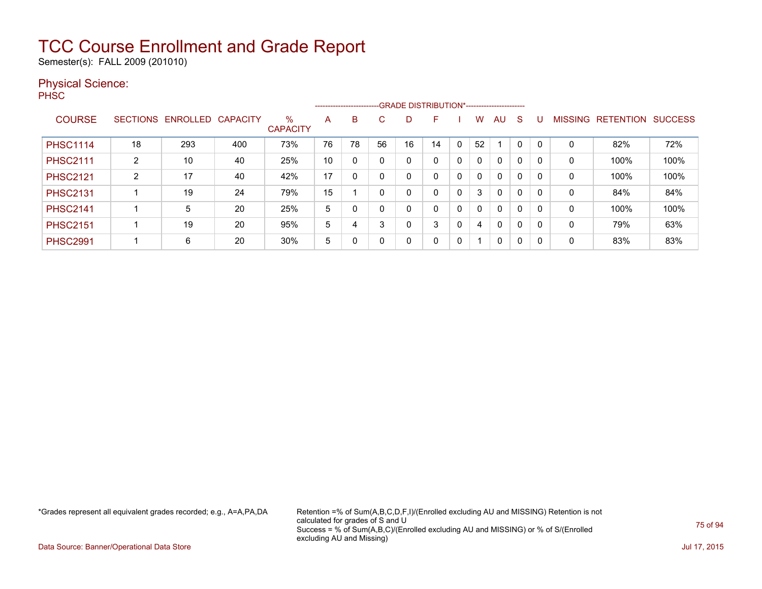# TCC Course Enrollment and Grade Report

Semester(s): FALL 2009 (201010)

## Physical Science:

PHSC

| COURSE | SECTIONS | ENROLLED | CAPACITY | % CAPACITY | A | B | C | D | F | I | W | AU | S | U | MISSING | RETENTION | SUCCESS |
|---|---|---|---|---|---|---|---|---|---|---|---|---|---|---|---|---|---|
| | | | | | GRADE DISTRIBUTION* | | | | | | | | | | | | |
| PHSC1114 | 18 | 293 | 400 | 73% | 76 | 78 | 56 | 16 | 14 | 0 | 52 | 1 | 0 | 0 | 0 | 82% | 72% |
| PHSC2111 | 2 | 10 | 40 | 25% | 10 | 0 | 0 | 0 | 0 | 0 | 0 | 0 | 0 | 0 | 0 | 100% | 100% |
| PHSC2121 | 2 | 17 | 40 | 42% | 17 | 0 | 0 | 0 | 0 | 0 | 0 | 0 | 0 | 0 | 0 | 100% | 100% |
| PHSC2131 | 1 | 19 | 24 | 79% | 15 | 1 | 0 | 0 | 0 | 0 | 3 | 0 | 0 | 0 | 0 | 84% | 84% |
| PHSC2141 | 1 | 5 | 20 | 25% | 5 | 0 | 0 | 0 | 0 | 0 | 0 | 0 | 0 | 0 | 0 | 100% | 100% |
| PHSC2151 | 1 | 19 | 20 | 95% | 5 | 4 | 3 | 0 | 3 | 0 | 4 | 0 | 0 | 0 | 0 | 79% | 63% |
| PHSC2991 | 1 | 6 | 20 | 30% | 5 | 0 | 0 | 0 | 0 | 0 | 1 | 0 | 0 | 0 | 0 | 83% | 83% |

*Grades represent all equivalent grades recorded; e.g., A=A,PA,DA

Retention =% of Sum(A,B,C,D,F,I)/(Enrolled excluding AU and MISSING) Retention is not calculated for grades of S and U
Success = % of Sum(A,B,C)/(Enrolled excluding AU and MISSING) or % of S/(Enrolled excluding AU and Missing)

Data Source: Banner/Operational Data Store

Jul 17, 2015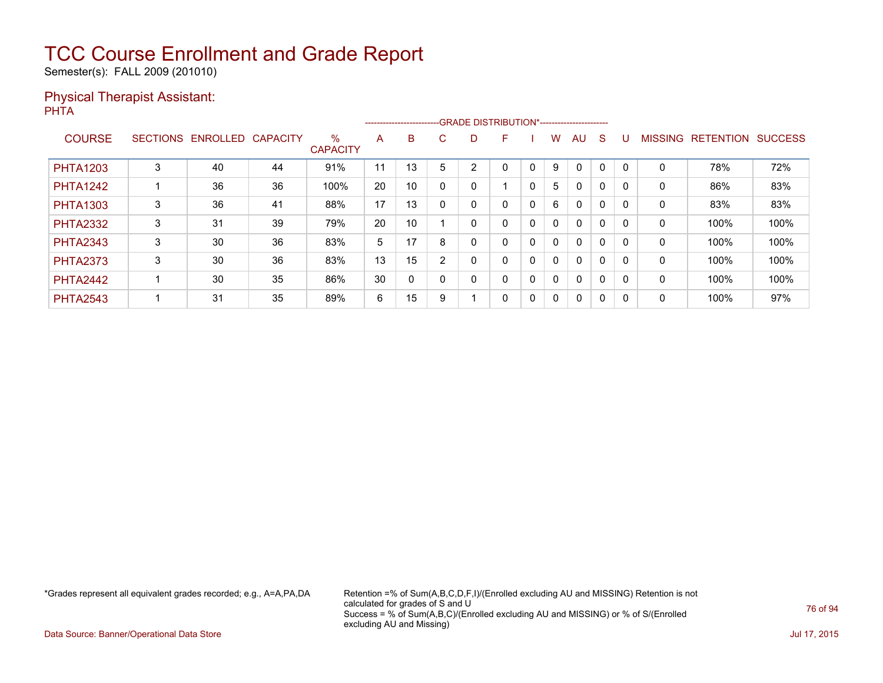# TCC Course Enrollment and Grade Report

Semester(s): FALL 2009 (201010)

## Physical Therapist Assistant:

PHTA

| COURSE | SECTIONS | ENROLLED | CAPACITY | % CAPACITY | A | B | C | D | F | I | W | AU | S | U | MISSING | RETENTION | SUCCESS |
|---|---|---|---|---|---|---|---|---|---|---|---|---|---|---|---|---|---|
| | | | | | GRADE DISTRIBUTION* | | | | | | | | | | | | |
| PHTA1203 | 3 | 40 | 44 | 91% | 11 | 13 | 5 | 2 | 0 | 0 | 9 | 0 | 0 | 0 | 0 | 78% | 72% |
| PHTA1242 | 1 | 36 | 36 | 100% | 20 | 10 | 0 | 0 | 1 | 0 | 5 | 0 | 0 | 0 | 0 | 86% | 83% |
| PHTA1303 | 3 | 36 | 41 | 88% | 17 | 13 | 0 | 0 | 0 | 0 | 6 | 0 | 0 | 0 | 0 | 83% | 83% |
| PHTA2332 | 3 | 31 | 39 | 79% | 20 | 10 | 1 | 0 | 0 | 0 | 0 | 0 | 0 | 0 | 0 | 100% | 100% |
| PHTA2343 | 3 | 30 | 36 | 83% | 5 | 17 | 8 | 0 | 0 | 0 | 0 | 0 | 0 | 0 | 0 | 100% | 100% |
| PHTA2373 | 3 | 30 | 36 | 83% | 13 | 15 | 2 | 0 | 0 | 0 | 0 | 0 | 0 | 0 | 0 | 100% | 100% |
| PHTA2442 | 1 | 30 | 35 | 86% | 30 | 0 | 0 | 0 | 0 | 0 | 0 | 0 | 0 | 0 | 0 | 100% | 100% |
| PHTA2543 | 1 | 31 | 35 | 89% | 6 | 15 | 9 | 1 | 0 | 0 | 0 | 0 | 0 | 0 | 0 | 100% | 97% |

*Grades represent all equivalent grades recorded; e.g., A=A,PA,DA

Retention =% of Sum(A,B,C,D,F,I)/(Enrolled excluding AU and MISSING) Retention is not calculated for grades of S and U
Success = % of Sum(A,B,C)/(Enrolled excluding AU and MISSING) or % of S/(Enrolled excluding AU and Missing)

Data Source: Banner/Operational Data Store

Jul 17, 2015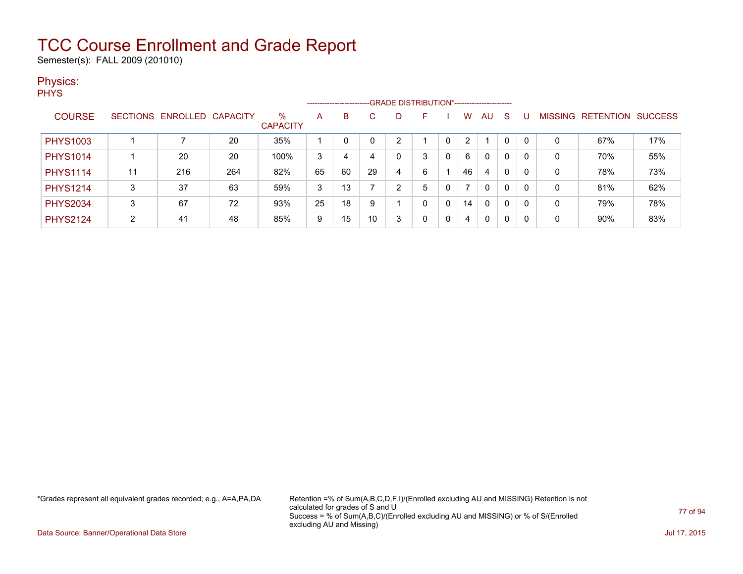# TCC Course Enrollment and Grade Report

Semester(s): FALL 2009 (201010)

## Physics:

PHYS

| COURSE | SECTIONS | ENROLLED | CAPACITY | % CAPACITY | A | B | C | D | F | I | W | AU | S | U | MISSING | RETENTION | SUCCESS |
|---|---|---|---|---|---|---|---|---|---|---|---|---|---|---|---|---|---|
| | | | | | GRADE DISTRIBUTION* | | | | | | | | | | | | |
| PHYS1003 | 1 | 7 | 20 | 35% | 1 | 0 | 0 | 2 | 1 | 0 | 2 | 1 | 0 | 0 | 0 | 67% | 17% |
| PHYS1014 | 1 | 20 | 20 | 100% | 3 | 4 | 4 | 0 | 3 | 0 | 6 | 0 | 0 | 0 | 0 | 70% | 55% |
| PHYS1114 | 11 | 216 | 264 | 82% | 65 | 60 | 29 | 4 | 6 | 1 | 46 | 4 | 0 | 0 | 0 | 78% | 73% |
| PHYS1214 | 3 | 37 | 63 | 59% | 3 | 13 | 7 | 2 | 5 | 0 | 7 | 0 | 0 | 0 | 0 | 81% | 62% |
| PHYS2034 | 3 | 67 | 72 | 93% | 25 | 18 | 9 | 1 | 0 | 0 | 14 | 0 | 0 | 0 | 0 | 79% | 78% |
| PHYS2124 | 2 | 41 | 48 | 85% | 9 | 15 | 10 | 3 | 0 | 0 | 4 | 0 | 0 | 0 | 0 | 90% | 83% |

*Grades represent all equivalent grades recorded; e.g., A=A,PA,DA

Retention =% of Sum(A,B,C,D,F,I)/(Enrolled excluding AU and MISSING) Retention is not calculated for grades of S and U
Success = % of Sum(A,B,C)/(Enrolled excluding AU and MISSING) or % of S/(Enrolled excluding AU and Missing)

Data Source: Banner/Operational Data Store

Jul 17, 2015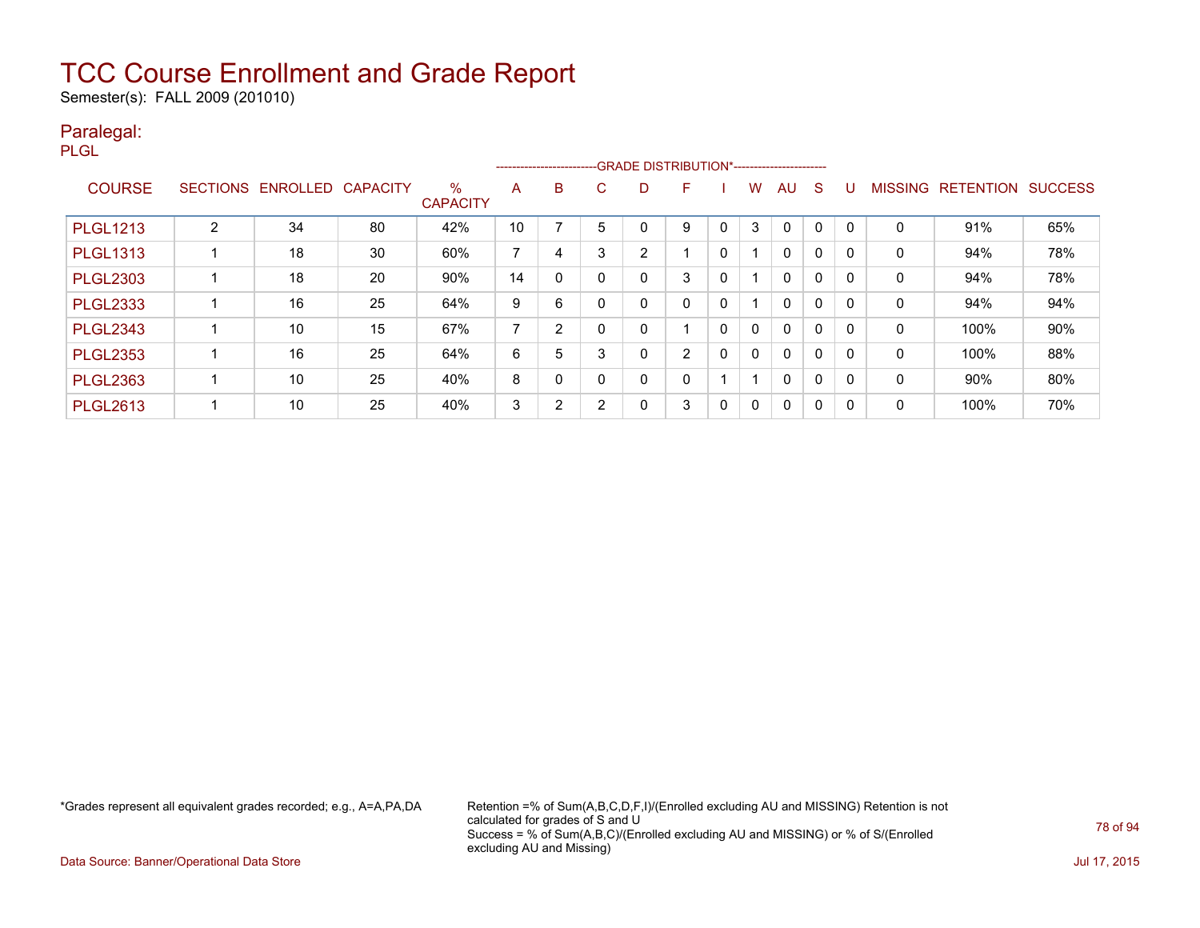# TCC Course Enrollment and Grade Report

Semester(s): FALL 2009 (201010)

## Paralegal:

PLGL

| COURSE | SECTIONS | ENROLLED | CAPACITY | % CAPACITY | A | B | C | D | F | I | W | AU | S | U | MISSING | RETENTION | SUCCESS |
|---|---|---|---|---|---|---|---|---|---|---|---|---|---|---|---|---|---|
| | | | | | GRADE DISTRIBUTION* | | | | | | | | | | | | |
| PLGL1213 | 2 | 34 | 80 | 42% | 10 | 7 | 5 | 0 | 9 | 0 | 3 | 0 | 0 | 0 | 0 | 91% | 65% |
| PLGL1313 | 1 | 18 | 30 | 60% | 7 | 4 | 3 | 2 | 1 | 0 | 1 | 0 | 0 | 0 | 0 | 94% | 78% |
| PLGL2303 | 1 | 18 | 20 | 90% | 14 | 0 | 0 | 0 | 3 | 0 | 1 | 0 | 0 | 0 | 0 | 94% | 78% |
| PLGL2333 | 1 | 16 | 25 | 64% | 9 | 6 | 0 | 0 | 0 | 0 | 1 | 0 | 0 | 0 | 0 | 94% | 94% |
| PLGL2343 | 1 | 10 | 15 | 67% | 7 | 2 | 0 | 0 | 1 | 0 | 0 | 0 | 0 | 0 | 0 | 100% | 90% |
| PLGL2353 | 1 | 16 | 25 | 64% | 6 | 5 | 3 | 0 | 2 | 0 | 0 | 0 | 0 | 0 | 0 | 100% | 88% |
| PLGL2363 | 1 | 10 | 25 | 40% | 8 | 0 | 0 | 0 | 0 | 1 | 1 | 0 | 0 | 0 | 0 | 90% | 80% |
| PLGL2613 | 1 | 10 | 25 | 40% | 3 | 2 | 2 | 0 | 3 | 0 | 0 | 0 | 0 | 0 | 0 | 100% | 70% |

*Grades represent all equivalent grades recorded; e.g., A=A,PA,DA

Retention =% of Sum(A,B,C,D,F,I)/(Enrolled excluding AU and MISSING) Retention is not calculated for grades of S and U
Success = % of Sum(A,B,C)/(Enrolled excluding AU and MISSING) or % of S/(Enrolled excluding AU and Missing)

Data Source: Banner/Operational Data Store

Jul 17, 2015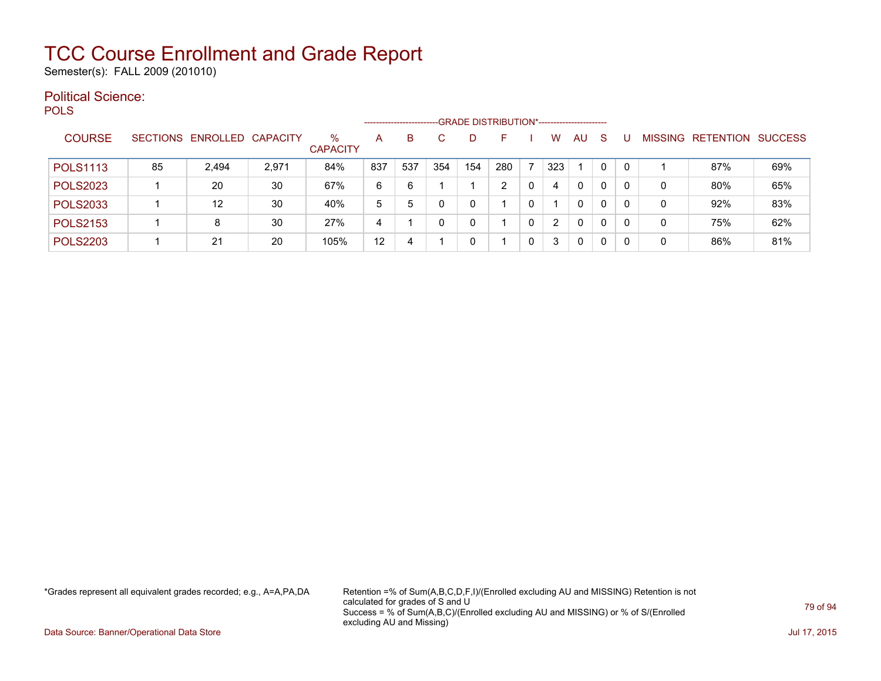# TCC Course Enrollment and Grade Report

Semester(s): FALL 2009 (201010)

## Political Science:

POLS

| COURSE | SECTIONS | ENROLLED | CAPACITY | % CAPACITY | A | B | C | D | F | I | W | AU | S | U | MISSING | RETENTION | SUCCESS |
|---|---|---|---|---|---|---|---|---|---|---|---|---|---|---|---|---|---|
| | | | | | GRADE DISTRIBUTION* | | | | | | | | | | | | |
| POLS1113 | 85 | 2,494 | 2,971 | 84% | 837 | 537 | 354 | 154 | 280 | 7 | 323 | 1 | 0 | 0 | 1 | 87% | 69% |
| POLS2023 | 1 | 20 | 30 | 67% | 6 | 6 | 1 | 1 | 2 | 0 | 4 | 0 | 0 | 0 | 0 | 80% | 65% |
| POLS2033 | 1 | 12 | 30 | 40% | 5 | 5 | 0 | 0 | 1 | 0 | 1 | 0 | 0 | 0 | 0 | 92% | 83% |
| POLS2153 | 1 | 8 | 30 | 27% | 4 | 1 | 0 | 0 | 1 | 0 | 2 | 0 | 0 | 0 | 0 | 75% | 62% |
| POLS2203 | 1 | 21 | 20 | 105% | 12 | 4 | 1 | 0 | 1 | 0 | 3 | 0 | 0 | 0 | 0 | 86% | 81% |

*Grades represent all equivalent grades recorded; e.g., A=A,PA,DA

Retention =% of Sum(A,B,C,D,F,I)/(Enrolled excluding AU and MISSING) Retention is not calculated for grades of S and U
Success = % of Sum(A,B,C)/(Enrolled excluding AU and MISSING) or % of S/(Enrolled excluding AU and Missing)

Data Source: Banner/Operational Data Store

Jul 17, 2015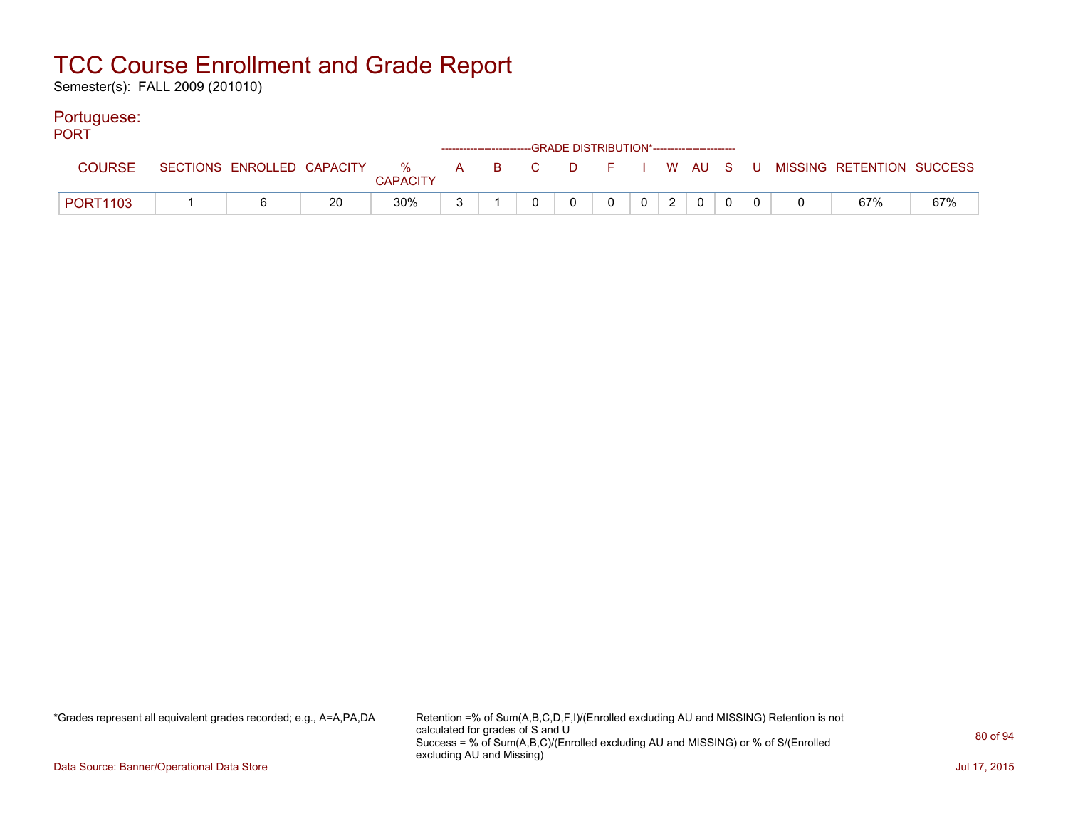# TCC Course Enrollment and Grade Report

Semester(s): FALL 2009 (201010)

## Portuguese:

PORT

| COURSE | SECTIONS | ENROLLED | CAPACITY | % CAPACITY | A | B | C | D | F | I | W | AU | S | U | MISSING | RETENTION | SUCCESS |
|---|---|---|---|---|---|---|---|---|---|---|---|---|---|---|---|---|---|
| | | | | | GRADE DISTRIBUTION* | | | | | | | | | | | | |
| PORT1103 | 1 | 6 | 20 | 30% | 3 | 1 | 0 | 0 | 0 | 0 | 2 | 0 | 0 | 0 | 0 | 67% | 67% |

*Grades represent all equivalent grades recorded; e.g., A=A,PA,DA

Retention =% of Sum(A,B,C,D,F,I)/(Enrolled excluding AU and MISSING) Retention is not calculated for grades of S and U
Success = % of Sum(A,B,C)/(Enrolled excluding AU and MISSING) or % of S/(Enrolled excluding AU and Missing)

Data Source: Banner/Operational Data Store

Jul 17, 2015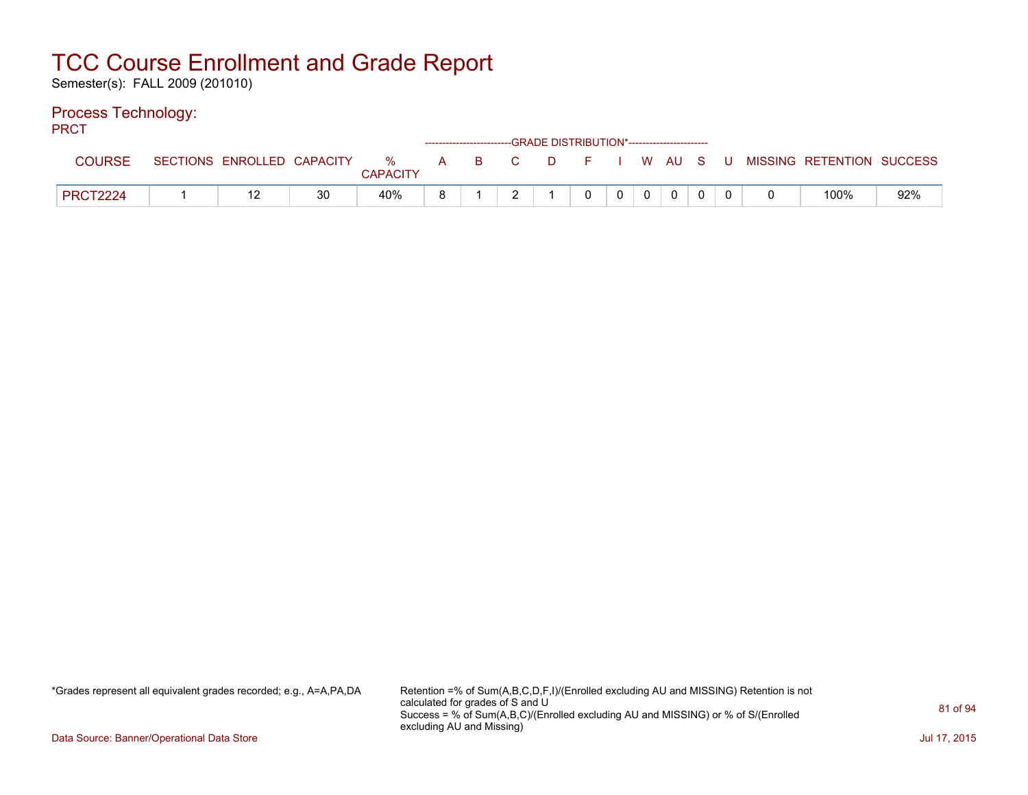# TCC Course Enrollment and Grade Report

Semester(s): FALL 2009 (201010)

## Process Technology:

PRCT

| COURSE | SECTIONS | ENROLLED | CAPACITY | % CAPACITY | A | B | C | D | F | I | W | AU | S | U | MISSING | RETENTION | SUCCESS |
|---|---|---|---|---|---|---|---|---|---|---|---|---|---|---|---|---|---|
| | | | | | GRADE DISTRIBUTION* | | | | | | | | | | | | |
| PRCT2224 | 1 | 12 | 30 | 40% | 8 | 1 | 2 | 1 | 0 | 0 | 0 | 0 | 0 | 0 | 0 | 100% | 92% |

*Grades represent all equivalent grades recorded; e.g., A=A,PA,DA

Retention =% of Sum(A,B,C,D,F,I)/(Enrolled excluding AU and MISSING) Retention is not calculated for grades of S and U
Success = % of Sum(A,B,C)/(Enrolled excluding AU and MISSING) or % of S/(Enrolled excluding AU and Missing)

Data Source: Banner/Operational Data Store

Jul 17, 2015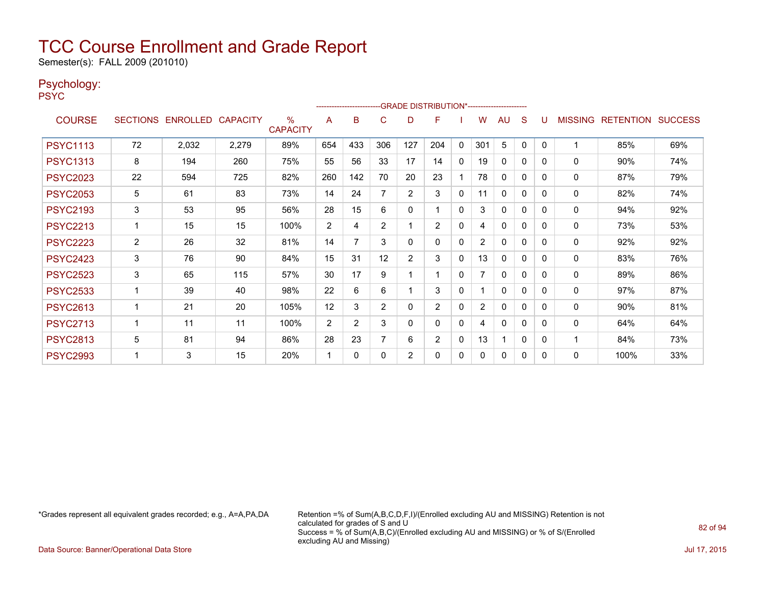# TCC Course Enrollment and Grade Report

Semester(s): FALL 2009 (201010)

## Psychology:

PSYC

| COURSE | SECTIONS | ENROLLED | CAPACITY | % CAPACITY | A | B | C | D | F | I | W | AU | S | U | MISSING | RETENTION | SUCCESS |
|---|---|---|---|---|---|---|---|---|---|---|---|---|---|---|---|---|---|
| | | | | | GRADE DISTRIBUTION* | | | | | | | | | | | | |
| PSYC1113 | 72 | 2,032 | 2,279 | 89% | 654 | 433 | 306 | 127 | 204 | 0 | 301 | 5 | 0 | 0 | 1 | 85% | 69% |
| PSYC1313 | 8 | 194 | 260 | 75% | 55 | 56 | 33 | 17 | 14 | 0 | 19 | 0 | 0 | 0 | 0 | 90% | 74% |
| PSYC2023 | 22 | 594 | 725 | 82% | 260 | 142 | 70 | 20 | 23 | 1 | 78 | 0 | 0 | 0 | 0 | 87% | 79% |
| PSYC2053 | 5 | 61 | 83 | 73% | 14 | 24 | 7 | 2 | 3 | 0 | 11 | 0 | 0 | 0 | 0 | 82% | 74% |
| PSYC2193 | 3 | 53 | 95 | 56% | 28 | 15 | 6 | 0 | 1 | 0 | 3 | 0 | 0 | 0 | 0 | 94% | 92% |
| PSYC2213 | 1 | 15 | 15 | 100% | 2 | 4 | 2 | 1 | 2 | 0 | 4 | 0 | 0 | 0 | 0 | 73% | 53% |
| PSYC2223 | 2 | 26 | 32 | 81% | 14 | 7 | 3 | 0 | 0 | 0 | 2 | 0 | 0 | 0 | 0 | 92% | 92% |
| PSYC2423 | 3 | 76 | 90 | 84% | 15 | 31 | 12 | 2 | 3 | 0 | 13 | 0 | 0 | 0 | 0 | 83% | 76% |
| PSYC2523 | 3 | 65 | 115 | 57% | 30 | 17 | 9 | 1 | 1 | 0 | 7 | 0 | 0 | 0 | 0 | 89% | 86% |
| PSYC2533 | 1 | 39 | 40 | 98% | 22 | 6 | 6 | 1 | 3 | 0 | 1 | 0 | 0 | 0 | 0 | 97% | 87% |
| PSYC2613 | 1 | 21 | 20 | 105% | 12 | 3 | 2 | 0 | 2 | 0 | 2 | 0 | 0 | 0 | 0 | 90% | 81% |
| PSYC2713 | 1 | 11 | 11 | 100% | 2 | 2 | 3 | 0 | 0 | 0 | 4 | 0 | 0 | 0 | 0 | 64% | 64% |
| PSYC2813 | 5 | 81 | 94 | 86% | 28 | 23 | 7 | 6 | 2 | 0 | 13 | 1 | 0 | 0 | 1 | 84% | 73% |
| PSYC2993 | 1 | 3 | 15 | 20% | 1 | 0 | 0 | 2 | 0 | 0 | 0 | 0 | 0 | 0 | 0 | 100% | 33% |

*Grades represent all equivalent grades recorded; e.g., A=A,PA,DA

Retention =% of Sum(A,B,C,D,F,I)/(Enrolled excluding AU and MISSING) Retention is not calculated for grades of S and U
Success = % of Sum(A,B,C)/(Enrolled excluding AU and MISSING) or % of S/(Enrolled excluding AU and Missing)

Data Source: Banner/Operational Data Store

Jul 17, 2015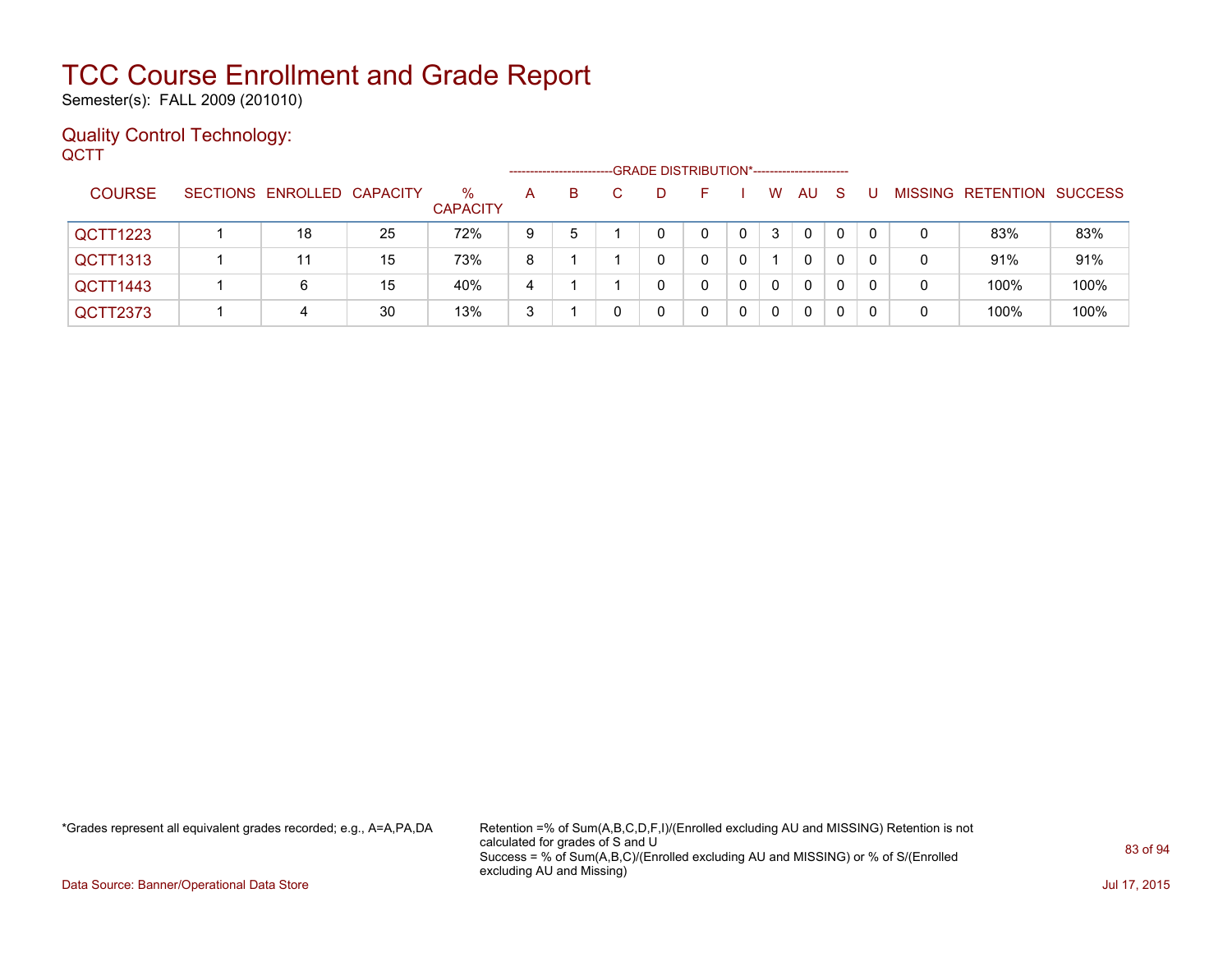# TCC Course Enrollment and Grade Report

Semester(s): FALL 2009 (201010)

## Quality Control Technology:

QCTT

| COURSE | SECTIONS | ENROLLED | CAPACITY | % CAPACITY | A | B | C | D | F | I | W | AU | S | U | MISSING | RETENTION | SUCCESS |
|---|---|---|---|---|---|---|---|---|---|---|---|---|---|---|---|---|---|
| | | | | | GRADE DISTRIBUTION* | | | | | | | | | | | | |
| QCTT1223 | 1 | 18 | 25 | 72% | 9 | 5 | 1 | 0 | 0 | 0 | 3 | 0 | 0 | 0 | 0 | 83% | 83% |
| QCTT1313 | 1 | 11 | 15 | 73% | 8 | 1 | 1 | 0 | 0 | 0 | 1 | 0 | 0 | 0 | 0 | 91% | 91% |
| QCTT1443 | 1 | 6 | 15 | 40% | 4 | 1 | 1 | 0 | 0 | 0 | 0 | 0 | 0 | 0 | 0 | 100% | 100% |
| QCTT2373 | 1 | 4 | 30 | 13% | 3 | 1 | 0 | 0 | 0 | 0 | 0 | 0 | 0 | 0 | 0 | 100% | 100% |

*Grades represent all equivalent grades recorded; e.g., A=A,PA,DA

Retention =% of Sum(A,B,C,D,F,I)/(Enrolled excluding AU and MISSING) Retention is not calculated for grades of S and U

Success = % of Sum(A,B,C)/(Enrolled excluding AU and MISSING) or % of S/(Enrolled excluding AU and Missing)

Data Source: Banner/Operational Data Store

Jul 17, 2015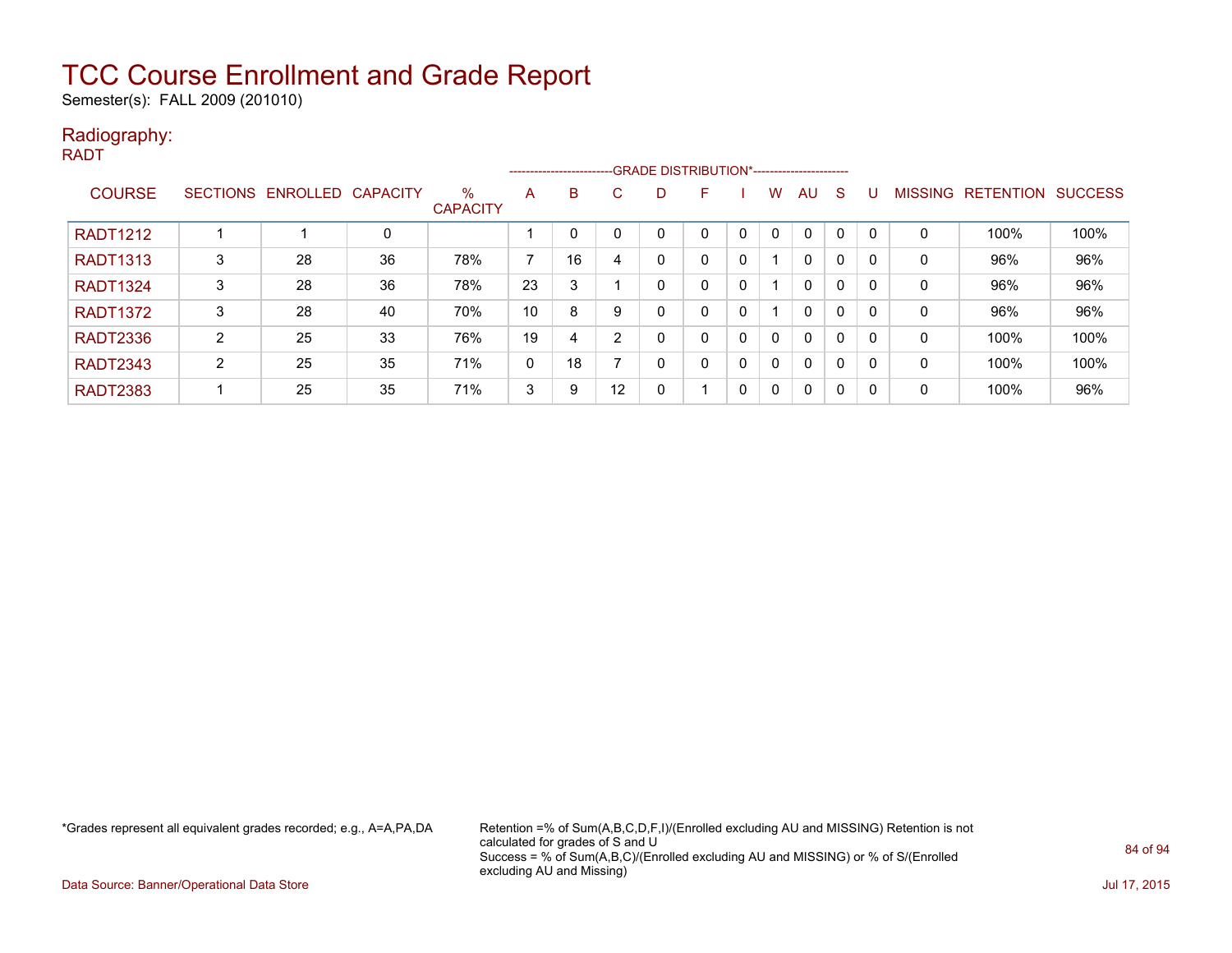# TCC Course Enrollment and Grade Report

Semester(s): FALL 2009 (201010)

## Radiography:

RADT

| COURSE | SECTIONS | ENROLLED | CAPACITY | % CAPACITY | A | B | C | D | F | I | W | AU | S | U | MISSING | RETENTION | SUCCESS |
|---|---|---|---|---|---|---|---|---|---|---|---|---|---|---|---|---|---|
| | | | | | GRADE DISTRIBUTION* | | | | | | | | | | | | |
| RADT1212 | 1 | 1 | 0 | | 1 | 0 | 0 | 0 | 0 | 0 | 0 | 0 | 0 | 0 | 0 | 100% | 100% |
| RADT1313 | 3 | 28 | 36 | 78% | 7 | 16 | 4 | 0 | 0 | 0 | 1 | 0 | 0 | 0 | 0 | 96% | 96% |
| RADT1324 | 3 | 28 | 36 | 78% | 23 | 3 | 1 | 0 | 0 | 0 | 1 | 0 | 0 | 0 | 0 | 96% | 96% |
| RADT1372 | 3 | 28 | 40 | 70% | 10 | 8 | 9 | 0 | 0 | 0 | 1 | 0 | 0 | 0 | 0 | 96% | 96% |
| RADT2336 | 2 | 25 | 33 | 76% | 19 | 4 | 2 | 0 | 0 | 0 | 0 | 0 | 0 | 0 | 0 | 100% | 100% |
| RADT2343 | 2 | 25 | 35 | 71% | 0 | 18 | 7 | 0 | 0 | 0 | 0 | 0 | 0 | 0 | 0 | 100% | 100% |
| RADT2383 | 1 | 25 | 35 | 71% | 3 | 9 | 12 | 0 | 1 | 0 | 0 | 0 | 0 | 0 | 0 | 100% | 96% |

*Grades represent all equivalent grades recorded; e.g., A=A,PA,DA

Retention =% of Sum(A,B,C,D,F,I)/(Enrolled excluding AU and MISSING) Retention is not calculated for grades of S and U
Success = % of Sum(A,B,C)/(Enrolled excluding AU and MISSING) or % of S/(Enrolled excluding AU and Missing)

Data Source: Banner/Operational Data Store

Jul 17, 2015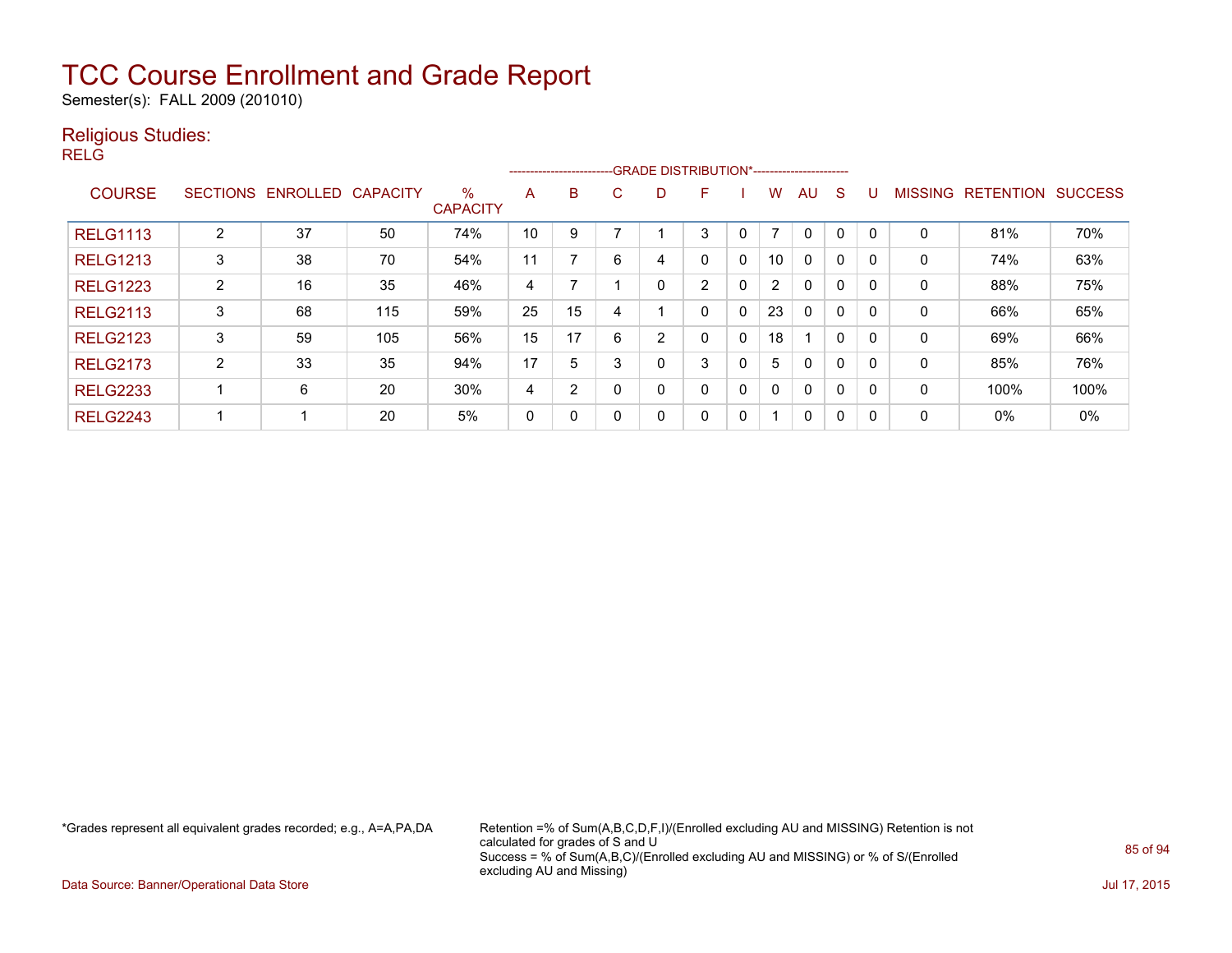# TCC Course Enrollment and Grade Report

Semester(s): FALL 2009 (201010)

## Religious Studies:

RELG

| COURSE | SECTIONS | ENROLLED | CAPACITY | % CAPACITY | GRADE DISTRIBUTION* A | B | C | D | F | I | W | AU | S | U | MISSING | RETENTION | SUCCESS |
|---|---|---|---|---|---|---|---|---|---|---|---|---|---|---|---|---|---|
| RELG1113 | 2 | 37 | 50 | 74% | 10 | 9 | 7 | 1 | 3 | 0 | 7 | 0 | 0 | 0 | 0 | 81% | 70% |
| RELG1213 | 3 | 38 | 70 | 54% | 11 | 7 | 6 | 4 | 0 | 0 | 10 | 0 | 0 | 0 | 0 | 74% | 63% |
| RELG1223 | 2 | 16 | 35 | 46% | 4 | 7 | 1 | 0 | 2 | 0 | 2 | 0 | 0 | 0 | 0 | 88% | 75% |
| RELG2113 | 3 | 68 | 115 | 59% | 25 | 15 | 4 | 1 | 0 | 0 | 23 | 0 | 0 | 0 | 0 | 66% | 65% |
| RELG2123 | 3 | 59 | 105 | 56% | 15 | 17 | 6 | 2 | 0 | 0 | 18 | 1 | 0 | 0 | 0 | 69% | 66% |
| RELG2173 | 2 | 33 | 35 | 94% | 17 | 5 | 3 | 0 | 3 | 0 | 5 | 0 | 0 | 0 | 0 | 85% | 76% |
| RELG2233 | 1 | 6 | 20 | 30% | 4 | 2 | 0 | 0 | 0 | 0 | 0 | 0 | 0 | 0 | 0 | 100% | 100% |
| RELG2243 | 1 | 1 | 20 | 5% | 0 | 0 | 0 | 0 | 0 | 0 | 1 | 0 | 0 | 0 | 0 | 0% | 0% |

*Grades represent all equivalent grades recorded; e.g., A=A,PA,DA

Retention =% of Sum(A,B,C,D,F,I)/(Enrolled excluding AU and MISSING) Retention is not calculated for grades of S and U
Success = % of Sum(A,B,C)/(Enrolled excluding AU and MISSING) or % of S/(Enrolled excluding AU and Missing)

Data Source: Banner/Operational Data Store

Jul 17, 2015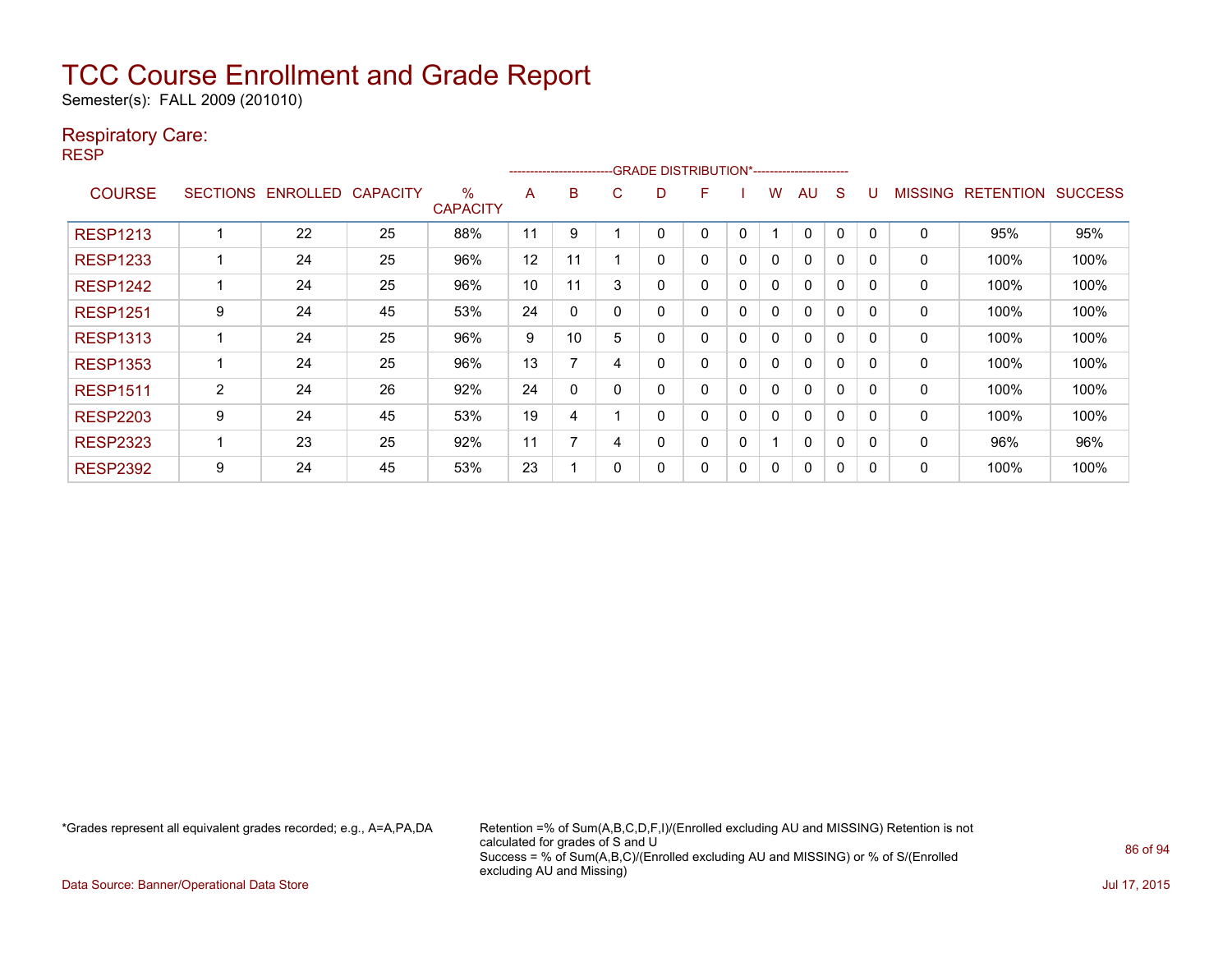# TCC Course Enrollment and Grade Report

Semester(s): FALL 2009 (201010)

## Respiratory Care:

RESP

| COURSE | SECTIONS | ENROLLED | CAPACITY | % CAPACITY | A | B | C | D | F | I | W | AU | S | U | MISSING | RETENTION | SUCCESS |
|---|---|---|---|---|---|---|---|---|---|---|---|---|---|---|---|---|---|
| | | | | | GRADE DISTRIBUTION* | | | | | | | | | | | | |
| RESP1213 | 1 | 22 | 25 | 88% | 11 | 9 | 1 | 0 | 0 | 0 | 1 | 0 | 0 | 0 | 0 | 95% | 95% |
| RESP1233 | 1 | 24 | 25 | 96% | 12 | 11 | 1 | 0 | 0 | 0 | 0 | 0 | 0 | 0 | 0 | 100% | 100% |
| RESP1242 | 1 | 24 | 25 | 96% | 10 | 11 | 3 | 0 | 0 | 0 | 0 | 0 | 0 | 0 | 0 | 100% | 100% |
| RESP1251 | 9 | 24 | 45 | 53% | 24 | 0 | 0 | 0 | 0 | 0 | 0 | 0 | 0 | 0 | 0 | 100% | 100% |
| RESP1313 | 1 | 24 | 25 | 96% | 9 | 10 | 5 | 0 | 0 | 0 | 0 | 0 | 0 | 0 | 0 | 100% | 100% |
| RESP1353 | 1 | 24 | 25 | 96% | 13 | 7 | 4 | 0 | 0 | 0 | 0 | 0 | 0 | 0 | 0 | 100% | 100% |
| RESP1511 | 2 | 24 | 26 | 92% | 24 | 0 | 0 | 0 | 0 | 0 | 0 | 0 | 0 | 0 | 0 | 100% | 100% |
| RESP2203 | 9 | 24 | 45 | 53% | 19 | 4 | 1 | 0 | 0 | 0 | 0 | 0 | 0 | 0 | 0 | 100% | 100% |
| RESP2323 | 1 | 23 | 25 | 92% | 11 | 7 | 4 | 0 | 0 | 0 | 1 | 0 | 0 | 0 | 0 | 96% | 96% |
| RESP2392 | 9 | 24 | 45 | 53% | 23 | 1 | 0 | 0 | 0 | 0 | 0 | 0 | 0 | 0 | 0 | 100% | 100% |

*Grades represent all equivalent grades recorded; e.g., A=A,PA,DA

Retention =% of Sum(A,B,C,D,F,I)/(Enrolled excluding AU and MISSING) Retention is not calculated for grades of S and U
Success = % of Sum(A,B,C)/(Enrolled excluding AU and MISSING) or % of S/(Enrolled excluding AU and Missing)

Data Source: Banner/Operational Data Store

Jul 17, 2015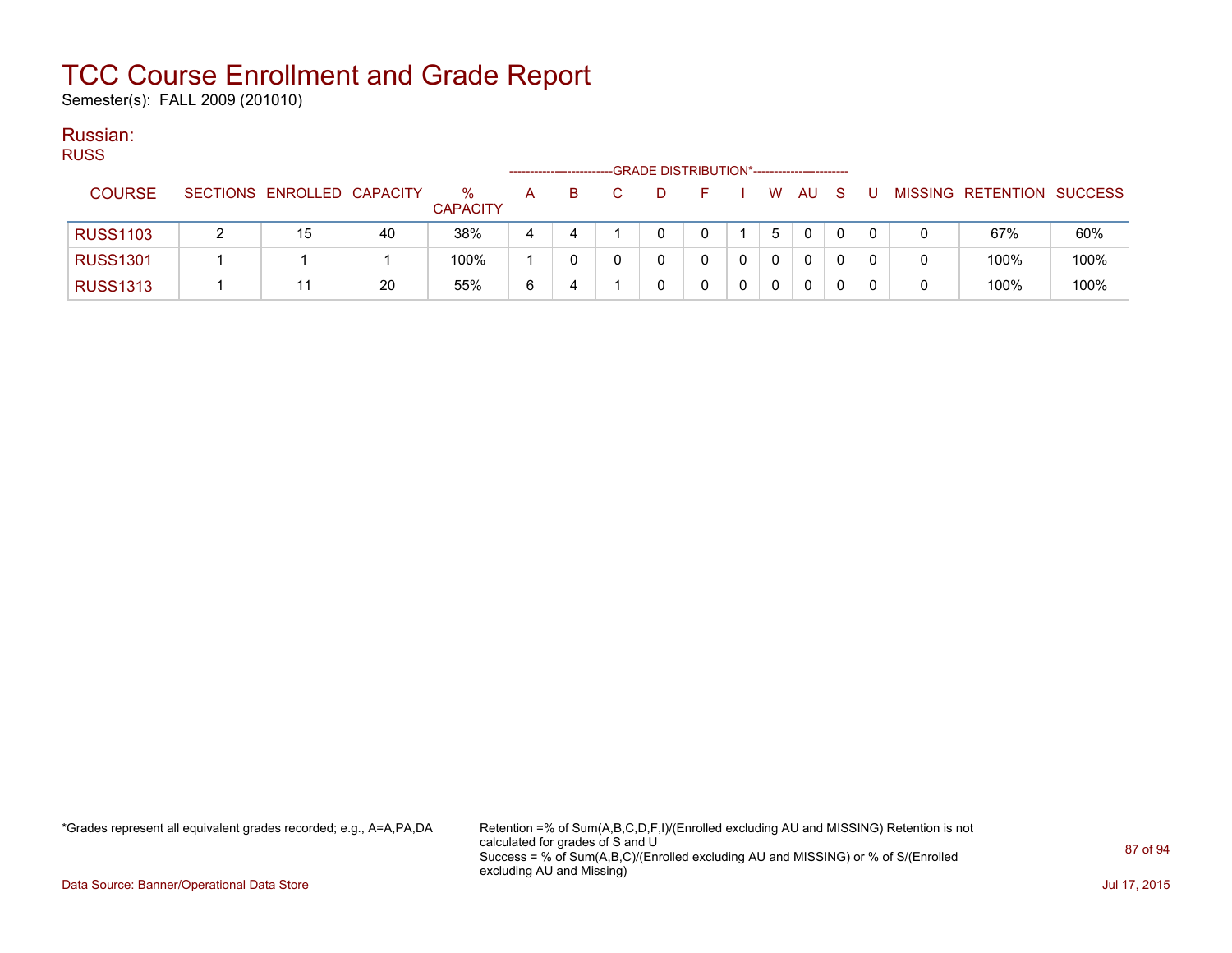# TCC Course Enrollment and Grade Report

Semester(s): FALL 2009 (201010)

## Russian:

RUSS

| COURSE | SECTIONS | ENROLLED | CAPACITY | % CAPACITY | A | B | C | D | F | I | W | AU | S | U | MISSING | RETENTION | SUCCESS |
|---|---|---|---|---|---|---|---|---|---|---|---|---|---|---|---|---|---|
| | | | | | GRADE DISTRIBUTION* | | | | | | | | | | | | |
| RUSS1103 | 2 | 15 | 40 | 38% | 4 | 4 | 1 | 0 | 0 | 1 | 5 | 0 | 0 | 0 | 0 | 67% | 60% |
| RUSS1301 | 1 | 1 | 1 | 100% | 1 | 0 | 0 | 0 | 0 | 0 | 0 | 0 | 0 | 0 | 0 | 100% | 100% |
| RUSS1313 | 1 | 11 | 20 | 55% | 6 | 4 | 1 | 0 | 0 | 0 | 0 | 0 | 0 | 0 | 0 | 100% | 100% |

*Grades represent all equivalent grades recorded; e.g., A=A,PA,DA

Retention =% of Sum(A,B,C,D,F,I)/(Enrolled excluding AU and MISSING) Retention is not calculated for grades of S and U
Success = % of Sum(A,B,C)/(Enrolled excluding AU and MISSING) or % of S/(Enrolled excluding AU and Missing)

Data Source: Banner/Operational Data Store

Jul 17, 2015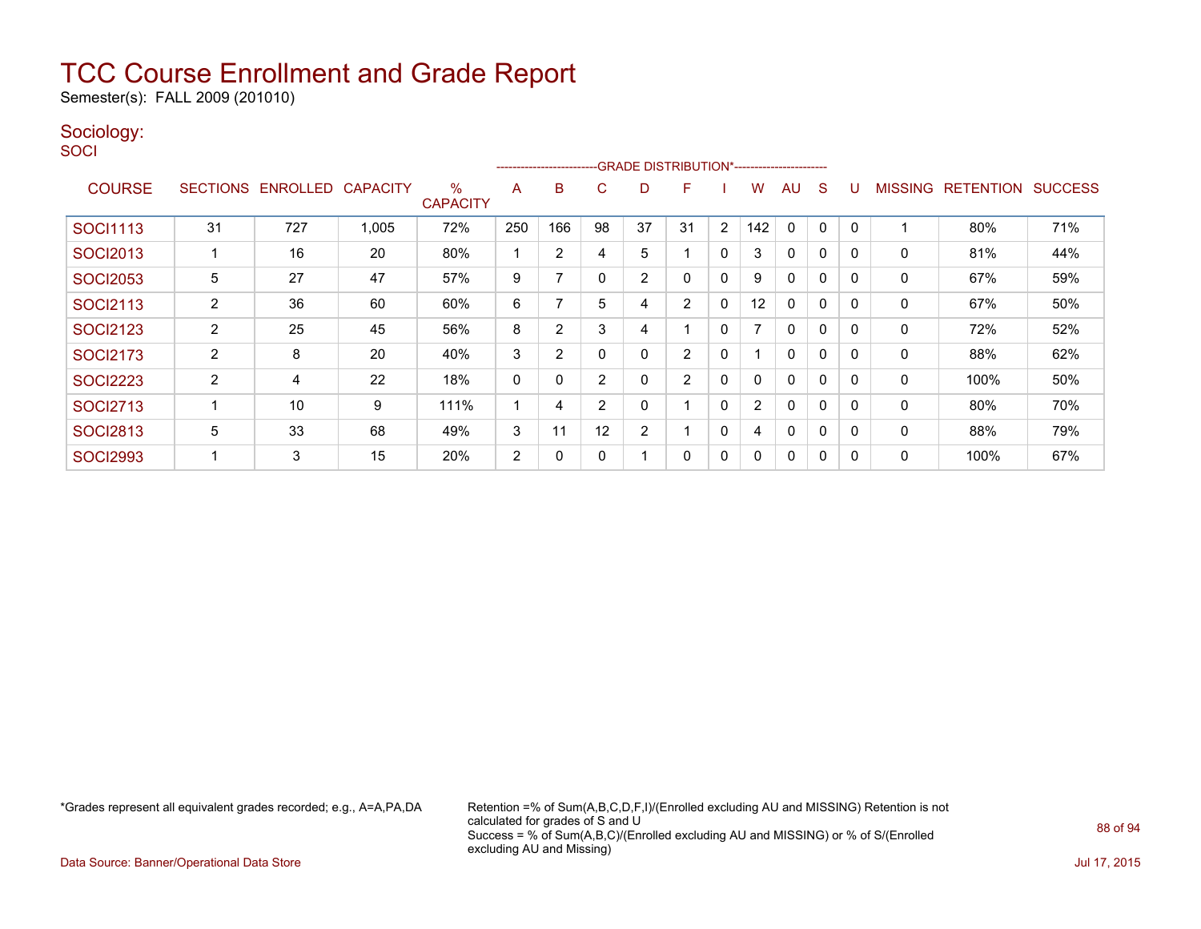# TCC Course Enrollment and Grade Report

Semester(s): FALL 2009 (201010)

## Sociology:

SOCI

| COURSE | SECTIONS | ENROLLED | CAPACITY | % CAPACITY | A | B | C | D | F | I | W | AU | S | U | MISSING | RETENTION | SUCCESS |
|---|---|---|---|---|---|---|---|---|---|---|---|---|---|---|---|---|---|
| | | | | | GRADE DISTRIBUTION* | | | | | | | | | | | | |
| SOCI1113 | 31 | 727 | 1,005 | 72% | 250 | 166 | 98 | 37 | 31 | 2 | 142 | 0 | 0 | 0 | 1 | 80% | 71% |
| SOCI2013 | 1 | 16 | 20 | 80% | 1 | 2 | 4 | 5 | 1 | 0 | 3 | 0 | 0 | 0 | 0 | 81% | 44% |
| SOCI2053 | 5 | 27 | 47 | 57% | 9 | 7 | 0 | 2 | 0 | 0 | 9 | 0 | 0 | 0 | 0 | 67% | 59% |
| SOCI2113 | 2 | 36 | 60 | 60% | 6 | 7 | 5 | 4 | 2 | 0 | 12 | 0 | 0 | 0 | 0 | 67% | 50% |
| SOCI2123 | 2 | 25 | 45 | 56% | 8 | 2 | 3 | 4 | 1 | 0 | 7 | 0 | 0 | 0 | 0 | 72% | 52% |
| SOCI2173 | 2 | 8 | 20 | 40% | 3 | 2 | 0 | 0 | 2 | 0 | 1 | 0 | 0 | 0 | 0 | 88% | 62% |
| SOCI2223 | 2 | 4 | 22 | 18% | 0 | 0 | 2 | 0 | 2 | 0 | 0 | 0 | 0 | 0 | 0 | 100% | 50% |
| SOCI2713 | 1 | 10 | 9 | 111% | 1 | 4 | 2 | 0 | 1 | 0 | 2 | 0 | 0 | 0 | 0 | 80% | 70% |
| SOCI2813 | 5 | 33 | 68 | 49% | 3 | 11 | 12 | 2 | 1 | 0 | 4 | 0 | 0 | 0 | 0 | 88% | 79% |
| SOCI2993 | 1 | 3 | 15 | 20% | 2 | 0 | 0 | 1 | 0 | 0 | 0 | 0 | 0 | 0 | 0 | 100% | 67% |

*Grades represent all equivalent grades recorded; e.g., A=A,PA,DA

Retention =% of Sum(A,B,C,D,F,I)/(Enrolled excluding AU and MISSING) Retention is not calculated for grades of S and U
Success = % of Sum(A,B,C)/(Enrolled excluding AU and MISSING) or % of S/(Enrolled excluding AU and Missing)

Data Source: Banner/Operational Data Store

Jul 17, 2015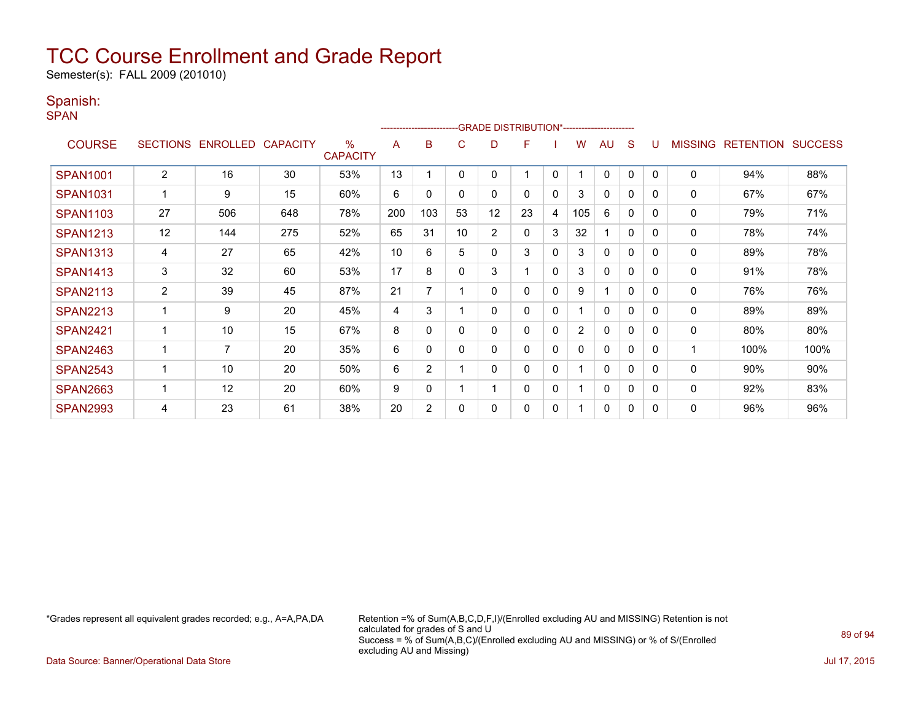# TCC Course Enrollment and Grade Report

Semester(s): FALL 2009 (201010)

## Spanish:

SPAN

| COURSE | SECTIONS | ENROLLED | CAPACITY | % CAPACITY | A | B | C | D | F | I | W | AU | S | U | MISSING | RETENTION | SUCCESS |
|---|---|---|---|---|---|---|---|---|---|---|---|---|---|---|---|---|---|
| | | | | | GRADE DISTRIBUTION* | | | | | | | | | | | | |
| SPAN1001 | 2 | 16 | 30 | 53% | 13 | 1 | 0 | 0 | 1 | 0 | 1 | 0 | 0 | 0 | 0 | 94% | 88% |
| SPAN1031 | 1 | 9 | 15 | 60% | 6 | 0 | 0 | 0 | 0 | 0 | 3 | 0 | 0 | 0 | 0 | 67% | 67% |
| SPAN1103 | 27 | 506 | 648 | 78% | 200 | 103 | 53 | 12 | 23 | 4 | 105 | 6 | 0 | 0 | 0 | 79% | 71% |
| SPAN1213 | 12 | 144 | 275 | 52% | 65 | 31 | 10 | 2 | 0 | 3 | 32 | 1 | 0 | 0 | 0 | 78% | 74% |
| SPAN1313 | 4 | 27 | 65 | 42% | 10 | 6 | 5 | 0 | 3 | 0 | 3 | 0 | 0 | 0 | 0 | 89% | 78% |
| SPAN1413 | 3 | 32 | 60 | 53% | 17 | 8 | 0 | 3 | 1 | 0 | 3 | 0 | 0 | 0 | 0 | 91% | 78% |
| SPAN2113 | 2 | 39 | 45 | 87% | 21 | 7 | 1 | 0 | 0 | 0 | 9 | 1 | 0 | 0 | 0 | 76% | 76% |
| SPAN2213 | 1 | 9 | 20 | 45% | 4 | 3 | 1 | 0 | 0 | 0 | 1 | 0 | 0 | 0 | 0 | 89% | 89% |
| SPAN2421 | 1 | 10 | 15 | 67% | 8 | 0 | 0 | 0 | 0 | 0 | 2 | 0 | 0 | 0 | 0 | 80% | 80% |
| SPAN2463 | 1 | 7 | 20 | 35% | 6 | 0 | 0 | 0 | 0 | 0 | 0 | 0 | 0 | 0 | 1 | 100% | 100% |
| SPAN2543 | 1 | 10 | 20 | 50% | 6 | 2 | 1 | 0 | 0 | 0 | 1 | 0 | 0 | 0 | 0 | 90% | 90% |
| SPAN2663 | 1 | 12 | 20 | 60% | 9 | 0 | 1 | 1 | 0 | 0 | 1 | 0 | 0 | 0 | 0 | 92% | 83% |
| SPAN2993 | 4 | 23 | 61 | 38% | 20 | 2 | 0 | 0 | 0 | 0 | 1 | 0 | 0 | 0 | 0 | 96% | 96% |

*Grades represent all equivalent grades recorded; e.g., A=A,PA,DA

Retention =% of Sum(A,B,C,D,F,I)/(Enrolled excluding AU and MISSING) Retention is not calculated for grades of S and U
Success = % of Sum(A,B,C)/(Enrolled excluding AU and MISSING) or % of S/(Enrolled excluding AU and Missing)

Data Source: Banner/Operational Data Store

Jul 17, 2015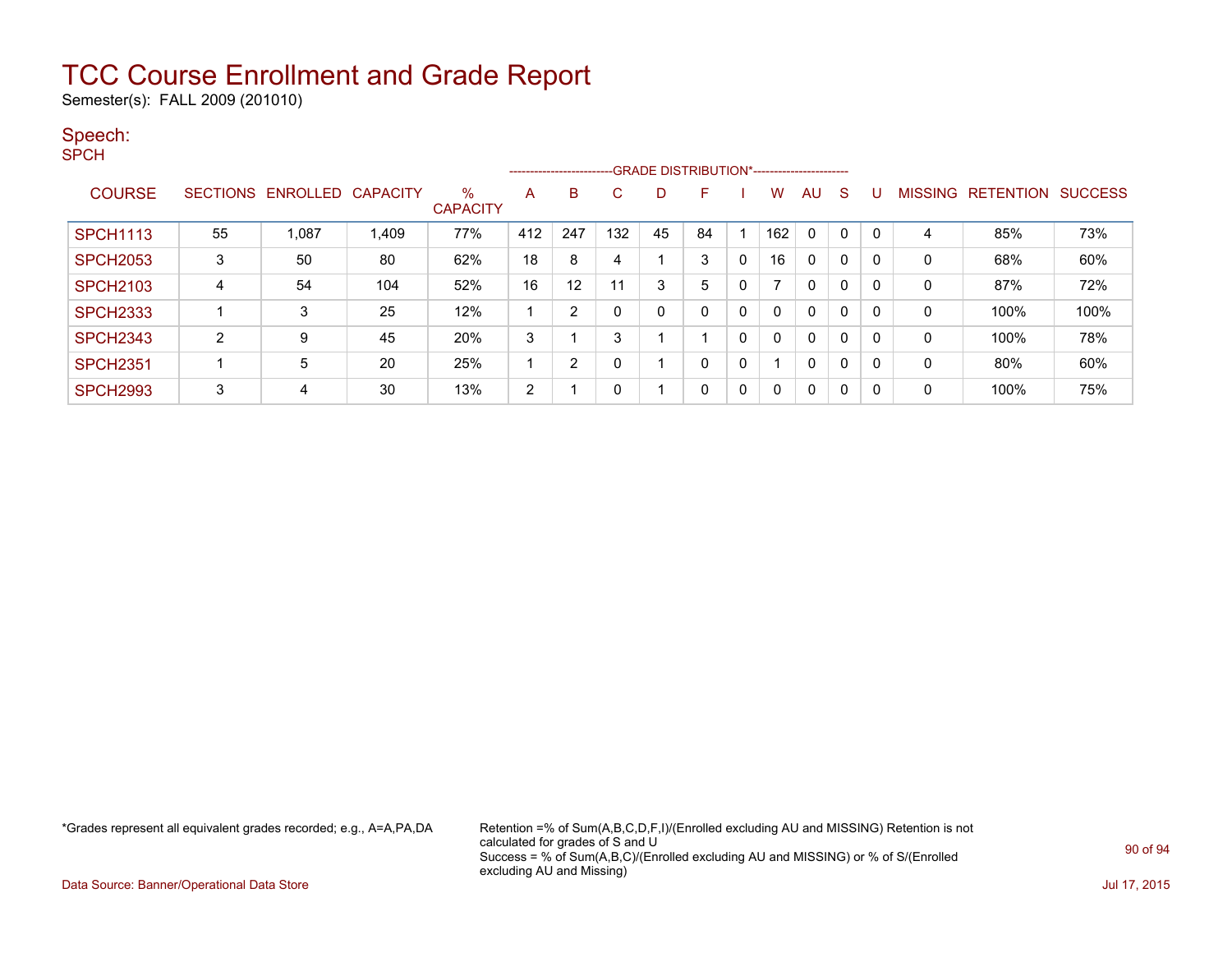# TCC Course Enrollment and Grade Report

Semester(s): FALL 2009 (201010)

## Speech:

SPCH

| COURSE | SECTIONS | ENROLLED | CAPACITY | % CAPACITY | A | B | C | D | F | I | W | AU | S | U | MISSING | RETENTION | SUCCESS |
|---|---|---|---|---|---|---|---|---|---|---|---|---|---|---|---|---|---|
| | | | | | GRADE DISTRIBUTION* | | | | | | | | | | | | |
| SPCH1113 | 55 | 1,087 | 1,409 | 77% | 412 | 247 | 132 | 45 | 84 | 1 | 162 | 0 | 0 | 0 | 4 | 85% | 73% |
| SPCH2053 | 3 | 50 | 80 | 62% | 18 | 8 | 4 | 1 | 3 | 0 | 16 | 0 | 0 | 0 | 0 | 68% | 60% |
| SPCH2103 | 4 | 54 | 104 | 52% | 16 | 12 | 11 | 3 | 5 | 0 | 7 | 0 | 0 | 0 | 0 | 87% | 72% |
| SPCH2333 | 1 | 3 | 25 | 12% | 1 | 2 | 0 | 0 | 0 | 0 | 0 | 0 | 0 | 0 | 0 | 100% | 100% |
| SPCH2343 | 2 | 9 | 45 | 20% | 3 | 1 | 3 | 1 | 1 | 0 | 0 | 0 | 0 | 0 | 0 | 100% | 78% |
| SPCH2351 | 1 | 5 | 20 | 25% | 1 | 2 | 0 | 1 | 0 | 0 | 1 | 0 | 0 | 0 | 0 | 80% | 60% |
| SPCH2993 | 3 | 4 | 30 | 13% | 2 | 1 | 0 | 1 | 0 | 0 | 0 | 0 | 0 | 0 | 0 | 100% | 75% |

*Grades represent all equivalent grades recorded; e.g., A=A,PA,DA

Retention =% of Sum(A,B,C,D,F,I)/(Enrolled excluding AU and MISSING) Retention is not calculated for grades of S and U
Success = % of Sum(A,B,C)/(Enrolled excluding AU and MISSING) or % of S/(Enrolled excluding AU and Missing)

Data Source: Banner/Operational Data Store

Jul 17, 2015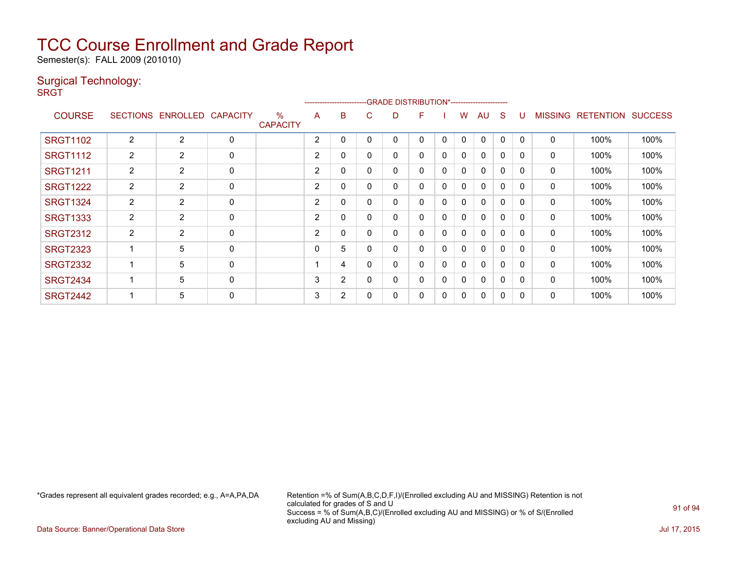# TCC Course Enrollment and Grade Report

Semester(s): FALL 2009 (201010)

## Surgical Technology:

SRGT

| COURSE | SECTIONS | ENROLLED | CAPACITY | % CAPACITY | A | B | C | D | F | I | W | AU | S | U | MISSING | RETENTION | SUCCESS |
|---|---|---|---|---|---|---|---|---|---|---|---|---|---|---|---|---|---|
| | | | | | GRADE DISTRIBUTION* | | | | | | | | | | | | |
| SRGT1102 | 2 | 2 | 0 | | 2 | 0 | 0 | 0 | 0 | 0 | 0 | 0 | 0 | 0 | 0 | 100% | 100% |
| SRGT1112 | 2 | 2 | 0 | | 2 | 0 | 0 | 0 | 0 | 0 | 0 | 0 | 0 | 0 | 0 | 100% | 100% |
| SRGT1211 | 2 | 2 | 0 | | 2 | 0 | 0 | 0 | 0 | 0 | 0 | 0 | 0 | 0 | 0 | 100% | 100% |
| SRGT1222 | 2 | 2 | 0 | | 2 | 0 | 0 | 0 | 0 | 0 | 0 | 0 | 0 | 0 | 0 | 100% | 100% |
| SRGT1324 | 2 | 2 | 0 | | 2 | 0 | 0 | 0 | 0 | 0 | 0 | 0 | 0 | 0 | 0 | 100% | 100% |
| SRGT1333 | 2 | 2 | 0 | | 2 | 0 | 0 | 0 | 0 | 0 | 0 | 0 | 0 | 0 | 0 | 100% | 100% |
| SRGT2312 | 2 | 2 | 0 | | 2 | 0 | 0 | 0 | 0 | 0 | 0 | 0 | 0 | 0 | 0 | 100% | 100% |
| SRGT2323 | 1 | 5 | 0 | | 0 | 5 | 0 | 0 | 0 | 0 | 0 | 0 | 0 | 0 | 0 | 100% | 100% |
| SRGT2332 | 1 | 5 | 0 | | 1 | 4 | 0 | 0 | 0 | 0 | 0 | 0 | 0 | 0 | 0 | 100% | 100% |
| SRGT2434 | 1 | 5 | 0 | | 3 | 2 | 0 | 0 | 0 | 0 | 0 | 0 | 0 | 0 | 0 | 100% | 100% |
| SRGT2442 | 1 | 5 | 0 | | 3 | 2 | 0 | 0 | 0 | 0 | 0 | 0 | 0 | 0 | 0 | 100% | 100% |

*Grades represent all equivalent grades recorded; e.g., A=A,PA,DA

Retention =% of Sum(A,B,C,D,F,I)/(Enrolled excluding AU and MISSING) Retention is not calculated for grades of S and U
Success = % of Sum(A,B,C)/(Enrolled excluding AU and MISSING) or % of S/(Enrolled excluding AU and Missing)

Data Source: Banner/Operational Data Store

Jul 17, 2015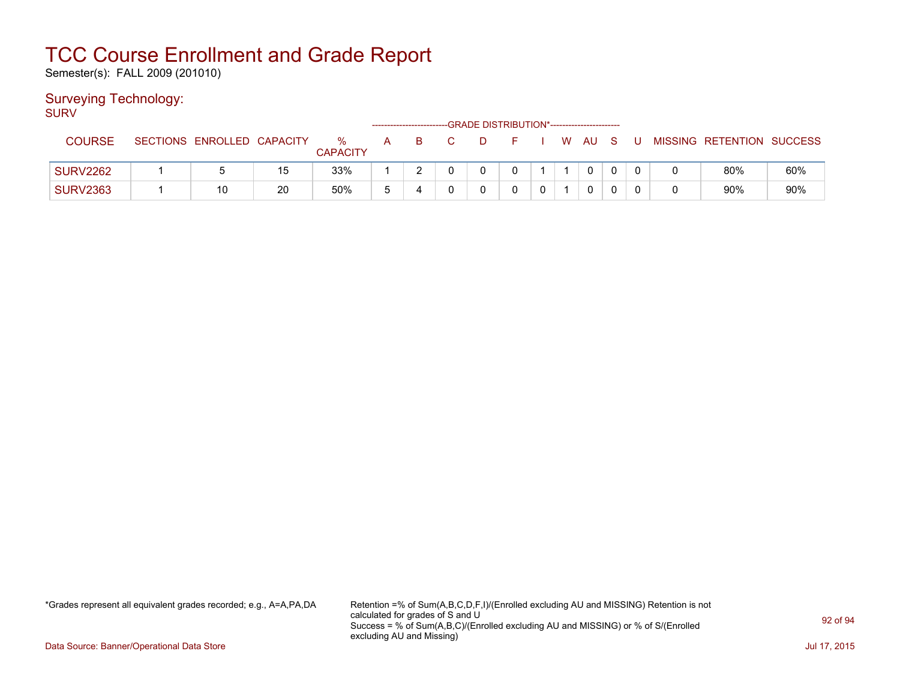# TCC Course Enrollment and Grade Report

Semester(s): FALL 2009 (201010)

## Surveying Technology:

SURV

| COURSE | SECTIONS | ENROLLED | CAPACITY | % CAPACITY | A | B | C | D | F | I | W | AU | S | U | MISSING | RETENTION | SUCCESS |
|---|---|---|---|---|---|---|---|---|---|---|---|---|---|---|---|---|---|
| | | | | | GRADE DISTRIBUTION* | | | | | | | | | | | | |
| SURV2262 | 1 | 5 | 15 | 33% | 1 | 2 | 0 | 0 | 0 | 1 | 1 | 0 | 0 | 0 | 0 | 80% | 60% |
| SURV2363 | 1 | 10 | 20 | 50% | 5 | 4 | 0 | 0 | 0 | 0 | 1 | 0 | 0 | 0 | 0 | 90% | 90% |

*Grades represent all equivalent grades recorded; e.g., A=A,PA,DA

Retention =% of Sum(A,B,C,D,F,I)/(Enrolled excluding AU and MISSING) Retention is not calculated for grades of S and U
Success = % of Sum(A,B,C)/(Enrolled excluding AU and MISSING) or % of S/(Enrolled excluding AU and Missing)

Data Source: Banner/Operational Data Store

Jul 17, 2015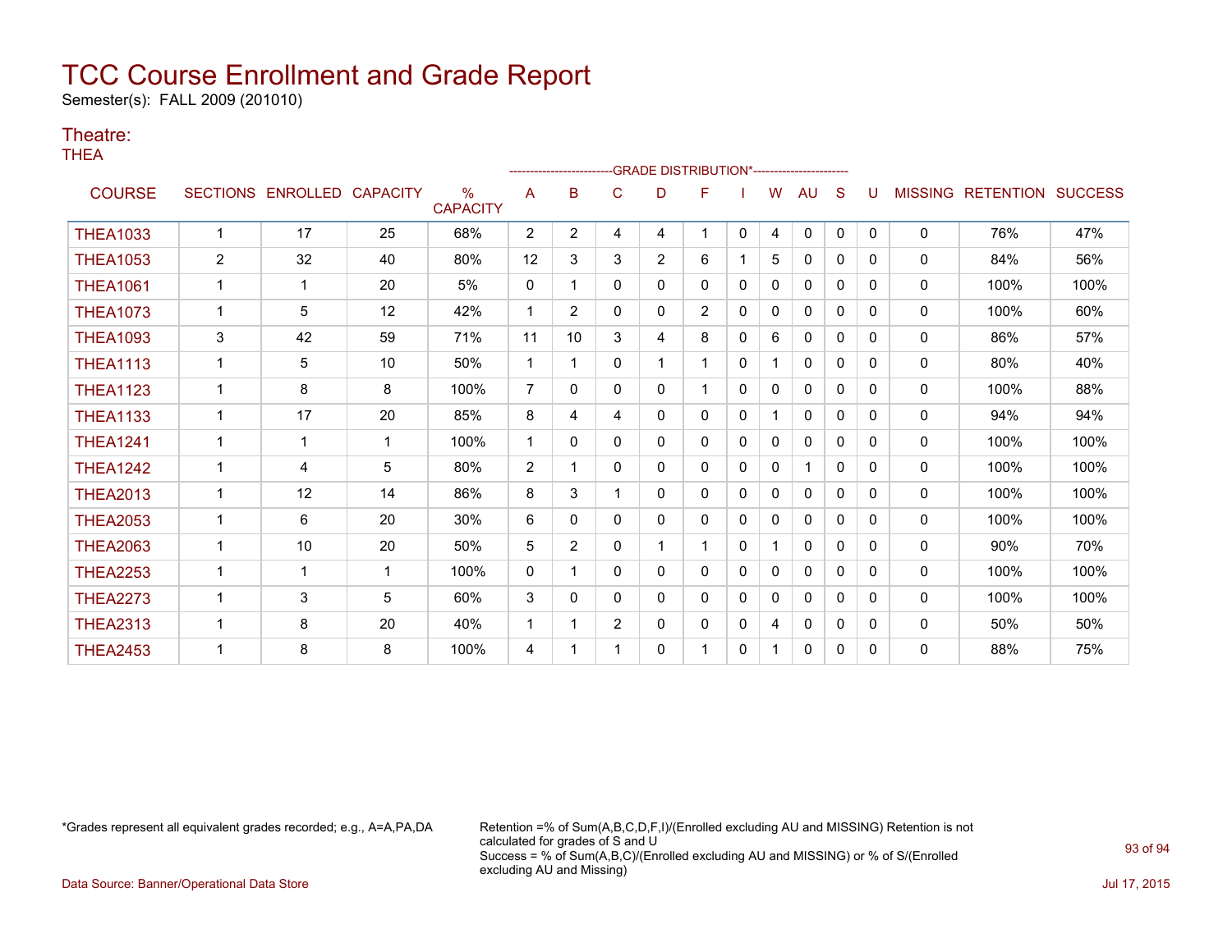# TCC Course Enrollment and Grade Report

Semester(s): FALL 2009 (201010)

## Theatre:

THEA

| COURSE | SECTIONS | ENROLLED | CAPACITY | % CAPACITY | A | B | C | D | F | I | W | AU | S | U | MISSING | RETENTION | SUCCESS |
|---|---|---|---|---|---|---|---|---|---|---|---|---|---|---|---|---|---|
| | | | | | GRADE DISTRIBUTION* | | | | | | | | | | | | |
| THEA1033 | 1 | 17 | 25 | 68% | 2 | 2 | 4 | 4 | 1 | 0 | 4 | 0 | 0 | 0 | 0 | 76% | 47% |
| THEA1053 | 2 | 32 | 40 | 80% | 12 | 3 | 3 | 2 | 6 | 1 | 5 | 0 | 0 | 0 | 0 | 84% | 56% |
| THEA1061 | 1 | 1 | 20 | 5% | 0 | 1 | 0 | 0 | 0 | 0 | 0 | 0 | 0 | 0 | 0 | 100% | 100% |
| THEA1073 | 1 | 5 | 12 | 42% | 1 | 2 | 0 | 0 | 2 | 0 | 0 | 0 | 0 | 0 | 0 | 100% | 60% |
| THEA1093 | 3 | 42 | 59 | 71% | 11 | 10 | 3 | 4 | 8 | 0 | 6 | 0 | 0 | 0 | 0 | 86% | 57% |
| THEA1113 | 1 | 5 | 10 | 50% | 1 | 1 | 0 | 1 | 1 | 0 | 1 | 0 | 0 | 0 | 0 | 80% | 40% |
| THEA1123 | 1 | 8 | 8 | 100% | 7 | 0 | 0 | 0 | 1 | 0 | 0 | 0 | 0 | 0 | 0 | 100% | 88% |
| THEA1133 | 1 | 17 | 20 | 85% | 8 | 4 | 4 | 0 | 0 | 0 | 1 | 0 | 0 | 0 | 0 | 94% | 94% |
| THEA1241 | 1 | 1 | 1 | 100% | 1 | 0 | 0 | 0 | 0 | 0 | 0 | 0 | 0 | 0 | 0 | 100% | 100% |
| THEA1242 | 1 | 4 | 5 | 80% | 2 | 1 | 0 | 0 | 0 | 0 | 0 | 1 | 0 | 0 | 0 | 100% | 100% |
| THEA2013 | 1 | 12 | 14 | 86% | 8 | 3 | 1 | 0 | 0 | 0 | 0 | 0 | 0 | 0 | 0 | 100% | 100% |
| THEA2053 | 1 | 6 | 20 | 30% | 6 | 0 | 0 | 0 | 0 | 0 | 0 | 0 | 0 | 0 | 0 | 100% | 100% |
| THEA2063 | 1 | 10 | 20 | 50% | 5 | 2 | 0 | 1 | 1 | 0 | 1 | 0 | 0 | 0 | 0 | 90% | 70% |
| THEA2253 | 1 | 1 | 1 | 100% | 0 | 1 | 0 | 0 | 0 | 0 | 0 | 0 | 0 | 0 | 0 | 100% | 100% |
| THEA2273 | 1 | 3 | 5 | 60% | 3 | 0 | 0 | 0 | 0 | 0 | 0 | 0 | 0 | 0 | 0 | 100% | 100% |
| THEA2313 | 1 | 8 | 20 | 40% | 1 | 1 | 2 | 0 | 0 | 0 | 4 | 0 | 0 | 0 | 0 | 50% | 50% |
| THEA2453 | 1 | 8 | 8 | 100% | 4 | 1 | 1 | 0 | 1 | 0 | 1 | 0 | 0 | 0 | 0 | 88% | 75% |

*Grades represent all equivalent grades recorded; e.g., A=A,PA,DA

Retention =% of Sum(A,B,C,D,F,I)/(Enrolled excluding AU and MISSING) Retention is not calculated for grades of S and U
Success = % of Sum(A,B,C)/(Enrolled excluding AU and MISSING) or % of S/(Enrolled excluding AU and Missing)

Data Source: Banner/Operational Data Store

Jul 17, 2015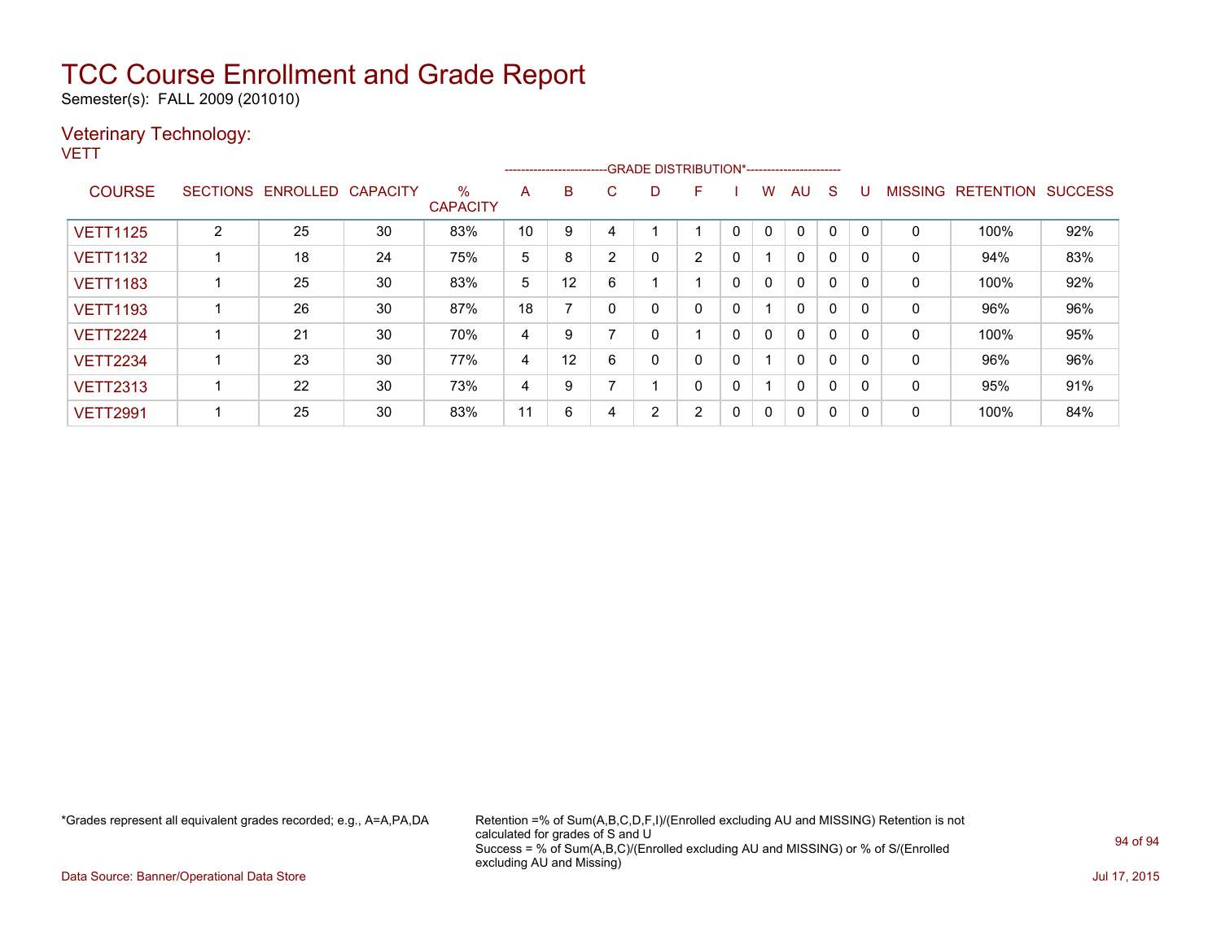# TCC Course Enrollment and Grade Report

Semester(s): FALL 2009 (201010)

## Veterinary Technology:

VETT

| COURSE | SECTIONS | ENROLLED | CAPACITY | % CAPACITY | GRADE DISTRIBUTION* A | B | C | D | F | I | W | AU | S | U | MISSING | RETENTION | SUCCESS |
|---|---|---|---|---|---|---|---|---|---|---|---|---|---|---|---|---|---|
| VETT1125 | 2 | 25 | 30 | 83% | 10 | 9 | 4 | 1 | 1 | 0 | 0 | 0 | 0 | 0 | 0 | 100% | 92% |
| VETT1132 | 1 | 18 | 24 | 75% | 5 | 8 | 2 | 0 | 2 | 0 | 1 | 0 | 0 | 0 | 0 | 94% | 83% |
| VETT1183 | 1 | 25 | 30 | 83% | 5 | 12 | 6 | 1 | 1 | 0 | 0 | 0 | 0 | 0 | 0 | 100% | 92% |
| VETT1193 | 1 | 26 | 30 | 87% | 18 | 7 | 0 | 0 | 0 | 0 | 1 | 0 | 0 | 0 | 0 | 96% | 96% |
| VETT2224 | 1 | 21 | 30 | 70% | 4 | 9 | 7 | 0 | 1 | 0 | 0 | 0 | 0 | 0 | 0 | 100% | 95% |
| VETT2234 | 1 | 23 | 30 | 77% | 4 | 12 | 6 | 0 | 0 | 0 | 1 | 0 | 0 | 0 | 0 | 96% | 96% |
| VETT2313 | 1 | 22 | 30 | 73% | 4 | 9 | 7 | 1 | 0 | 0 | 1 | 0 | 0 | 0 | 0 | 95% | 91% |
| VETT2991 | 1 | 25 | 30 | 83% | 11 | 6 | 4 | 2 | 2 | 0 | 0 | 0 | 0 | 0 | 0 | 100% | 84% |

*Grades represent all equivalent grades recorded; e.g., A=A,PA,DA

Retention =% of Sum(A,B,C,D,F,I)/(Enrolled excluding AU and MISSING) Retention is not calculated for grades of S and U
Success = % of Sum(A,B,C)/(Enrolled excluding AU and MISSING) or % of S/(Enrolled excluding AU and Missing)

Data Source: Banner/Operational Data Store

Jul 17, 2015